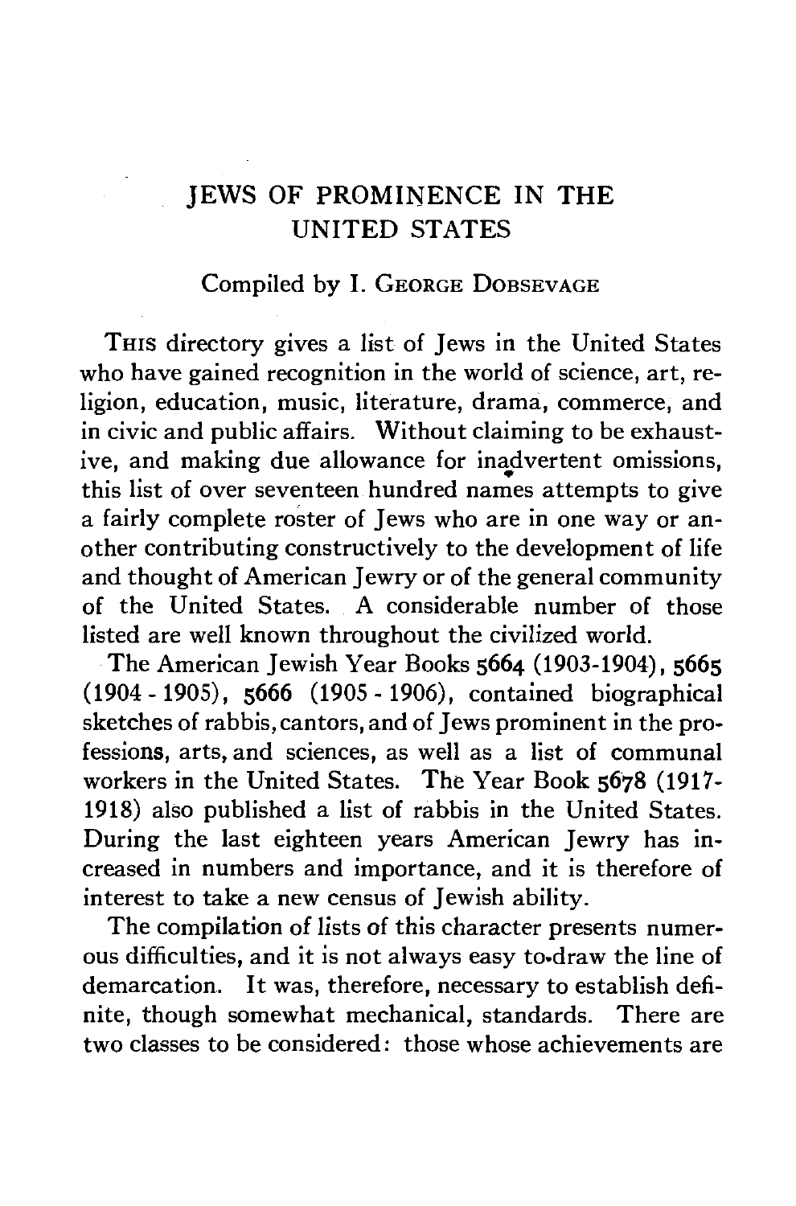# JEWS OF PROMINENCE IN THE UNITED STATES

Compiled by I. GEORGE DOBSEVAGE

THIS directory gives a list of Jews in the United States who have gained recognition in the world of science, art, religion, education, music, literature, drama, commerce, and in civic and public affairs. Without claiming to be exhaustive, and making due allowance for inadvertent omissions, this list of over seventeen hundred names attempts to give a fairly complete roster of Jews who are in one way or another contributing constructively to the development of life and thought of American Jewry or of the general community of the United States. A considerable number of those listed are well known throughout the civilized world.

The American Jewish Year Books 5664 (1903-1904), 5665 (1904 - 1905), 5666 (1905 - 1906), contained biographical sketches of rabbis, cantors, and of Jews prominent in the professions, arts, and sciences, as well as a list of communal workers in the United States. The Year Book 5678 (1917-1918) also published a list of rabbis in the United States. During the last eighteen years American Jewry has increased in numbers and importance, and it is therefore of interest to take a new census of Jewish ability.

The compilation of lists of this character presents numerous difficulties, and it is not always easy to draw the line of demarcation. It was, therefore, necessary to establish definite, though somewhat mechanical, standards. There are two classes to be considered: those whose achievements are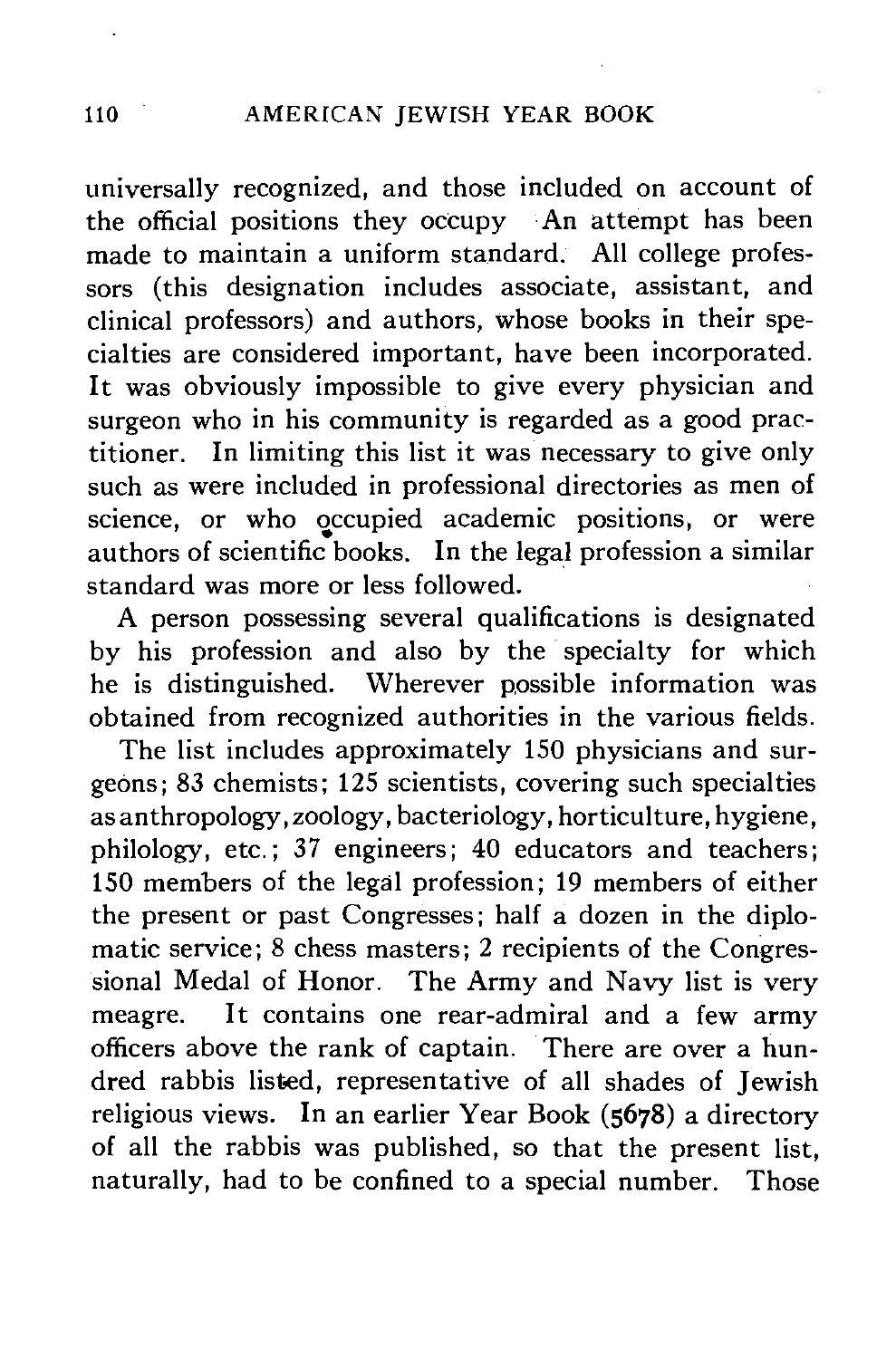universally recognized, and those included on account of the official positions they occupy. An attempt has been made to maintain a uniform standard. All college professors (this designation includes associate, assistant, and clinical professors) and authors, whose books in their specialties are considered important, have been incorporated. It was obviously impossible to give every physician and surgeon who in his community is regarded as a good practitioner. In limiting this list it was necessary to give only such as were included in professional directories as men of science, or who occupied academic positions, or were authors of scientific books. In the legal profession a similar standard was more or less followed.

A person possessing several qualifications is designated by his profession and also by the specialty for which he is distinguished. Wherever possible information was obtained from recognized authorities in the various fields.

The list includes approximately 150 physicians and surgeons; 83 chemists; 125 scientists, covering such specialties as anthropology, zoology, bacteriology, horticulture, hygiene, philology, etc.; 37 engineers; 40 educators and teachers; 150 members of the legal profession; 19 members of either the present or past Congresses; half a dozen in the diplomatic service; 8 chess masters; 2 recipients of the Congressional Medal of Honor. The Army and Navy list is very meagre. It contains one rear-admiral and a few army officers above the rank of captain. There are over a hundred rabbis listed, representative of all shades of Jewish religious views. In an earlier Year Book (5678) a directory of all the rabbis was published, so that the present list, naturally, had to be confined to a special number. Those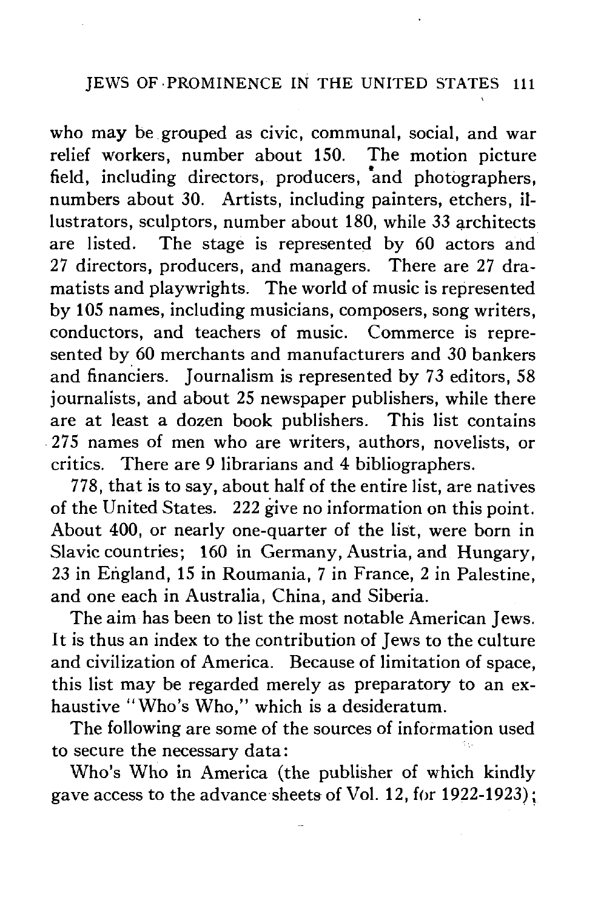who may be grouped as civic, communal, social, and war relief workers, number about 150. The motion picture field, including directors, producers, and photographers, numbers about 30. Artists, including painters, etchers, illustrators, sculptors, number about 180, while 33 architects are listed. The stage is represented by 60 actors and 27 directors, producers, and managers. There are 27 dramatists and playwrights. The world of music is represented by 105 names, including musicians, composers, song writers, conductors, and teachers of music. Commerce is represented by 60 merchants and manufacturers and 30 bankers and financiers. Journalism is represented by 73 editors, 58 journalists, and about 25 newspaper publishers, while there are at least a dozen book publishers. This list contains 275 names of men who are writers, authors, novelists, or critics. There are 9 librarians and 4 bibliographers.

778, that is to say, about half of the entire list, are natives of the United States. 222 give no information on this point. About 400, or nearly one-quarter of the list, were born in Slavic countries; 160 in Germany, Austria, and Hungary, 23 in England, 15 in Roumania, 7 in France, 2 in Palestine, and one each in Australia, China, and Siberia.

The aim has been to list the most notable American Jews. It is thus an index to the contribution of Jews to the culture and civilization of America. Because of limitation of space, this list may be regarded merely as preparatory to an exhaustive "Who's Who," which is a desideratum.

The following are some of the sources of information used to secure the necessary data:

Who's Who in America (the publisher of which kindly gave access to the advance sheets of Vol. 12, for 1922-1923);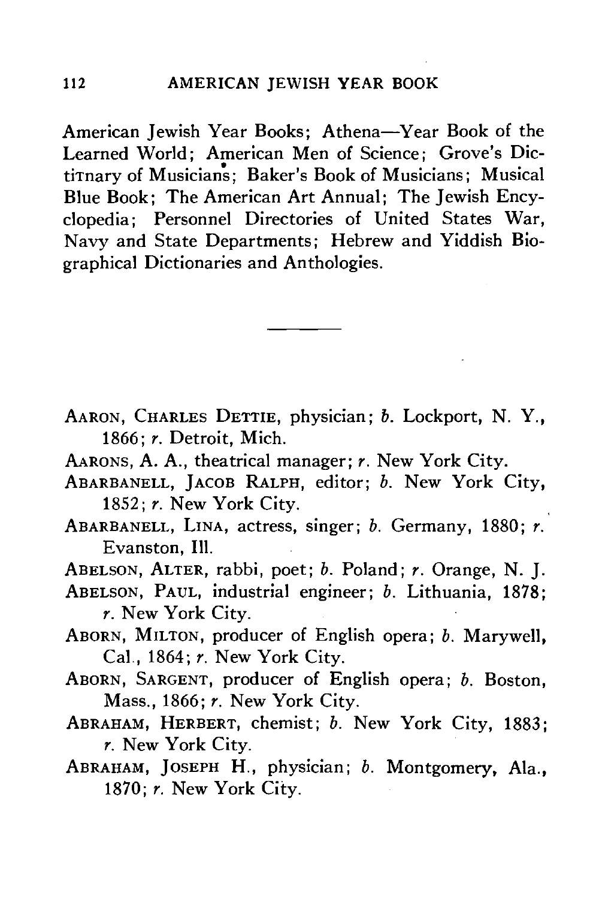American Jewish Year Books; Athena—Year Book of the Learned World; American Men of Science; Grove's Dictitnary of Musicians; Baker's Book of Musicians; Musical Blue Book; The American Art Annual; The Jewish Encyclopedia; Personnel Directories of United States War, Navy and State Departments; Hebrew and Yiddish Biographical Dictionaries and Anthologies.

---

AARON, CHARLES DETTIE, physician; *b.* Lockport, N. Y., 1866; *r.* Detroit, Mich.

AARONS, A. A., theatrical manager; *r.* New York City.

ABARBANELL, JACOB RALPH, editor; *b.* New York City, 1852; *r.* New York City.

ABARBANELL, LINA, actress, singer; *b.* Germany, 1880; *r.* Evanston, Ill.

ABELSON, ALTER, rabbi, poet; *b.* Poland; *r.* Orange, N. J.

ABELSON, PAUL, industrial engineer; *b.* Lithuania, 1878; *r.* New York City.

ABORN, MILTON, producer of English opera; *b.* Marywell, Cal., 1864; *r.* New York City.

ABORN, SARGENT, producer of English opera; *b.* Boston, Mass., 1866; *r.* New York City.

ABRAHAM, HERBERT, chemist; *b.* New York City, 1883; *r.* New York City.

ABRAHAM, JOSEPH H., physician; *b.* Montgomery, Ala., 1870; *r.* New York City.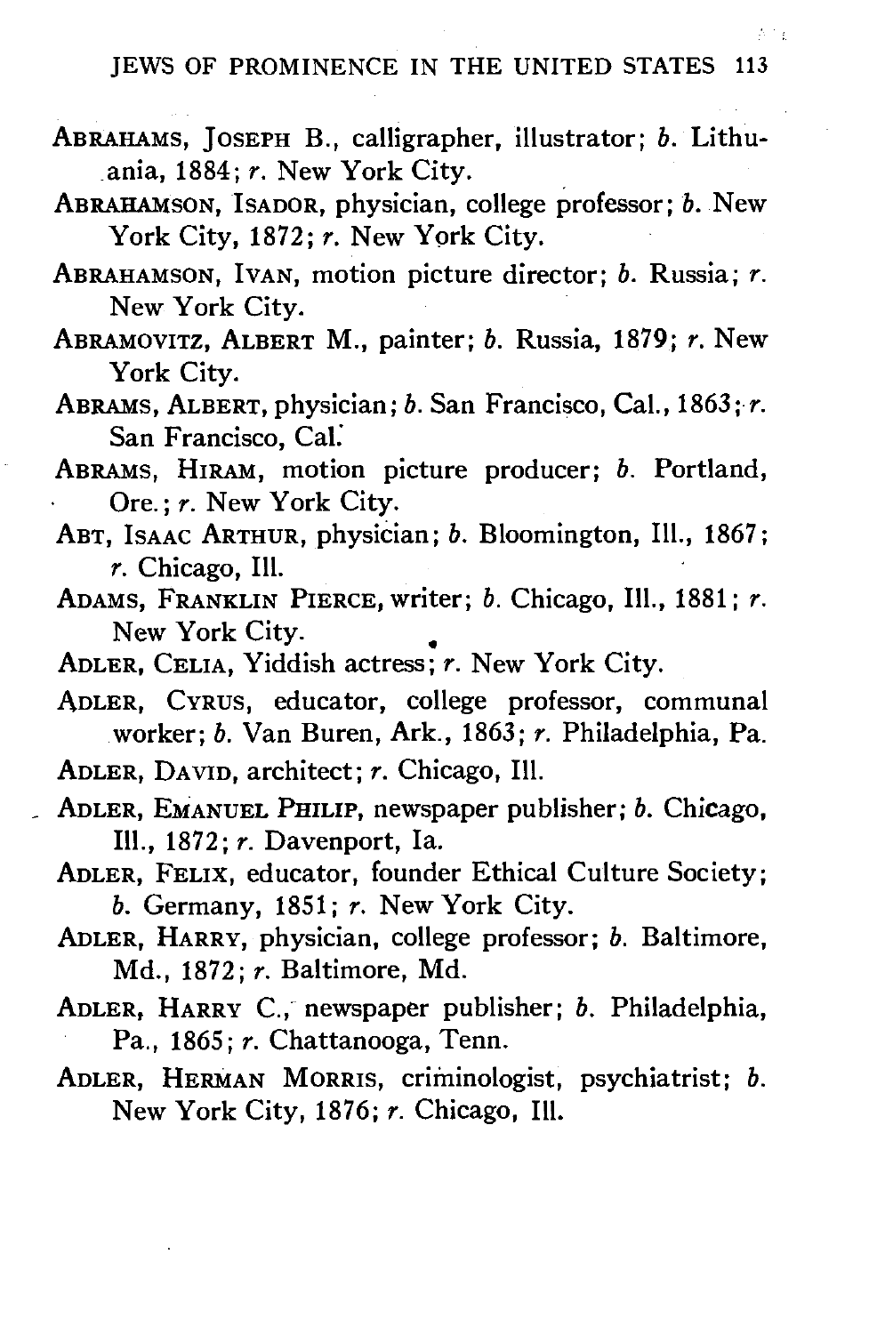ABRAHAMS, JOSEPH B., calligrapher, illustrator; *b.* Lithuania, 1884; *r.* New York City.

ABRAHAMSON, ISADOR, physician, college professor; *b.* New York City, 1872; *r.* New York City.

ABRAHAMSON, IVAN, motion picture director; *b.* Russia; *r.* New York City.

ABRAMOVITZ, ALBERT M., painter; *b.* Russia, 1879; *r.* New York City.

ABRAMS, ALBERT, physician; *b.* San Francisco, Cal., 1863; *r.* San Francisco, Cal.

ABRAMS, HIRAM, motion picture producer; *b.* Portland, Ore.; *r.* New York City.

ABT, ISAAC ARTHUR, physician; *b.* Bloomington, Ill., 1867; *r.* Chicago, Ill.

ADAMS, FRANKLIN PIERCE, writer; *b.* Chicago, Ill., 1881; *r.* New York City.

ADLER, CELIA, Yiddish actress; *r.* New York City.

ADLER, CYRUS, educator, college professor, communal worker; *b.* Van Buren, Ark., 1863; *r.* Philadelphia, Pa.

ADLER, DAVID, architect; *r.* Chicago, Ill.

ADLER, EMANUEL PHILIP, newspaper publisher; *b.* Chicago, Ill., 1872; *r.* Davenport, Ia.

ADLER, FELIX, educator, founder Ethical Culture Society; *b.* Germany, 1851; *r.* New York City.

ADLER, HARRY, physician, college professor; *b.* Baltimore, Md., 1872; *r.* Baltimore, Md.

ADLER, HARRY C., newspaper publisher; *b.* Philadelphia, Pa., 1865; *r.* Chattanooga, Tenn.

ADLER, HERMAN MORRIS, criminologist, psychiatrist; *b.* New York City, 1876; *r.* Chicago, Ill.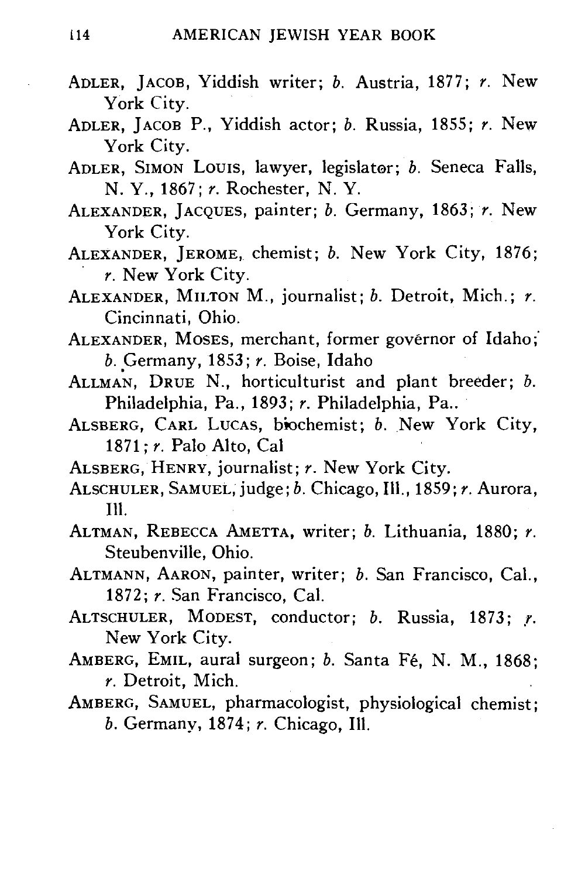ADLER, JACOB, Yiddish writer; *b.* Austria, 1877; *r.* New York City.

ADLER, JACOB P., Yiddish actor; *b.* Russia, 1855; *r.* New York City.

ADLER, SIMON LOUIS, lawyer, legislator; *b.* Seneca Falls, N. Y., 1867; *r.* Rochester, N. Y.

ALEXANDER, JACQUES, painter; *b.* Germany, 1863; *r.* New York City.

ALEXANDER, JEROME, chemist; *b.* New York City, 1876; *r.* New York City.

ALEXANDER, MILTON M., journalist; *b.* Detroit, Mich.; *r.* Cincinnati, Ohio.

ALEXANDER, MOSES, merchant, former governor of Idaho; *b.* Germany, 1853; *r.* Boise, Idaho

ALLMAN, DRUE N., horticulturist and plant breeder; *b.* Philadelphia, Pa., 1893; *r.* Philadelphia, Pa..

ALSBERG, CARL LUCAS, biochemist; *b.* New York City, 1871; *r.* Palo Alto, Cal

ALSBERG, HENRY, journalist; *r.* New York City.

ALSCHULER, SAMUEL, judge; *b.* Chicago, Ill., 1859; *r.* Aurora, Ill.

ALTMAN, REBECCA AMETTA, writer; *b.* Lithuania, 1880; *r.* Steubenville, Ohio.

ALTMANN, AARON, painter, writer; *b.* San Francisco, Cal., 1872; *r.* San Francisco, Cal.

ALTSCHULER, MODEST, conductor; *b.* Russia, 1873; *r.* New York City.

AMBERG, EMIL, aural surgeon; *b.* Santa Fé, N. M., 1868; *r.* Detroit, Mich.

AMBERG, SAMUEL, pharmacologist, physiological chemist; *b.* Germany, 1874; *r.* Chicago, Ill.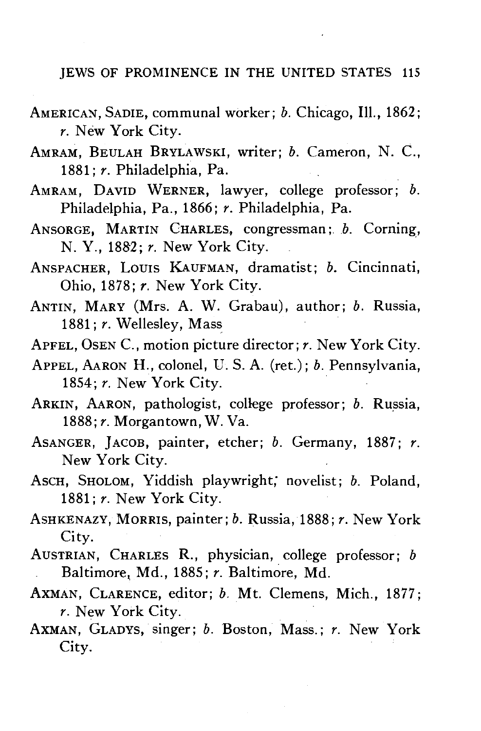AMERICAN, SADIE, communal worker; *b.* Chicago, Ill., 1862; *r.* New York City.

AMRAM, BEULAH BRYLAWSKI, writer; *b.* Cameron, N. C., 1881; *r.* Philadelphia, Pa.

AMRAM, DAVID WERNER, lawyer, college professor; *b.* Philadelphia, Pa., 1866; *r.* Philadelphia, Pa.

ANSORGE, MARTIN CHARLES, congressman; *b.* Corning, N. Y., 1882; *r.* New York City.

ANSPACHER, LOUIS KAUFMAN, dramatist; *b.* Cincinnati, Ohio, 1878; *r.* New York City.

ANTIN, MARY (Mrs. A. W. Grabau), author; *b.* Russia, 1881; *r.* Wellesley, Mass

APFEL, OSEN C., motion picture director; *r.* New York City.

APPEL, AARON H., colonel, U. S. A. (ret.); *b.* Pennsylvania, 1854; *r.* New York City.

ARKIN, AARON, pathologist, college professor; *b.* Russia, 1888; *r.* Morgantown, W. Va.

ASANGER, JACOB, painter, etcher; *b.* Germany, 1887; *r.* New York City.

ASCH, SHOLOM, Yiddish playwright; novelist; *b.* Poland, 1881; *r.* New York City.

ASHKENAZY, MORRIS, painter; *b.* Russia, 1888; *r.* New York City.

AUSTRIAN, CHARLES R., physician, college professor; *b* Baltimore, Md., 1885; *r.* Baltimore, Md.

AXMAN, CLARENCE, editor; *b.* Mt. Clemens, Mich., 1877; *r.* New York City.

AXMAN, GLADYS, singer; *b.* Boston, Mass.; *r.* New York City.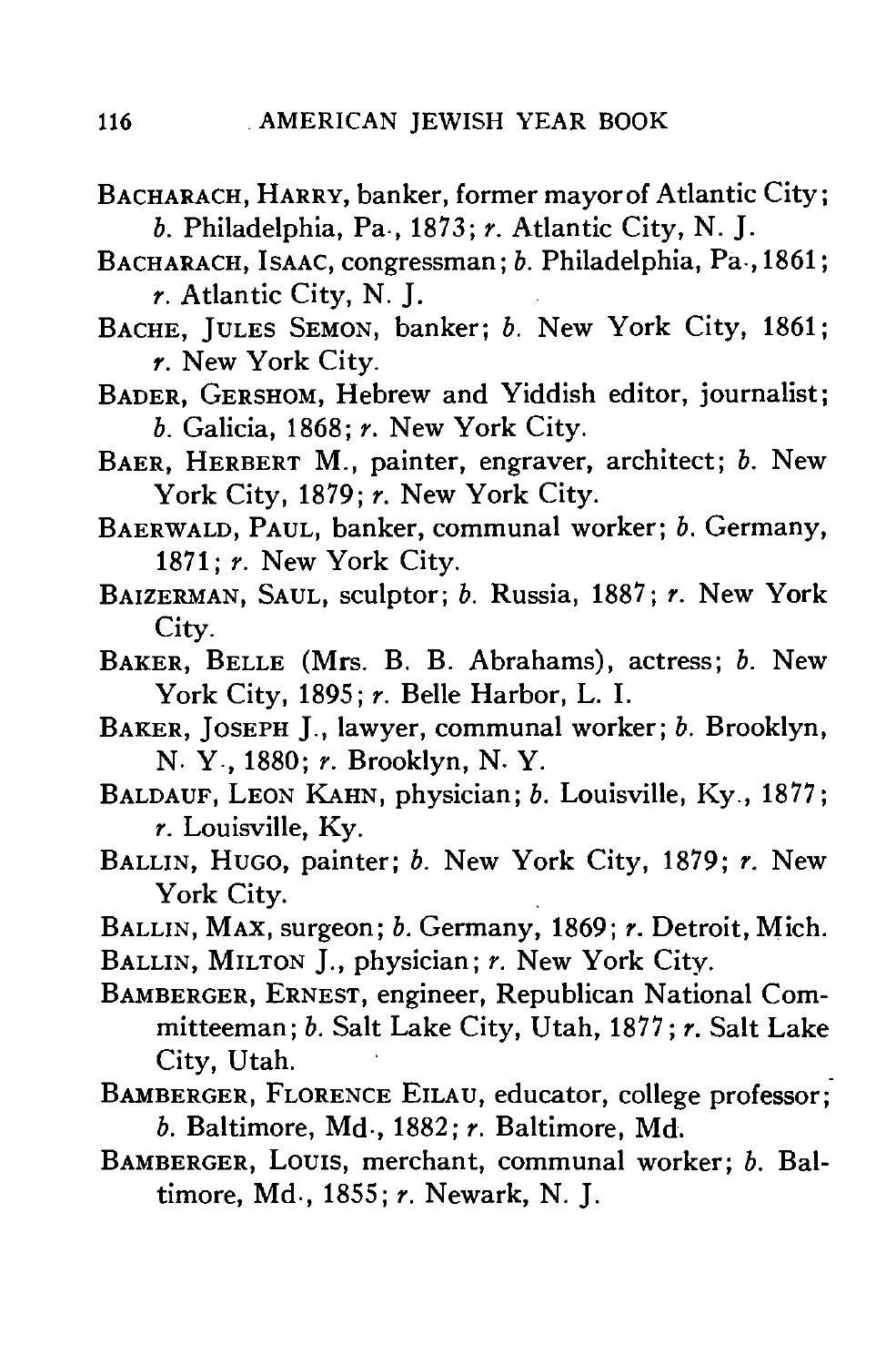BACHARACH, HARRY, banker, former mayor of Atlantic City; *b.* Philadelphia, Pa., 1873; *r.* Atlantic City, N. J.

BACHARACH, ISAAC, congressman; *b.* Philadelphia, Pa., 1861; *r.* Atlantic City, N. J.

BACHE, JULES SEMON, banker; *b.* New York City, 1861; *r.* New York City.

BADER, GERSHOM, Hebrew and Yiddish editor, journalist; *b.* Galicia, 1868; *r.* New York City.

BAER, HERBERT M., painter, engraver, architect; *b.* New York City, 1879; *r.* New York City.

BAERWALD, PAUL, banker, communal worker; *b.* Germany, 1871; *r.* New York City.

BAIZERMAN, SAUL, sculptor; *b.* Russia, 1887; *r.* New York City.

BAKER, BELLE (Mrs. B. B. Abrahams), actress; *b.* New York City, 1895; *r.* Belle Harbor, L. I.

BAKER, JOSEPH J., lawyer, communal worker; *b.* Brooklyn, N. Y., 1880; *r.* Brooklyn, N. Y.

BALDAUF, LEON KAHN, physician; *b.* Louisville, Ky., 1877; *r.* Louisville, Ky.

BALLIN, HUGO, painter; *b.* New York City, 1879; *r.* New York City.

BALLIN, MAX, surgeon; *b.* Germany, 1869; *r.* Detroit, Mich.

BALLIN, MILTON J., physician; *r.* New York City.

BAMBERGER, ERNEST, engineer, Republican National Committeeman; *b.* Salt Lake City, Utah, 1877; *r.* Salt Lake City, Utah.

BAMBERGER, FLORENCE EILAU, educator, college professor; *b.* Baltimore, Md., 1882; *r.* Baltimore, Md.

BAMBERGER, LOUIS, merchant, communal worker; *b.* Baltimore, Md., 1855; *r.* Newark, N. J.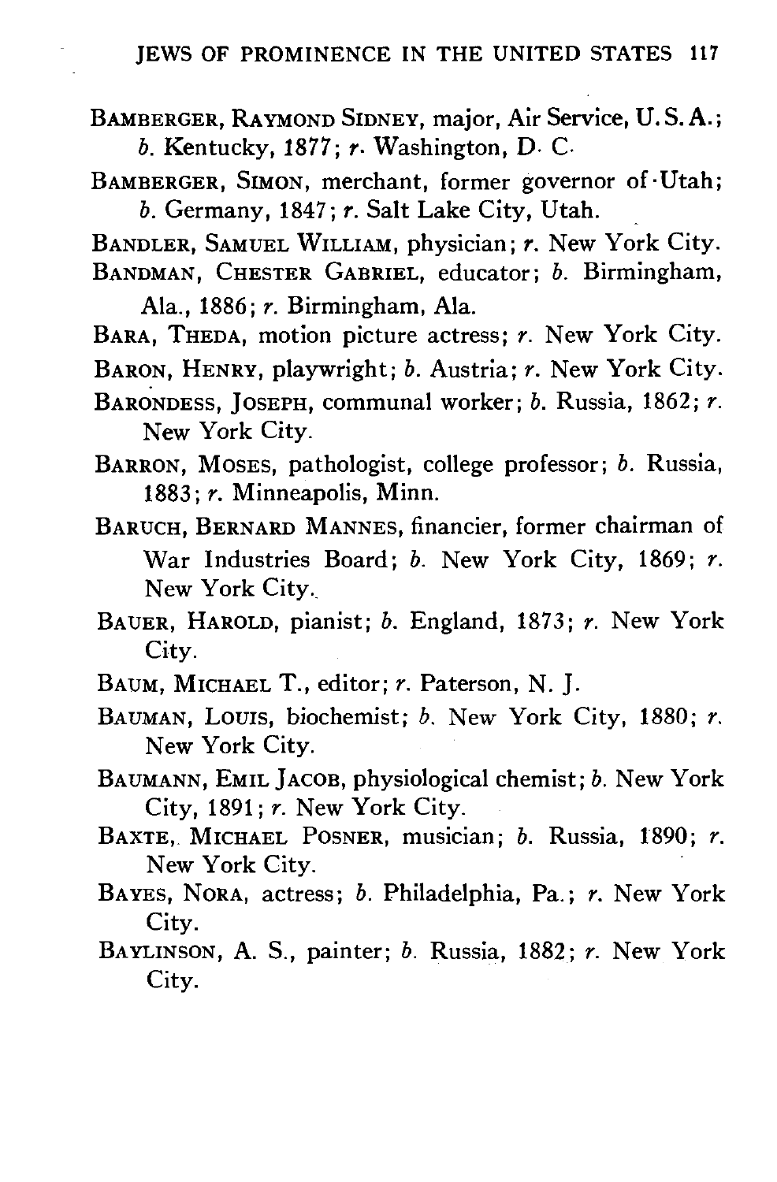BAMBERGER, RAYMOND SIDNEY, major, Air Service, U. S. A.; *b.* Kentucky, 1877; *r.* Washington, D. C.

BAMBERGER, SIMON, merchant, former governor of Utah; *b.* Germany, 1847; *r.* Salt Lake City, Utah.

BANDLER, SAMUEL WILLIAM, physician; *r.* New York City.

BANDMAN, CHESTER GABRIEL, educator; *b.* Birmingham, Ala., 1886; *r.* Birmingham, Ala.

BARA, THEDA, motion picture actress; *r.* New York City.

BARON, HENRY, playwright; *b.* Austria; *r.* New York City.

BARONDESS, JOSEPH, communal worker; *b.* Russia, 1862; *r.* New York City.

BARRON, MOSES, pathologist, college professor; *b.* Russia, 1883; *r.* Minneapolis, Minn.

BARUCH, BERNARD MANNES, financier, former chairman of War Industries Board; *b.* New York City, 1869; *r.* New York City.

BAUER, HAROLD, pianist; *b.* England, 1873; *r.* New York City.

BAUM, MICHAEL T., editor; *r.* Paterson, N. J.

BAUMAN, LOUIS, biochemist; *b.* New York City, 1880; *r.* New York City.

BAUMANN, EMIL JACOB, physiological chemist; *b.* New York City, 1891; *r.* New York City.

BAXTE, MICHAEL POSNER, musician; *b.* Russia, 1890; *r.* New York City.

BAYES, NORA, actress; *b.* Philadelphia, Pa.; *r.* New York City.

BAYLINSON, A. S., painter; *b.* Russia, 1882; *r.* New York City.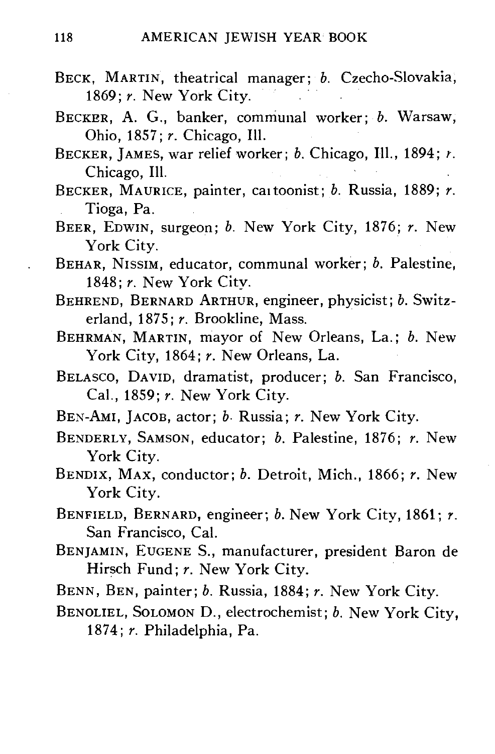BECK, MARTIN, theatrical manager; *b.* Czecho-Slovakia, 1869; *r.* New York City.

BECKER, A. G., banker, communal worker; *b.* Warsaw, Ohio, 1857; *r.* Chicago, Ill.

BECKER, JAMES, war relief worker; *b.* Chicago, Ill., 1894; *r.* Chicago, Ill.

BECKER, MAURICE, painter, cartoonist; *b.* Russia, 1889; *r.* Tioga, Pa.

BEER, EDWIN, surgeon; *b.* New York City, 1876; *r.* New York City.

BEHAR, NISSIM, educator, communal worker; *b.* Palestine, 1848; *r.* New York City.

BEHREND, BERNARD ARTHUR, engineer, physicist; *b.* Switzerland, 1875; *r.* Brookline, Mass.

BEHRMAN, MARTIN, mayor of New Orleans, La.; *b.* New York City, 1864; *r.* New Orleans, La.

BELASCO, DAVID, dramatist, producer; *b.* San Francisco, Cal., 1859; *r.* New York City.

BEN-AMI, JACOB, actor; *b.* Russia; *r.* New York City.

BENDERLY, SAMSON, educator; *b.* Palestine, 1876; *r.* New York City.

BENDIX, MAX, conductor; *b.* Detroit, Mich., 1866; *r.* New York City.

BENFIELD, BERNARD, engineer; *b.* New York City, 1861; *r.* San Francisco, Cal.

BENJAMIN, EUGENE S., manufacturer, president Baron de Hirsch Fund; *r.* New York City.

BENN, BEN, painter; *b.* Russia, 1884; *r.* New York City.

BENOLIEL, SOLOMON D., electrochemist; *b.* New York City, 1874; *r.* Philadelphia, Pa.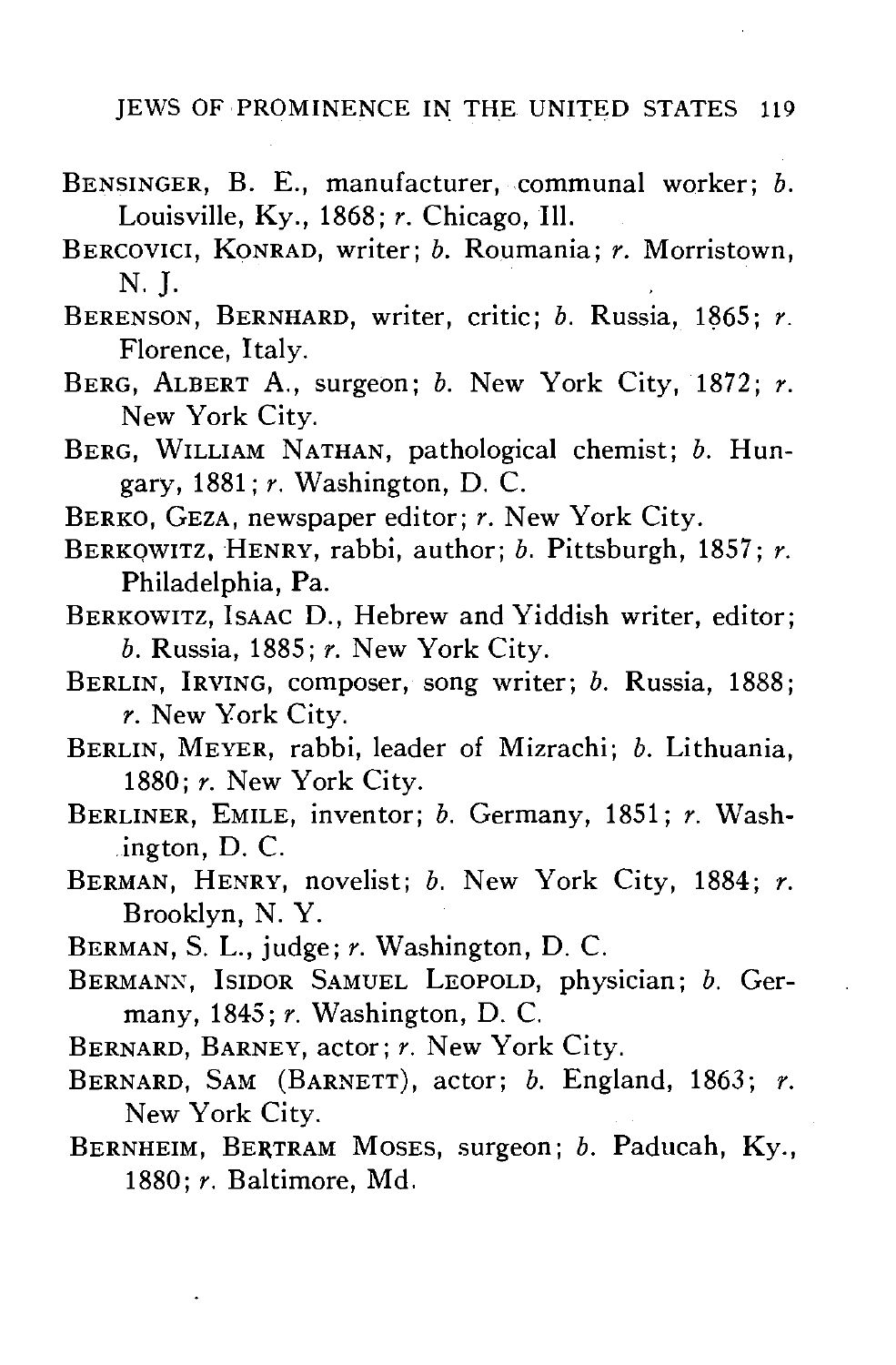BENSINGER, B. E., manufacturer, communal worker; *b.* Louisville, Ky., 1868; *r.* Chicago, Ill.

BERCOVICI, KONRAD, writer; *b.* Roumania; *r.* Morristown, N. J.

BERENSON, BERNHARD, writer, critic; *b.* Russia, 1865; *r.* Florence, Italy.

BERG, ALBERT A., surgeon; *b.* New York City, 1872; *r.* New York City.

BERG, WILLIAM NATHAN, pathological chemist; *b.* Hungary, 1881; *r.* Washington, D. C.

BERKO, GEZA, newspaper editor; *r.* New York City.

BERKOWITZ, HENRY, rabbi, author; *b.* Pittsburgh, 1857; *r.* Philadelphia, Pa.

BERKOWITZ, ISAAC D., Hebrew and Yiddish writer, editor; *b.* Russia, 1885; *r.* New York City.

BERLIN, IRVING, composer, song writer; *b.* Russia, 1888; *r.* New York City.

BERLIN, MEYER, rabbi, leader of Mizrachi; *b.* Lithuania, 1880; *r.* New York City.

BERLINER, EMILE, inventor; *b.* Germany, 1851; *r.* Washington, D. C.

BERMAN, HENRY, novelist; *b.* New York City, 1884; *r.* Brooklyn, N. Y.

BERMAN, S. L., judge; *r.* Washington, D. C.

BERMANN, ISIDOR SAMUEL LEOPOLD, physician; *b.* Germany, 1845; *r.* Washington, D. C.

BERNARD, BARNEY, actor; *r.* New York City.

BERNARD, SAM (BARNETT), actor; *b.* England, 1863; *r.* New York City.

BERNHEIM, BERTRAM MOSES, surgeon; *b.* Paducah, Ky., 1880; *r.* Baltimore, Md.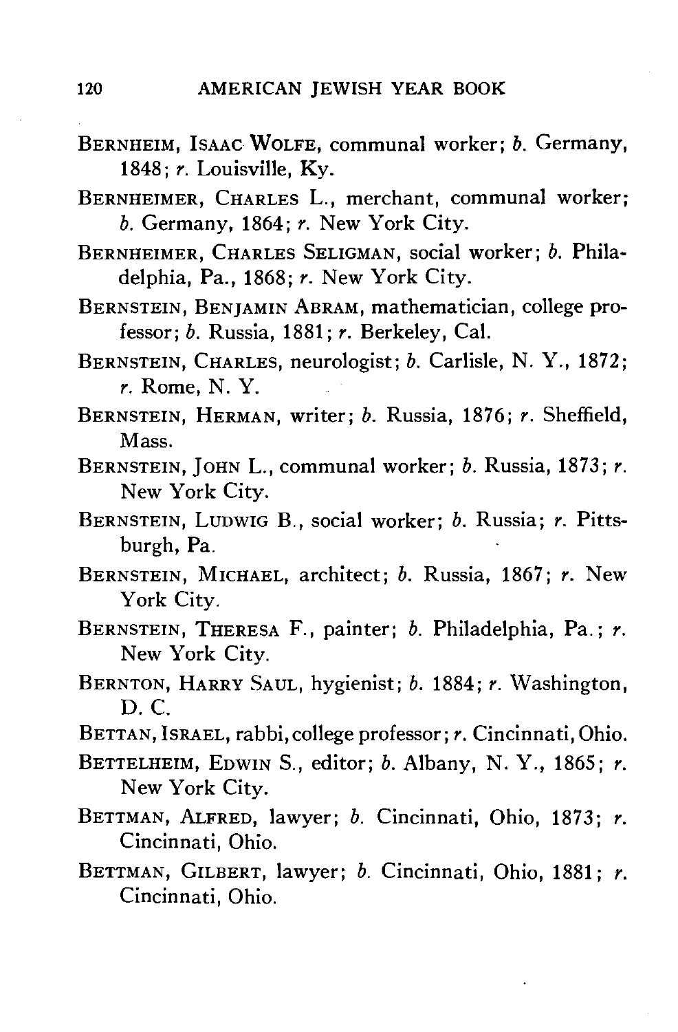BERNHEIM, ISAAC WOLFE, communal worker; *b.* Germany, 1848; *r.* Louisville, Ky.

BERNHEIMER, CHARLES L., merchant, communal worker; *b.* Germany, 1864; *r.* New York City.

BERNHEIMER, CHARLES SELIGMAN, social worker; *b.* Philadelphia, Pa., 1868; *r.* New York City.

BERNSTEIN, BENJAMIN ABRAM, mathematician, college professor; *b.* Russia, 1881; *r.* Berkeley, Cal.

BERNSTEIN, CHARLES, neurologist; *b.* Carlisle, N. Y., 1872; *r.* Rome, N. Y.

BERNSTEIN, HERMAN, writer; *b.* Russia, 1876; *r.* Sheffield, Mass.

BERNSTEIN, JOHN L., communal worker; *b.* Russia, 1873; *r.* New York City.

BERNSTEIN, LUDWIG B., social worker; *b.* Russia; *r.* Pittsburgh, Pa.

BERNSTEIN, MICHAEL, architect; *b.* Russia, 1867; *r.* New York City.

BERNSTEIN, THERESA F., painter; *b.* Philadelphia, Pa.; *r.* New York City.

BERNTON, HARRY SAUL, hygienist; *b.* 1884; *r.* Washington, D. C.

BETTAN, ISRAEL, rabbi, college professor; *r.* Cincinnati, Ohio.

BETTELHEIM, EDWIN S., editor; *b.* Albany, N. Y., 1865; *r.* New York City.

BETTMAN, ALFRED, lawyer; *b.* Cincinnati, Ohio, 1873; *r.* Cincinnati, Ohio.

BETTMAN, GILBERT, lawyer; *b.* Cincinnati, Ohio, 1881; *r.* Cincinnati, Ohio.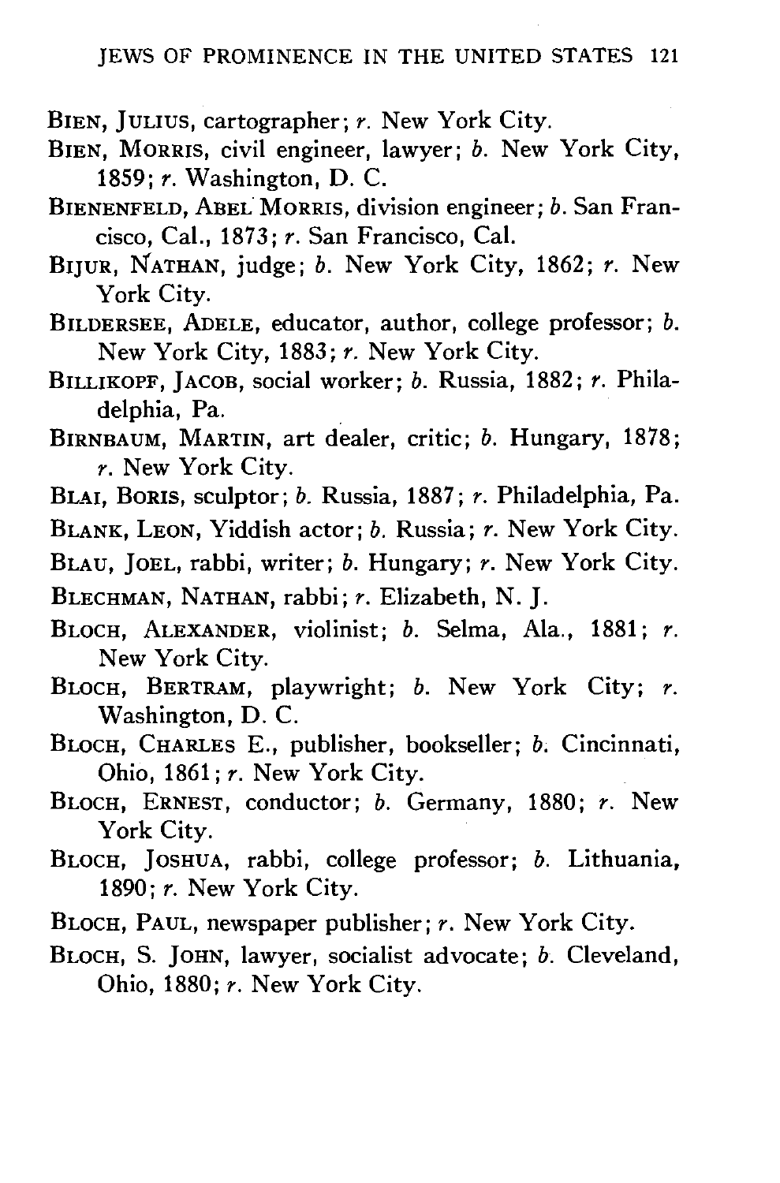BIEN, JULIUS, cartographer; *r.* New York City.

BIEN, MORRIS, civil engineer, lawyer; *b.* New York City, 1859; *r.* Washington, D. C.

BIENENFELD, ABEL MORRIS, division engineer; *b.* San Francisco, Cal., 1873; *r.* San Francisco, Cal.

BIJUR, NATHAN, judge; *b.* New York City, 1862; *r.* New York City.

BILDERSEE, ADELE, educator, author, college professor; *b.* New York City, 1883; *r.* New York City.

BILLIKOPF, JACOB, social worker; *b.* Russia, 1882; *r.* Philadelphia, Pa.

BIRNBAUM, MARTIN, art dealer, critic; *b.* Hungary, 1878; *r.* New York City.

BLAI, BORIS, sculptor; *b.* Russia, 1887; *r.* Philadelphia, Pa.

BLANK, LEON, Yiddish actor; *b.* Russia; *r.* New York City.

BLAU, JOEL, rabbi, writer; *b.* Hungary; *r.* New York City.

BLECHMAN, NATHAN, rabbi; *r.* Elizabeth, N. J.

BLOCH, ALEXANDER, violinist; *b.* Selma, Ala., 1881; *r.* New York City.

BLOCH, BERTRAM, playwright; *b.* New York City; *r.* Washington, D. C.

BLOCH, CHARLES E., publisher, bookseller; *b.* Cincinnati, Ohio, 1861; *r.* New York City.

BLOCH, ERNEST, conductor; *b.* Germany, 1880; *r.* New York City.

BLOCH, JOSHUA, rabbi, college professor; *b.* Lithuania, 1890; *r.* New York City.

BLOCH, PAUL, newspaper publisher; *r.* New York City.

BLOCH, S. JOHN, lawyer, socialist advocate; *b.* Cleveland, Ohio, 1880; *r.* New York City.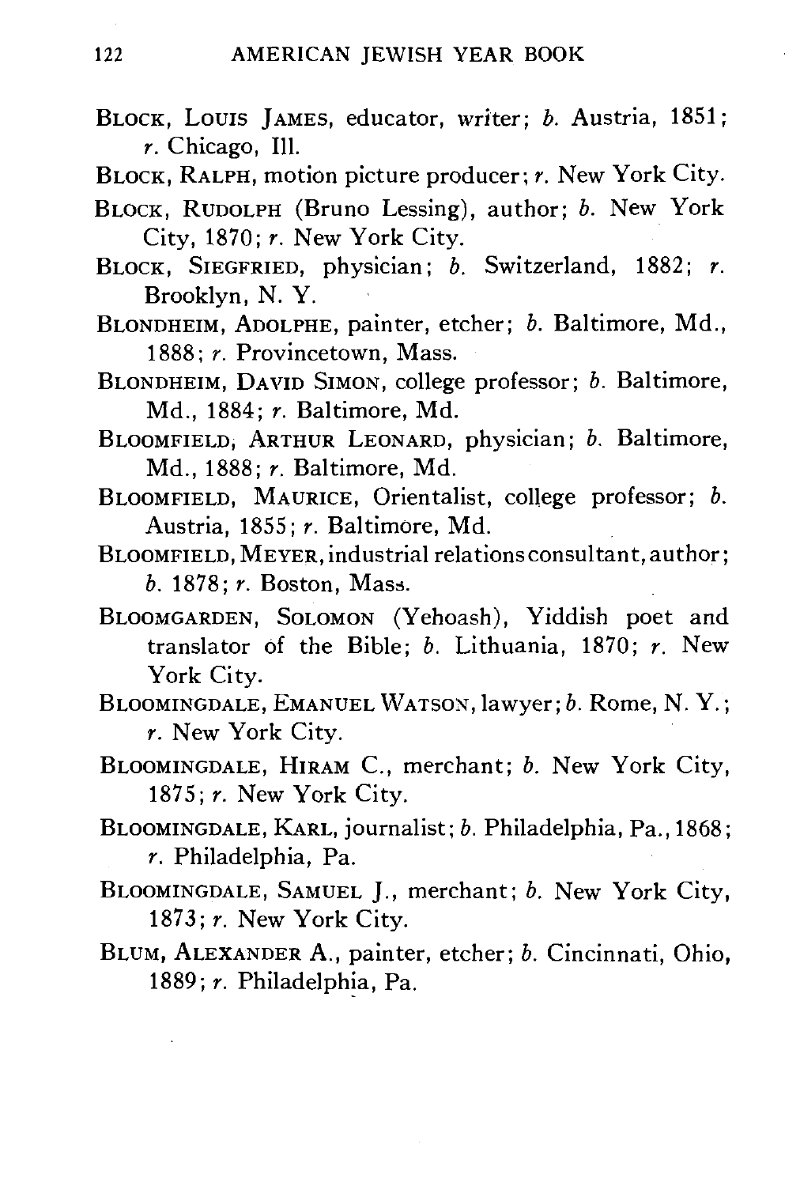BLOCK, LOUIS JAMES, educator, writer; *b.* Austria, 1851; *r.* Chicago, Ill.

BLOCK, RALPH, motion picture producer; *r.* New York City.

BLOCK, RUDOLPH (Bruno Lessing), author; *b.* New York City, 1870; *r.* New York City.

BLOCK, SIEGFRIED, physician; *b.* Switzerland, 1882; *r.* Brooklyn, N. Y.

BLONDHEIM, ADOLPHE, painter, etcher; *b.* Baltimore, Md., 1888; *r.* Provincetown, Mass.

BLONDHEIM, DAVID SIMON, college professor; *b.* Baltimore, Md., 1884; *r.* Baltimore, Md.

BLOOMFIELD, ARTHUR LEONARD, physician; *b.* Baltimore, Md., 1888; *r.* Baltimore, Md.

BLOOMFIELD, MAURICE, Orientalist, college professor; *b.* Austria, 1855; *r.* Baltimore, Md.

BLOOMFIELD, MEYER, industrial relations consultant, author; *b.* 1878; *r.* Boston, Mass.

BLOOMGARDEN, SOLOMON (Yehoash), Yiddish poet and translator of the Bible; *b.* Lithuania, 1870; *r.* New York City.

BLOOMINGDALE, EMANUEL WATSON, lawyer; *b.* Rome, N. Y.; *r.* New York City.

BLOOMINGDALE, HIRAM C., merchant; *b.* New York City, 1875; *r.* New York City.

BLOOMINGDALE, KARL, journalist; *b.* Philadelphia, Pa., 1868; *r.* Philadelphia, Pa.

BLOOMINGDALE, SAMUEL J., merchant; *b.* New York City, 1873; *r.* New York City.

BLUM, ALEXANDER A., painter, etcher; *b.* Cincinnati, Ohio, 1889; *r.* Philadelphia, Pa.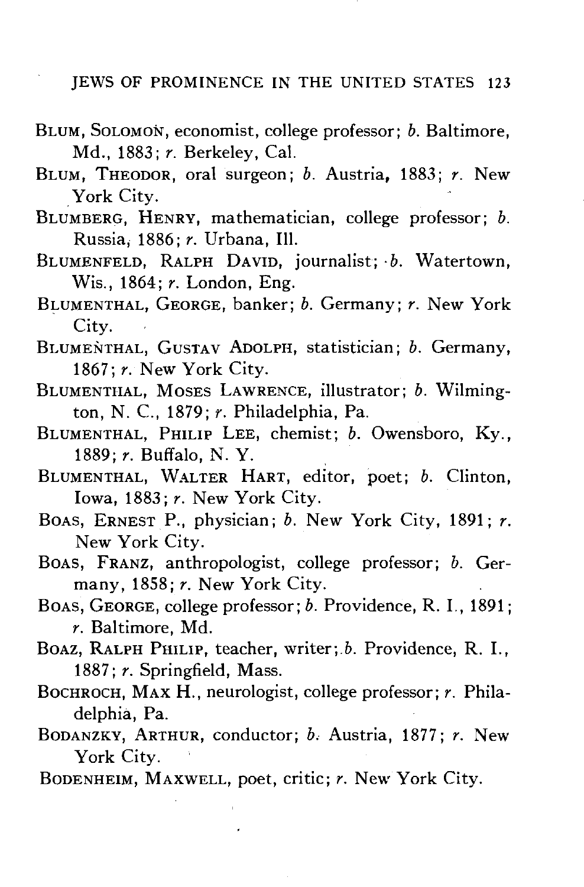BLUM, SOLOMON, economist, college professor; *b.* Baltimore, Md., 1883; *r.* Berkeley, Cal.

BLUM, THEODOR, oral surgeon; *b.* Austria, 1883; *r.* New York City.

BLUMBERG, HENRY, mathematician, college professor; *b.* Russia, 1886; *r.* Urbana, Ill.

BLUMENFELD, RALPH DAVID, journalist; *b.* Watertown, Wis., 1864; *r.* London, Eng.

BLUMENTHAL, GEORGE, banker; *b.* Germany; *r.* New York City.

BLUMENTHAL, GUSTAV ADOLPH, statistician; *b.* Germany, 1867; *r.* New York City.

BLUMENTHAL, MOSES LAWRENCE, illustrator; *b.* Wilmington, N. C., 1879; *r.* Philadelphia, Pa.

BLUMENTHAL, PHILIP LEE, chemist; *b.* Owensboro, Ky., 1889; *r.* Buffalo, N. Y.

BLUMENTHAL, WALTER HART, editor, poet; *b.* Clinton, Iowa, 1883; *r.* New York City.

BOAS, ERNEST P., physician; *b.* New York City, 1891; *r.* New York City.

BOAS, FRANZ, anthropologist, college professor; *b.* Germany, 1858; *r.* New York City.

BOAS, GEORGE, college professor; *b.* Providence, R. I., 1891; *r.* Baltimore, Md.

BOAZ, RALPH PHILIP, teacher, writer; *b.* Providence, R. I., 1887; *r.* Springfield, Mass.

BOCHROCH, MAX H., neurologist, college professor; *r.* Philadelphia, Pa.

BODANZKY, ARTHUR, conductor; *b.* Austria, 1877; *r.* New York City.

BODENHEIM, MAXWELL, poet, critic; *r.* New York City.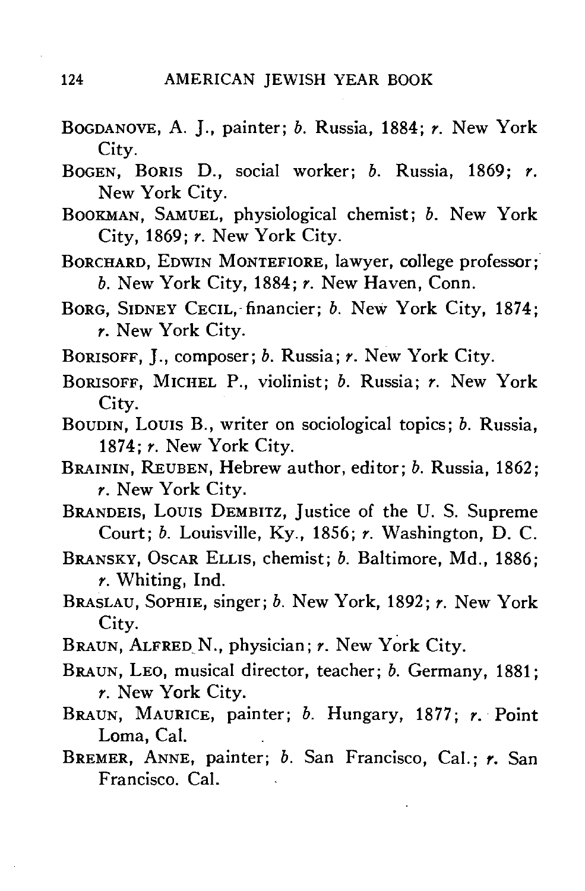BOGDANOVE, A. J., painter; *b.* Russia, 1884; *r.* New York City.

BOGEN, BORIS D., social worker; *b.* Russia, 1869; *r.* New York City.

BOOKMAN, SAMUEL, physiological chemist; *b.* New York City, 1869; *r.* New York City.

BORCHARD, EDWIN MONTEFIORE, lawyer, college professor; *b.* New York City, 1884; *r.* New Haven, Conn.

BORG, SIDNEY CECIL, financier; *b.* New York City, 1874; *r.* New York City.

BORISOFF, J., composer; *b.* Russia; *r.* New York City.

BORISOFF, MICHEL P., violinist; *b.* Russia; *r.* New York City.

BOUDIN, LOUIS B., writer on sociological topics; *b.* Russia, 1874; *r.* New York City.

BRAININ, REUBEN, Hebrew author, editor; *b.* Russia, 1862; *r.* New York City.

BRANDEIS, LOUIS DEMBITZ, Justice of the U. S. Supreme Court; *b.* Louisville, Ky., 1856; *r.* Washington, D. C.

BRANSKY, OSCAR ELLIS, chemist; *b.* Baltimore, Md., 1886; *r.* Whiting, Ind.

BRASLAU, SOPHIE, singer; *b.* New York, 1892; *r.* New York City.

BRAUN, ALFRED N., physician; *r.* New York City.

BRAUN, LEO, musical director, teacher; *b.* Germany, 1881; *r.* New York City.

BRAUN, MAURICE, painter; *b.* Hungary, 1877; *r.* Point Loma, Cal.

BREMER, ANNE, painter; *b.* San Francisco, Cal.; *r.* San Francisco. Cal.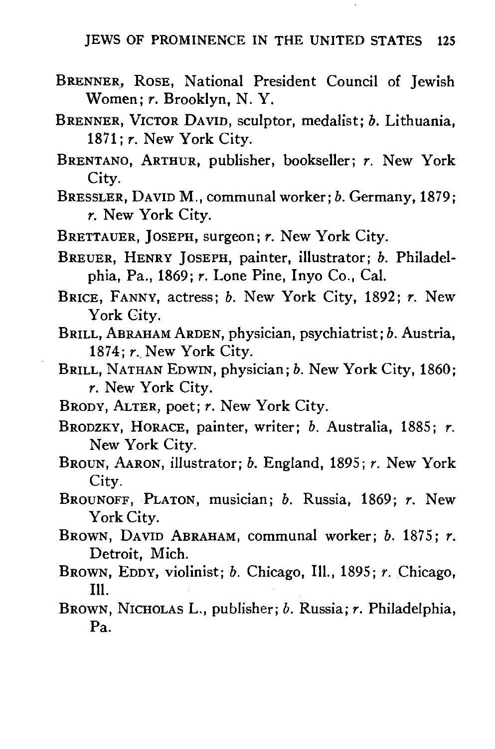BRENNER, ROSE, National President Council of Jewish Women; *r.* Brooklyn, N. Y.

BRENNER, VICTOR DAVID, sculptor, medalist; *b.* Lithuania, 1871; *r.* New York City.

BRENTANO, ARTHUR, publisher, bookseller; *r.* New York City.

BRESSLER, DAVID M., communal worker; *b.* Germany, 1879; *r.* New York City.

BRETTAUER, JOSEPH, surgeon; *r.* New York City.

BREUER, HENRY JOSEPH, painter, illustrator; *b.* Philadelphia, Pa., 1869; *r.* Lone Pine, Inyo Co., Cal.

BRICE, FANNY, actress; *b.* New York City, 1892; *r.* New York City.

BRILL, ABRAHAM ARDEN, physician, psychiatrist; *b.* Austria, 1874; *r.* New York City.

BRILL, NATHAN EDWIN, physician; *b.* New York City, 1860; *r.* New York City.

BRODY, ALTER, poet; *r.* New York City.

BRODZKY, HORACE, painter, writer; *b.* Australia, 1885; *r.* New York City.

BROUN, AARON, illustrator; *b.* England, 1895; *r.* New York City.

BROUNOFF, PLATON, musician; *b.* Russia, 1869; *r.* New York City.

BROWN, DAVID ABRAHAM, communal worker; *b.* 1875; *r.* Detroit, Mich.

BROWN, EDDY, violinist; *b.* Chicago, Ill., 1895; *r.* Chicago, Ill.

BROWN, NICHOLAS L., publisher; *b.* Russia; *r.* Philadelphia, Pa.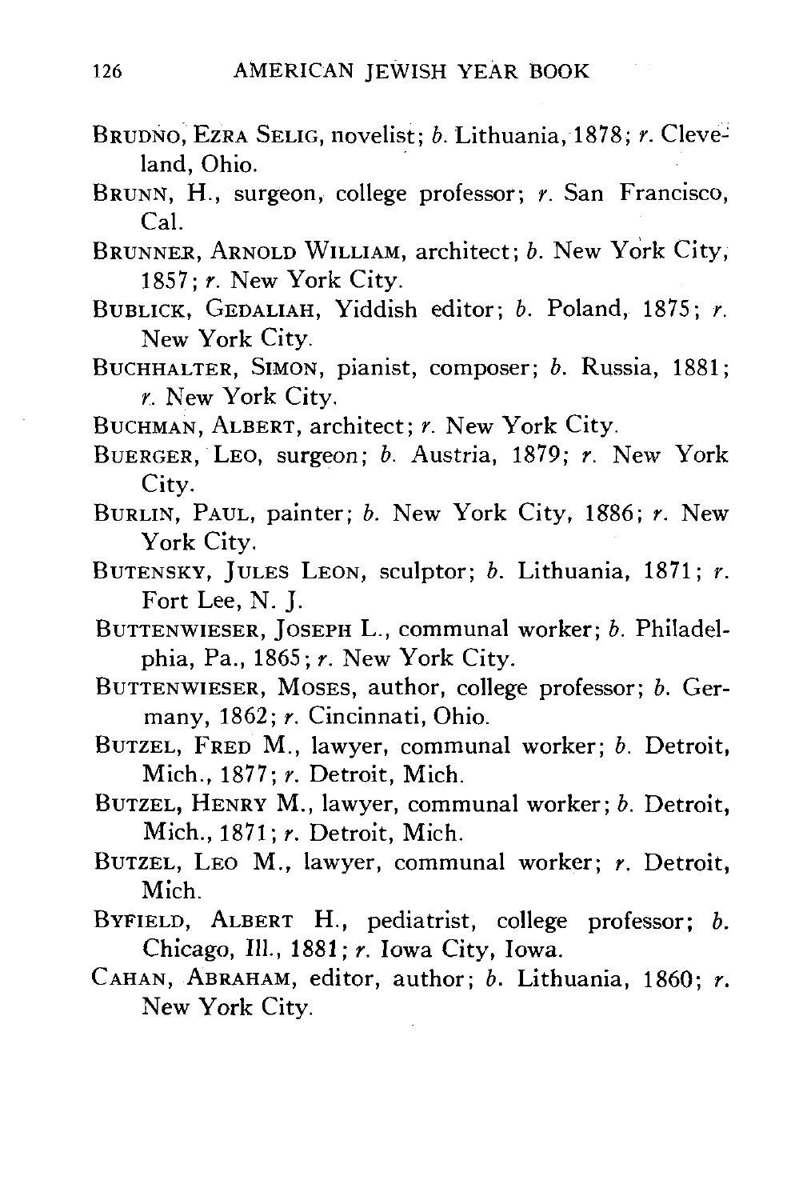BRUDNO, EZRA SELIG, novelist; *b.* Lithuania, 1878; *r.* Cleveland, Ohio.

BRUNN, H., surgeon, college professor; *r.* San Francisco, Cal.

BRUNNER, ARNOLD WILLIAM, architect; *b.* New York City, 1857; *r.* New York City.

BUBLICK, GEDALIAH, Yiddish editor; *b.* Poland, 1875; *r.* New York City.

BUCHHALTER, SIMON, pianist, composer; *b.* Russia, 1881; *r.* New York City.

BUCHMAN, ALBERT, architect; *r.* New York City.

BUERGER, LEO, surgeon; *b.* Austria, 1879; *r.* New York City.

BURLIN, PAUL, painter; *b.* New York City, 1886; *r.* New York City.

BUTENSKY, JULES LEON, sculptor; *b.* Lithuania, 1871; *r.* Fort Lee, N. J.

BUTTENWIESER, JOSEPH L., communal worker; *b.* Philadelphia, Pa., 1865; *r.* New York City.

BUTTENWIESER, MOSES, author, college professor; *b.* Germany, 1862; *r.* Cincinnati, Ohio.

BUTZEL, FRED M., lawyer, communal worker; *b.* Detroit, Mich., 1877; *r.* Detroit, Mich.

BUTZEL, HENRY M., lawyer, communal worker; *b.* Detroit, Mich., 1871; *r.* Detroit, Mich.

BUTZEL, LEO M., lawyer, communal worker; *r.* Detroit, Mich.

BYFIELD, ALBERT H., pediatrist, college professor; *b.* Chicago, Ill., 1881; *r.* Iowa City, Iowa.

CAHAN, ABRAHAM, editor, author; *b.* Lithuania, 1860; *r.* New York City.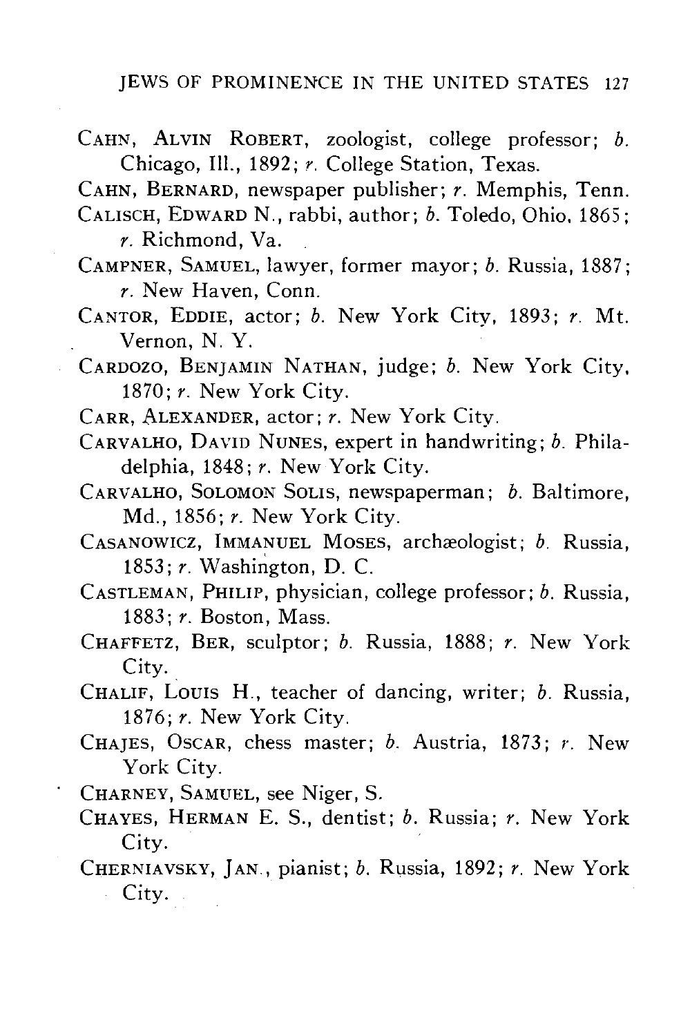CAHN, ALVIN ROBERT, zoologist, college professor; *b.* Chicago, Ill., 1892; *r.* College Station, Texas.

CAHN, BERNARD, newspaper publisher; *r.* Memphis, Tenn.

CALISCH, EDWARD N., rabbi, author; *b.* Toledo, Ohio, 1865; *r.* Richmond, Va.

CAMPNER, SAMUEL, lawyer, former mayor; *b.* Russia, 1887; *r.* New Haven, Conn.

CANTOR, EDDIE, actor; *b.* New York City, 1893; *r.* Mt. Vernon, N. Y.

CARDOZO, BENJAMIN NATHAN, judge; *b.* New York City, 1870; *r.* New York City.

CARR, ALEXANDER, actor; *r.* New York City.

CARVALHO, DAVID NUNES, expert in handwriting; *b.* Philadelphia, 1848; *r.* New York City.

CARVALHO, SOLOMON SOLIS, newspaperman; *b.* Baltimore, Md., 1856; *r.* New York City.

CASANOWICZ, IMMANUEL MOSES, archæologist; *b.* Russia, 1853; *r.* Washington, D. C.

CASTLEMAN, PHILIP, physician, college professor; *b.* Russia, 1883; *r.* Boston, Mass.

CHAFFETZ, BER, sculptor; *b.* Russia, 1888; *r.* New York City.

CHALIF, LOUIS H., teacher of dancing, writer; *b.* Russia, 1876; *r.* New York City.

CHAJES, OSCAR, chess master; *b.* Austria, 1873; *r.* New York City.

CHARNEY, SAMUEL, see Niger, S.

CHAYES, HERMAN E. S., dentist; *b.* Russia; *r.* New York City.

CHERNIAVSKY, JAN., pianist; *b.* Russia, 1892; *r.* New York City.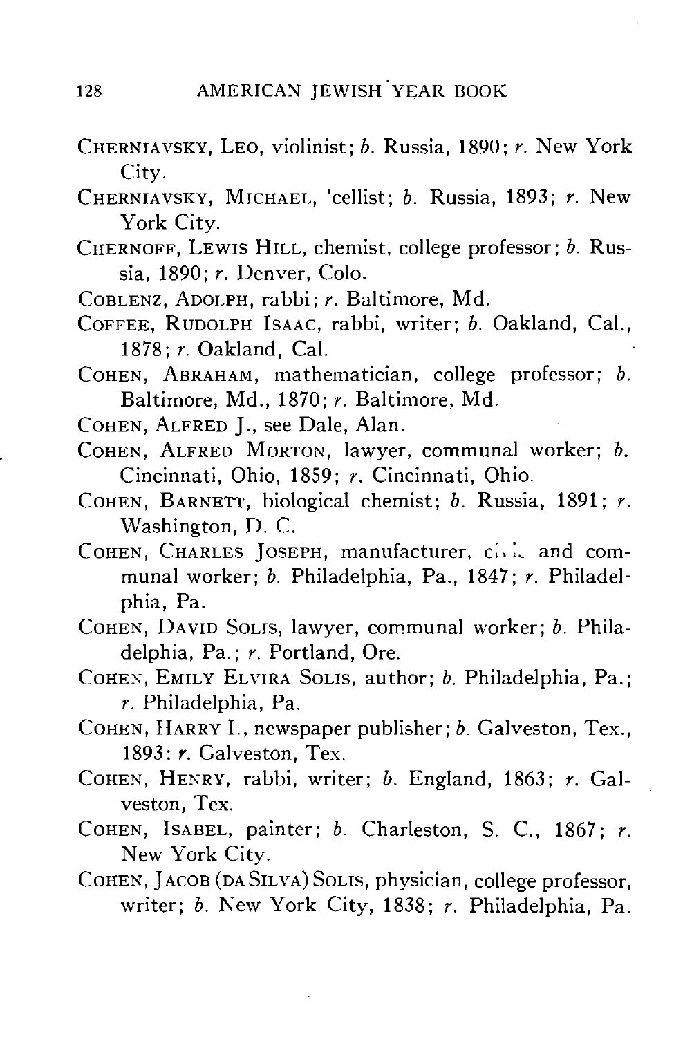CHERNIAVSKY, LEO, violinist; *b.* Russia, 1890; *r.* New York City.

CHERNIAVSKY, MICHAEL, 'cellist; *b.* Russia, 1893; *r.* New York City.

CHERNOFF, LEWIS HILL, chemist, college professor; *b.* Russia, 1890; *r.* Denver, Colo.

COBLENZ, ADOLPH, rabbi; *r.* Baltimore, Md.

COFFEE, RUDOLPH ISAAC, rabbi, writer; *b.* Oakland, Cal., 1878; *r.* Oakland, Cal.

COHEN, ABRAHAM, mathematician, college professor; *b.* Baltimore, Md., 1870; *r.* Baltimore, Md.

COHEN, ALFRED J., see Dale, Alan.

COHEN, ALFRED MORTON, lawyer, communal worker; *b.* Cincinnati, Ohio, 1859; *r.* Cincinnati, Ohio.

COHEN, BARNETT, biological chemist; *b.* Russia, 1891; *r.* Washington, D. C.

COHEN, CHARLES JOSEPH, manufacturer, civic and communal worker; *b.* Philadelphia, Pa., 1847; *r.* Philadelphia, Pa.

COHEN, DAVID SOLIS, lawyer, communal worker; *b.* Philadelphia, Pa.; *r.* Portland, Ore.

COHEN, EMILY ELVIRA SOLIS, author; *b.* Philadelphia, Pa.; *r.* Philadelphia, Pa.

COHEN, HARRY I., newspaper publisher; *b.* Galveston, Tex., 1893; *r.* Galveston, Tex.

COHEN, HENRY, rabbi, writer; *b.* England, 1863; *r.* Galveston, Tex.

COHEN, ISABEL, painter; *b.* Charleston, S. C., 1867; *r.* New York City.

COHEN, JACOB (DA SILVA) SOLIS, physician, college professor, writer; *b.* New York City, 1838; *r.* Philadelphia, Pa.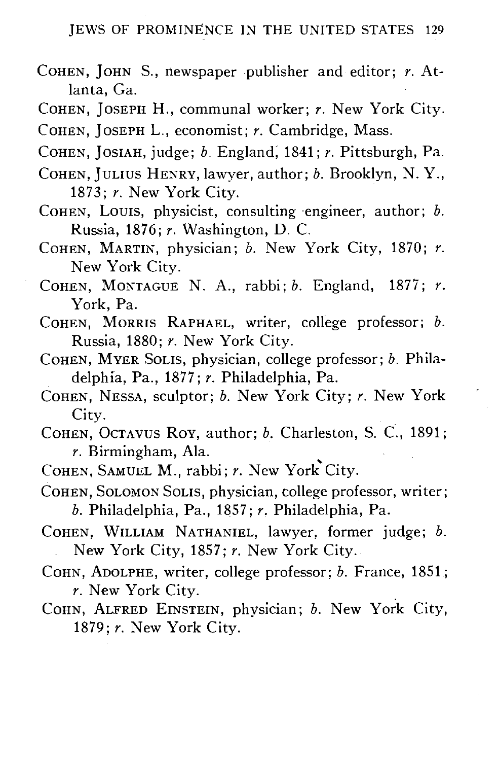COHEN, JOHN S., newspaper publisher and editor; *r.* Atlanta, Ga.

COHEN, JOSEPH H., communal worker; *r.* New York City.

COHEN, JOSEPH L., economist; *r.* Cambridge, Mass.

COHEN, JOSIAH, judge; *b.* England, 1841; *r.* Pittsburgh, Pa.

COHEN, JULIUS HENRY, lawyer, author; *b.* Brooklyn, N. Y., 1873; *r.* New York City.

COHEN, LOUIS, physicist, consulting engineer, author; *b.* Russia, 1876; *r.* Washington, D. C.

COHEN, MARTIN, physician; *b.* New York City, 1870; *r.* New York City.

COHEN, MONTAGUE N. A., rabbi; *b.* England, 1877; *r.* York, Pa.

COHEN, MORRIS RAPHAEL, writer, college professor; *b.* Russia, 1880; *r.* New York City.

COHEN, MYER SOLIS, physician, college professor; *b.* Philadelphia, Pa., 1877; *r.* Philadelphia, Pa.

COHEN, NESSA, sculptor; *b.* New York City; *r.* New York City.

COHEN, OCTAVUS ROY, author; *b.* Charleston, S. C., 1891; *r.* Birmingham, Ala.

COHEN, SAMUEL M., rabbi; *r.* New York City.

COHEN, SOLOMON SOLIS, physician, college professor, writer; *b.* Philadelphia, Pa., 1857; *r.* Philadelphia, Pa.

COHEN, WILLIAM NATHANIEL, lawyer, former judge; *b.* New York City, 1857; *r.* New York City.

COHN, ADOLPHE, writer, college professor; *b.* France, 1851; *r.* New York City.

COHN, ALFRED EINSTEIN, physician; *b.* New York City, 1879; *r.* New York City.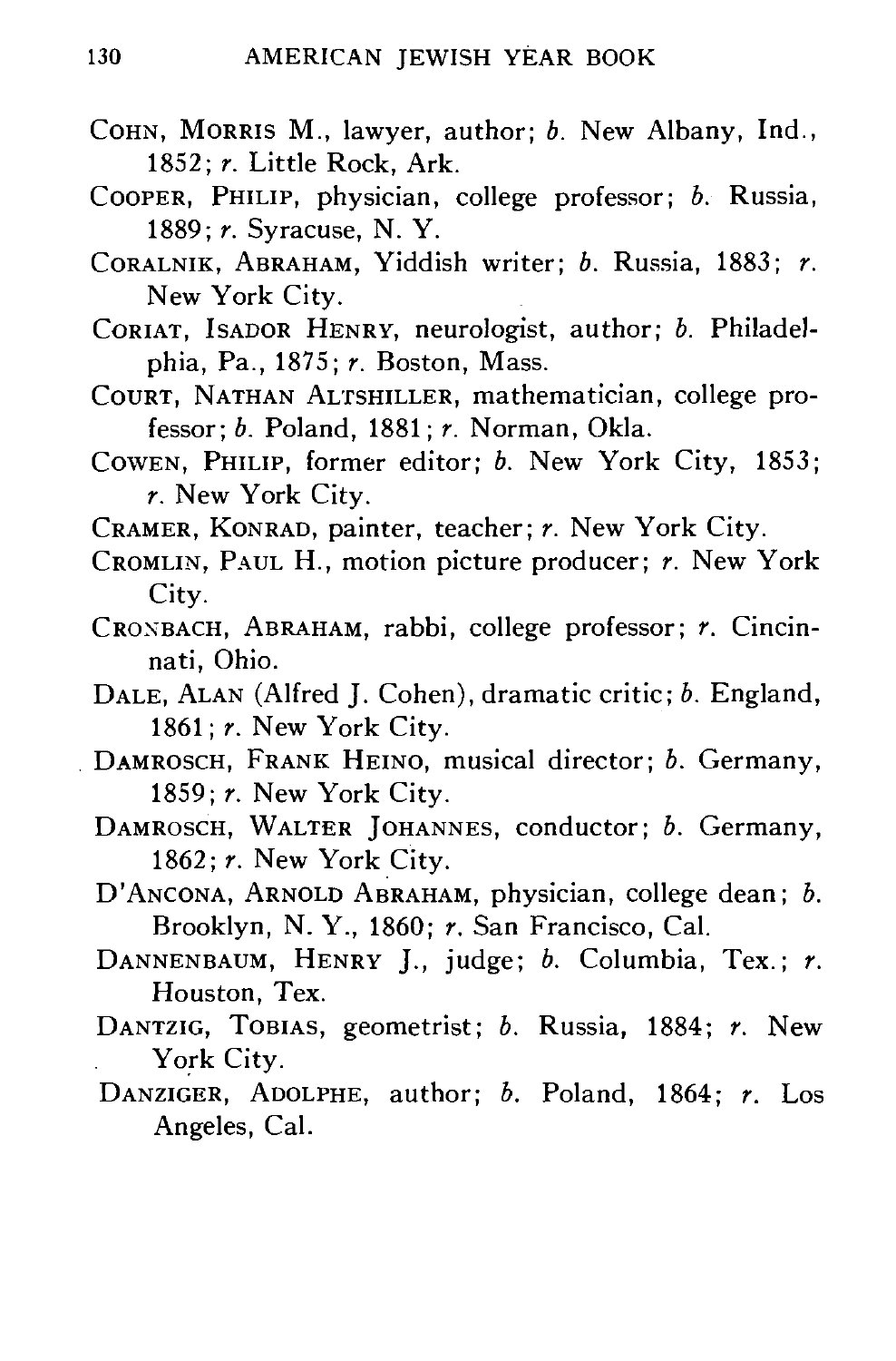COHN, MORRIS M., lawyer, author; *b.* New Albany, Ind., 1852; *r.* Little Rock, Ark.

COOPER, PHILIP, physician, college professor; *b.* Russia, 1889; *r.* Syracuse, N. Y.

CORALNIK, ABRAHAM, Yiddish writer; *b.* Russia, 1883; *r.* New York City.

CORIAT, ISADOR HENRY, neurologist, author; *b.* Philadelphia, Pa., 1875; *r.* Boston, Mass.

COURT, NATHAN ALTSHILLER, mathematician, college professor; *b.* Poland, 1881; *r.* Norman, Okla.

COWEN, PHILIP, former editor; *b.* New York City, 1853; *r.* New York City.

CRAMER, KONRAD, painter, teacher; *r.* New York City.

CROMLIN, PAUL H., motion picture producer; *r.* New York City.

CRONBACH, ABRAHAM, rabbi, college professor; *r.* Cincinnati, Ohio.

DALE, ALAN (Alfred J. Cohen), dramatic critic; *b.* England, 1861; *r.* New York City.

DAMROSCH, FRANK HEINO, musical director; *b.* Germany, 1859; *r.* New York City.

DAMROSCH, WALTER JOHANNES, conductor; *b.* Germany, 1862; *r.* New York City.

D'ANCONA, ARNOLD ABRAHAM, physician, college dean; *b.* Brooklyn, N. Y., 1860; *r.* San Francisco, Cal.

DANNENBAUM, HENRY J., judge; *b.* Columbia, Tex.; *r.* Houston, Tex.

DANTZIG, TOBIAS, geometrist; *b.* Russia, 1884; *r.* New York City.

DANZIGER, ADOLPHE, author; *b.* Poland, 1864; *r.* Los Angeles, Cal.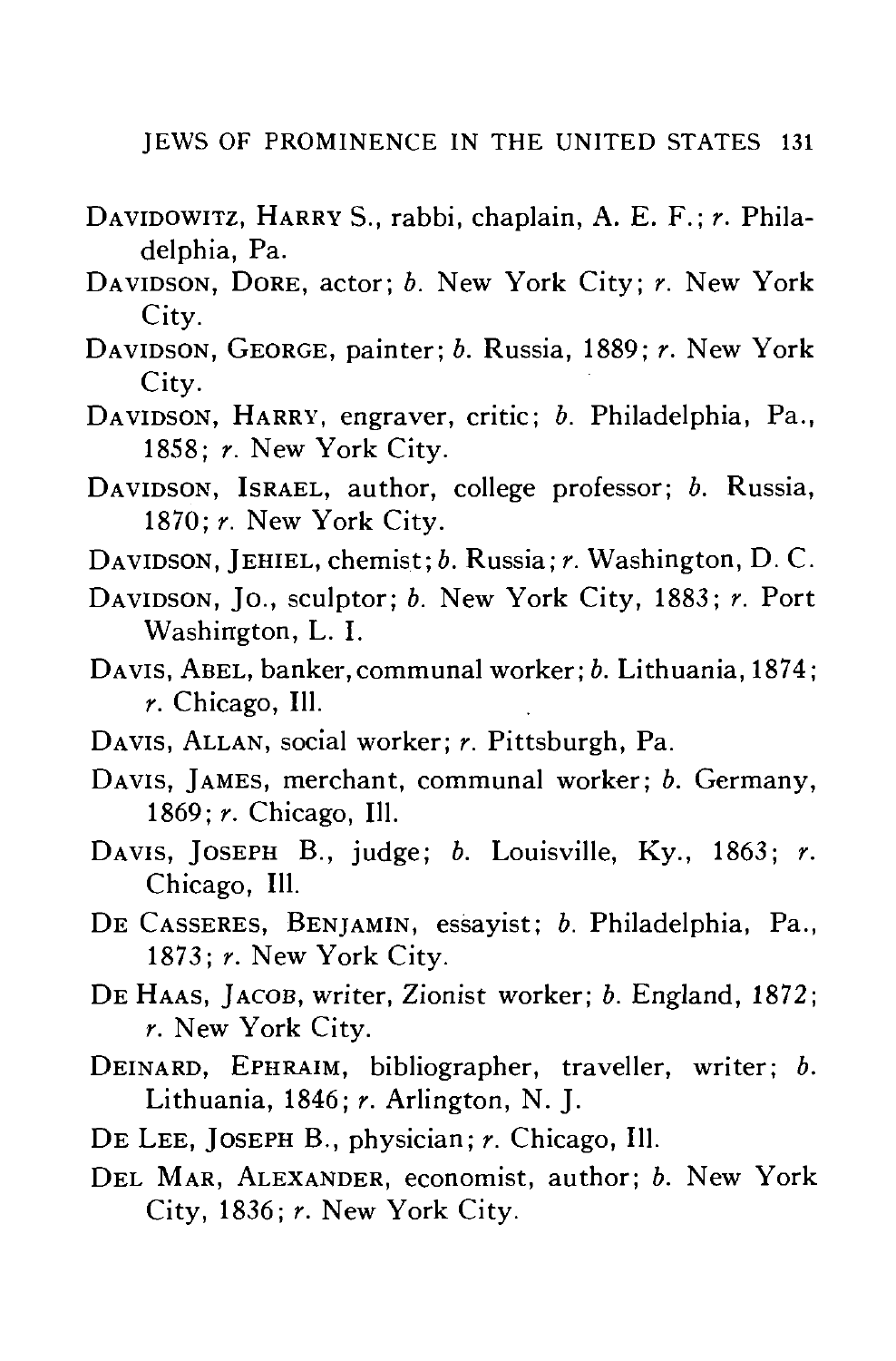DAVIDOWITZ, HARRY S., rabbi, chaplain, A. E. F.; *r.* Philadelphia, Pa.

DAVIDSON, DORE, actor; *b.* New York City; *r.* New York City.

DAVIDSON, GEORGE, painter; *b.* Russia, 1889; *r.* New York City.

DAVIDSON, HARRY, engraver, critic; *b.* Philadelphia, Pa., 1858; *r.* New York City.

DAVIDSON, ISRAEL, author, college professor; *b.* Russia, 1870; *r.* New York City.

DAVIDSON, JEHIEL, chemist; *b.* Russia; *r.* Washington, D. C.

DAVIDSON, JO., sculptor; *b.* New York City, 1883; *r.* Port Washington, L. I.

DAVIS, ABEL, banker, communal worker; *b.* Lithuania, 1874; *r.* Chicago, Ill.

DAVIS, ALLAN, social worker; *r.* Pittsburgh, Pa.

DAVIS, JAMES, merchant, communal worker; *b.* Germany, 1869; *r.* Chicago, Ill.

DAVIS, JOSEPH B., judge; *b.* Louisville, Ky., 1863; *r.* Chicago, Ill.

DE CASSERES, BENJAMIN, essayist; *b.* Philadelphia, Pa., 1873; *r.* New York City.

DE HAAS, JACOB, writer, Zionist worker; *b.* England, 1872; *r.* New York City.

DEINARD, EPHRAIM, bibliographer, traveller, writer; *b.* Lithuania, 1846; *r.* Arlington, N. J.

DE LEE, JOSEPH B., physician; *r.* Chicago, Ill.

DEL MAR, ALEXANDER, economist, author; *b.* New York City, 1836; *r.* New York City.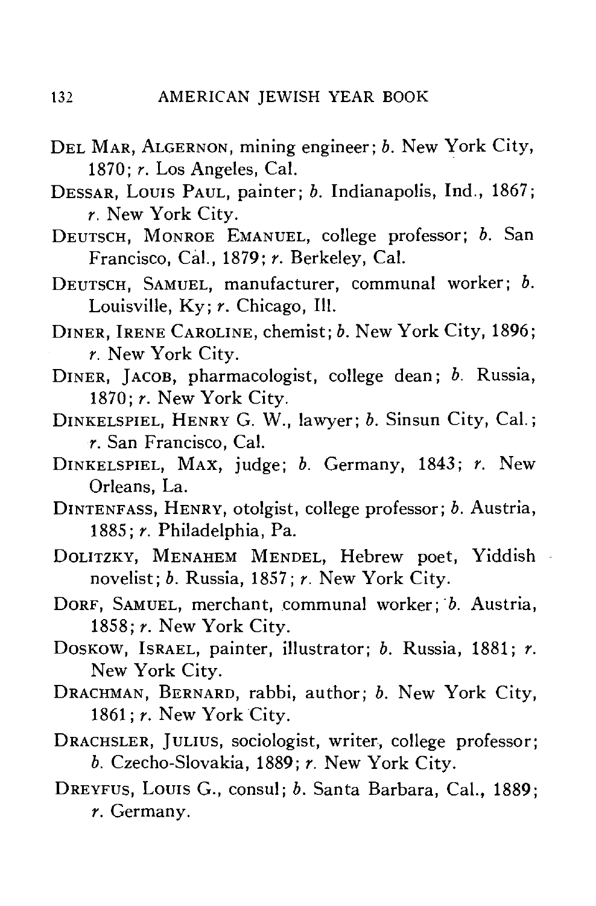DEL MAR, ALGERNON, mining engineer; *b.* New York City, 1870; *r.* Los Angeles, Cal.

DESSAR, LOUIS PAUL, painter; *b.* Indianapolis, Ind., 1867; *r.* New York City.

DEUTSCH, MONROE EMANUEL, college professor; *b.* San Francisco, Cal., 1879; *r.* Berkeley, Cal.

DEUTSCH, SAMUEL, manufacturer, communal worker; *b.* Louisville, Ky; *r.* Chicago, Ill.

DINER, IRENE CAROLINE, chemist; *b.* New York City, 1896; *r.* New York City.

DINER, JACOB, pharmacologist, college dean; *b.* Russia, 1870; *r.* New York City.

DINKELSPIEL, HENRY G. W., lawyer; *b.* Sinsun City, Cal.; *r.* San Francisco, Cal.

DINKELSPIEL, MAX, judge; *b.* Germany, 1843; *r.* New Orleans, La.

DINTENFASS, HENRY, otolgist, college professor; *b.* Austria, 1885; *r.* Philadelphia, Pa.

DOLITZKY, MENAHEM MENDEL, Hebrew poet, Yiddish novelist; *b.* Russia, 1857; *r.* New York City.

DORF, SAMUEL, merchant, communal worker; *b.* Austria, 1858; *r.* New York City.

DOSKOW, ISRAEL, painter, illustrator; *b.* Russia, 1881; *r.* New York City.

DRACHMAN, BERNARD, rabbi, author; *b.* New York City, 1861; *r.* New York City.

DRACHSLER, JULIUS, sociologist, writer, college professor; *b.* Czecho-Slovakia, 1889; *r.* New York City.

DREYFUS, LOUIS G., consul; *b.* Santa Barbara, Cal., 1889; *r.* Germany.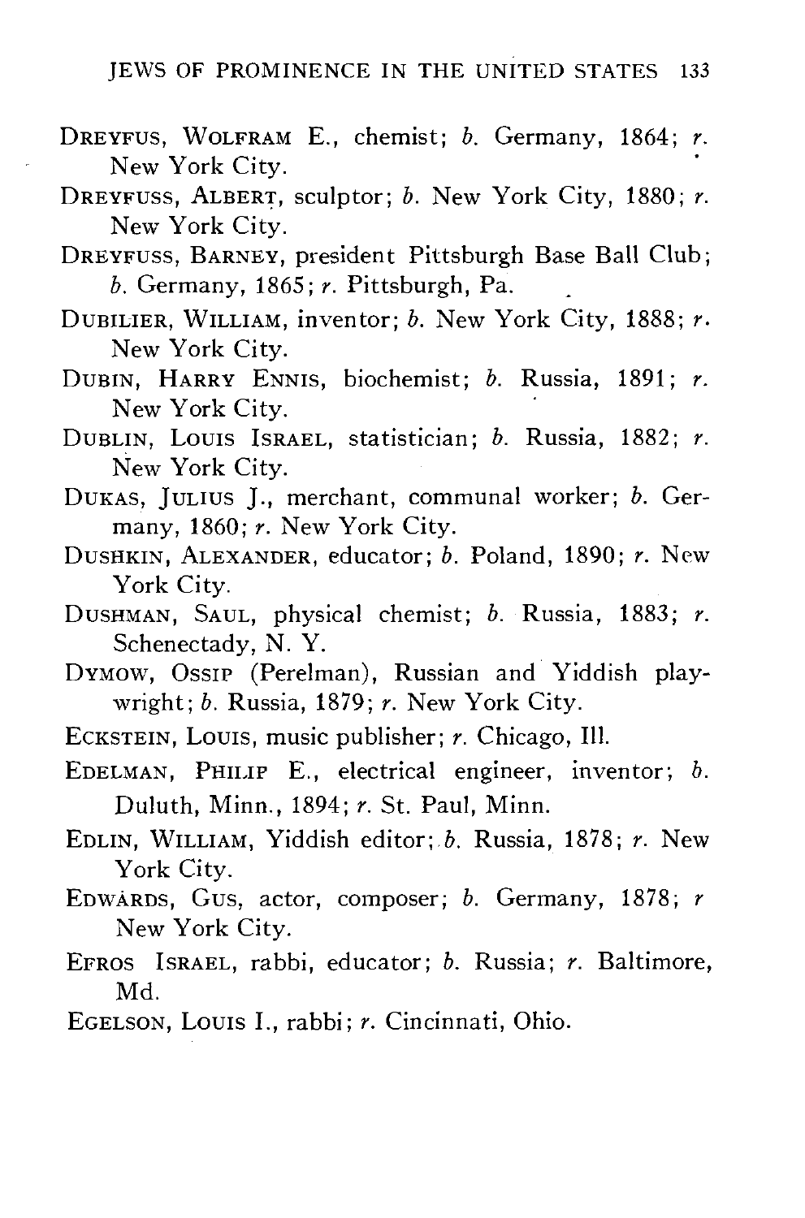DREYFUS, WOLFRAM E., chemist; *b.* Germany, 1864; *r.* New York City.

DREYFUSS, ALBERT, sculptor; *b.* New York City, 1880; *r.* New York City.

DREYFUSS, BARNEY, president Pittsburgh Base Ball Club; *b.* Germany, 1865; *r.* Pittsburgh, Pa.

DUBILIER, WILLIAM, inventor; *b.* New York City, 1888; *r.* New York City.

DUBIN, HARRY ENNIS, biochemist; *b.* Russia, 1891; *r.* New York City.

DUBLIN, LOUIS ISRAEL, statistician; *b.* Russia, 1882; *r.* New York City.

DUKAS, JULIUS J., merchant, communal worker; *b.* Germany, 1860; *r.* New York City.

DUSHKIN, ALEXANDER, educator; *b.* Poland, 1890; *r.* New York City.

DUSHMAN, SAUL, physical chemist; *b.* Russia, 1883; *r.* Schenectady, N. Y.

DYMOW, OSSIP (Perelman), Russian and Yiddish playwright; *b.* Russia, 1879; *r.* New York City.

ECKSTEIN, LOUIS, music publisher; *r.* Chicago, Ill.

EDELMAN, PHILIP E., electrical engineer, inventor; *b.* Duluth, Minn., 1894; *r.* St. Paul, Minn.

EDLIN, WILLIAM, Yiddish editor; *b.* Russia, 1878; *r.* New York City.

EDWARDS, GUS, actor, composer; *b.* Germany, 1878; *r* New York City.

EFROS ISRAEL, rabbi, educator; *b.* Russia; *r.* Baltimore, Md.

EGELSON, LOUIS I., rabbi; *r.* Cincinnati, Ohio.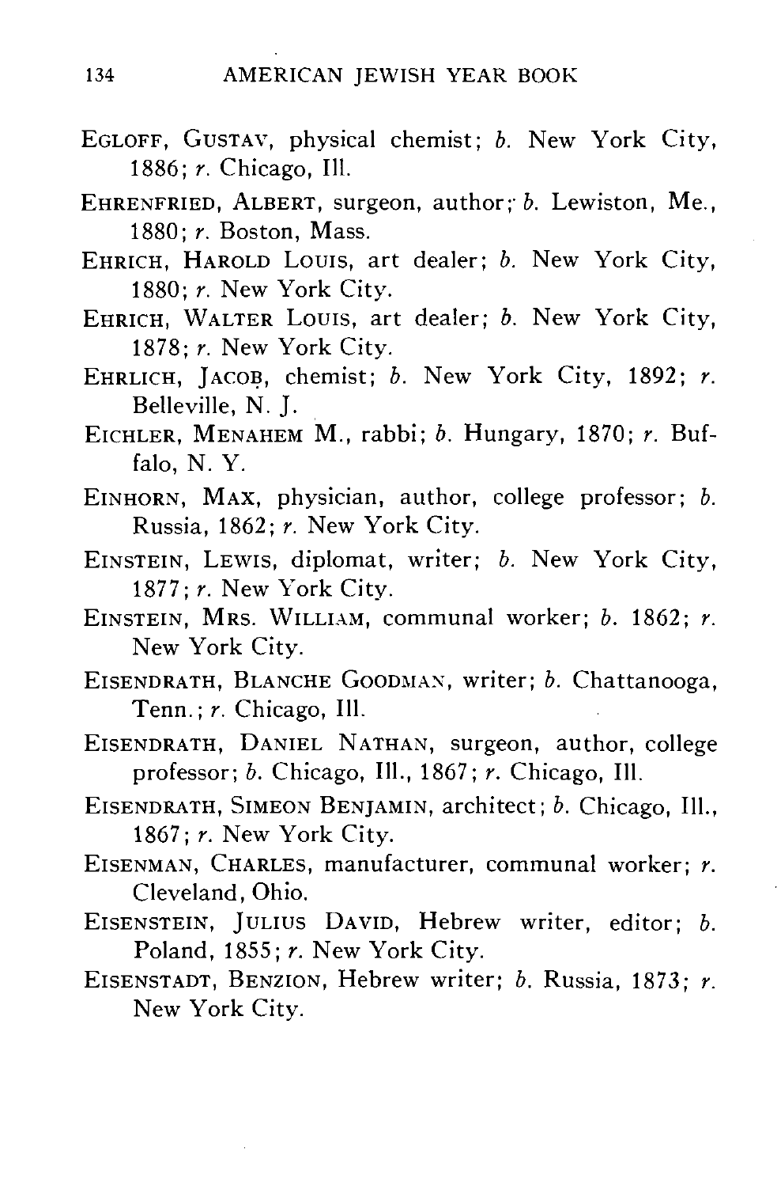EGLOFF, GUSTAV, physical chemist; *b.* New York City, 1886; *r.* Chicago, Ill.

EHRENFRIED, ALBERT, surgeon, author; *b.* Lewiston, Me., 1880; *r.* Boston, Mass.

EHRICH, HAROLD LOUIS, art dealer; *b.* New York City, 1880; *r.* New York City.

EHRICH, WALTER LOUIS, art dealer; *b.* New York City, 1878; *r.* New York City.

EHRLICH, JACOB, chemist; *b.* New York City, 1892; *r.* Belleville, N. J.

EICHLER, MENAHEM M., rabbi; *b.* Hungary, 1870; *r.* Buffalo, N. Y.

EINHORN, MAX, physician, author, college professor; *b.* Russia, 1862; *r.* New York City.

EINSTEIN, LEWIS, diplomat, writer; *b.* New York City, 1877; *r.* New York City.

EINSTEIN, MRS. WILLIAM, communal worker; *b.* 1862; *r.* New York City.

EISENDRATH, BLANCHE GOODMAN, writer; *b.* Chattanooga, Tenn.; *r.* Chicago, Ill.

EISENDRATH, DANIEL NATHAN, surgeon, author, college professor; *b.* Chicago, Ill., 1867; *r.* Chicago, Ill.

EISENDRATH, SIMEON BENJAMIN, architect; *b.* Chicago, Ill., 1867; *r.* New York City.

EISENMAN, CHARLES, manufacturer, communal worker; *r.* Cleveland, Ohio.

EISENSTEIN, JULIUS DAVID, Hebrew writer, editor; *b.* Poland, 1855; *r.* New York City.

EISENSTADT, BENZION, Hebrew writer; *b.* Russia, 1873; *r.* New York City.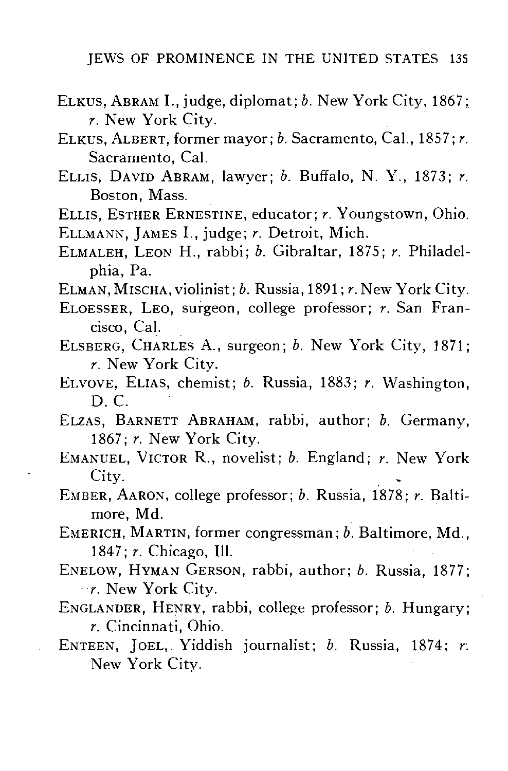ELKUS, ABRAM I., judge, diplomat; *b.* New York City, 1867; *r.* New York City.

ELKUS, ALBERT, former mayor; *b.* Sacramento, Cal., 1857; *r.* Sacramento, Cal.

ELLIS, DAVID ABRAM, lawyer; *b.* Buffalo, N. Y., 1873; *r.* Boston, Mass.

ELLIS, ESTHER ERNESTINE, educator; *r.* Youngstown, Ohio.

ELLMANN, JAMES I., judge; *r.* Detroit, Mich.

ELMALEH, LEON H., rabbi; *b.* Gibraltar, 1875; *r.* Philadelphia, Pa.

ELMAN, MISCHA, violinist; *b.* Russia, 1891; *r.* New York City.

ELOESSER, LEO, surgeon, college professor; *r.* San Francisco, Cal.

ELSBERG, CHARLES A., surgeon; *b.* New York City, 1871; *r.* New York City.

ELVOVE, ELIAS, chemist; *b.* Russia, 1883; *r.* Washington, D. C.

ELZAS, BARNETT ABRAHAM, rabbi, author; *b.* Germany, 1867; *r.* New York City.

EMANUEL, VICTOR R., novelist; *b.* England; *r.* New York City.

EMBER, AARON, college professor; *b.* Russia, 1878; *r.* Baltimore, Md.

EMERICH, MARTIN, former congressman; *b.* Baltimore, Md., 1847; *r.* Chicago, Ill.

ENELOW, HYMAN GERSON, rabbi, author; *b.* Russia, 1877; *r.* New York City.

ENGLANDER, HENRY, rabbi, college professor; *b.* Hungary; *r.* Cincinnati, Ohio.

ENTEEN, JOEL, Yiddish journalist; *b.* Russia, 1874; *r.* New York City.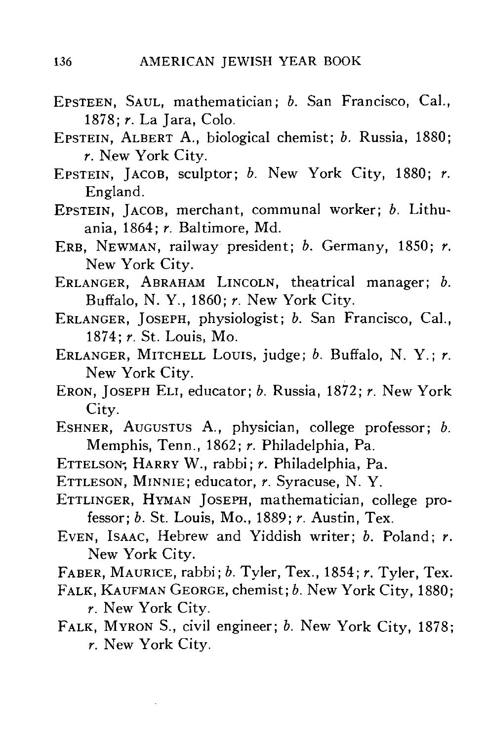EPSTEEN, SAUL, mathematician; *b.* San Francisco, Cal., 1878; *r.* La Jara, Colo.

EPSTEIN, ALBERT A., biological chemist; *b.* Russia, 1880; *r.* New York City.

EPSTEIN, JACOB, sculptor; *b.* New York City, 1880; *r.* England.

EPSTEIN, JACOB, merchant, communal worker; *b.* Lithuania, 1864; *r.* Baltimore, Md.

ERB, NEWMAN, railway president; *b.* Germany, 1850; *r.* New York City.

ERLANGER, ABRAHAM LINCOLN, theatrical manager; *b.* Buffalo, N. Y., 1860; *r.* New York City.

ERLANGER, JOSEPH, physiologist; *b.* San Francisco, Cal., 1874; *r.* St. Louis, Mo.

ERLANGER, MITCHELL LOUIS, judge; *b.* Buffalo, N. Y.; *r.* New York City.

ERON, JOSEPH ELI, educator; *b.* Russia, 1872; *r.* New York City.

ESHNER, AUGUSTUS A., physician, college professor; *b.* Memphis, Tenn., 1862; *r.* Philadelphia, Pa.

ETTELSON, HARRY W., rabbi; *r.* Philadelphia, Pa.

ETTLESON, MINNIE; educator, *r.* Syracuse, N. Y.

ETTLINGER, HYMAN JOSEPH, mathematician, college professor; *b.* St. Louis, Mo., 1889; *r.* Austin, Tex.

EVEN, ISAAC, Hebrew and Yiddish writer; *b.* Poland; *r.* New York City.

FABER, MAURICE, rabbi; *b.* Tyler, Tex., 1854; *r.* Tyler, Tex.

FALK, KAUFMAN GEORGE, chemist; *b.* New York City, 1880; *r.* New York City.

FALK, MYRON S., civil engineer; *b.* New York City, 1878; *r.* New York City.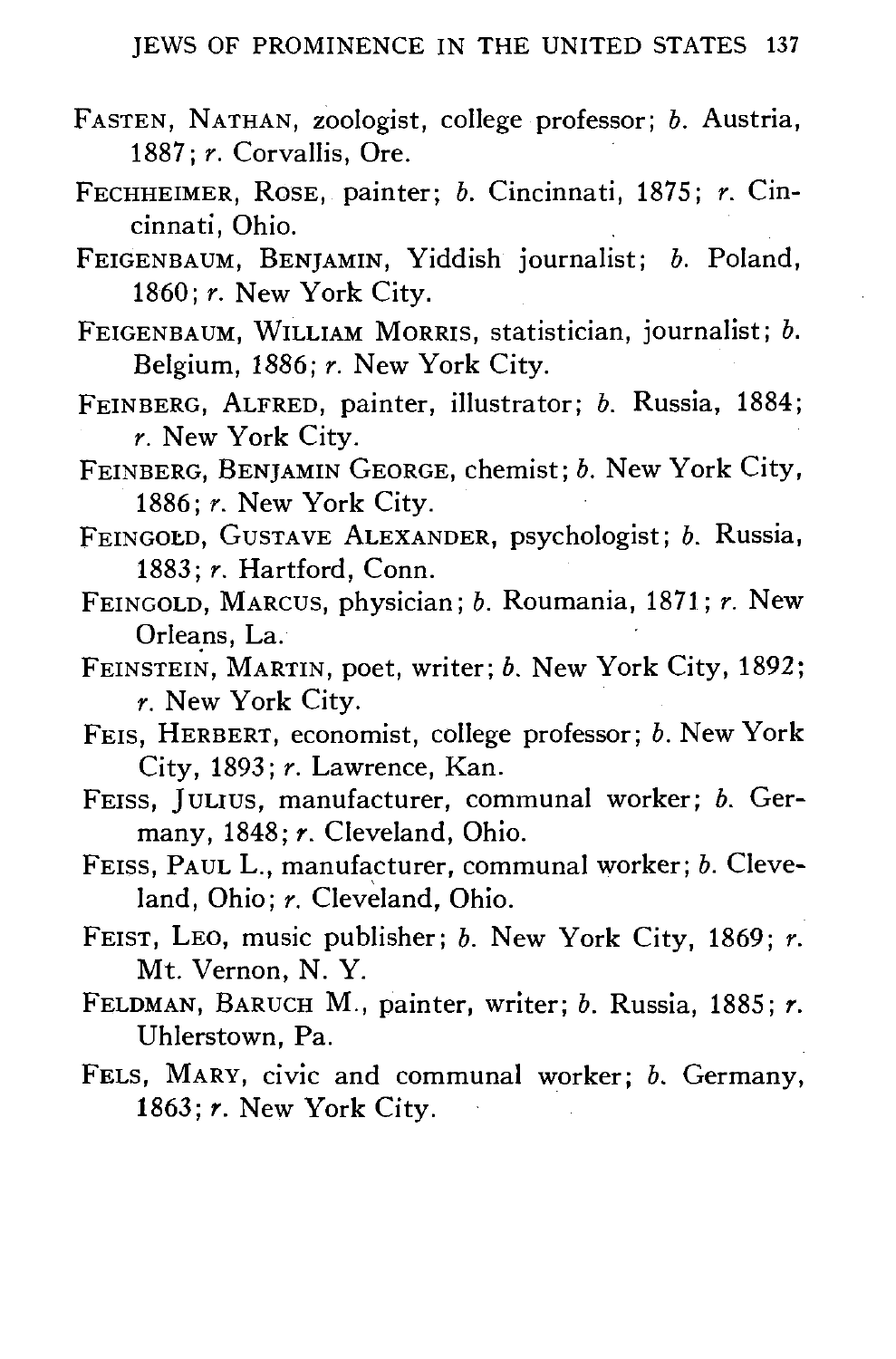FASTEN, NATHAN, zoologist, college professor; *b.* Austria, 1887; *r.* Corvallis, Ore.

FECHHEIMER, ROSE, painter; *b.* Cincinnati, 1875; *r.* Cincinnati, Ohio.

FEIGENBAUM, BENJAMIN, Yiddish journalist; *b.* Poland, 1860; *r.* New York City.

FEIGENBAUM, WILLIAM MORRIS, statistician, journalist; *b.* Belgium, 1886; *r.* New York City.

FEINBERG, ALFRED, painter, illustrator; *b.* Russia, 1884; *r.* New York City.

FEINBERG, BENJAMIN GEORGE, chemist; *b.* New York City, 1886; *r.* New York City.

FEINGOLD, GUSTAVE ALEXANDER, psychologist; *b.* Russia, 1883; *r.* Hartford, Conn.

FEINGOLD, MARCUS, physician; *b.* Roumania, 1871; *r.* New Orleans, La.

FEINSTEIN, MARTIN, poet, writer; *b.* New York City, 1892; *r.* New York City.

FEIS, HERBERT, economist, college professor; *b.* New York City, 1893; *r.* Lawrence, Kan.

FEISS, JULIUS, manufacturer, communal worker; *b.* Germany, 1848; *r.* Cleveland, Ohio.

FEISS, PAUL L., manufacturer, communal worker; *b.* Cleveland, Ohio; *r.* Cleveland, Ohio.

FEIST, LEO, music publisher; *b.* New York City, 1869; *r.* Mt. Vernon, N. Y.

FELDMAN, BARUCH M., painter, writer; *b.* Russia, 1885; *r.* Uhlerstown, Pa.

FELS, MARY, civic and communal worker; *b.* Germany, 1863; *r.* New York City.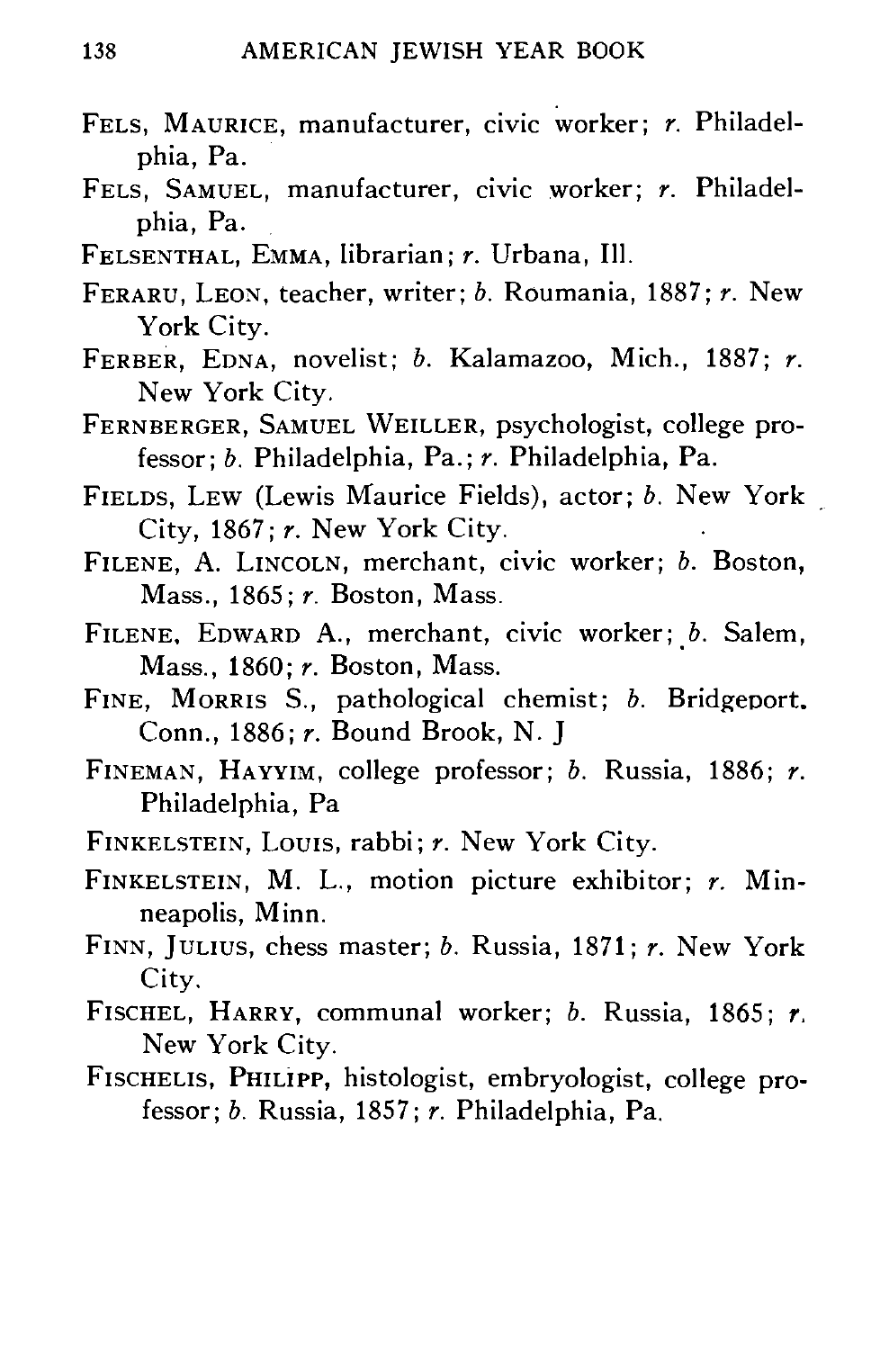FELS, MAURICE, manufacturer, civic worker; *r.* Philadelphia, Pa.

FELS, SAMUEL, manufacturer, civic worker; *r.* Philadelphia, Pa.

FELSENTHAL, EMMA, librarian; *r.* Urbana, Ill.

FERARU, LEON, teacher, writer; *b.* Roumania, 1887; *r.* New York City.

FERBER, EDNA, novelist; *b.* Kalamazoo, Mich., 1887; *r.* New York City.

FERNBERGER, SAMUEL WEILLER, psychologist, college professor; *b.* Philadelphia, Pa.; *r.* Philadelphia, Pa.

FIELDS, LEW (Lewis Maurice Fields), actor; *b.* New York City, 1867; *r.* New York City.

FILENE, A. LINCOLN, merchant, civic worker; *b.* Boston, Mass., 1865; *r.* Boston, Mass.

FILENE, EDWARD A., merchant, civic worker; *b.* Salem, Mass., 1860; *r.* Boston, Mass.

FINE, MORRIS S., pathological chemist; *b.* Bridgeport, Conn., 1886; *r.* Bound Brook, N. J

FINEMAN, HAYYIM, college professor; *b.* Russia, 1886; *r.* Philadelphia, Pa

FINKELSTEIN, LOUIS, rabbi; *r.* New York City.

FINKELSTEIN, M. L., motion picture exhibitor; *r.* Minneapolis, Minn.

FINN, JULIUS, chess master; *b.* Russia, 1871; *r.* New York City.

FISCHEL, HARRY, communal worker; *b.* Russia, 1865; *r.* New York City.

FISCHELIS, PHILIPP, histologist, embryologist, college professor; *b.* Russia, 1857; *r.* Philadelphia, Pa.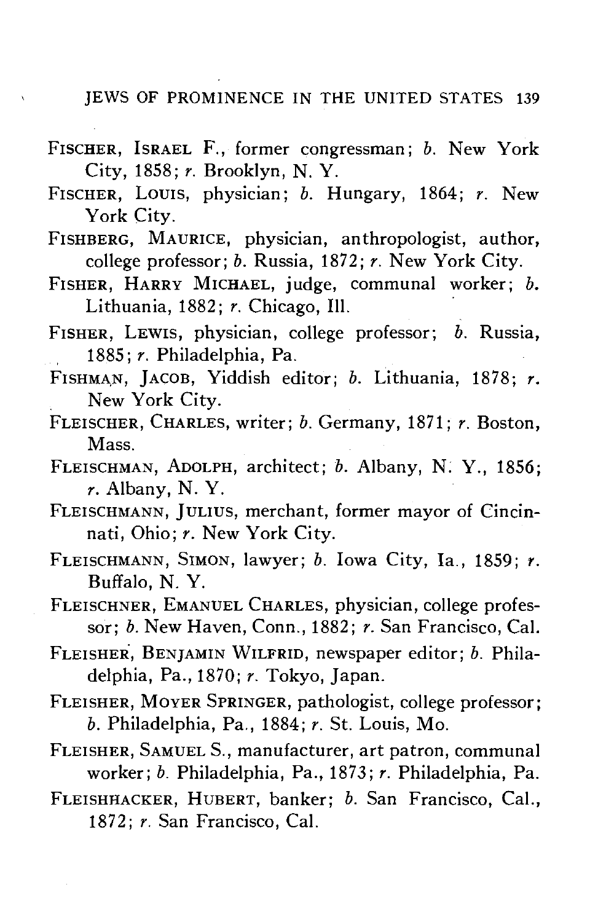FISCHER, ISRAEL F., former congressman; *b.* New York City, 1858; *r.* Brooklyn, N. Y.

FISCHER, LOUIS, physician; *b.* Hungary, 1864; *r.* New York City.

FISHBERG, MAURICE, physician, anthropologist, author, college professor; *b.* Russia, 1872; *r.* New York City.

FISHER, HARRY MICHAEL, judge, communal worker; *b.* Lithuania, 1882; *r.* Chicago, Ill.

FISHER, LEWIS, physician, college professor; *b.* Russia, 1885; *r.* Philadelphia, Pa.

FISHMAN, JACOB, Yiddish editor; *b.* Lithuania, 1878; *r.* New York City.

FLEISCHER, CHARLES, writer; *b.* Germany, 1871; *r.* Boston, Mass.

FLEISCHMAN, ADOLPH, architect; *b.* Albany, N. Y., 1856; *r.* Albany, N. Y.

FLEISCHMANN, JULIUS, merchant, former mayor of Cincinnati, Ohio; *r.* New York City.

FLEISCHMANN, SIMON, lawyer; *b.* Iowa City, Ia., 1859; *r.* Buffalo, N. Y.

FLEISCHNER, EMANUEL CHARLES, physician, college professor; *b.* New Haven, Conn., 1882; *r.* San Francisco, Cal.

FLEISHER, BENJAMIN WILFRID, newspaper editor; *b.* Philadelphia, Pa., 1870; *r.* Tokyo, Japan.

FLEISHER, MOYER SPRINGER, pathologist, college professor; *b.* Philadelphia, Pa., 1884; *r.* St. Louis, Mo.

FLEISHER, SAMUEL S., manufacturer, art patron, communal worker; *b.* Philadelphia, Pa., 1873; *r.* Philadelphia, Pa.

FLEISHHACKER, HUBERT, banker; *b.* San Francisco, Cal., 1872; *r.* San Francisco, Cal.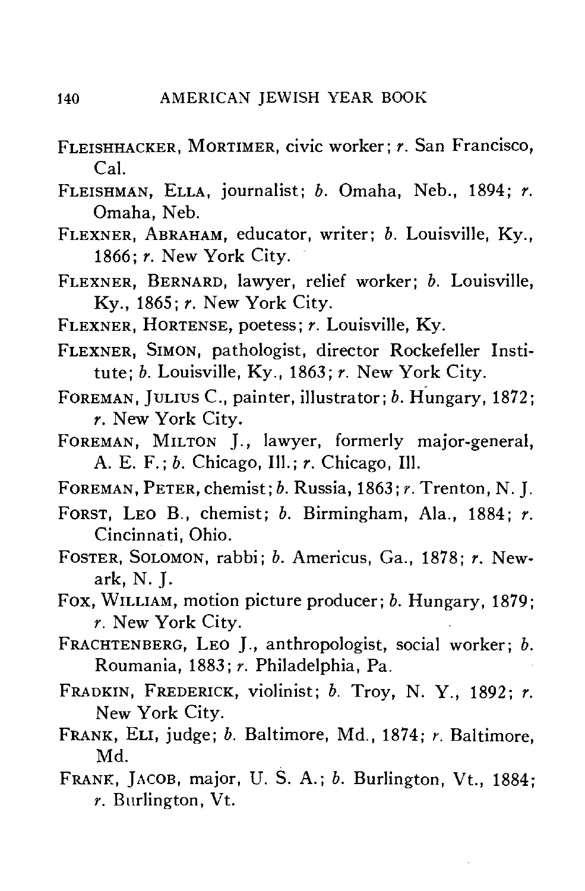FLEISHHACKER, MORTIMER, civic worker; *r.* San Francisco, Cal.

FLEISHMAN, ELLA, journalist; *b.* Omaha, Neb., 1894; *r.* Omaha, Neb.

FLEXNER, ABRAHAM, educator, writer; *b.* Louisville, Ky., 1866; *r.* New York City.

FLEXNER, BERNARD, lawyer, relief worker; *b.* Louisville, Ky., 1865; *r.* New York City.

FLEXNER, HORTENSE, poetess; *r.* Louisville, Ky.

FLEXNER, SIMON, pathologist, director Rockefeller Institute; *b.* Louisville, Ky., 1863; *r.* New York City.

FOREMAN, JULIUS C., painter, illustrator; *b.* Hungary, 1872; *r.* New York City.

FOREMAN, MILTON J., lawyer, formerly major-general, A. E. F.; *b.* Chicago, Ill.; *r.* Chicago, Ill.

FOREMAN, PETER, chemist; *b.* Russia, 1863; *r.* Trenton, N. J.

FORST, LEO B., chemist; *b.* Birmingham, Ala., 1884; *r.* Cincinnati, Ohio.

FOSTER, SOLOMON, rabbi; *b.* Americus, Ga., 1878; *r.* Newark, N. J.

FOX, WILLIAM, motion picture producer; *b.* Hungary, 1879; *r.* New York City.

FRACHTENBERG, LEO J., anthropologist, social worker; *b.* Roumania, 1883; *r.* Philadelphia, Pa.

FRADKIN, FREDERICK, violinist; *b.* Troy, N. Y., 1892; *r.* New York City.

FRANK, ELI, judge; *b.* Baltimore, Md., 1874; *r.* Baltimore, Md.

FRANK, JACOB, major, U. S. A.; *b.* Burlington, Vt., 1884; *r.* Burlington, Vt.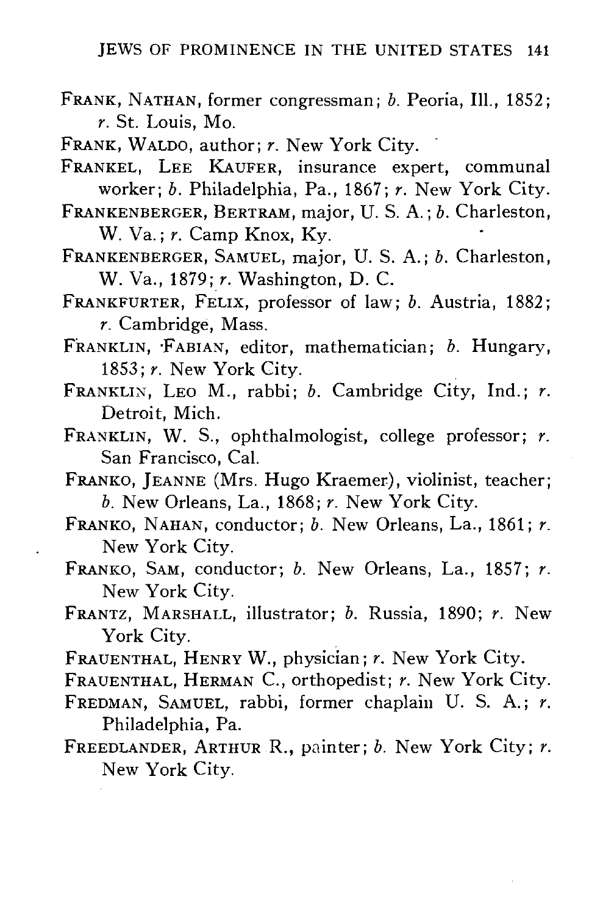FRANK, NATHAN, former congressman; *b.* Peoria, Ill., 1852; *r.* St. Louis, Mo.

FRANK, WALDO, author; *r.* New York City.

FRANKEL, LEE KAUFER, insurance expert, communal worker; *b.* Philadelphia, Pa., 1867; *r.* New York City.

FRANKENBERGER, BERTRAM, major, U. S. A.; *b.* Charleston, W. Va.; *r.* Camp Knox, Ky.

FRANKENBERGER, SAMUEL, major, U. S. A.; *b.* Charleston, W. Va., 1879; *r.* Washington, D. C.

FRANKFURTER, FELIX, professor of law; *b.* Austria, 1882; *r.* Cambridge, Mass.

FRANKLIN, FABIAN, editor, mathematician; *b.* Hungary, 1853; *r.* New York City.

FRANKLIN, LEO M., rabbi; *b.* Cambridge City, Ind.; *r.* Detroit, Mich.

FRANKLIN, W. S., ophthalmologist, college professor; *r.* San Francisco, Cal.

FRANKO, JEANNE (Mrs. Hugo Kraemer), violinist, teacher; *b.* New Orleans, La., 1868; *r.* New York City.

FRANKO, NAHAN, conductor; *b.* New Orleans, La., 1861; *r.* New York City.

FRANKO, SAM, conductor; *b.* New Orleans, La., 1857; *r.* New York City.

FRANTZ, MARSHALL, illustrator; *b.* Russia, 1890; *r.* New York City.

FRAUENTHAL, HENRY W., physician; *r.* New York City.

FRAUENTHAL, HERMAN C., orthopedist; *r.* New York City.

FREDMAN, SAMUEL, rabbi, former chaplain U. S. A.; *r.* Philadelphia, Pa.

FREEDLANDER, ARTHUR R., painter; *b.* New York City; *r.* New York City.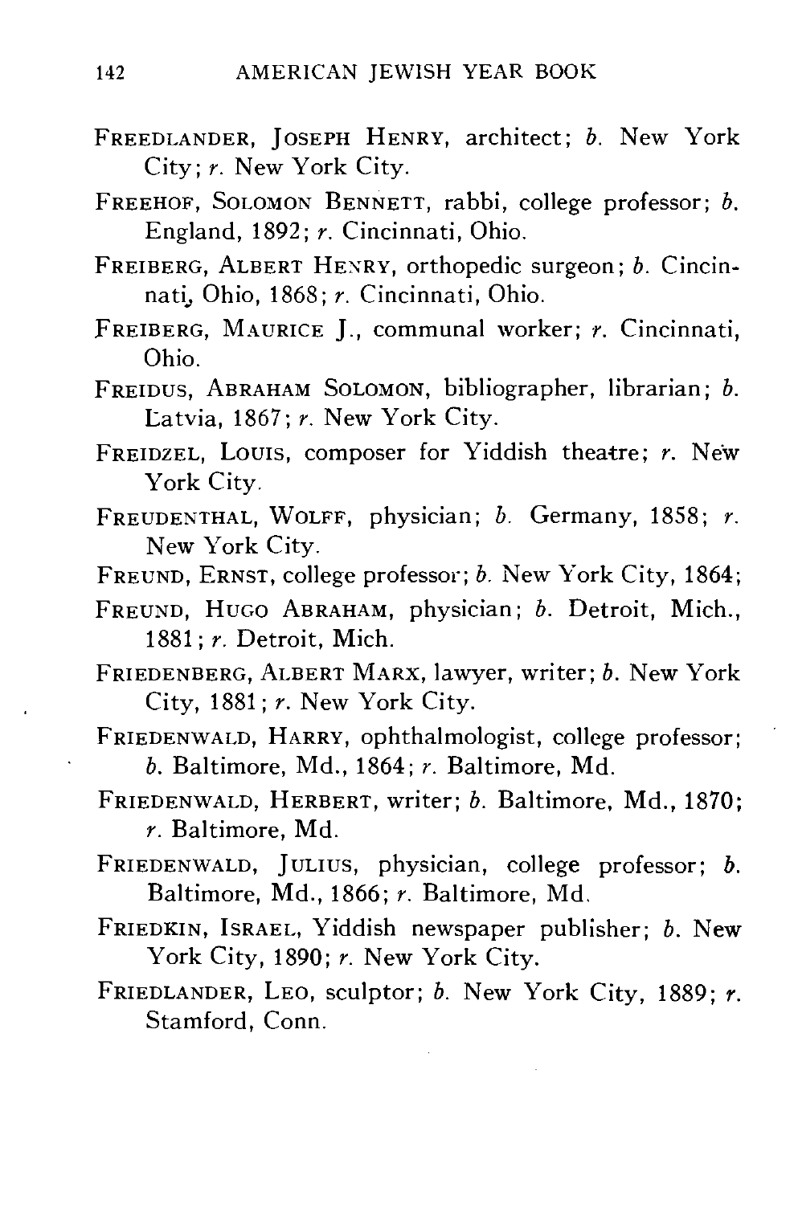FREEDLANDER, JOSEPH HENRY, architect; *b.* New York City; *r.* New York City.

FREEHOF, SOLOMON BENNETT, rabbi, college professor; *b.* England, 1892; *r.* Cincinnati, Ohio.

FREIBERG, ALBERT HENRY, orthopedic surgeon; *b.* Cincinnati, Ohio, 1868; *r.* Cincinnati, Ohio.

FREIBERG, MAURICE J., communal worker; *r.* Cincinnati, Ohio.

FREIDUS, ABRAHAM SOLOMON, bibliographer, librarian; *b.* Latvia, 1867; *r.* New York City.

FREIDZEL, LOUIS, composer for Yiddish theatre; *r.* New York City.

FREUDENTHAL, WOLFF, physician; *b.* Germany, 1858; *r.* New York City.

FREUND, ERNST, college professor; *b.* New York City, 1864;

FREUND, HUGO ABRAHAM, physician; *b.* Detroit, Mich., 1881; *r.* Detroit, Mich.

FRIEDENBERG, ALBERT MARX, lawyer, writer; *b.* New York City, 1881; *r.* New York City.

FRIEDENWALD, HARRY, ophthalmologist, college professor; *b.* Baltimore, Md., 1864; *r.* Baltimore, Md.

FRIEDENWALD, HERBERT, writer; *b.* Baltimore, Md., 1870; *r.* Baltimore, Md.

FRIEDENWALD, JULIUS, physician, college professor; *b.* Baltimore, Md., 1866; *r.* Baltimore, Md.

FRIEDKIN, ISRAEL, Yiddish newspaper publisher; *b.* New York City, 1890; *r.* New York City.

FRIEDLANDER, LEO, sculptor; *b.* New York City, 1889; *r.* Stamford, Conn.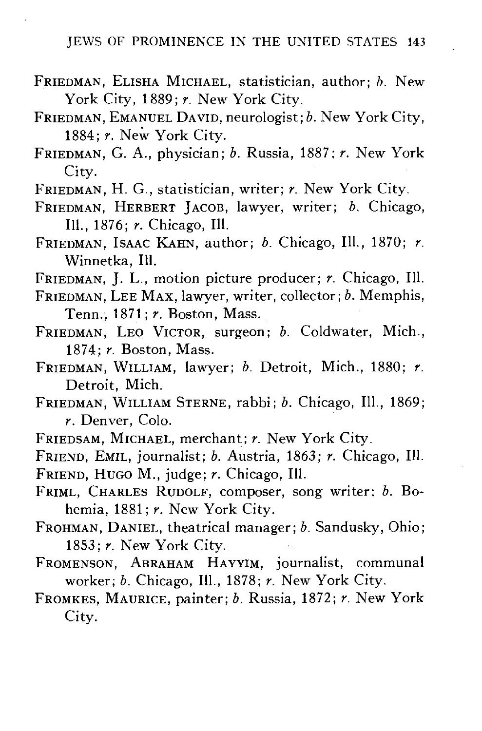FRIEDMAN, ELISHA MICHAEL, statistician, author; *b.* New York City, 1889; *r.* New York City.

FRIEDMAN, EMANUEL DAVID, neurologist; *b.* New York City, 1884; *r.* New York City.

FRIEDMAN, G. A., physician; *b.* Russia, 1887; *r.* New York City.

FRIEDMAN, H. G., statistician, writer; *r.* New York City.

FRIEDMAN, HERBERT JACOB, lawyer, writer; *b.* Chicago, Ill., 1876; *r.* Chicago, Ill.

FRIEDMAN, ISAAC KAHN, author; *b.* Chicago, Ill., 1870; *r.* Winnetka, Ill.

FRIEDMAN, J. L., motion picture producer; *r.* Chicago, Ill.

FRIEDMAN, LEE MAX, lawyer, writer, collector; *b.* Memphis, Tenn., 1871; *r.* Boston, Mass.

FRIEDMAN, LEO VICTOR, surgeon; *b.* Coldwater, Mich., 1874; *r.* Boston, Mass.

FRIEDMAN, WILLIAM, lawyer; *b.* Detroit, Mich., 1880; *r.* Detroit, Mich.

FRIEDMAN, WILLIAM STERNE, rabbi; *b.* Chicago, Ill., 1869; *r.* Denver, Colo.

FRIEDSAM, MICHAEL, merchant; *r.* New York City.

FRIEND, EMIL, journalist; *b.* Austria, 1863; *r.* Chicago, Ill.

FRIEND, HUGO M., judge; *r.* Chicago, Ill.

FRIML, CHARLES RUDOLF, composer, song writer; *b.* Bohemia, 1881; *r.* New York City.

FROHMAN, DANIEL, theatrical manager; *b.* Sandusky, Ohio; 1853; *r.* New York City.

FROMENSON, ABRAHAM HAYYIM, journalist, communal worker; *b.* Chicago, Ill., 1878; *r.* New York City.

FROMKES, MAURICE, painter; *b.* Russia, 1872; *r.* New York City.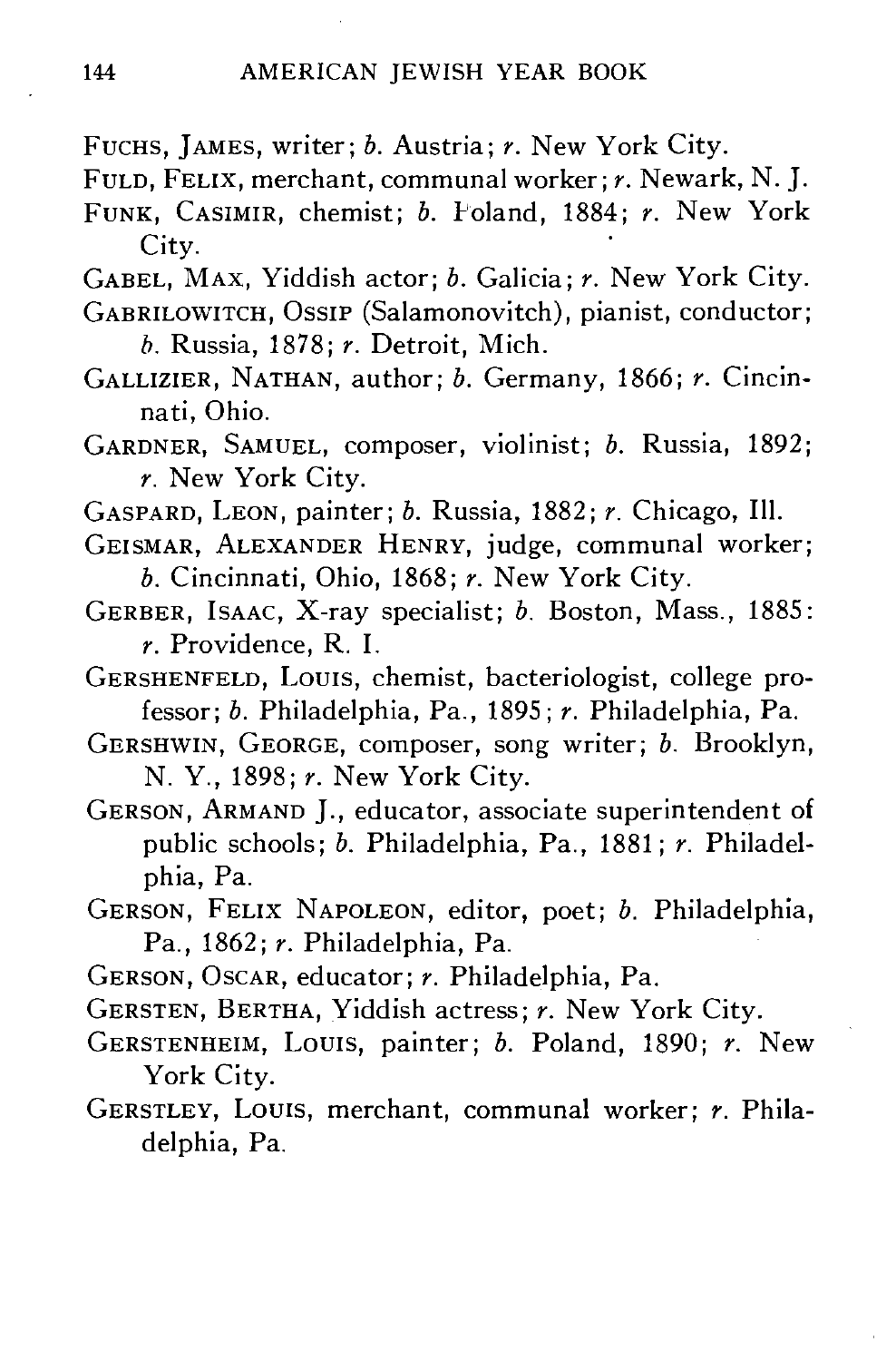FUCHS, JAMES, writer; *b.* Austria; *r.* New York City.

FULD, FELIX, merchant, communal worker; *r.* Newark, N. J.

FUNK, CASIMIR, chemist; *b.* Poland, 1884; *r.* New York City.

GABEL, MAX, Yiddish actor; *b.* Galicia; *r.* New York City.

GABRILOWITCH, OSSIP (Salamonovitch), pianist, conductor; *b.* Russia, 1878; *r.* Detroit, Mich.

GALLIZIER, NATHAN, author; *b.* Germany, 1866; *r.* Cincinnati, Ohio.

GARDNER, SAMUEL, composer, violinist; *b.* Russia, 1892; *r.* New York City.

GASPARD, LEON, painter; *b.* Russia, 1882; *r.* Chicago, Ill.

GEISMAR, ALEXANDER HENRY, judge, communal worker; *b.* Cincinnati, Ohio, 1868; *r.* New York City.

GERBER, ISAAC, X-ray specialist; *b.* Boston, Mass., 1885: *r.* Providence, R. I.

GERSHENFELD, LOUIS, chemist, bacteriologist, college professor; *b.* Philadelphia, Pa., 1895; *r.* Philadelphia, Pa.

GERSHWIN, GEORGE, composer, song writer; *b.* Brooklyn, N. Y., 1898; *r.* New York City.

GERSON, ARMAND J., educator, associate superintendent of public schools; *b.* Philadelphia, Pa., 1881; *r.* Philadelphia, Pa.

GERSON, FELIX NAPOLEON, editor, poet; *b.* Philadelphia, Pa., 1862; *r.* Philadelphia, Pa.

GERSON, OSCAR, educator; *r.* Philadelphia, Pa.

GERSTEN, BERTHA, Yiddish actress; *r.* New York City.

GERSTENHEIM, LOUIS, painter; *b.* Poland, 1890; *r.* New York City.

GERSTLEY, LOUIS, merchant, communal worker; *r.* Philadelphia, Pa.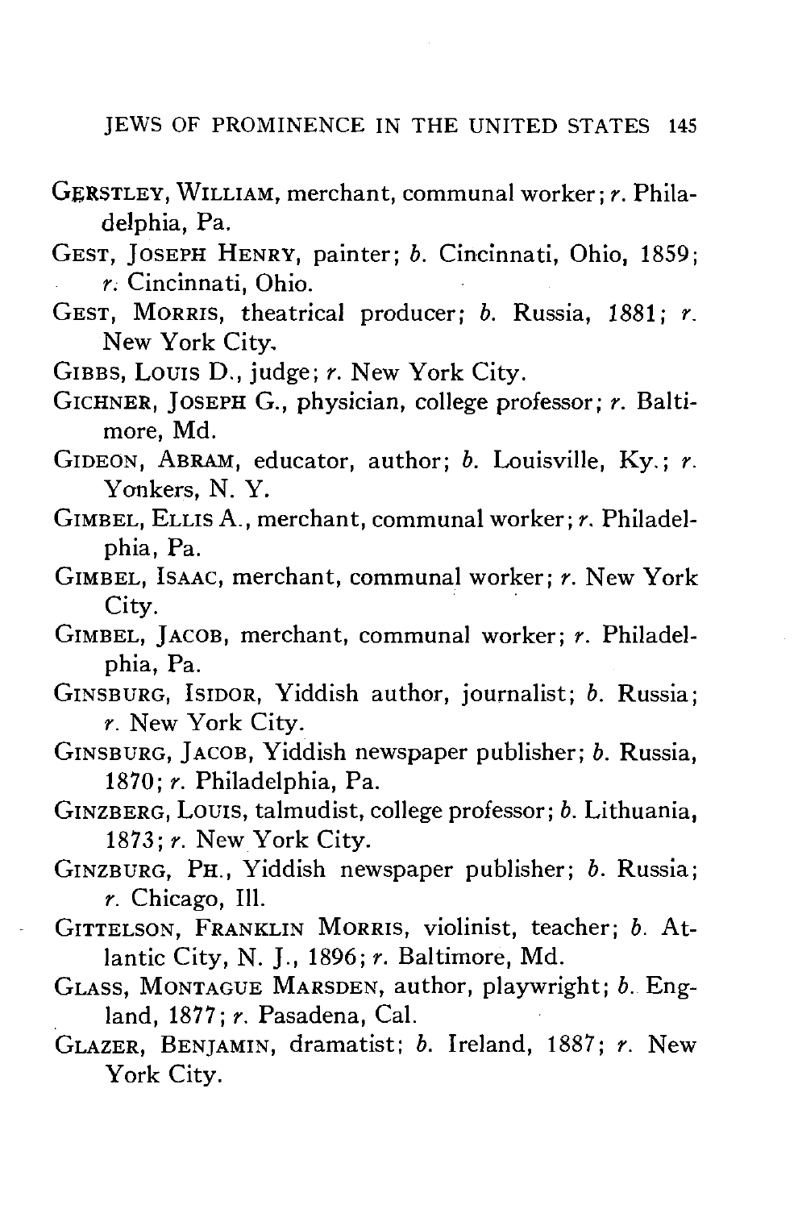GERSTLEY, WILLIAM, merchant, communal worker; *r.* Philadelphia, Pa.

GEST, JOSEPH HENRY, painter; *b.* Cincinnati, Ohio, 1859; *r.* Cincinnati, Ohio.

GEST, MORRIS, theatrical producer; *b.* Russia, 1881; *r.* New York City.

GIBBS, LOUIS D., judge; *r.* New York City.

GICHNER, JOSEPH G., physician, college professor; *r.* Baltimore, Md.

GIDEON, ABRAM, educator, author; *b.* Louisville, Ky.; *r.* Yonkers, N. Y.

GIMBEL, ELLIS A., merchant, communal worker; *r.* Philadelphia, Pa.

GIMBEL, ISAAC, merchant, communal worker; *r.* New York City.

GIMBEL, JACOB, merchant, communal worker; *r.* Philadelphia, Pa.

GINSBURG, ISIDOR, Yiddish author, journalist; *b.* Russia; *r.* New York City.

GINSBURG, JACOB, Yiddish newspaper publisher; *b.* Russia, 1870; *r.* Philadelphia, Pa.

GINZBERG, LOUIS, talmudist, college professor; *b.* Lithuania, 1873; *r.* New York City.

GINZBURG, PH., Yiddish newspaper publisher; *b.* Russia; *r.* Chicago, Ill.

GITTELSON, FRANKLIN MORRIS, violinist, teacher; *b.* Atlantic City, N. J., 1896; *r.* Baltimore, Md.

GLASS, MONTAGUE MARSDEN, author, playwright; *b.* England, 1877; *r.* Pasadena, Cal.

GLAZER, BENJAMIN, dramatist; *b.* Ireland, 1887; *r.* New York City.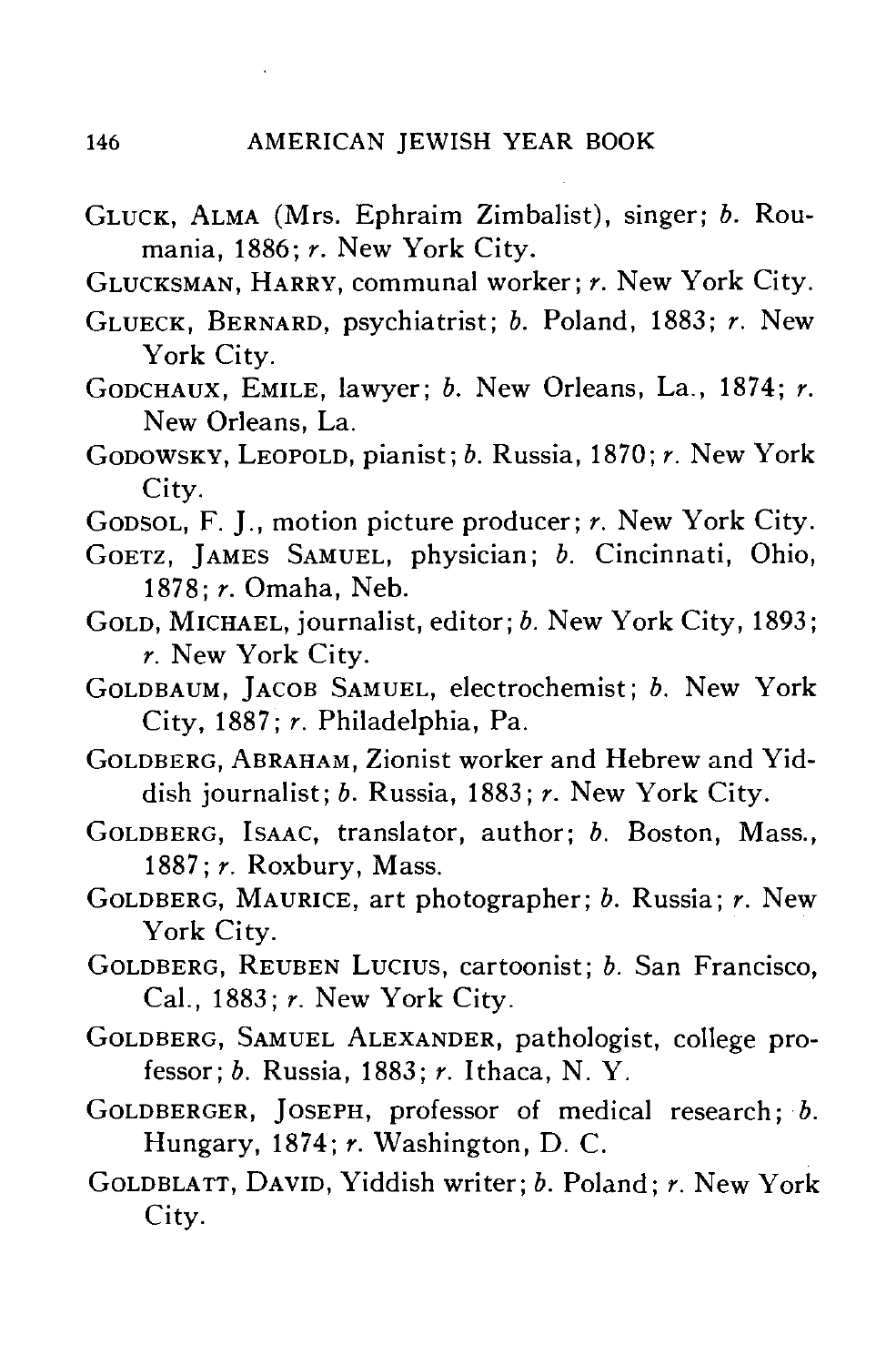GLUCK, ALMA (Mrs. Ephraim Zimbalist), singer; *b.* Roumania, 1886; *r.* New York City.

GLUCKSMAN, HARRY, communal worker; *r.* New York City.

GLUECK, BERNARD, psychiatrist; *b.* Poland, 1883; *r.* New York City.

GODCHAUX, EMILE, lawyer; *b.* New Orleans, La., 1874; *r.* New Orleans, La.

GODOWSKY, LEOPOLD, pianist; *b.* Russia, 1870; *r.* New York City.

GODSOL, F. J., motion picture producer; *r.* New York City.

GOETZ, JAMES SAMUEL, physician; *b.* Cincinnati, Ohio, 1878; *r.* Omaha, Neb.

GOLD, MICHAEL, journalist, editor; *b.* New York City, 1893; *r.* New York City.

GOLDBAUM, JACOB SAMUEL, electrochemist; *b.* New York City, 1887; *r.* Philadelphia, Pa.

GOLDBERG, ABRAHAM, Zionist worker and Hebrew and Yiddish journalist; *b.* Russia, 1883; *r.* New York City.

GOLDBERG, ISAAC, translator, author; *b.* Boston, Mass., 1887; *r.* Roxbury, Mass.

GOLDBERG, MAURICE, art photographer; *b.* Russia; *r.* New York City.

GOLDBERG, REUBEN LUCIUS, cartoonist; *b.* San Francisco, Cal., 1883; *r.* New York City.

GOLDBERG, SAMUEL ALEXANDER, pathologist, college professor; *b.* Russia, 1883; *r.* Ithaca, N. Y.

GOLDBERGER, JOSEPH, professor of medical research; *b.* Hungary, 1874; *r.* Washington, D. C.

GOLDBLATT, DAVID, Yiddish writer; *b.* Poland; *r.* New York City.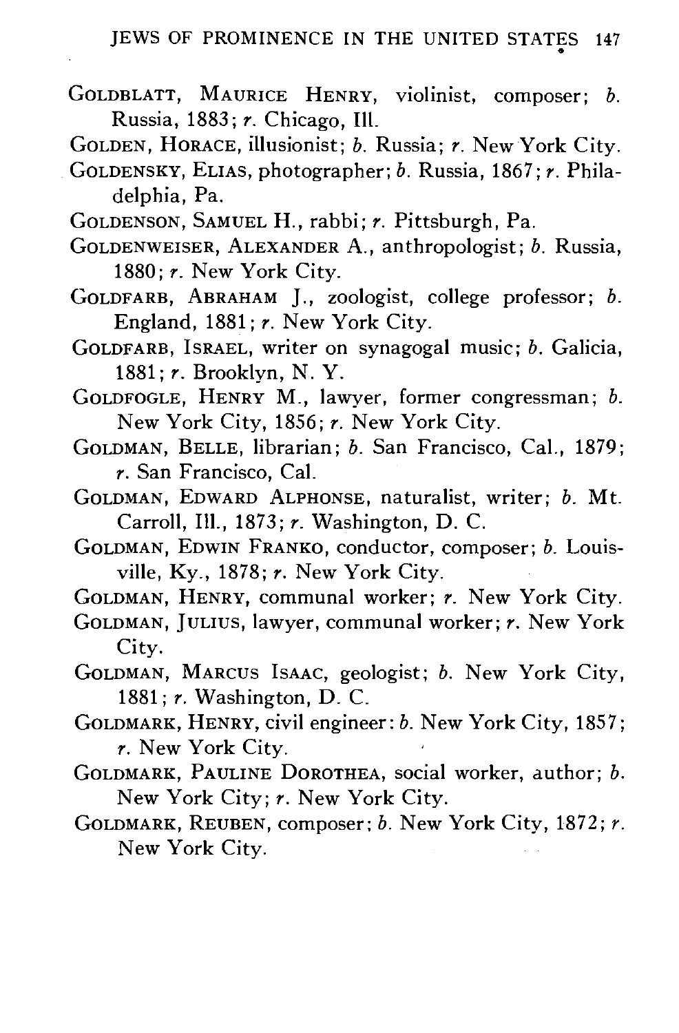GOLDBLATT, MAURICE HENRY, violinist, composer; *b.* Russia, 1883; *r.* Chicago, Ill.

GOLDEN, HORACE, illusionist; *b.* Russia; *r.* New York City.

GOLDENSKY, ELIAS, photographer; *b.* Russia, 1867; *r.* Philadelphia, Pa.

GOLDENSON, SAMUEL H., rabbi; *r.* Pittsburgh, Pa.

GOLDENWEISER, ALEXANDER A., anthropologist; *b.* Russia, 1880; *r.* New York City.

GOLDFARB, ABRAHAM J., zoologist, college professor; *b.* England, 1881; *r.* New York City.

GOLDFARB, ISRAEL, writer on synagogal music; *b.* Galicia, 1881; *r.* Brooklyn, N. Y.

GOLDFOGLE, HENRY M., lawyer, former congressman; *b.* New York City, 1856; *r.* New York City.

GOLDMAN, BELLE, librarian; *b.* San Francisco, Cal., 1879; *r.* San Francisco, Cal.

GOLDMAN, EDWARD ALPHONSE, naturalist, writer; *b.* Mt. Carroll, Ill., 1873; *r.* Washington, D. C.

GOLDMAN, EDWIN FRANKO, conductor, composer; *b.* Louisville, Ky., 1878; *r.* New York City.

GOLDMAN, HENRY, communal worker; *r.* New York City.

GOLDMAN, JULIUS, lawyer, communal worker; *r.* New York City.

GOLDMAN, MARCUS ISAAC, geologist; *b.* New York City, 1881; *r.* Washington, D. C.

GOLDMARK, HENRY, civil engineer: *b.* New York City, 1857; *r.* New York City.

GOLDMARK, PAULINE DOROTHEA, social worker, author; *b.* New York City; *r.* New York City.

GOLDMARK, REUBEN, composer; *b.* New York City, 1872; *r.* New York City.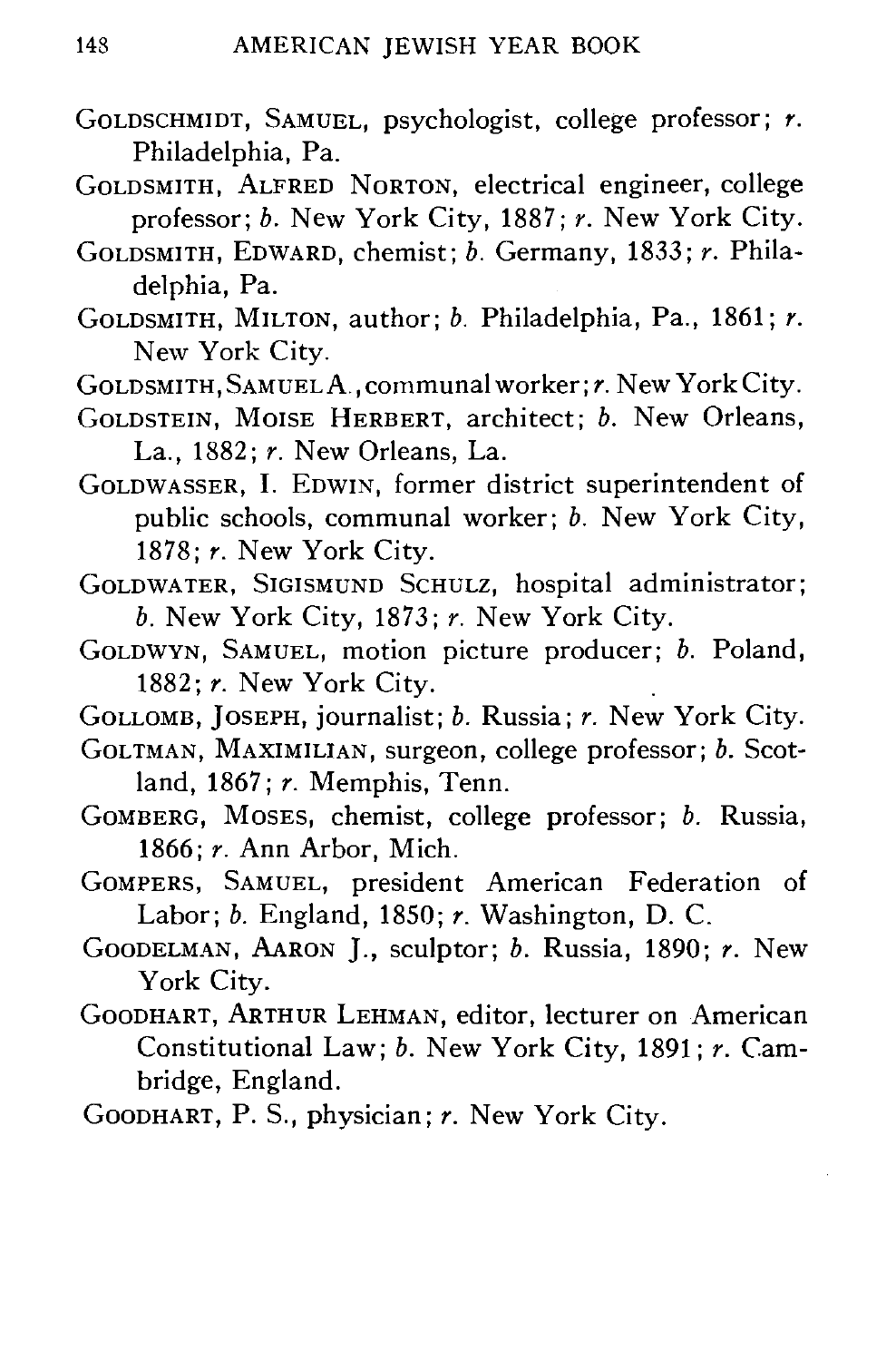GOLDSCHMIDT, SAMUEL, psychologist, college professor; *r.* Philadelphia, Pa.

GOLDSMITH, ALFRED NORTON, electrical engineer, college professor; *b.* New York City, 1887; *r.* New York City.

GOLDSMITH, EDWARD, chemist; *b.* Germany, 1833; *r.* Philadelphia, Pa.

GOLDSMITH, MILTON, author; *b.* Philadelphia, Pa., 1861; *r.* New York City.

GOLDSMITH, SAMUEL A., communal worker; *r.* New York City.

GOLDSTEIN, MOISE HERBERT, architect; *b.* New Orleans, La., 1882; *r.* New Orleans, La.

GOLDWASSER, I. EDWIN, former district superintendent of public schools, communal worker; *b.* New York City, 1878; *r.* New York City.

GOLDWATER, SIGISMUND SCHULZ, hospital administrator; *b.* New York City, 1873; *r.* New York City.

GOLDWYN, SAMUEL, motion picture producer; *b.* Poland, 1882; *r.* New York City.

GOLLOMB, JOSEPH, journalist; *b.* Russia; *r.* New York City.

GOLTMAN, MAXIMILIAN, surgeon, college professor; *b.* Scotland, 1867; *r.* Memphis, Tenn.

GOMBERG, MOSES, chemist, college professor; *b.* Russia, 1866; *r.* Ann Arbor, Mich.

GOMPERS, SAMUEL, president American Federation of Labor; *b.* England, 1850; *r.* Washington, D. C.

GOODELMAN, AARON J., sculptor; *b.* Russia, 1890; *r.* New York City.

GOODHART, ARTHUR LEHMAN, editor, lecturer on American Constitutional Law; *b.* New York City, 1891; *r.* Cambridge, England.

GOODHART, P. S., physician; *r.* New York City.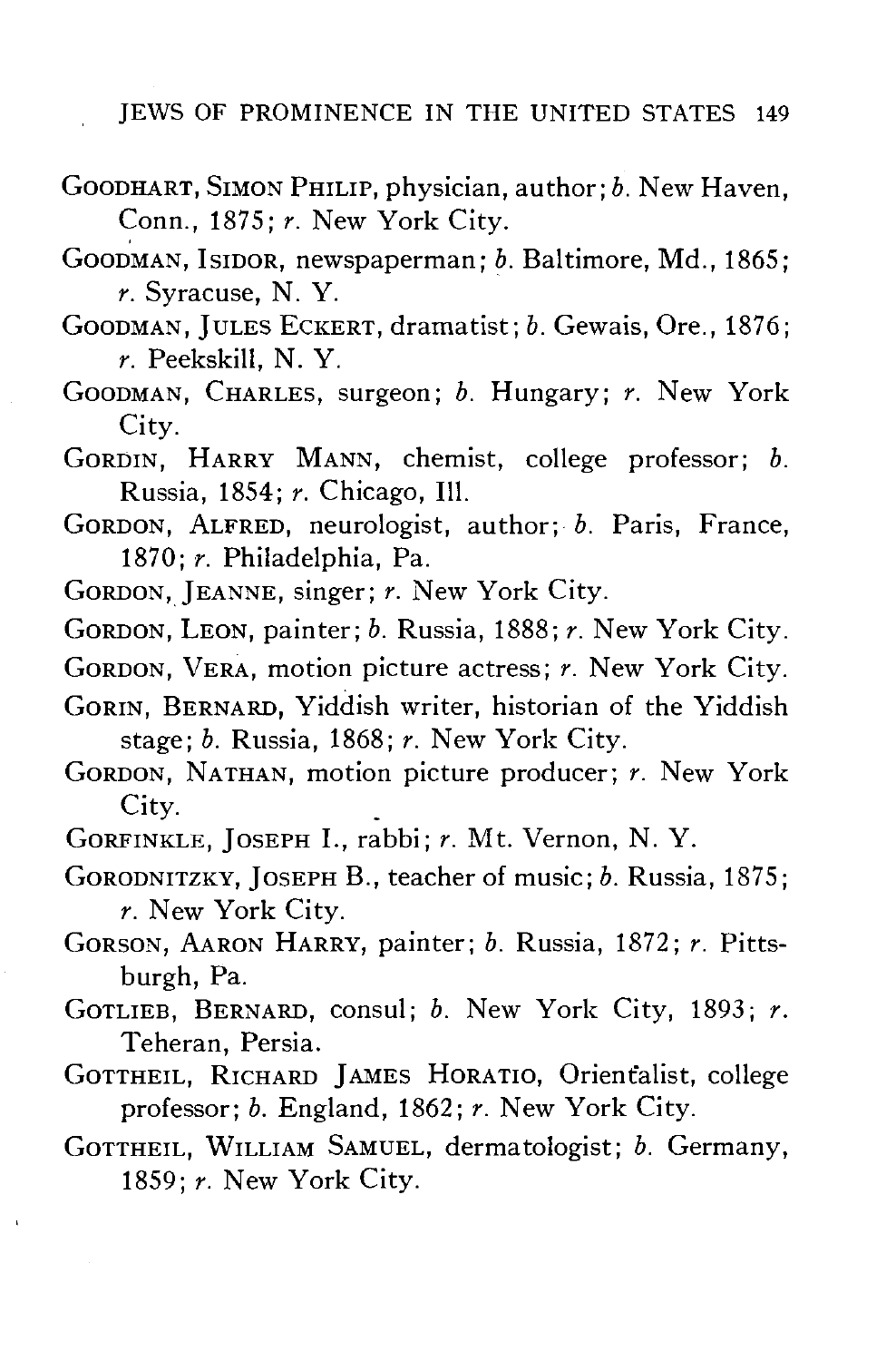GOODHART, SIMON PHILIP, physician, author; *b.* New Haven, Conn., 1875; *r.* New York City.

GOODMAN, ISIDOR, newspaperman; *b.* Baltimore, Md., 1865; *r.* Syracuse, N. Y.

GOODMAN, JULES ECKERT, dramatist; *b.* Gewais, Ore., 1876; *r.* Peekskill, N. Y.

GOODMAN, CHARLES, surgeon; *b.* Hungary; *r.* New York City.

GORDIN, HARRY MANN, chemist, college professor; *b.* Russia, 1854; *r.* Chicago, Ill.

GORDON, ALFRED, neurologist, author; *b.* Paris, France, 1870; *r.* Philadelphia, Pa.

GORDON, JEANNE, singer; *r.* New York City.

GORDON, LEON, painter; *b.* Russia, 1888; *r.* New York City.

GORDON, VERA, motion picture actress; *r.* New York City.

GORIN, BERNARD, Yiddish writer, historian of the Yiddish stage; *b.* Russia, 1868; *r.* New York City.

GORDON, NATHAN, motion picture producer; *r.* New York City.

GORFINKLE, JOSEPH I., rabbi; *r.* Mt. Vernon, N. Y.

GORODNITZKY, JOSEPH B., teacher of music; *b.* Russia, 1875; *r.* New York City.

GORSON, AARON HARRY, painter; *b.* Russia, 1872; *r.* Pittsburgh, Pa.

GOTLIEB, BERNARD, consul; *b.* New York City, 1893; *r.* Teheran, Persia.

GOTTHEIL, RICHARD JAMES HORATIO, Orientalist, college professor; *b.* England, 1862; *r.* New York City.

GOTTHEIL, WILLIAM SAMUEL, dermatologist; *b.* Germany, 1859; *r.* New York City.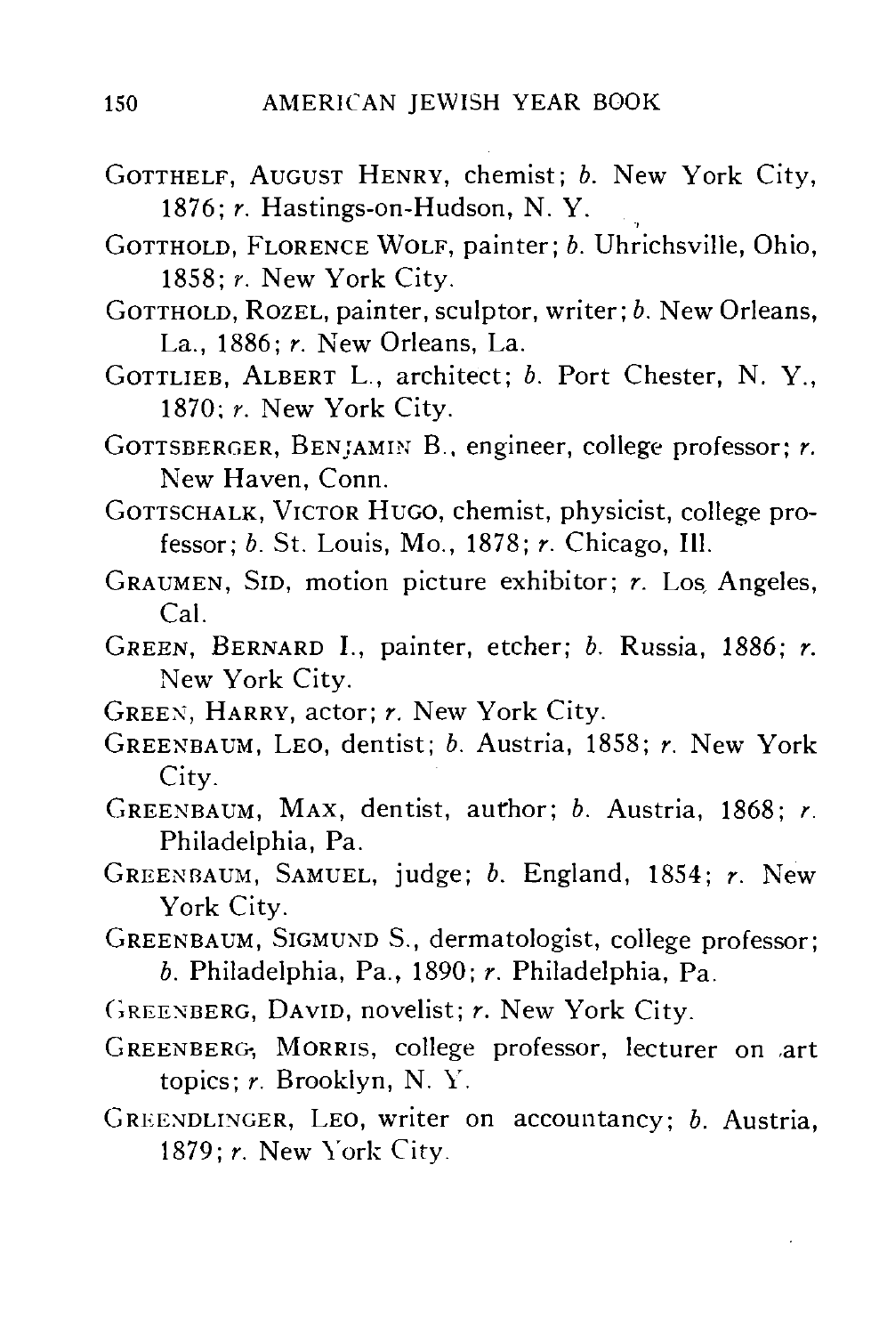GOTTHELF, AUGUST HENRY, chemist; *b.* New York City, 1876; *r.* Hastings-on-Hudson, N. Y.

GOTTHOLD, FLORENCE WOLF, painter; *b.* Uhrichsville, Ohio, 1858; *r.* New York City.

GOTTHOLD, ROZEL, painter, sculptor, writer; *b.* New Orleans, La., 1886; *r.* New Orleans, La.

GOTTLIEB, ALBERT L., architect; *b.* Port Chester, N. Y., 1870; *r.* New York City.

GOTTSBERGER, BENJAMIN B., engineer, college professor; *r.* New Haven, Conn.

GOTTSCHALK, VICTOR HUGO, chemist, physicist, college professor; *b.* St. Louis, Mo., 1878; *r.* Chicago, Ill.

GRAUMEN, SID, motion picture exhibitor; *r.* Los Angeles, Cal.

GREEN, BERNARD I., painter, etcher; *b.* Russia, 1886; *r.* New York City.

GREEN, HARRY, actor; *r.* New York City.

GREENBAUM, LEO, dentist; *b.* Austria, 1858; *r.* New York City.

GREENBAUM, MAX, dentist, author; *b.* Austria, 1868; *r.* Philadelphia, Pa.

GREENBAUM, SAMUEL, judge; *b.* England, 1854; *r.* New York City.

GREENBAUM, SIGMUND S., dermatologist, college professor; *b.* Philadelphia, Pa., 1890; *r.* Philadelphia, Pa.

GREENBERG, DAVID, novelist; *r.* New York City.

GREENBERG, MORRIS, college professor, lecturer on art topics; *r.* Brooklyn, N. Y.

GREENDLINGER, LEO, writer on accountancy; *b.* Austria, 1879; *r.* New York City.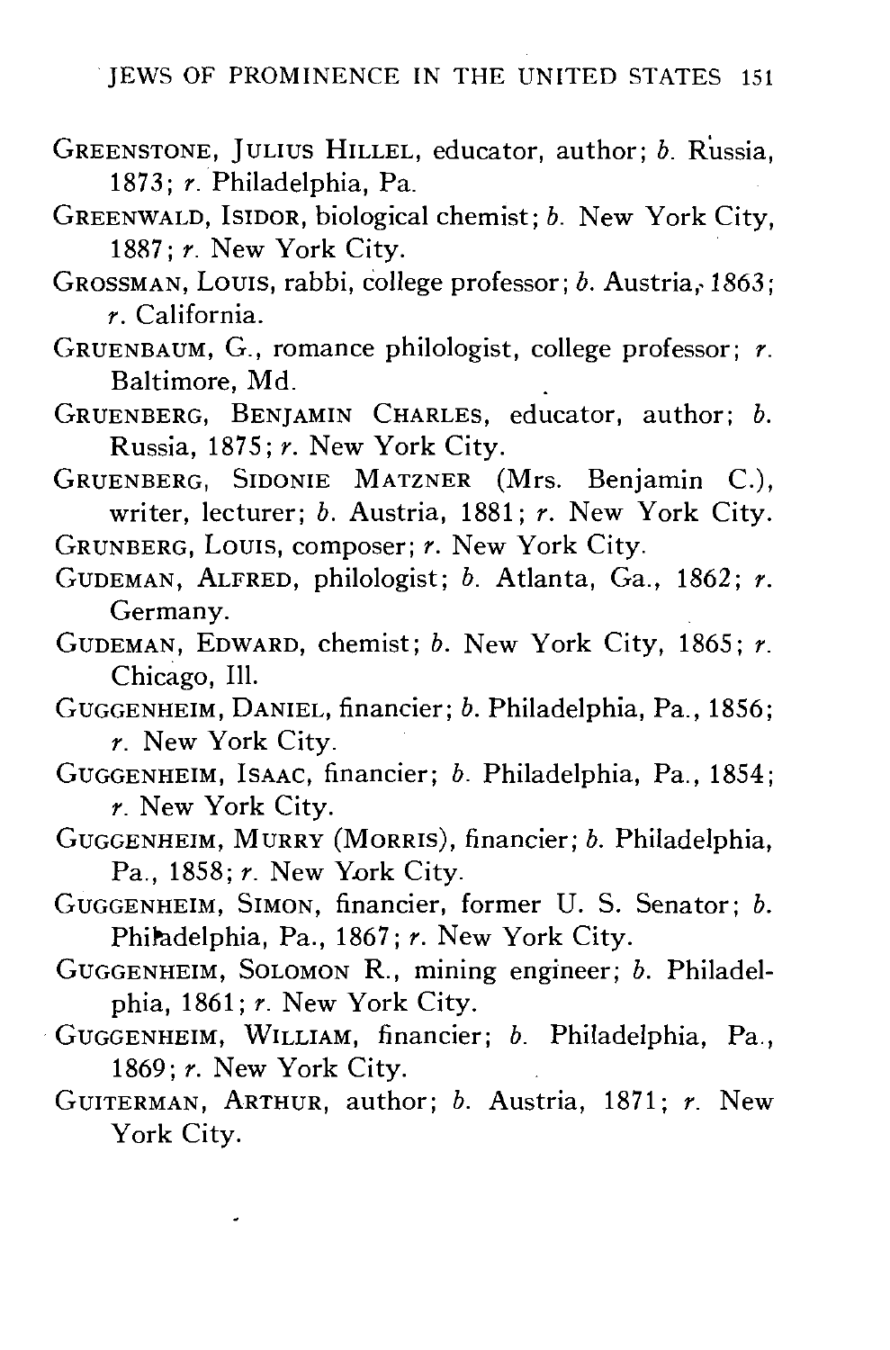GREENSTONE, JULIUS HILLEL, educator, author; *b.* Russia, 1873; *r.* Philadelphia, Pa.

GREENWALD, ISIDOR, biological chemist; *b.* New York City, 1887; *r.* New York City.

GROSSMAN, LOUIS, rabbi, college professor; *b.* Austria, 1863; *r.* California.

GRUENBAUM, G., romance philologist, college professor; *r.* Baltimore, Md.

GRUENBERG, BENJAMIN CHARLES, educator, author; *b.* Russia, 1875; *r.* New York City.

GRUENBERG, SIDONIE MATZNER (Mrs. Benjamin C.), writer, lecturer; *b.* Austria, 1881; *r.* New York City.

GRUNBERG, LOUIS, composer; *r.* New York City.

GUDEMAN, ALFRED, philologist; *b.* Atlanta, Ga., 1862; *r.* Germany.

GUDEMAN, EDWARD, chemist; *b.* New York City, 1865; *r.* Chicago, Ill.

GUGGENHEIM, DANIEL, financier; *b.* Philadelphia, Pa., 1856; *r.* New York City.

GUGGENHEIM, ISAAC, financier; *b.* Philadelphia, Pa., 1854; *r.* New York City.

GUGGENHEIM, MURRY (MORRIS), financier; *b.* Philadelphia, Pa., 1858; *r.* New York City.

GUGGENHEIM, SIMON, financier, former U. S. Senator; *b.* Philadelphia, Pa., 1867; *r.* New York City.

GUGGENHEIM, SOLOMON R., mining engineer; *b.* Philadelphia, 1861; *r.* New York City.

GUGGENHEIM, WILLIAM, financier; *b.* Philadelphia, Pa., 1869; *r.* New York City.

GUITERMAN, ARTHUR, author; *b.* Austria, 1871; *r.* New York City.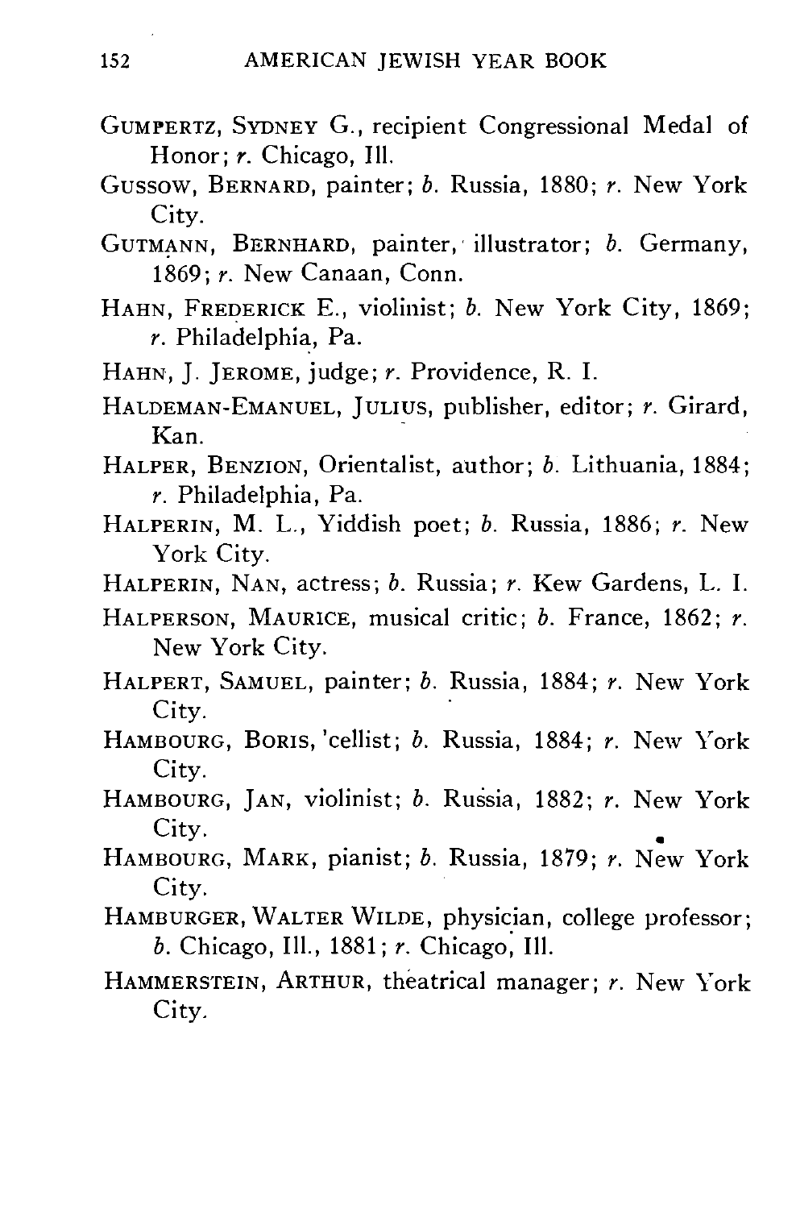GUMPERTZ, SYDNEY G., recipient Congressional Medal of Honor; *r.* Chicago, Ill.

GUSSOW, BERNARD, painter; *b.* Russia, 1880; *r.* New York City.

GUTMANN, BERNHARD, painter, illustrator; *b.* Germany, 1869; *r.* New Canaan, Conn.

HAHN, FREDERICK E., violinist; *b.* New York City, 1869; *r.* Philadelphia, Pa.

HAHN, J. JEROME, judge; *r.* Providence, R. I.

HALDEMAN-EMANUEL, JULIUS, publisher, editor; *r.* Girard, Kan.

HALPER, BENZION, Orientalist, author; *b.* Lithuania, 1884; *r.* Philadelphia, Pa.

HALPERIN, M. L., Yiddish poet; *b.* Russia, 1886; *r.* New York City.

HALPERIN, NAN, actress; *b.* Russia; *r.* Kew Gardens, L. I.

HALPERSON, MAURICE, musical critic; *b.* France, 1862; *r.* New York City.

HALPERT, SAMUEL, painter; *b.* Russia, 1884; *r.* New York City.

HAMBOURG, BORIS, 'cellist; *b.* Russia, 1884; *r.* New York City.

HAMBOURG, JAN, violinist; *b.* Russia, 1882; *r.* New York City.

HAMBOURG, MARK, pianist; *b.* Russia, 1879; *r.* New York City.

HAMBURGER, WALTER WILDE, physician, college professor; *b.* Chicago, Ill., 1881; *r.* Chicago, Ill.

HAMMERSTEIN, ARTHUR, theatrical manager; *r.* New York City.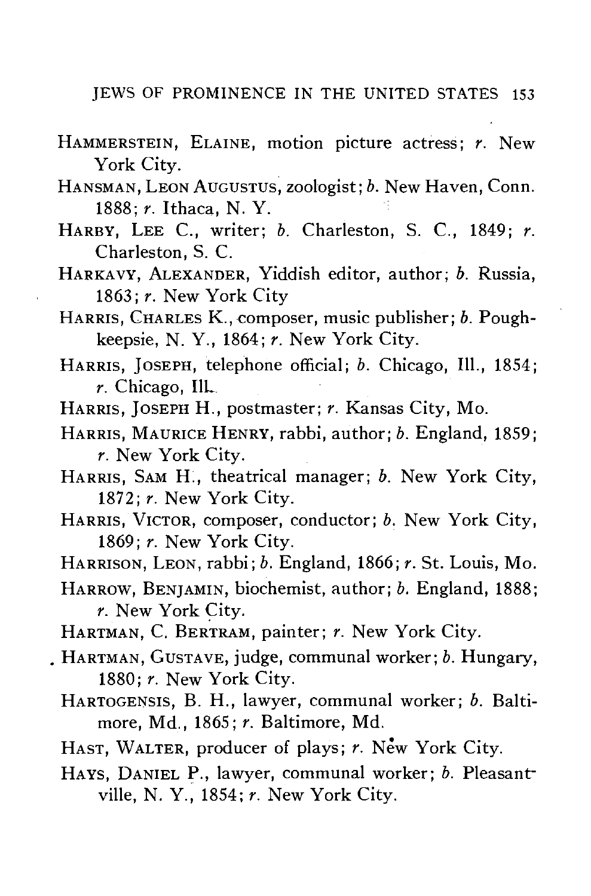HAMMERSTEIN, ELAINE, motion picture actress; *r.* New York City.

HANSMAN, LEON AUGUSTUS, zoologist; *b.* New Haven, Conn. 1888; *r.* Ithaca, N. Y.

HARBY, LEE C., writer; *b.* Charleston, S. C., 1849; *r.* Charleston, S. C.

HARKAVY, ALEXANDER, Yiddish editor, author; *b.* Russia, 1863; *r.* New York City

HARRIS, CHARLES K., composer, music publisher; *b.* Poughkeepsie, N. Y., 1864; *r.* New York City.

HARRIS, JOSEPH, telephone official; *b.* Chicago, Ill., 1854; *r.* Chicago, Ill.

HARRIS, JOSEPH H., postmaster; *r.* Kansas City, Mo.

HARRIS, MAURICE HENRY, rabbi, author; *b.* England, 1859; *r.* New York City.

HARRIS, SAM H., theatrical manager; *b.* New York City, 1872; *r.* New York City.

HARRIS, VICTOR, composer, conductor; *b.* New York City, 1869; *r.* New York City.

HARRISON, LEON, rabbi; *b.* England, 1866; *r.* St. Louis, Mo.

HARROW, BENJAMIN, biochemist, author; *b.* England, 1888; *r.* New York City.

HARTMAN, C. BERTRAM, painter; *r.* New York City.

HARTMAN, GUSTAVE, judge, communal worker; *b.* Hungary, 1880; *r.* New York City.

HARTOGENSIS, B. H., lawyer, communal worker; *b.* Baltimore, Md., 1865; *r.* Baltimore, Md.

HAST, WALTER, producer of plays; *r.* New York City.

HAYS, DANIEL P., lawyer, communal worker; *b.* Pleasantville, N. Y., 1854; *r.* New York City.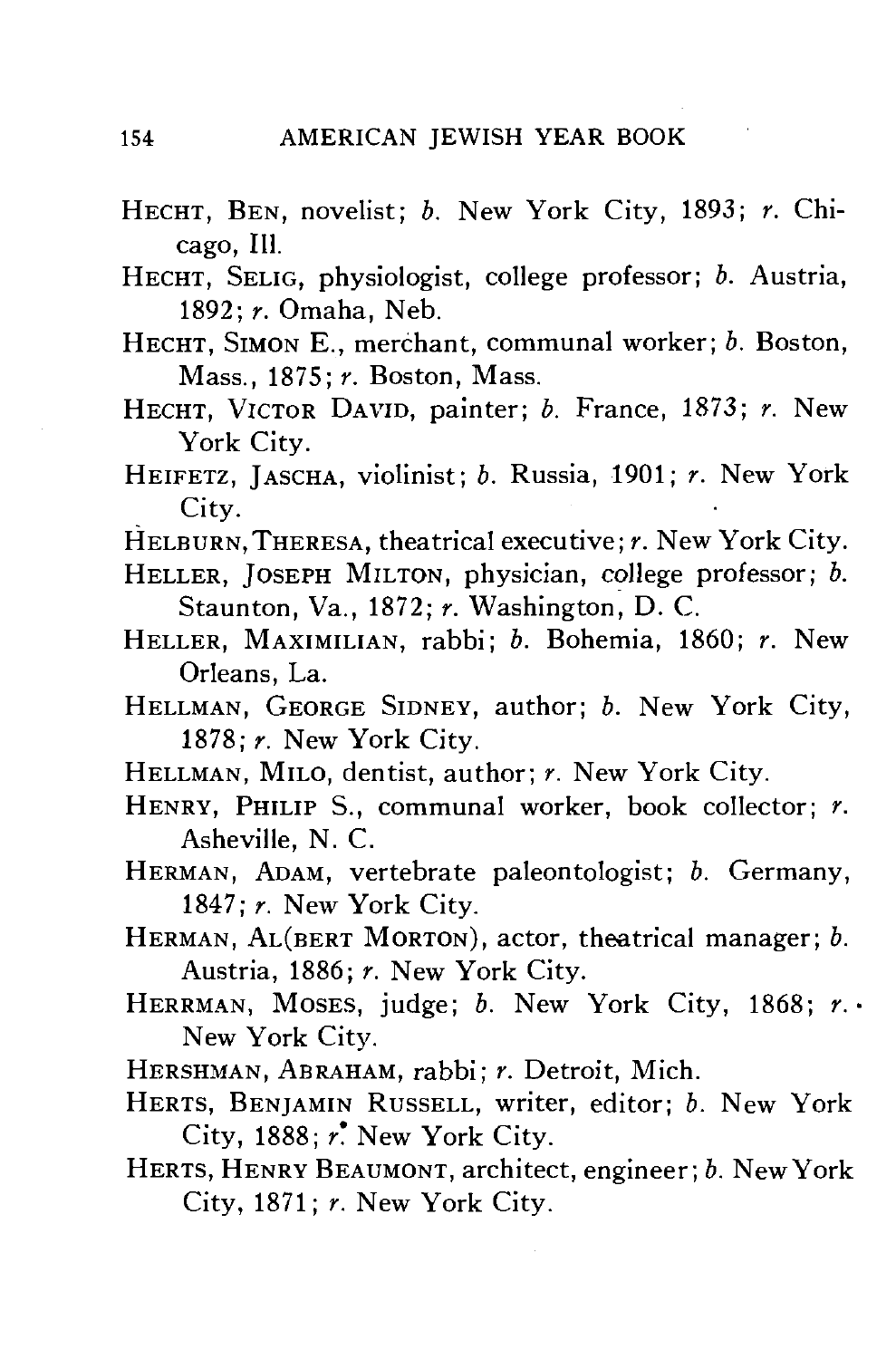HECHT, BEN, novelist; *b.* New York City, 1893; *r.* Chicago, Ill.

HECHT, SELIG, physiologist, college professor; *b.* Austria, 1892; *r.* Omaha, Neb.

HECHT, SIMON E., merchant, communal worker; *b.* Boston, Mass., 1875; *r.* Boston, Mass.

HECHT, VICTOR DAVID, painter; *b.* France, 1873; *r.* New York City.

HEIFETZ, JASCHA, violinist; *b.* Russia, 1901; *r.* New York City.

HELBURN, THERESA, theatrical executive; *r.* New York City.

HELLER, JOSEPH MILTON, physician, college professor; *b.* Staunton, Va., 1872; *r.* Washington, D. C.

HELLER, MAXIMILIAN, rabbi; *b.* Bohemia, 1860; *r.* New Orleans, La.

HELLMAN, GEORGE SIDNEY, author; *b.* New York City, 1878; *r.* New York City.

HELLMAN, MILO, dentist, author; *r.* New York City.

HENRY, PHILIP S., communal worker, book collector; *r.* Asheville, N. C.

HERMAN, ADAM, vertebrate paleontologist; *b.* Germany, 1847; *r.* New York City.

HERMAN, AL(BERT MORTON), actor, theatrical manager; *b.* Austria, 1886; *r.* New York City.

HERRMAN, MOSES, judge; *b.* New York City, 1868; *r.* New York City.

HERSHMAN, ABRAHAM, rabbi; *r.* Detroit, Mich.

HERTS, BENJAMIN RUSSELL, writer, editor; *b.* New York City, 1888; *r.* New York City.

HERTS, HENRY BEAUMONT, architect, engineer; *b.* New York City, 1871; *r.* New York City.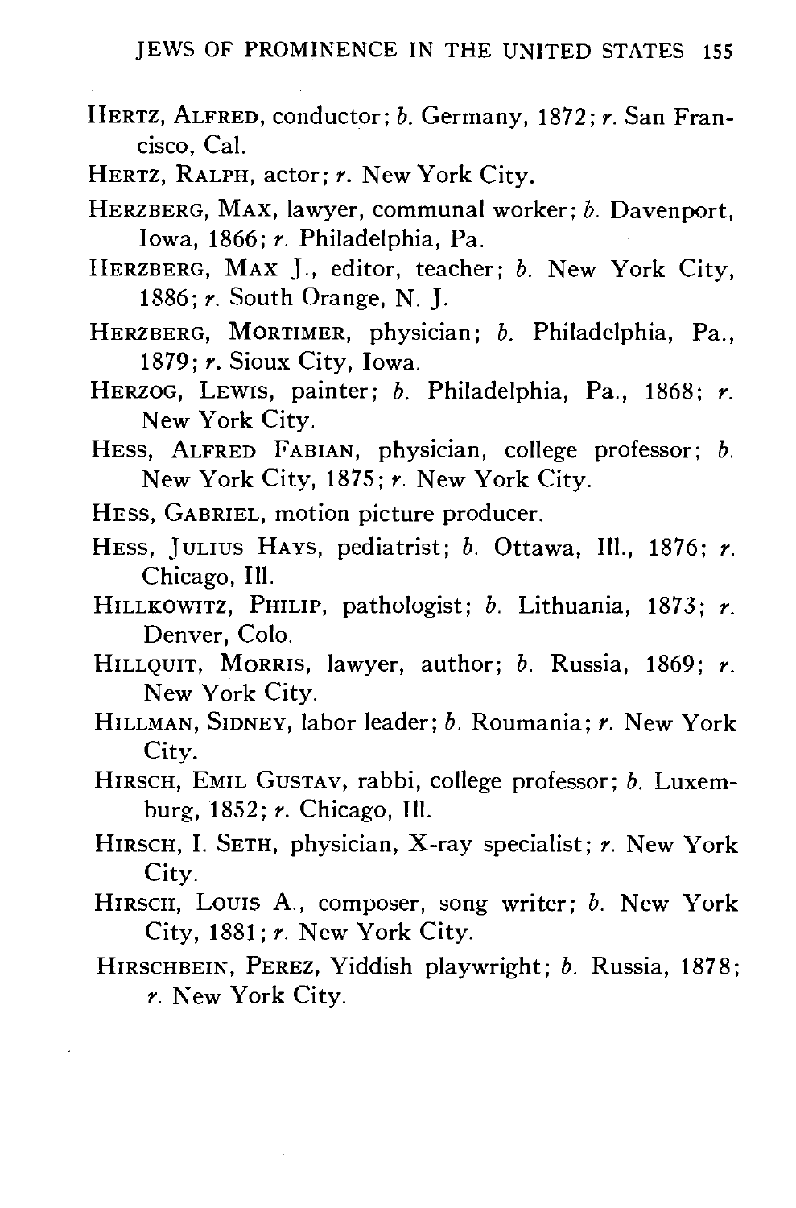HERTZ, ALFRED, conductor; *b.* Germany, 1872; *r.* San Francisco, Cal.

HERTZ, RALPH, actor; *r.* New York City.

HERZBERG, MAX, lawyer, communal worker; *b.* Davenport, Iowa, 1866; *r.* Philadelphia, Pa.

HERZBERG, MAX J., editor, teacher; *b.* New York City, 1886; *r.* South Orange, N. J.

HERZBERG, MORTIMER, physician; *b.* Philadelphia, Pa., 1879; *r.* Sioux City, Iowa.

HERZOG, LEWIS, painter; *b.* Philadelphia, Pa., 1868; *r.* New York City.

HESS, ALFRED FABIAN, physician, college professor; *b.* New York City, 1875; *r.* New York City.

HESS, GABRIEL, motion picture producer.

HESS, JULIUS HAYS, pediatrist; *b.* Ottawa, Ill., 1876; *r.* Chicago, Ill.

HILLKOWITZ, PHILIP, pathologist; *b.* Lithuania, 1873; *r.* Denver, Colo.

HILLQUIT, MORRIS, lawyer, author; *b.* Russia, 1869; *r.* New York City.

HILLMAN, SIDNEY, labor leader; *b.* Roumania; *r.* New York City.

HIRSCH, EMIL GUSTAV, rabbi, college professor; *b.* Luxemburg, 1852; *r.* Chicago, Ill.

HIRSCH, I. SETH, physician, X-ray specialist; *r.* New York City.

HIRSCH, LOUIS A., composer, song writer; *b.* New York City, 1881; *r.* New York City.

HIRSCHBEIN, PEREZ, Yiddish playwright; *b.* Russia, 1878; *r.* New York City.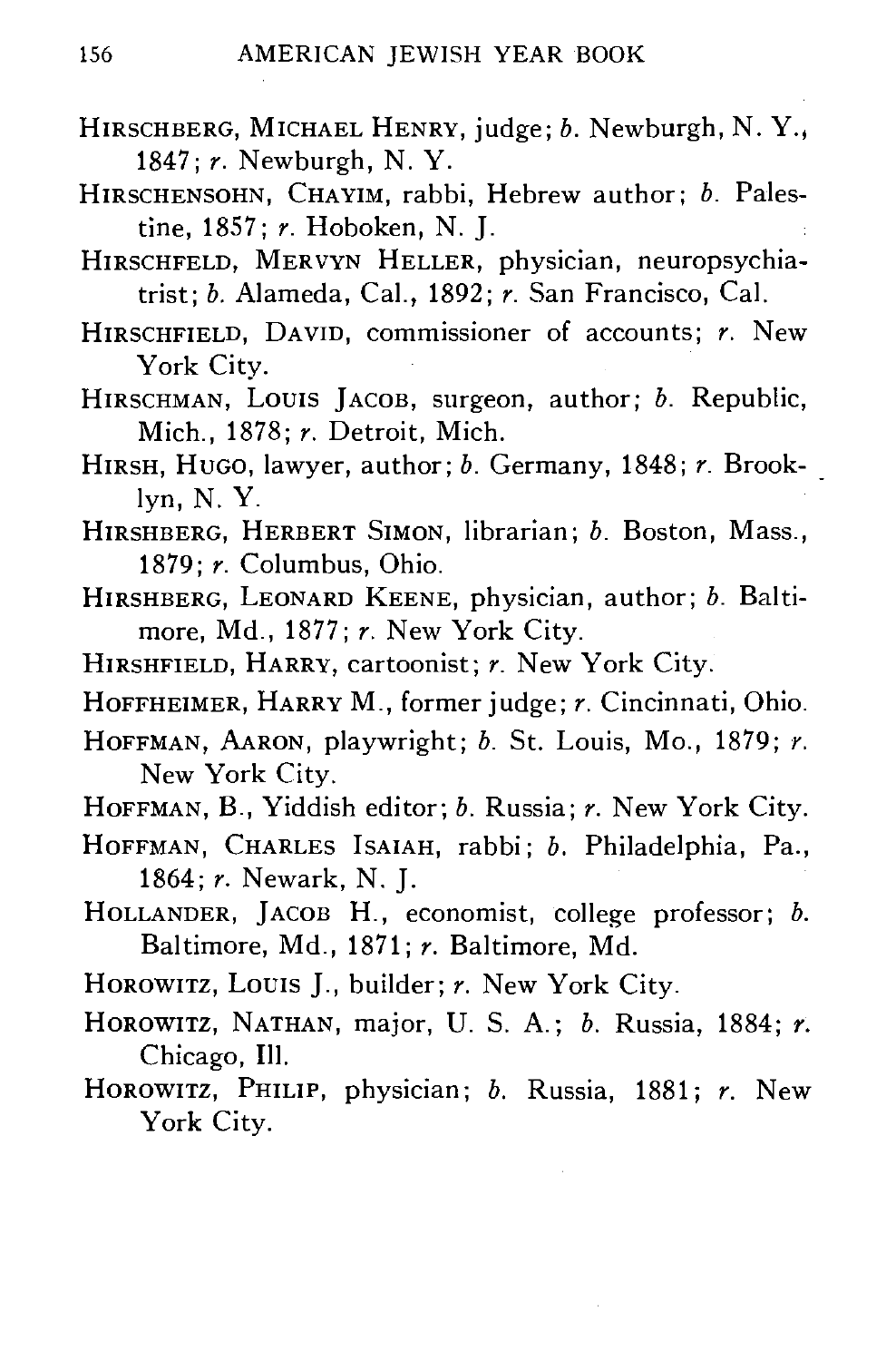HIRSCHBERG, MICHAEL HENRY, judge; *b.* Newburgh, N. Y., 1847; *r.* Newburgh, N. Y.

HIRSCHENSOHN, CHAYIM, rabbi, Hebrew author; *b.* Palestine, 1857; *r.* Hoboken, N. J.

HIRSCHFELD, MERVYN HELLER, physician, neuropsychiatrist; *b.* Alameda, Cal., 1892; *r.* San Francisco, Cal.

HIRSCHFIELD, DAVID, commissioner of accounts; *r.* New York City.

HIRSCHMAN, LOUIS JACOB, surgeon, author; *b.* Republic, Mich., 1878; *r.* Detroit, Mich.

HIRSH, HUGO, lawyer, author; *b.* Germany, 1848; *r.* Brooklyn, N. Y.

HIRSHBERG, HERBERT SIMON, librarian; *b.* Boston, Mass., 1879; *r.* Columbus, Ohio.

HIRSHBERG, LEONARD KEENE, physician, author; *b.* Baltimore, Md., 1877; *r.* New York City.

HIRSHFIELD, HARRY, cartoonist; *r.* New York City.

HOFFHEIMER, HARRY M., former judge; *r.* Cincinnati, Ohio.

HOFFMAN, AARON, playwright; *b.* St. Louis, Mo., 1879; *r.* New York City.

HOFFMAN, B., Yiddish editor; *b.* Russia; *r.* New York City.

HOFFMAN, CHARLES ISAIAH, rabbi; *b.* Philadelphia, Pa., 1864; *r.* Newark, N. J.

HOLLANDER, JACOB H., economist, college professor; *b.* Baltimore, Md., 1871; *r.* Baltimore, Md.

HOROWITZ, LOUIS J., builder; *r.* New York City.

HOROWITZ, NATHAN, major, U. S. A.; *b.* Russia, 1884; *r.* Chicago, Ill.

HOROWITZ, PHILIP, physician; *b.* Russia, 1881; *r.* New York City.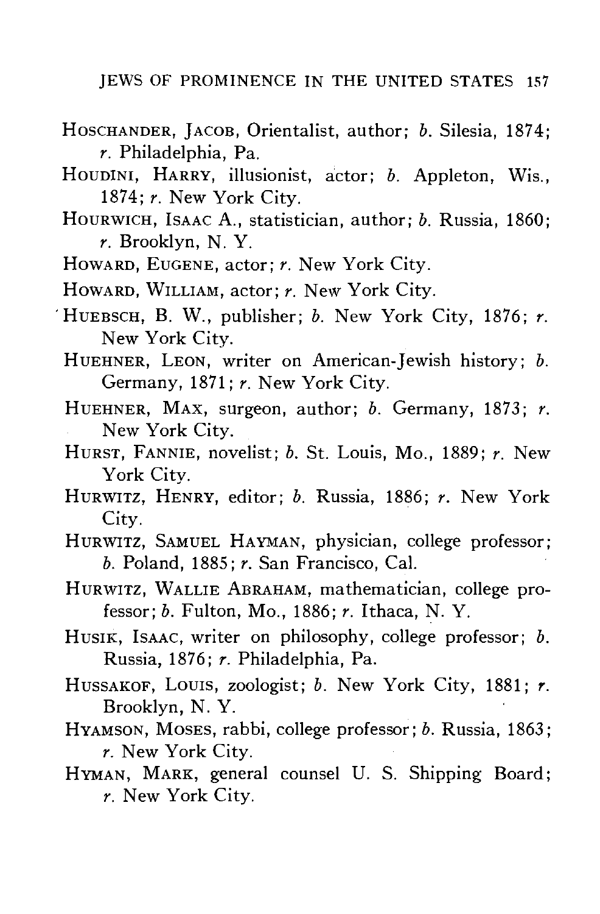HOSCHANDER, JACOB, Orientalist, author; *b.* Silesia, 1874; *r.* Philadelphia, Pa.

HOUDINI, HARRY, illusionist, actor; *b.* Appleton, Wis., 1874; *r.* New York City.

HOURWICH, ISAAC A., statistician, author; *b.* Russia, 1860; *r.* Brooklyn, N. Y.

HOWARD, EUGENE, actor; *r.* New York City.

HOWARD, WILLIAM, actor; *r.* New York City.

HUEBSCH, B. W., publisher; *b.* New York City, 1876; *r.* New York City.

HUEHNER, LEON, writer on American-Jewish history; *b.* Germany, 1871; *r.* New York City.

HUEHNER, MAX, surgeon, author; *b.* Germany, 1873; *r.* New York City.

HURST, FANNIE, novelist; *b.* St. Louis, Mo., 1889; *r.* New York City.

HURWITZ, HENRY, editor; *b.* Russia, 1886; *r.* New York City.

HURWITZ, SAMUEL HAYMAN, physician, college professor; *b.* Poland, 1885; *r.* San Francisco, Cal.

HURWITZ, WALLIE ABRAHAM, mathematician, college professor; *b.* Fulton, Mo., 1886; *r.* Ithaca, N. Y.

HUSIK, ISAAC, writer on philosophy, college professor; *b.* Russia, 1876; *r.* Philadelphia, Pa.

HUSSAKOF, LOUIS, zoologist; *b.* New York City, 1881; *r.* Brooklyn, N. Y.

HYAMSON, MOSES, rabbi, college professor; *b.* Russia, 1863; *r.* New York City.

HYMAN, MARK, general counsel U. S. Shipping Board; *r.* New York City.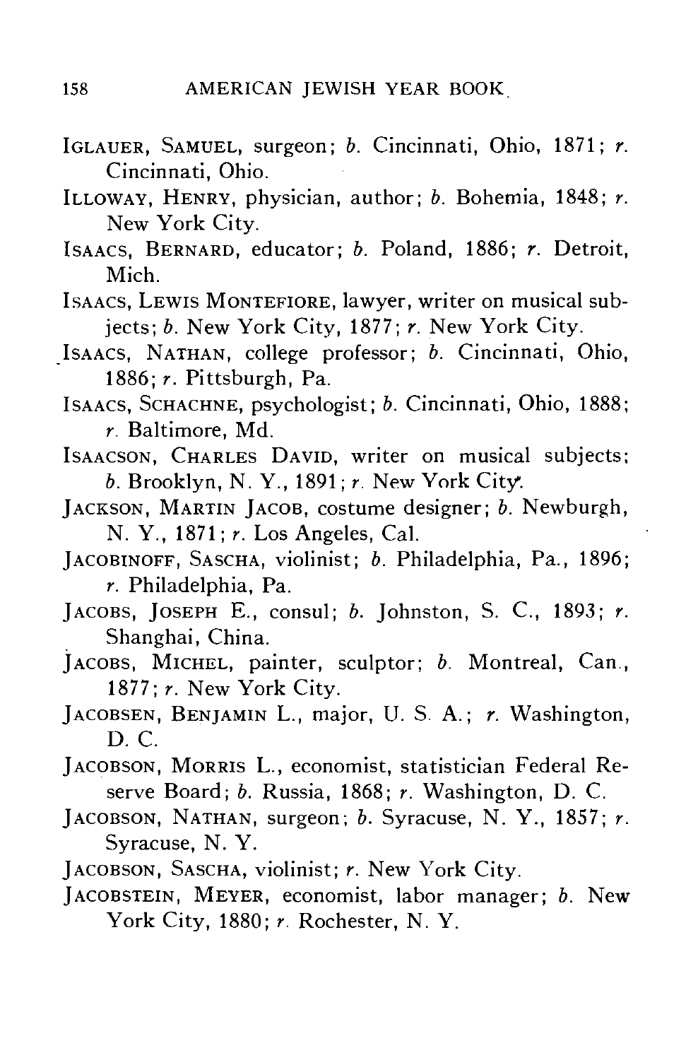IGLAUER, SAMUEL, surgeon; *b.* Cincinnati, Ohio, 1871; *r.* Cincinnati, Ohio.

ILLOWAY, HENRY, physician, author; *b.* Bohemia, 1848; *r.* New York City.

ISAACS, BERNARD, educator; *b.* Poland, 1886; *r.* Detroit, Mich.

ISAACS, LEWIS MONTEFIORE, lawyer, writer on musical subjects; *b.* New York City, 1877; *r.* New York City.

ISAACS, NATHAN, college professor; *b.* Cincinnati, Ohio, 1886; *r.* Pittsburgh, Pa.

ISAACS, SCHACHNE, psychologist; *b.* Cincinnati, Ohio, 1888; *r.* Baltimore, Md.

ISAACSON, CHARLES DAVID, writer on musical subjects; *b.* Brooklyn, N. Y., 1891; *r.* New York City.

JACKSON, MARTIN JACOB, costume designer; *b.* Newburgh, N. Y., 1871; *r.* Los Angeles, Cal.

JACOBINOFF, SASCHA, violinist; *b.* Philadelphia, Pa., 1896; *r.* Philadelphia, Pa.

JACOBS, JOSEPH E., consul; *b.* Johnston, S. C., 1893; *r.* Shanghai, China.

JACOBS, MICHEL, painter, sculptor; *b.* Montreal, Can., 1877; *r.* New York City.

JACOBSEN, BENJAMIN L., major, U. S. A.; *r.* Washington, D. C.

JACOBSON, MORRIS L., economist, statistician Federal Reserve Board; *b.* Russia, 1868; *r.* Washington, D. C.

JACOBSON, NATHAN, surgeon; *b.* Syracuse, N. Y., 1857; *r.* Syracuse, N. Y.

JACOBSON, SASCHA, violinist; *r.* New York City.

JACOBSTEIN, MEYER, economist, labor manager; *b.* New York City, 1880; *r.* Rochester, N. Y.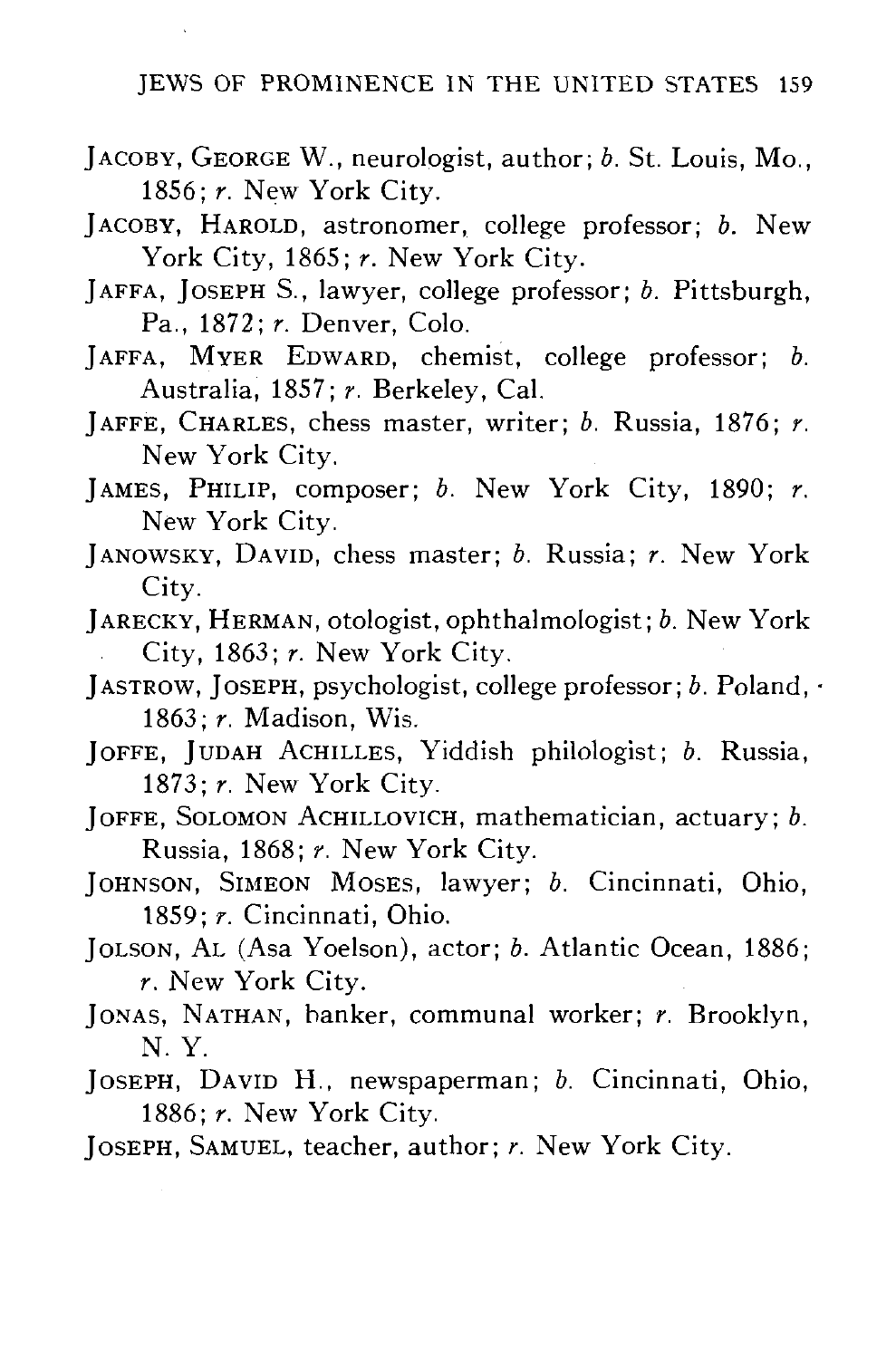JACOBY, GEORGE W., neurologist, author; *b.* St. Louis, Mo., 1856; *r.* New York City.

JACOBY, HAROLD, astronomer, college professor; *b.* New York City, 1865; *r.* New York City.

JAFFA, JOSEPH S., lawyer, college professor; *b.* Pittsburgh, Pa., 1872; *r.* Denver, Colo.

JAFFA, MYER EDWARD, chemist, college professor; *b.* Australia, 1857; *r.* Berkeley, Cal.

JAFFE, CHARLES, chess master, writer; *b.* Russia, 1876; *r.* New York City.

JAMES, PHILIP, composer; *b.* New York City, 1890; *r.* New York City.

JANOWSKY, DAVID, chess master; *b.* Russia; *r.* New York City.

JARECKY, HERMAN, otologist, ophthalmologist; *b.* New York City, 1863; *r.* New York City.

JASTROW, JOSEPH, psychologist, college professor; *b.* Poland, 1863; *r.* Madison, Wis.

JOFFE, JUDAH ACHILLES, Yiddish philologist; *b.* Russia, 1873; *r.* New York City.

JOFFE, SOLOMON ACHILLOVICH, mathematician, actuary; *b.* Russia, 1868; *r.* New York City.

JOHNSON, SIMEON MOSES, lawyer; *b.* Cincinnati, Ohio, 1859; *r.* Cincinnati, Ohio.

JOLSON, AL (Asa Yoelson), actor; *b.* Atlantic Ocean, 1886; *r.* New York City.

JONAS, NATHAN, banker, communal worker; *r.* Brooklyn, N. Y.

JOSEPH, DAVID H., newspaperman; *b.* Cincinnati, Ohio, 1886; *r.* New York City.

JOSEPH, SAMUEL, teacher, author; *r.* New York City.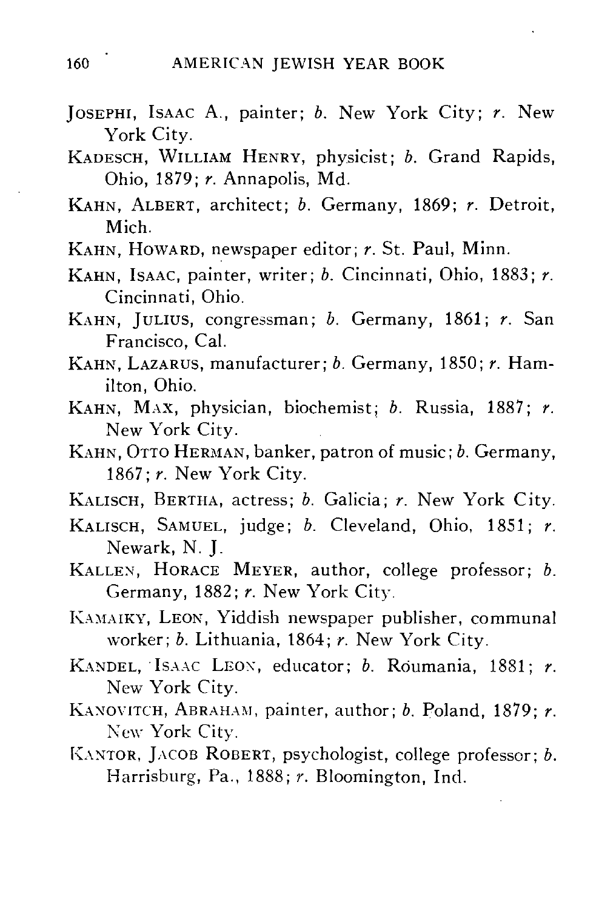JOSEPHI, ISAAC A., painter; *b.* New York City; *r.* New York City.

KADESCH, WILLIAM HENRY, physicist; *b.* Grand Rapids, Ohio, 1879; *r.* Annapolis, Md.

KAHN, ALBERT, architect; *b.* Germany, 1869; *r.* Detroit, Mich.

KAHN, HOWARD, newspaper editor; *r.* St. Paul, Minn.

KAHN, ISAAC, painter, writer; *b.* Cincinnati, Ohio, 1883; *r.* Cincinnati, Ohio.

KAHN, JULIUS, congressman; *b.* Germany, 1861; *r.* San Francisco, Cal.

KAHN, LAZARUS, manufacturer; *b.* Germany, 1850; *r.* Hamilton, Ohio.

KAHN, MAX, physician, biochemist; *b.* Russia, 1887; *r.* New York City.

KAHN, OTTO HERMAN, banker, patron of music; *b.* Germany, 1867; *r.* New York City.

KALISCH, BERTHA, actress; *b.* Galicia; *r.* New York City.

KALISCH, SAMUEL, judge; *b.* Cleveland, Ohio, 1851; *r.* Newark, N. J.

KALLEN, HORACE MEYER, author, college professor; *b.* Germany, 1882; *r.* New York City.

KAMAIKY, LEON, Yiddish newspaper publisher, communal worker; *b.* Lithuania, 1864; *r.* New York City.

KANDEL, ISAAC LEON, educator; *b.* Roumania, 1881; *r.* New York City.

KANOVITCH, ABRAHAM, painter, author; *b.* Poland, 1879; *r.* New York City.

KANTOR, JACOB ROBERT, psychologist, college professor; *b.* Harrisburg, Pa., 1888; *r.* Bloomington, Ind.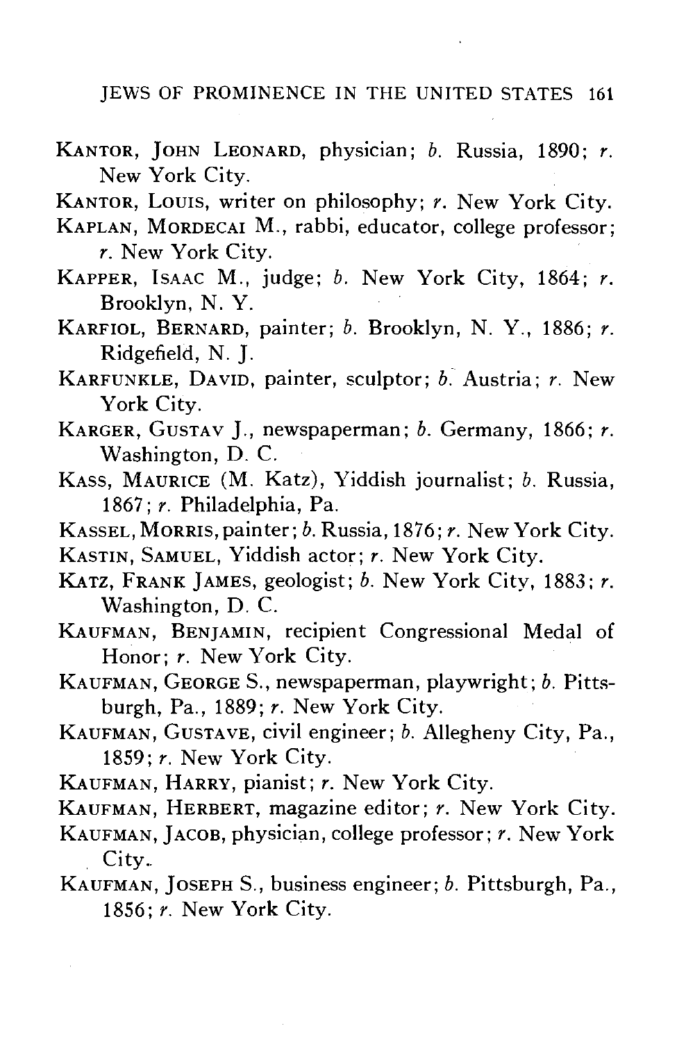KANTOR, JOHN LEONARD, physician; *b.* Russia, 1890; *r.* New York City.

KANTOR, LOUIS, writer on philosophy; *r.* New York City.

KAPLAN, MORDECAI M., rabbi, educator, college professor; *r.* New York City.

KAPPER, ISAAC M., judge; *b.* New York City, 1864; *r.* Brooklyn, N. Y.

KARFIOL, BERNARD, painter; *b.* Brooklyn, N. Y., 1886; *r.* Ridgefield, N. J.

KARFUNKLE, DAVID, painter, sculptor; *b.* Austria; *r.* New York City.

KARGER, GUSTAV J., newspaperman; *b.* Germany, 1866; *r.* Washington, D. C.

KASS, MAURICE (M. Katz), Yiddish journalist; *b.* Russia, 1867; *r.* Philadelphia, Pa.

KASSEL, MORRIS, painter; *b.* Russia, 1876; *r.* New York City.

KASTIN, SAMUEL, Yiddish actor; *r.* New York City.

KATZ, FRANK JAMES, geologist; *b.* New York City, 1883; *r.* Washington, D. C.

KAUFMAN, BENJAMIN, recipient Congressional Medal of Honor; *r.* New York City.

KAUFMAN, GEORGE S., newspaperman, playwright; *b.* Pittsburgh, Pa., 1889; *r.* New York City.

KAUFMAN, GUSTAVE, civil engineer; *b.* Allegheny City, Pa., 1859; *r.* New York City.

KAUFMAN, HARRY, pianist; *r.* New York City.

KAUFMAN, HERBERT, magazine editor; *r.* New York City.

KAUFMAN, JACOB, physician, college professor; *r.* New York City.

KAUFMAN, JOSEPH S., business engineer; *b.* Pittsburgh, Pa., 1856; *r.* New York City.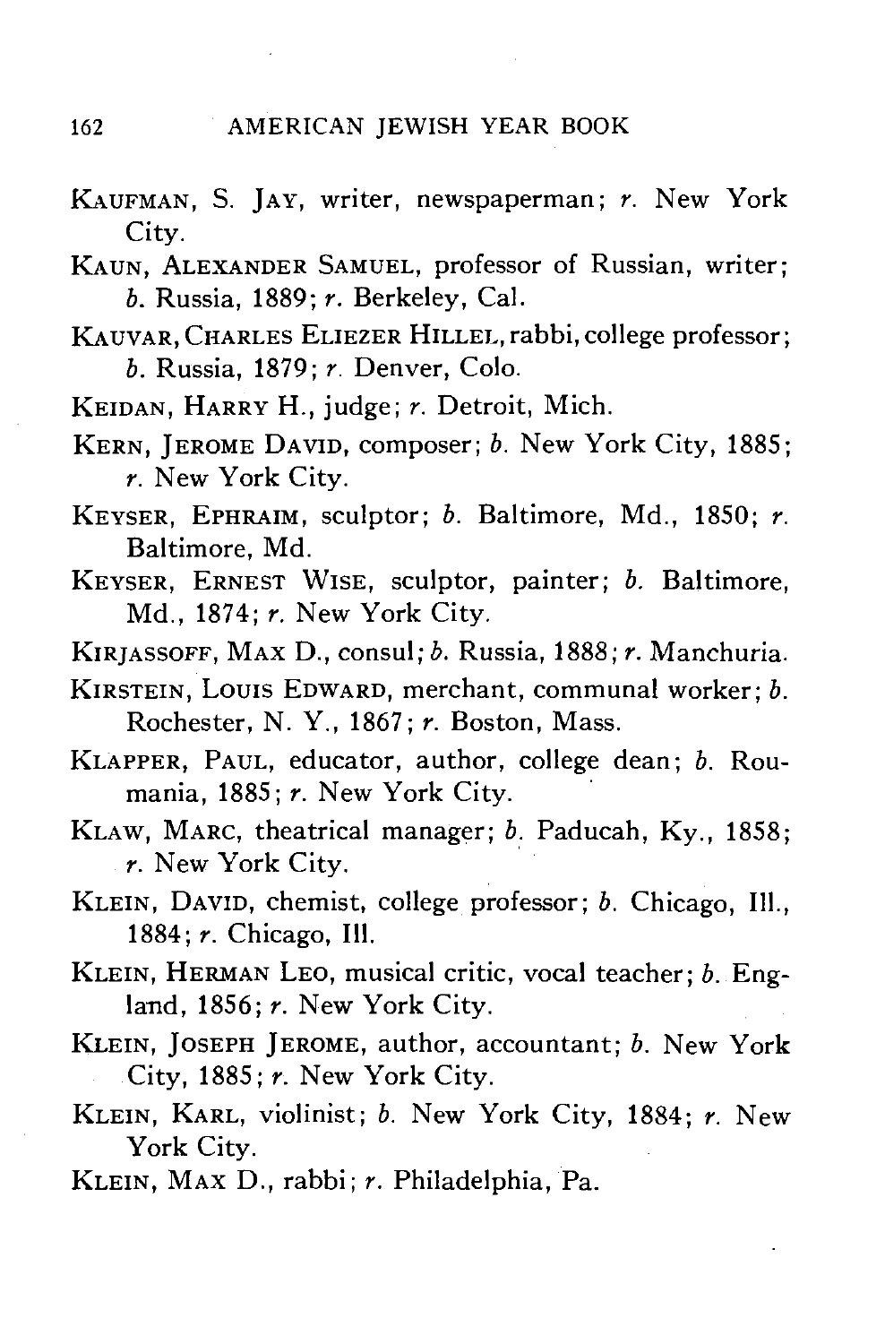KAUFMAN, S. JAY, writer, newspaperman; *r.* New York City.

KAUN, ALEXANDER SAMUEL, professor of Russian, writer; *b.* Russia, 1889; *r.* Berkeley, Cal.

KAUVAR, CHARLES ELIEZER HILLEL, rabbi, college professor; *b.* Russia, 1879; *r.* Denver, Colo.

KEIDAN, HARRY H., judge; *r.* Detroit, Mich.

KERN, JEROME DAVID, composer; *b.* New York City, 1885; *r.* New York City.

KEYSER, EPHRAIM, sculptor; *b.* Baltimore, Md., 1850; *r.* Baltimore, Md.

KEYSER, ERNEST WISE, sculptor, painter; *b.* Baltimore, Md., 1874; *r.* New York City.

KIRJASSOFF, MAX D., consul; *b.* Russia, 1888; *r.* Manchuria.

KIRSTEIN, LOUIS EDWARD, merchant, communal worker; *b.* Rochester, N. Y., 1867; *r.* Boston, Mass.

KLAPPER, PAUL, educator, author, college dean; *b.* Roumania, 1885; *r.* New York City.

KLAW, MARC, theatrical manager; *b.* Paducah, Ky., 1858; *r.* New York City.

KLEIN, DAVID, chemist, college professor; *b.* Chicago, Ill., 1884; *r.* Chicago, Ill.

KLEIN, HERMAN LEO, musical critic, vocal teacher; *b.* England, 1856; *r.* New York City.

KLEIN, JOSEPH JEROME, author, accountant; *b.* New York City, 1885; *r.* New York City.

KLEIN, KARL, violinist; *b.* New York City, 1884; *r.* New York City.

KLEIN, MAX D., rabbi; *r.* Philadelphia, Pa.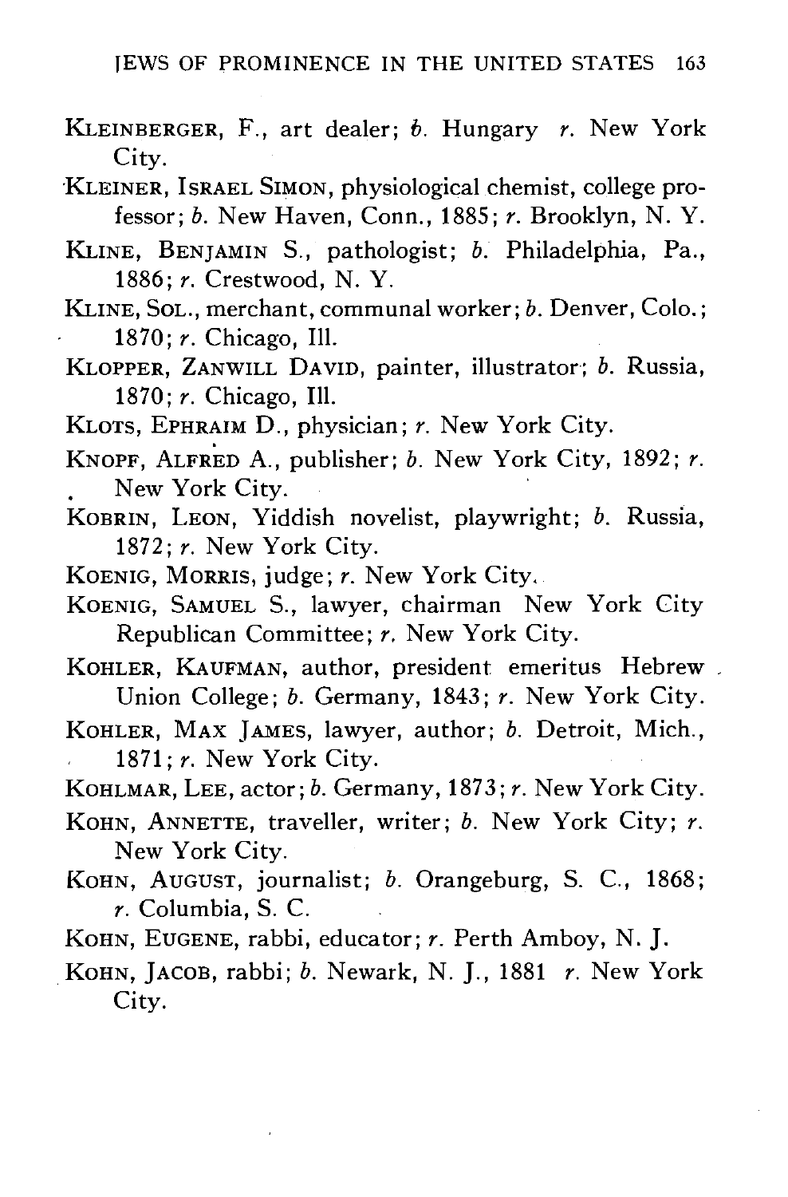KLEINBERGER, F., art dealer; *b.* Hungary *r.* New York City.

KLEINER, ISRAEL SIMON, physiological chemist, college professor; *b.* New Haven, Conn., 1885; *r.* Brooklyn, N. Y.

KLINE, BENJAMIN S., pathologist; *b.* Philadelphia, Pa., 1886; *r.* Crestwood, N. Y.

KLINE, SOL., merchant, communal worker; *b.* Denver, Colo.; 1870; *r.* Chicago, Ill.

KLOPPER, ZANWILL DAVID, painter, illustrator; *b.* Russia, 1870; *r.* Chicago, Ill.

KLOTS, EPHRAIM D., physician; *r.* New York City.

KNOPF, ALFRED A., publisher; *b.* New York City, 1892; *r.* New York City.

KOBRIN, LEON, Yiddish novelist, playwright; *b.* Russia, 1872; *r.* New York City.

KOENIG, MORRIS, judge; *r.* New York City.

KOENIG, SAMUEL S., lawyer, chairman New York City Republican Committee; *r.* New York City.

KOHLER, KAUFMAN, author, president emeritus Hebrew Union College; *b.* Germany, 1843; *r.* New York City.

KOHLER, MAX JAMES, lawyer, author; *b.* Detroit, Mich., 1871; *r.* New York City.

KOHLMAR, LEE, actor; *b.* Germany, 1873; *r.* New York City.

KOHN, ANNETTE, traveller, writer; *b.* New York City; *r.* New York City.

KOHN, AUGUST, journalist; *b.* Orangeburg, S. C., 1868; *r.* Columbia, S. C.

KOHN, EUGENE, rabbi, educator; *r.* Perth Amboy, N. J.

KOHN, JACOB, rabbi; *b.* Newark, N. J., 1881 *r.* New York City.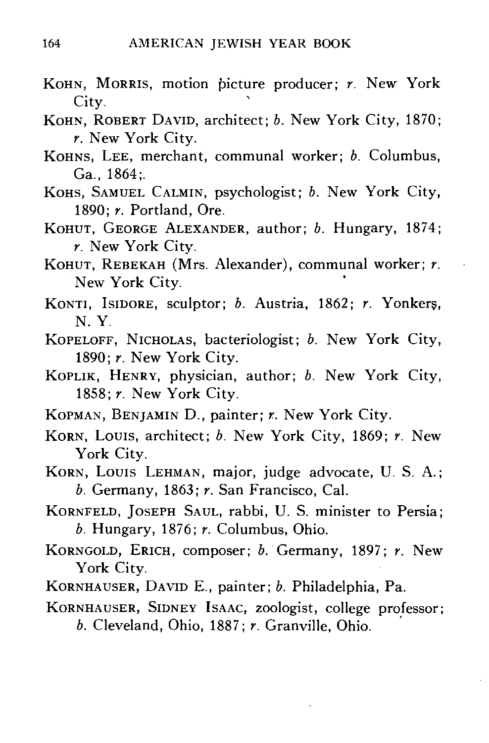KOHN, MORRIS, motion picture producer; *r.* New York City.

KOHN, ROBERT DAVID, architect; *b.* New York City, 1870; *r.* New York City.

KOHNS, LEE, merchant, communal worker; *b.* Columbus, Ga., 1864;.

KOHS, SAMUEL CALMIN, psychologist; *b.* New York City, 1890; *r.* Portland, Ore.

KOHUT, GEORGE ALEXANDER, author; *b.* Hungary, 1874; *r.* New York City.

KOHUT, REBEKAH (Mrs. Alexander), communal worker; *r.* New York City.

KONTI, ISIDORE, sculptor; *b.* Austria, 1862; *r.* Yonkers, N. Y.

KOPELOFF, NICHOLAS, bacteriologist; *b.* New York City, 1890; *r.* New York City.

KOPLIK, HENRY, physician, author; *b.* New York City, 1858; *r.* New York City.

KOPMAN, BENJAMIN D., painter; *r.* New York City.

KORN, LOUIS, architect; *b.* New York City, 1869; *r.* New York City.

KORN, LOUIS LEHMAN, major, judge advocate, U. S. A.; *b.* Germany, 1863; *r.* San Francisco, Cal.

KORNFELD, JOSEPH SAUL, rabbi, U. S. minister to Persia; *b.* Hungary, 1876; *r.* Columbus, Ohio.

KORNGOLD, ERICH, composer; *b.* Germany, 1897; *r.* New York City.

KORNHAUSER, DAVID E., painter; *b.* Philadelphia, Pa.

KORNHAUSER, SIDNEY ISAAC, zoologist, college professor; *b.* Cleveland, Ohio, 1887; *r.* Granville, Ohio.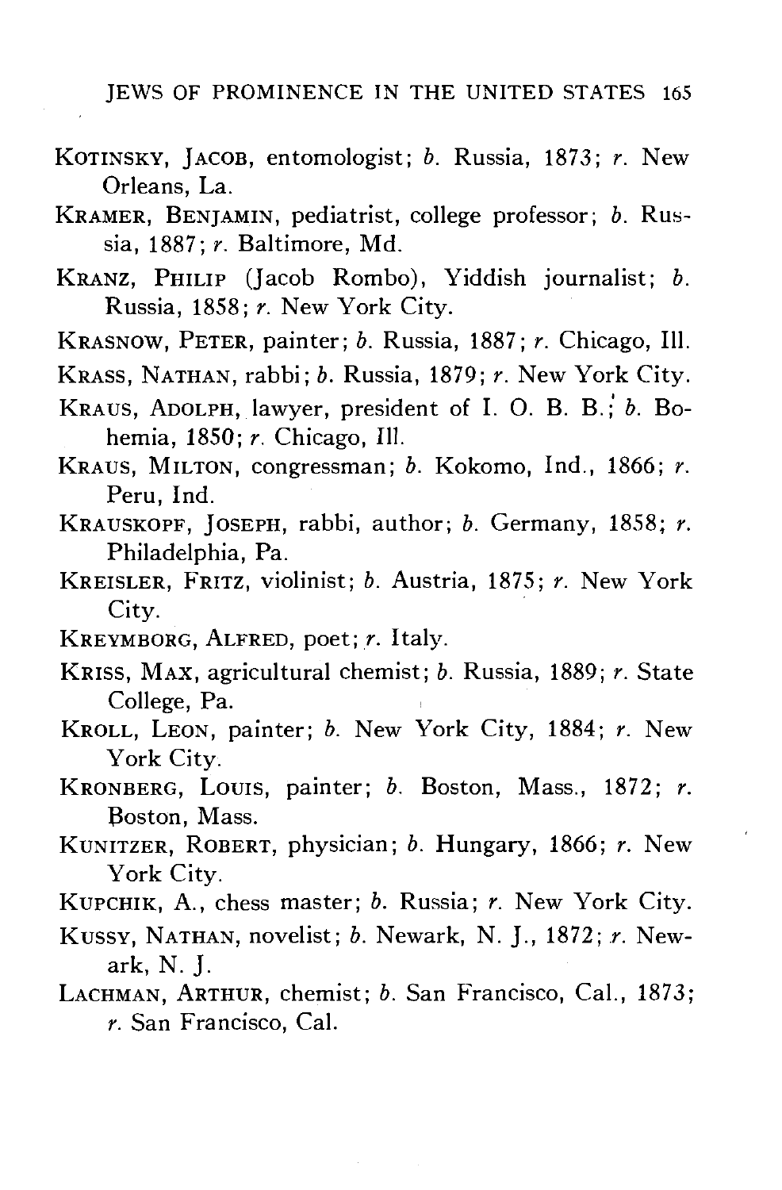KOTINSKY, JACOB, entomologist; *b.* Russia, 1873; *r.* New Orleans, La.

KRAMER, BENJAMIN, pediatrist, college professor; *b.* Russia, 1887; *r.* Baltimore, Md.

KRANZ, PHILIP (Jacob Rombo), Yiddish journalist; *b.* Russia, 1858; *r.* New York City.

KRASNOW, PETER, painter; *b.* Russia, 1887; *r.* Chicago, Ill.

KRASS, NATHAN, rabbi; *b.* Russia, 1879; *r.* New York City.

KRAUS, ADOLPH, lawyer, president of I. O. B. B.; *b.* Bohemia, 1850; *r.* Chicago, Ill.

KRAUS, MILTON, congressman; *b.* Kokomo, Ind., 1866; *r.* Peru, Ind.

KRAUSKOPF, JOSEPH, rabbi, author; *b.* Germany, 1858; *r.* Philadelphia, Pa.

KREISLER, FRITZ, violinist; *b.* Austria, 1875; *r.* New York City.

KREYMBORG, ALFRED, poet; *r.* Italy.

KRISS, MAX, agricultural chemist; *b.* Russia, 1889; *r.* State College, Pa.

KROLL, LEON, painter; *b.* New York City, 1884; *r.* New York City.

KRONBERG, LOUIS, painter; *b.* Boston, Mass., 1872; *r.* Boston, Mass.

KUNITZER, ROBERT, physician; *b.* Hungary, 1866; *r.* New York City.

KUPCHIK, A., chess master; *b.* Russia; *r.* New York City.

KUSSY, NATHAN, novelist; *b.* Newark, N. J., 1872; *r.* Newark, N. J.

LACHMAN, ARTHUR, chemist; *b.* San Francisco, Cal., 1873; *r.* San Francisco, Cal.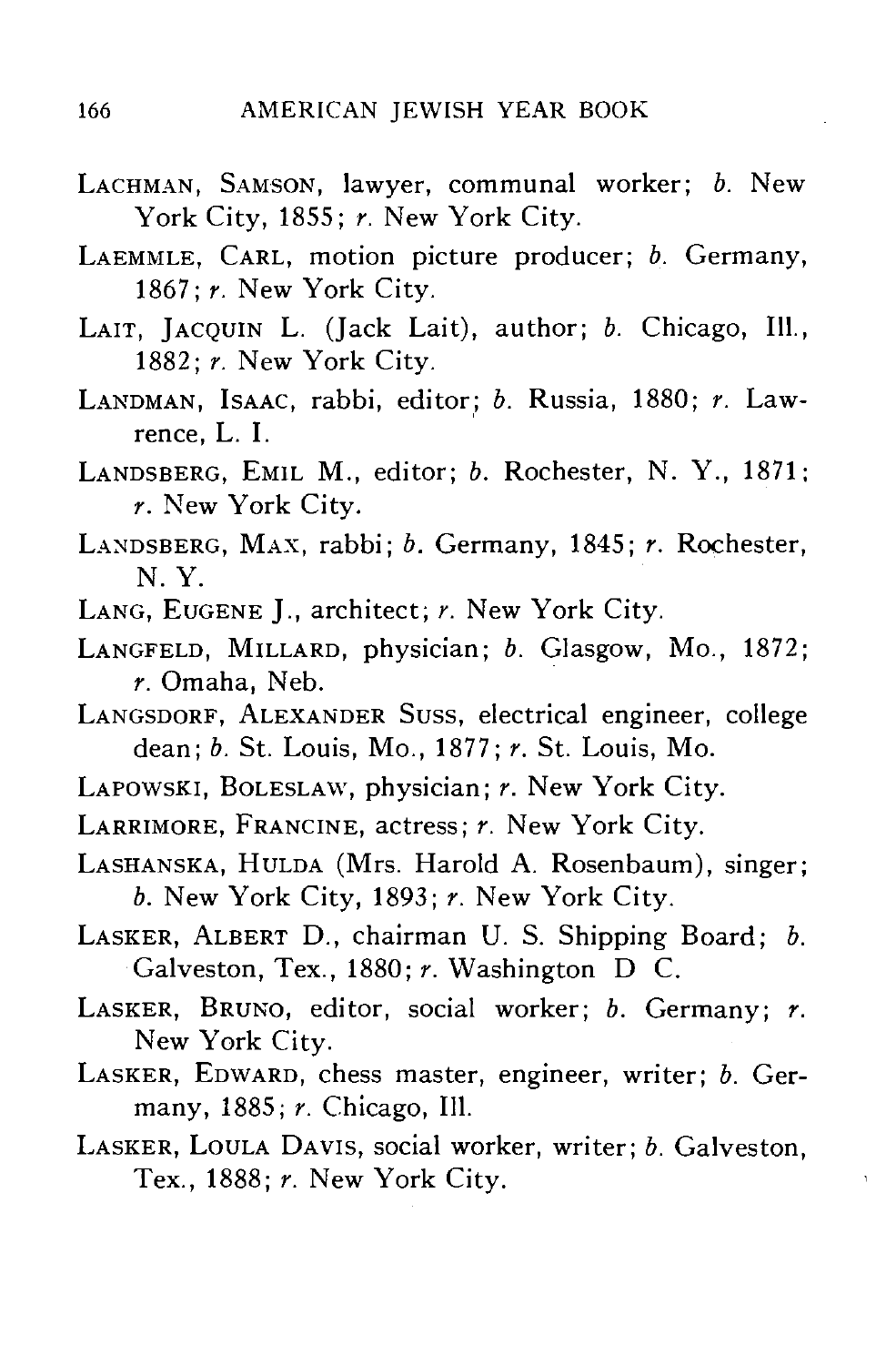LACHMAN, SAMSON, lawyer, communal worker; *b.* New York City, 1855; *r.* New York City.

LAEMMLE, CARL, motion picture producer; *b.* Germany, 1867; *r.* New York City.

LAIT, JACQUIN L. (Jack Lait), author; *b.* Chicago, Ill., 1882; *r.* New York City.

LANDMAN, ISAAC, rabbi, editor; *b.* Russia, 1880; *r.* Lawrence, L. I.

LANDSBERG, EMIL M., editor; *b.* Rochester, N. Y., 1871; *r.* New York City.

LANDSBERG, MAX, rabbi; *b.* Germany, 1845; *r.* Rochester, N. Y.

LANG, EUGENE J., architect; *r.* New York City.

LANGFELD, MILLARD, physician; *b.* Glasgow, Mo., 1872; *r.* Omaha, Neb.

LANGSDORF, ALEXANDER SUSS, electrical engineer, college dean; *b.* St. Louis, Mo., 1877; *r.* St. Louis, Mo.

LAPOWSKI, BOLESLAW, physician; *r.* New York City.

LARRIMORE, FRANCINE, actress; *r.* New York City.

LASHANSKA, HULDA (Mrs. Harold A. Rosenbaum), singer; *b.* New York City, 1893; *r.* New York City.

LASKER, ALBERT D., chairman U. S. Shipping Board; *b.* Galveston, Tex., 1880; *r.* Washington D C.

LASKER, BRUNO, editor, social worker; *b.* Germany; *r.* New York City.

LASKER, EDWARD, chess master, engineer, writer; *b.* Germany, 1885; *r.* Chicago, Ill.

LASKER, LOULA DAVIS, social worker, writer; *b.* Galveston, Tex., 1888; *r.* New York City.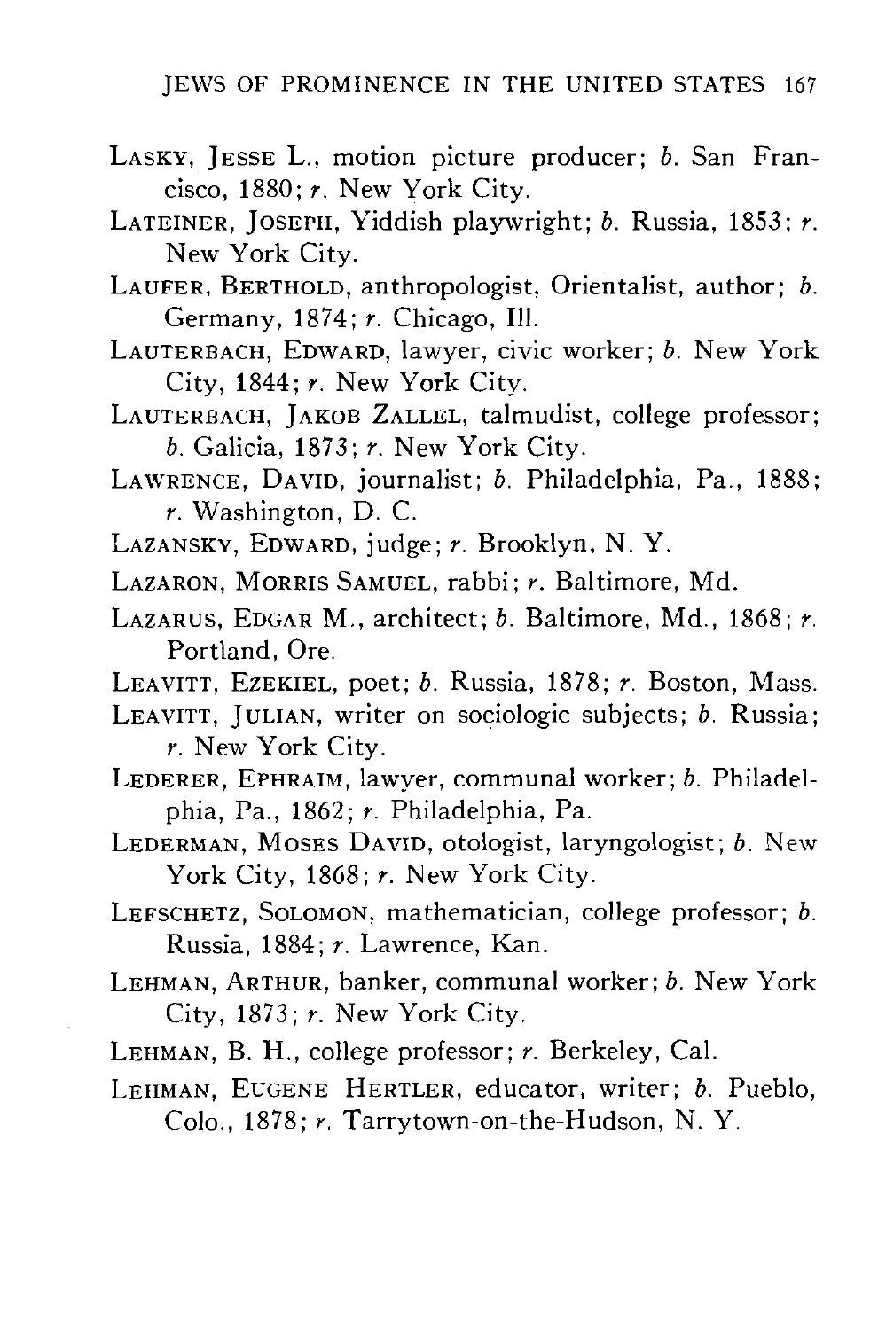LASKY, JESSE L., motion picture producer; *b.* San Francisco, 1880; *r.* New York City.

LATEINER, JOSEPH, Yiddish playwright; *b.* Russia, 1853; *r.* New York City.

LAUFER, BERTHOLD, anthropologist, Orientalist, author; *b.* Germany, 1874; *r.* Chicago, Ill.

LAUTERBACH, EDWARD, lawyer, civic worker; *b.* New York City, 1844; *r.* New York City.

LAUTERBACH, JAKOB ZALLEL, talmudist, college professor; *b.* Galicia, 1873; *r.* New York City.

LAWRENCE, DAVID, journalist; *b.* Philadelphia, Pa., 1888; *r.* Washington, D. C.

LAZANSKY, EDWARD, judge; *r.* Brooklyn, N. Y.

LAZARON, MORRIS SAMUEL, rabbi; *r.* Baltimore, Md.

LAZARUS, EDGAR M., architect; *b.* Baltimore, Md., 1868; *r.* Portland, Ore.

LEAVITT, EZEKIEL, poet; *b.* Russia, 1878; *r.* Boston, Mass.

LEAVITT, JULIAN, writer on sociologic subjects; *b.* Russia; *r.* New York City.

LEDERER, EPHRAIM, lawyer, communal worker; *b.* Philadelphia, Pa., 1862; *r.* Philadelphia, Pa.

LEDERMAN, MOSES DAVID, otologist, laryngologist; *b.* New York City, 1868; *r.* New York City.

LEFSCHETZ, SOLOMON, mathematician, college professor; *b.* Russia, 1884; *r.* Lawrence, Kan.

LEHMAN, ARTHUR, banker, communal worker; *b.* New York City, 1873; *r.* New York City.

LEHMAN, B. H., college professor; *r.* Berkeley, Cal.

LEHMAN, EUGENE HERTLER, educator, writer; *b.* Pueblo, Colo., 1878; *r.* Tarrytown-on-the-Hudson, N. Y.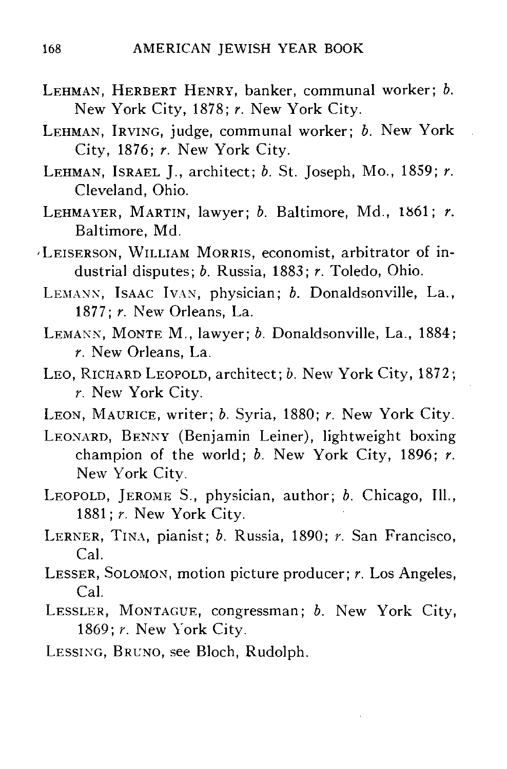LEHMAN, HERBERT HENRY, banker, communal worker; *b.* New York City, 1878; *r.* New York City.

LEHMAN, IRVING, judge, communal worker; *b.* New York City, 1876; *r.* New York City.

LEHMAN, ISRAEL J., architect; *b.* St. Joseph, Mo., 1859; *r.* Cleveland, Ohio.

LEHMAYER, MARTIN, lawyer; *b.* Baltimore, Md., 1861; *r.* Baltimore, Md.

LEISERSON, WILLIAM MORRIS, economist, arbitrator of industrial disputes; *b.* Russia, 1883; *r.* Toledo, Ohio.

LEMANN, ISAAC IVAN, physician; *b.* Donaldsonville, La., 1877; *r.* New Orleans, La.

LEMANN, MONTE M., lawyer; *b.* Donaldsonville, La., 1884; *r.* New Orleans, La.

LEO, RICHARD LEOPOLD, architect; *b.* New York City, 1872; *r.* New York City.

LEON, MAURICE, writer; *b.* Syria, 1880; *r.* New York City.

LEONARD, BENNY (Benjamin Leiner), lightweight boxing champion of the world; *b.* New York City, 1896; *r.* New York City.

LEOPOLD, JEROME S., physician, author; *b.* Chicago, Ill., 1881; *r.* New York City.

LERNER, TINA, pianist; *b.* Russia, 1890; *r.* San Francisco, Cal.

LESSER, SOLOMON, motion picture producer; *r.* Los Angeles, Cal.

LESSLER, MONTAGUE, congressman; *b.* New York City, 1869; *r.* New York City.

LESSING, BRUNO, see Bloch, Rudolph.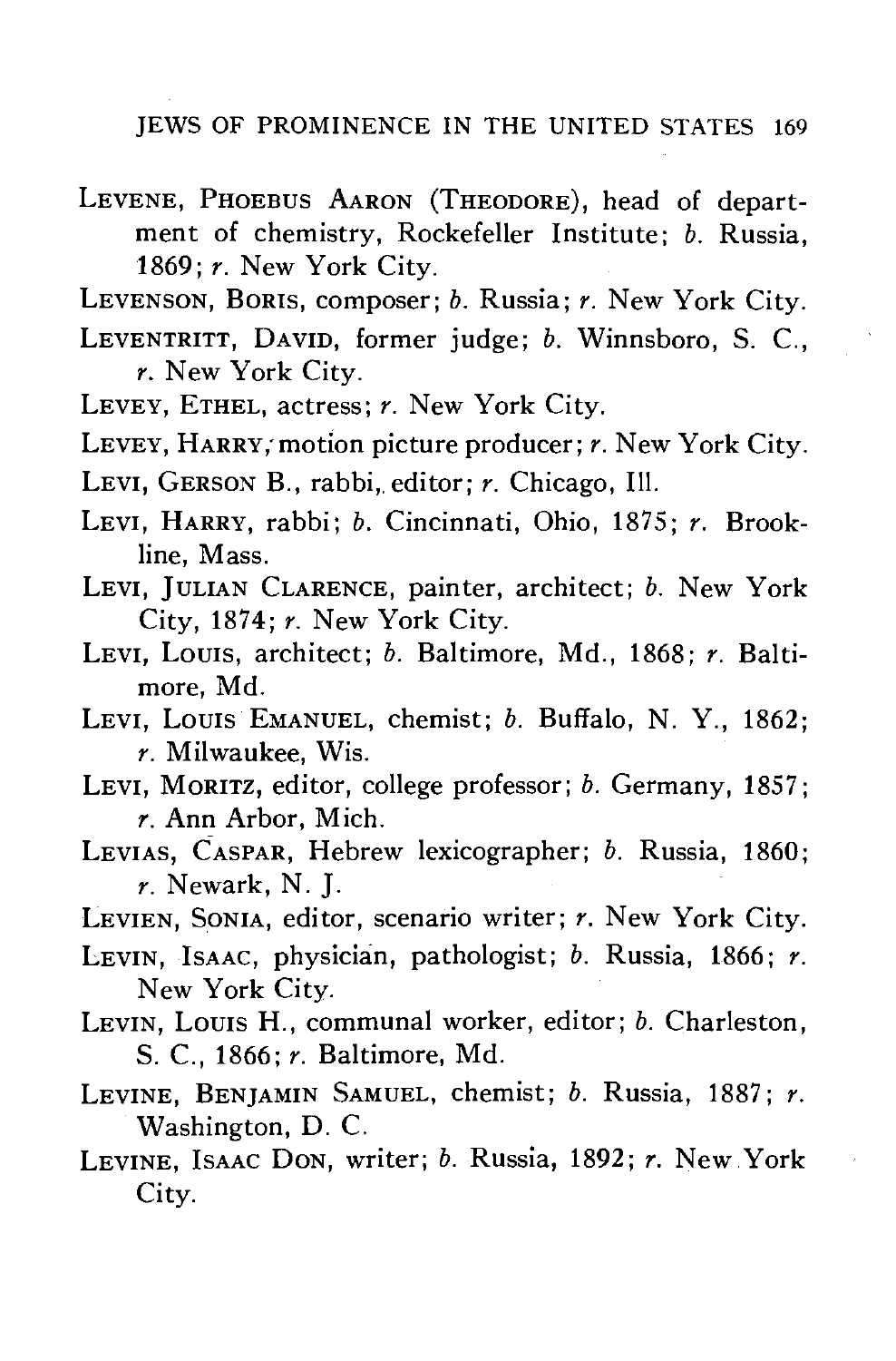LEVENE, PHOEBUS AARON (THEODORE), head of department of chemistry, Rockefeller Institute; *b.* Russia, 1869; *r.* New York City.

LEVENSON, BORIS, composer; *b.* Russia; *r.* New York City.

LEVENTRITT, DAVID, former judge; *b.* Winnsboro, S. C., *r.* New York City.

LEVEY, ETHEL, actress; *r.* New York City.

LEVEY, HARRY, motion picture producer; *r.* New York City.

LEVI, GERSON B., rabbi, editor; *r.* Chicago, Ill.

LEVI, HARRY, rabbi; *b.* Cincinnati, Ohio, 1875; *r.* Brookline, Mass.

LEVI, JULIAN CLARENCE, painter, architect; *b.* New York City, 1874; *r.* New York City.

LEVI, LOUIS, architect; *b.* Baltimore, Md., 1868; *r.* Baltimore, Md.

LEVI, LOUIS EMANUEL, chemist; *b.* Buffalo, N. Y., 1862; *r.* Milwaukee, Wis.

LEVI, MORITZ, editor, college professor; *b.* Germany, 1857; *r.* Ann Arbor, Mich.

LEVIAS, CASPAR, Hebrew lexicographer; *b.* Russia, 1860; *r.* Newark, N. J.

LEVIEN, SONIA, editor, scenario writer; *r.* New York City.

LEVIN, ISAAC, physician, pathologist; *b.* Russia, 1866; *r.* New York City.

LEVIN, LOUIS H., communal worker, editor; *b.* Charleston, S. C., 1866; *r.* Baltimore, Md.

LEVINE, BENJAMIN SAMUEL, chemist; *b.* Russia, 1887; *r.* Washington, D. C.

LEVINE, ISAAC DON, writer; *b.* Russia, 1892; *r.* New York City.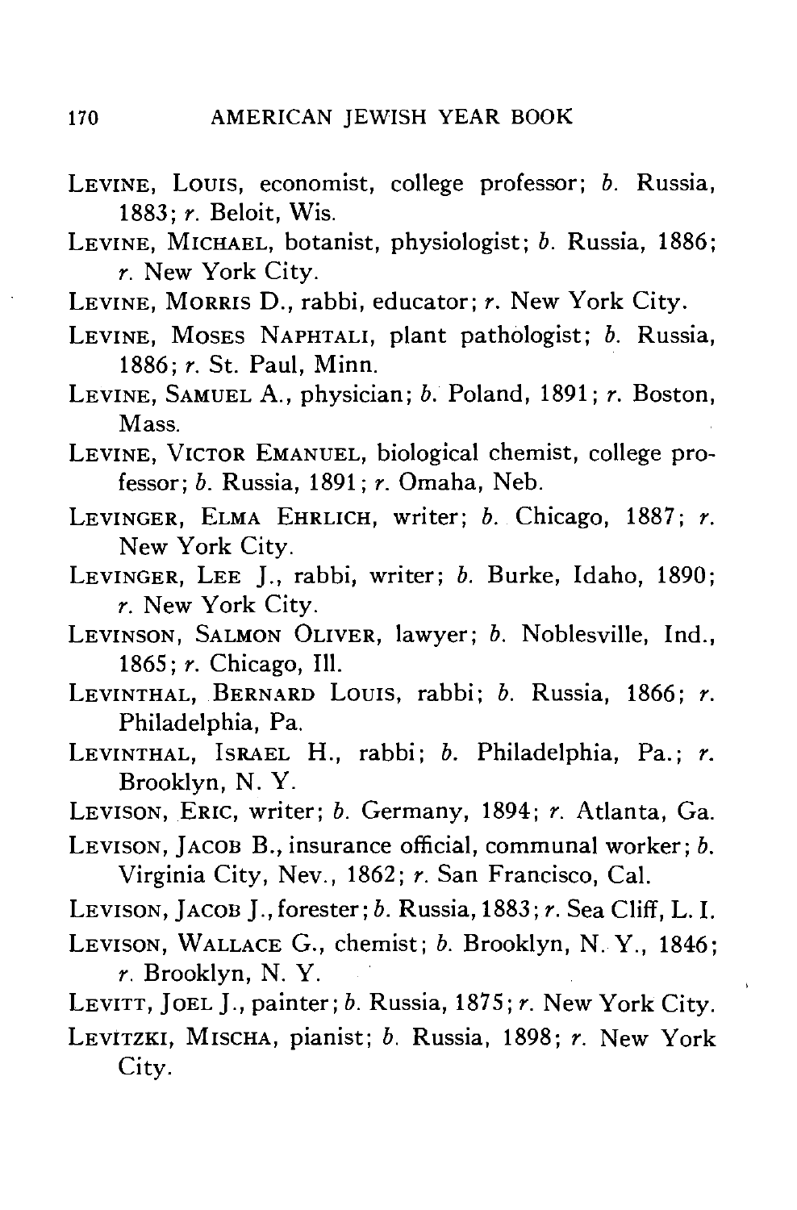LEVINE, LOUIS, economist, college professor; *b.* Russia, 1883; *r.* Beloit, Wis.

LEVINE, MICHAEL, botanist, physiologist; *b.* Russia, 1886; *r.* New York City.

LEVINE, MORRIS D., rabbi, educator; *r.* New York City.

LEVINE, MOSES NAPHTALI, plant pathologist; *b.* Russia, 1886; *r.* St. Paul, Minn.

LEVINE, SAMUEL A., physician; *b.* Poland, 1891; *r.* Boston, Mass.

LEVINE, VICTOR EMANUEL, biological chemist, college professor; *b.* Russia, 1891; *r.* Omaha, Neb.

LEVINGER, ELMA EHRLICH, writer; *b.* Chicago, 1887; *r.* New York City.

LEVINGER, LEE J., rabbi, writer; *b.* Burke, Idaho, 1890; *r.* New York City.

LEVINSON, SALMON OLIVER, lawyer; *b.* Noblesville, Ind., 1865; *r.* Chicago, Ill.

LEVINTHAL, BERNARD LOUIS, rabbi; *b.* Russia, 1866; *r.* Philadelphia, Pa.

LEVINTHAL, ISRAEL H., rabbi; *b.* Philadelphia, Pa.; *r.* Brooklyn, N. Y.

LEVISON, ERIC, writer; *b.* Germany, 1894; *r.* Atlanta, Ga.

LEVISON, JACOB B., insurance official, communal worker; *b.* Virginia City, Nev., 1862; *r.* San Francisco, Cal.

LEVISON, JACOB J., forester; *b.* Russia, 1883; *r.* Sea Cliff, L. I.

LEVISON, WALLACE G., chemist; *b.* Brooklyn, N. Y., 1846; *r.* Brooklyn, N. Y.

LEVITT, JOEL J., painter; *b.* Russia, 1875; *r.* New York City.

LEVITZKI, MISCHA, pianist; *b.* Russia, 1898; *r.* New York City.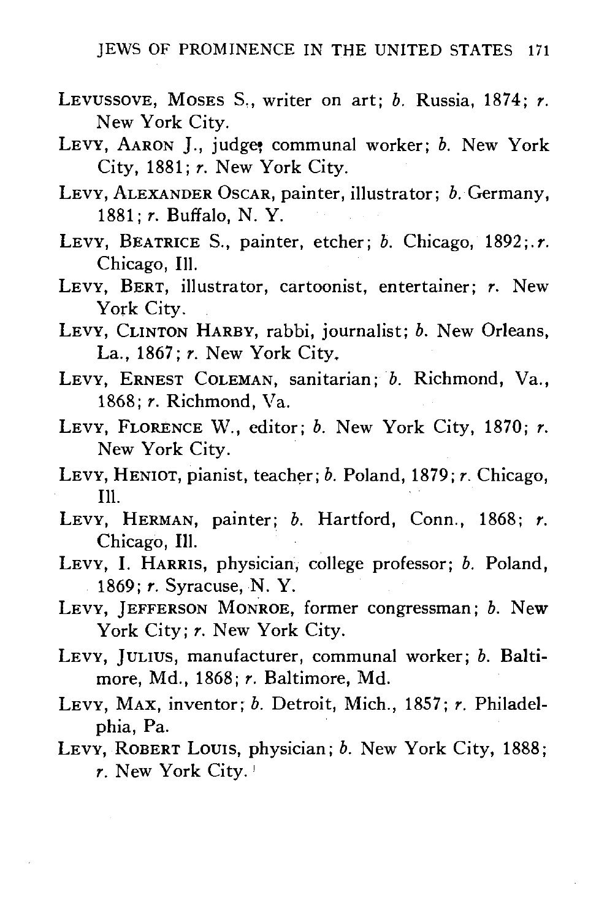LEVUSSOVE, MOSES S., writer on art; *b.* Russia, 1874; *r.* New York City.

LEVY, AARON J., judge; communal worker; *b.* New York City, 1881; *r.* New York City.

LEVY, ALEXANDER OSCAR, painter, illustrator; *b.* Germany, 1881; *r.* Buffalo, N. Y.

LEVY, BEATRICE S., painter, etcher; *b.* Chicago, 1892; *r.* Chicago, Ill.

LEVY, BERT, illustrator, cartoonist, entertainer; *r.* New York City.

LEVY, CLINTON HARBY, rabbi, journalist; *b.* New Orleans, La., 1867; *r.* New York City.

LEVY, ERNEST COLEMAN, sanitarian; *b.* Richmond, Va., 1868; *r.* Richmond, Va.

LEVY, FLORENCE W., editor; *b.* New York City, 1870; *r.* New York City.

LEVY, HENIOT, pianist, teacher; *b.* Poland, 1879; *r.* Chicago, Ill.

LEVY, HERMAN, painter; *b.* Hartford, Conn., 1868; *r.* Chicago, Ill.

LEVY, I. HARRIS, physician, college professor; *b.* Poland, 1869; *r.* Syracuse, N. Y.

LEVY, JEFFERSON MONROE, former congressman; *b.* New York City; *r.* New York City.

LEVY, JULIUS, manufacturer, communal worker; *b.* Baltimore, Md., 1868; *r.* Baltimore, Md.

LEVY, MAX, inventor; *b.* Detroit, Mich., 1857; *r.* Philadelphia, Pa.

LEVY, ROBERT LOUIS, physician; *b.* New York City, 1888; *r.* New York City.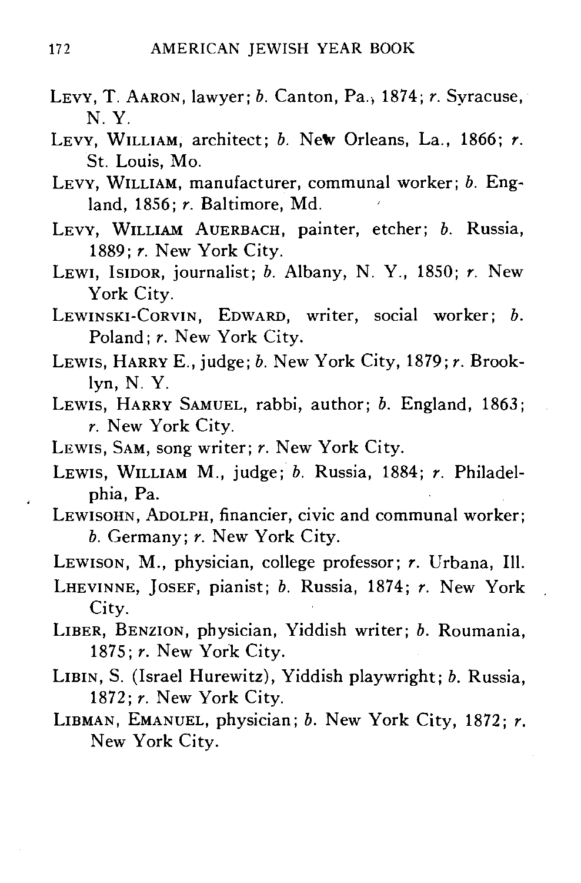LEVY, T. AARON, lawyer; *b.* Canton, Pa., 1874; *r.* Syracuse, N. Y.

LEVY, WILLIAM, architect; *b.* New Orleans, La., 1866; *r.* St. Louis, Mo.

LEVY, WILLIAM, manufacturer, communal worker; *b.* England, 1856; *r.* Baltimore, Md.

LEVY, WILLIAM AUERBACH, painter, etcher; *b.* Russia, 1889; *r.* New York City.

LEWI, ISIDOR, journalist; *b.* Albany, N. Y., 1850; *r.* New York City.

LEWINSKI-CORVIN, EDWARD, writer, social worker; *b.* Poland; *r.* New York City.

LEWIS, HARRY E., judge; *b.* New York City, 1879; *r.* Brooklyn, N. Y.

LEWIS, HARRY SAMUEL, rabbi, author; *b.* England, 1863; *r.* New York City.

LEWIS, SAM, song writer; *r.* New York City.

LEWIS, WILLIAM M., judge; *b.* Russia, 1884; *r.* Philadelphia, Pa.

LEWISOHN, ADOLPH, financier, civic and communal worker; *b.* Germany; *r.* New York City.

LEWISON, M., physician, college professor; *r.* Urbana, Ill.

LHEVINNE, JOSEF, pianist; *b.* Russia, 1874; *r.* New York City.

LIBER, BENZION, physician, Yiddish writer; *b.* Roumania, 1875; *r.* New York City.

LIBIN, S. (Israel Hurewitz), Yiddish playwright; *b.* Russia, 1872; *r.* New York City.

LIBMAN, EMANUEL, physician; *b.* New York City, 1872; *r.* New York City.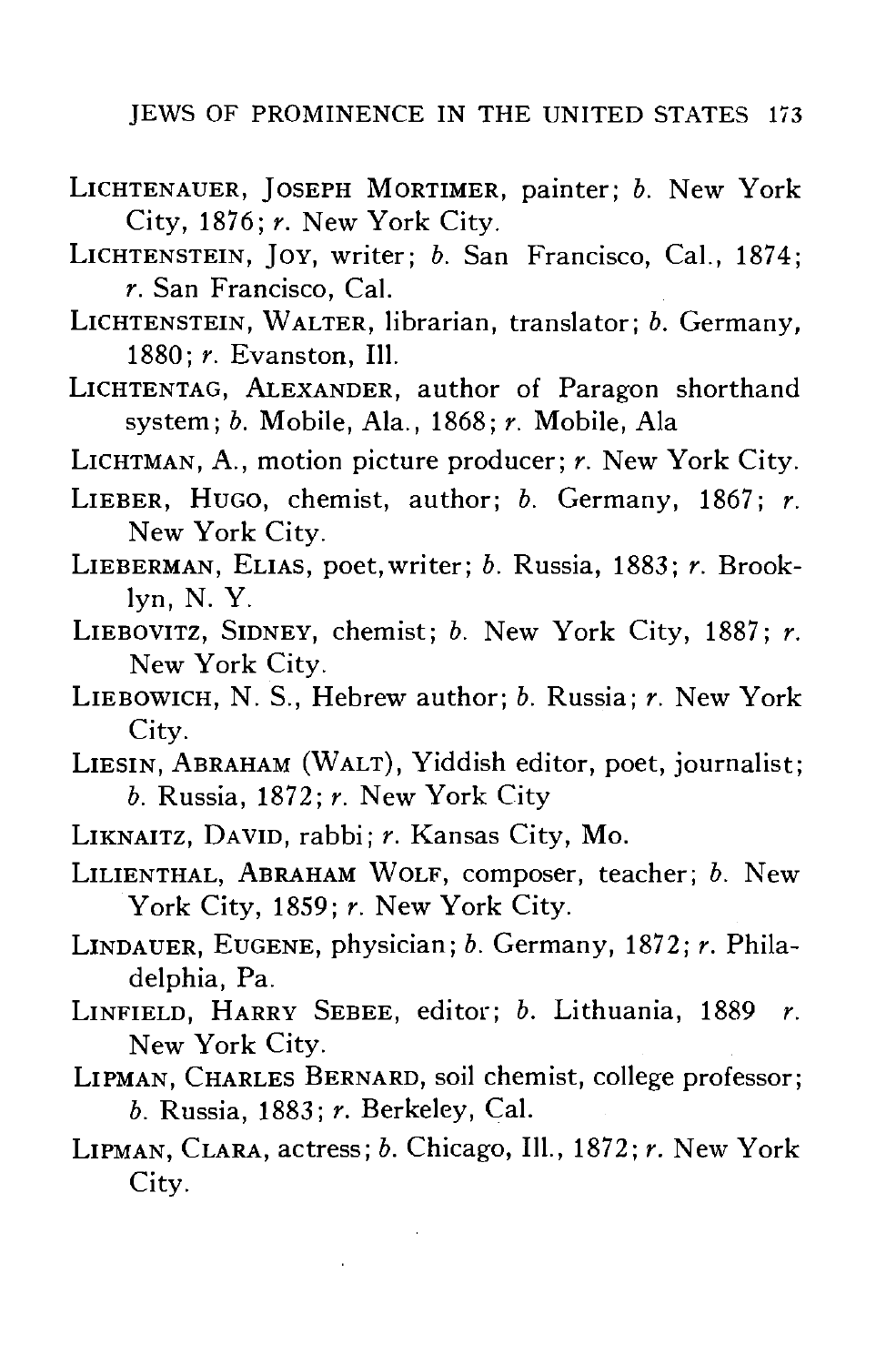LICHTENAUER, JOSEPH MORTIMER, painter; *b.* New York City, 1876; *r.* New York City.

LICHTENSTEIN, JOY, writer; *b.* San Francisco, Cal., 1874; *r.* San Francisco, Cal.

LICHTENSTEIN, WALTER, librarian, translator; *b.* Germany, 1880; *r.* Evanston, Ill.

LICHTENTAG, ALEXANDER, author of Paragon shorthand system; *b.* Mobile, Ala., 1868; *r.* Mobile, Ala

LICHTMAN, A., motion picture producer; *r.* New York City.

LIEBER, HUGO, chemist, author; *b.* Germany, 1867; *r.* New York City.

LIEBERMAN, ELIAS, poet, writer; *b.* Russia, 1883; *r.* Brooklyn, N. Y.

LIEBOVITZ, SIDNEY, chemist; *b.* New York City, 1887; *r.* New York City.

LIEBOWICH, N. S., Hebrew author; *b.* Russia; *r.* New York City.

LIESIN, ABRAHAM (WALT), Yiddish editor, poet, journalist; *b.* Russia, 1872; *r.* New York City

LIKNAITZ, DAVID, rabbi; *r.* Kansas City, Mo.

LILIENTHAL, ABRAHAM WOLF, composer, teacher; *b.* New York City, 1859; *r.* New York City.

LINDAUER, EUGENE, physician; *b.* Germany, 1872; *r.* Philadelphia, Pa.

LINFIELD, HARRY SEBEE, editor; *b.* Lithuania, 1889 *r.* New York City.

LIPMAN, CHARLES BERNARD, soil chemist, college professor; *b.* Russia, 1883; *r.* Berkeley, Cal.

LIPMAN, CLARA, actress; *b.* Chicago, Ill., 1872; *r.* New York City.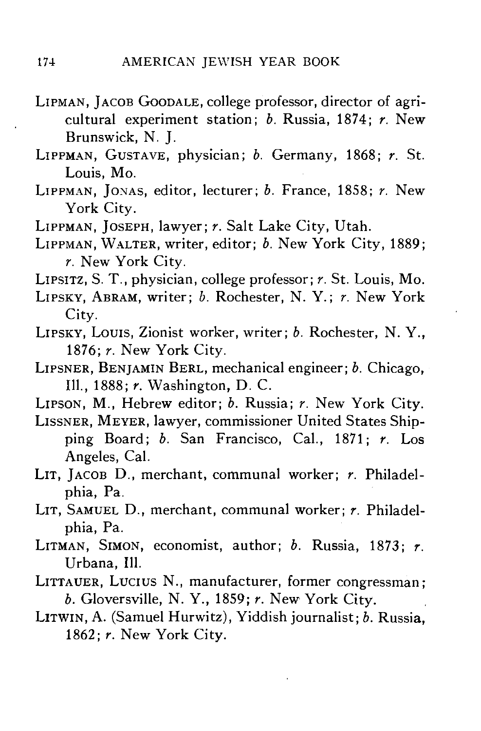LIPMAN, JACOB GOODALE, college professor, director of agricultural experiment station; *b.* Russia, 1874; *r.* New Brunswick, N. J.

LIPPMAN, GUSTAVE, physician; *b.* Germany, 1868; *r.* St. Louis, Mo.

LIPPMAN, JONAS, editor, lecturer; *b.* France, 1858; *r.* New York City.

LIPPMAN, JOSEPH, lawyer; *r.* Salt Lake City, Utah.

LIPPMAN, WALTER, writer, editor; *b.* New York City, 1889; *r.* New York City.

LIPSITZ, S. T., physician, college professor; *r.* St. Louis, Mo.

LIPSKY, ABRAM, writer; *b.* Rochester, N. Y.; *r.* New York City.

LIPSKY, LOUIS, Zionist worker, writer; *b.* Rochester, N. Y., 1876; *r.* New York City.

LIPSNER, BENJAMIN BERL, mechanical engineer; *b.* Chicago, Ill., 1888; *r.* Washington, D. C.

LIPSON, M., Hebrew editor; *b.* Russia; *r.* New York City.

LISSNER, MEYER, lawyer, commissioner United States Shipping Board; *b.* San Francisco, Cal., 1871; *r.* Los Angeles, Cal.

LIT, JACOB D., merchant, communal worker; *r.* Philadelphia, Pa.

LIT, SAMUEL D., merchant, communal worker; *r.* Philadelphia, Pa.

LITMAN, SIMON, economist, author; *b.* Russia, 1873; *r.* Urbana, Ill.

LITTAUER, LUCIUS N., manufacturer, former congressman; *b.* Gloversville, N. Y., 1859; *r.* New York City.

LITWIN, A. (Samuel Hurwitz), Yiddish journalist; *b.* Russia, 1862; *r.* New York City.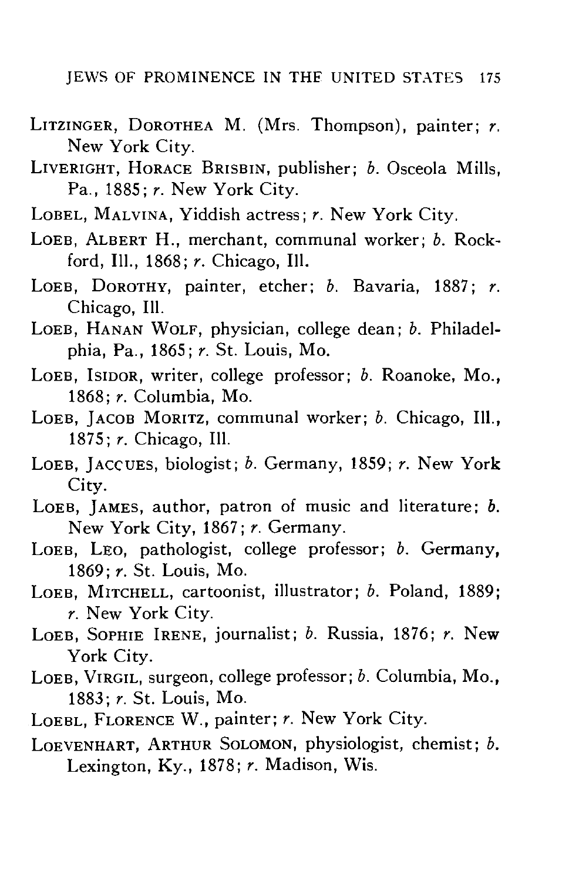LITZINGER, DOROTHEA M. (Mrs. Thompson), painter; *r.* New York City.

LIVERIGHT, HORACE BRISBIN, publisher; *b.* Osceola Mills, Pa., 1885; *r.* New York City.

LOBEL, MALVINA, Yiddish actress; *r.* New York City.

LOEB, ALBERT H., merchant, communal worker; *b.* Rockford, Ill., 1868; *r.* Chicago, Ill.

LOEB, DOROTHY, painter, etcher; *b.* Bavaria, 1887; *r.* Chicago, Ill.

LOEB, HANAN WOLF, physician, college dean; *b.* Philadelphia, Pa., 1865; *r.* St. Louis, Mo.

LOEB, ISIDOR, writer, college professor; *b.* Roanoke, Mo., 1868; *r.* Columbia, Mo.

LOEB, JACOB MORITZ, communal worker; *b.* Chicago, Ill., 1875; *r.* Chicago, Ill.

LOEB, JACQUES, biologist; *b.* Germany, 1859; *r.* New York City.

LOEB, JAMES, author, patron of music and literature; *b.* New York City, 1867; *r.* Germany.

LOEB, LEO, pathologist, college professor; *b.* Germany, 1869; *r.* St. Louis, Mo.

LOEB, MITCHELL, cartoonist, illustrator; *b.* Poland, 1889; *r.* New York City.

LOEB, SOPHIE IRENE, journalist; *b.* Russia, 1876; *r.* New York City.

LOEB, VIRGIL, surgeon, college professor; *b.* Columbia, Mo., 1883; *r.* St. Louis, Mo.

LOEBL, FLORENCE W., painter; *r.* New York City.

LOEVENHART, ARTHUR SOLOMON, physiologist, chemist; *b.* Lexington, Ky., 1878; *r.* Madison, Wis.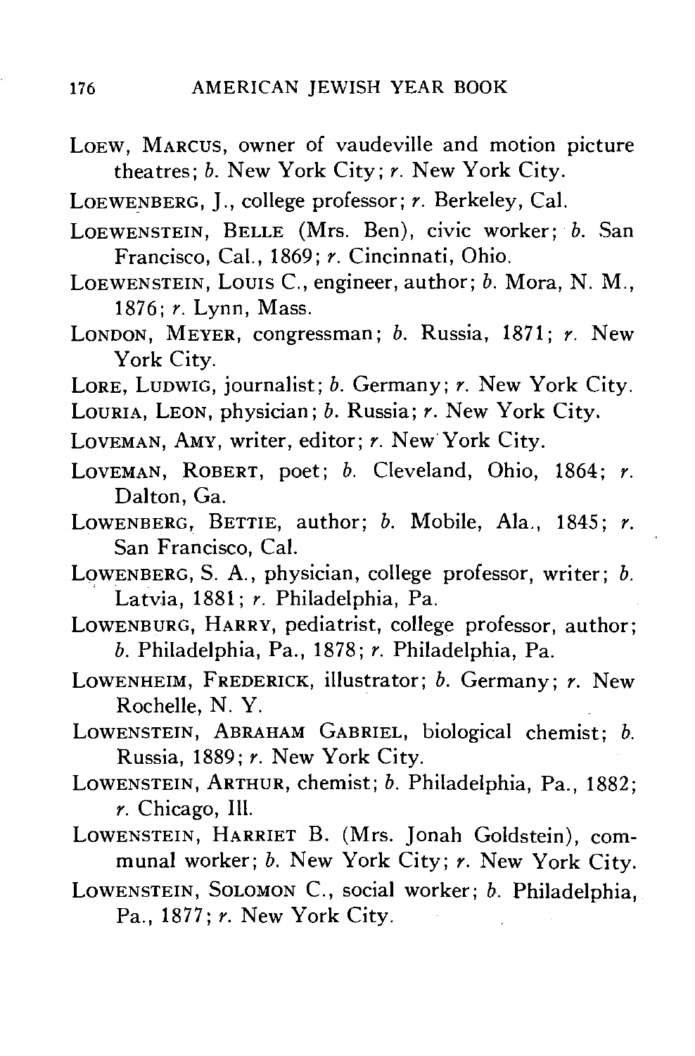LOEW, MARCUS, owner of vaudeville and motion picture theatres; *b.* New York City; *r.* New York City.

LOEWENBERG, J., college professor; *r.* Berkeley, Cal.

LOEWENSTEIN, BELLE (Mrs. Ben), civic worker; *b.* San Francisco, Cal., 1869; *r.* Cincinnati, Ohio.

LOEWENSTEIN, LOUIS C., engineer, author; *b.* Mora, N. M., 1876; *r.* Lynn, Mass.

LONDON, MEYER, congressman; *b.* Russia, 1871; *r.* New York City.

LORE, LUDWIG, journalist; *b.* Germany; *r.* New York City.

LOURIA, LEON, physician; *b.* Russia; *r.* New York City.

LOVEMAN, AMY, writer, editor; *r.* New York City.

LOVEMAN, ROBERT, poet; *b.* Cleveland, Ohio, 1864; *r.* Dalton, Ga.

LOWENBERG, BETTIE, author; *b.* Mobile, Ala., 1845; *r.* San Francisco, Cal.

LOWENBERG, S. A., physician, college professor, writer; *b.* Latvia, 1881; *r.* Philadelphia, Pa.

LOWENBURG, HARRY, pediatrist, college professor, author; *b.* Philadelphia, Pa., 1878; *r.* Philadelphia, Pa.

LOWENHEIM, FREDERICK, illustrator; *b.* Germany; *r.* New Rochelle, N. Y.

LOWENSTEIN, ABRAHAM GABRIEL, biological chemist; *b.* Russia, 1889; *r.* New York City.

LOWENSTEIN, ARTHUR, chemist; *b.* Philadelphia, Pa., 1882; *r.* Chicago, Ill.

LOWENSTEIN, HARRIET B. (Mrs. Jonah Goldstein), communal worker; *b.* New York City; *r.* New York City.

LOWENSTEIN, SOLOMON C., social worker; *b.* Philadelphia, Pa., 1877; *r.* New York City.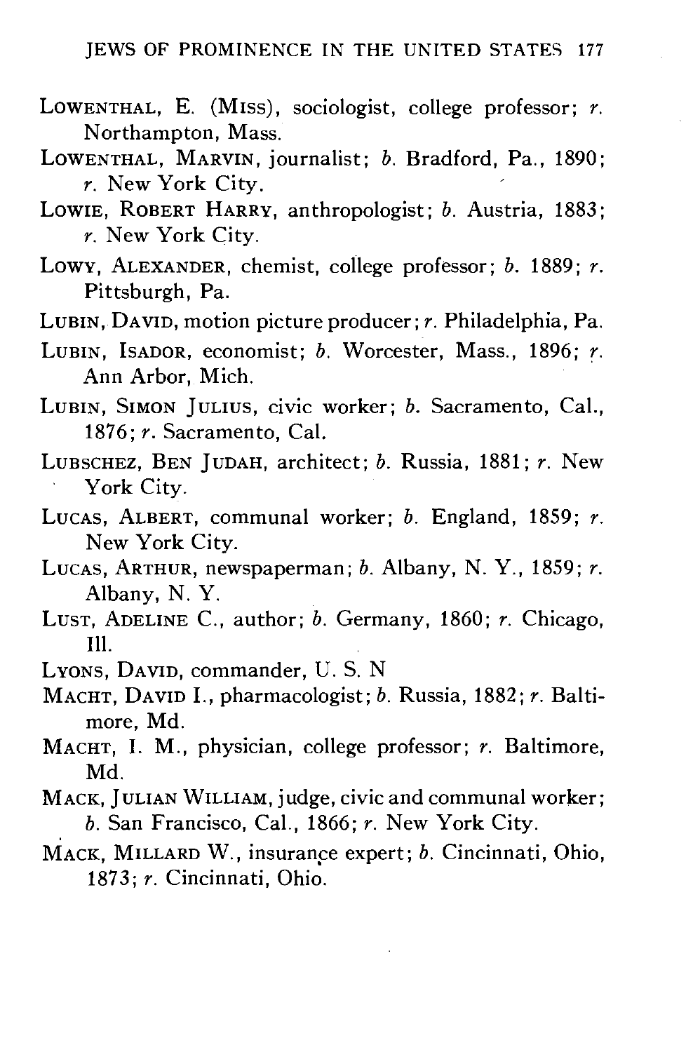LOWENTHAL, E. (MISS), sociologist, college professor; *r.* Northampton, Mass.

LOWENTHAL, MARVIN, journalist; *b.* Bradford, Pa., 1890; *r.* New York City.

LOWIE, ROBERT HARRY, anthropologist; *b.* Austria, 1883; *r.* New York City.

LOWY, ALEXANDER, chemist, college professor; *b.* 1889; *r.* Pittsburgh, Pa.

LUBIN, DAVID, motion picture producer; *r.* Philadelphia, Pa.

LUBIN, ISADOR, economist; *b.* Worcester, Mass., 1896; *r.* Ann Arbor, Mich.

LUBIN, SIMON JULIUS, civic worker; *b.* Sacramento, Cal., 1876; *r.* Sacramento, Cal.

LUBSCHEZ, BEN JUDAH, architect; *b.* Russia, 1881; *r.* New York City.

LUCAS, ALBERT, communal worker; *b.* England, 1859; *r.* New York City.

LUCAS, ARTHUR, newspaperman; *b.* Albany, N. Y., 1859; *r.* Albany, N. Y.

LUST, ADELINE C., author; *b.* Germany, 1860; *r.* Chicago, Ill.

LYONS, DAVID, commander, U. S. N

MACHT, DAVID I., pharmacologist; *b.* Russia, 1882; *r.* Baltimore, Md.

MACHT, I. M., physician, college professor; *r.* Baltimore, Md.

MACK, JULIAN WILLIAM, judge, civic and communal worker; *b.* San Francisco, Cal., 1866; *r.* New York City.

MACK, MILLARD W., insurance expert; *b.* Cincinnati, Ohio, 1873; *r.* Cincinnati, Ohio.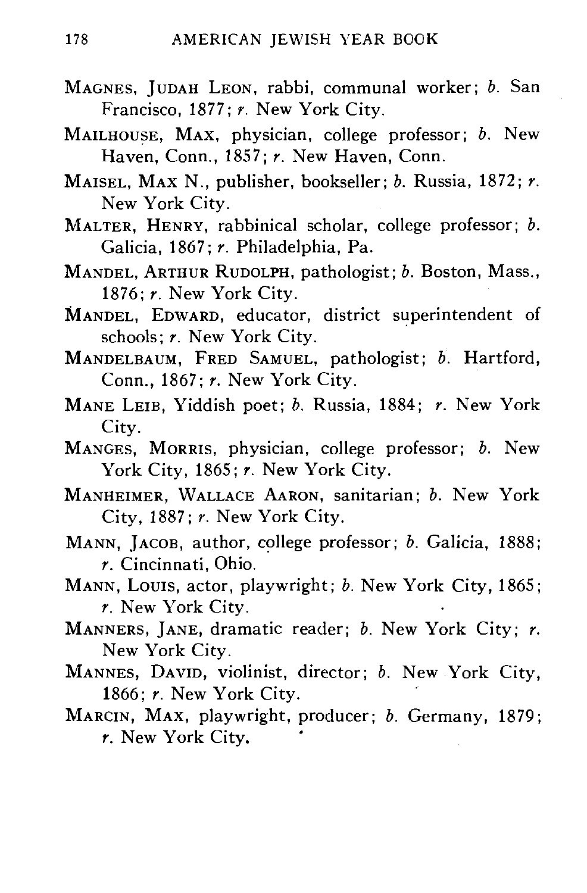MAGNES, JUDAH LEON, rabbi, communal worker; *b.* San Francisco, 1877; *r.* New York City.

MAILHOUSE, MAX, physician, college professor; *b.* New Haven, Conn., 1857; *r.* New Haven, Conn.

MAISEL, MAX N., publisher, bookseller; *b.* Russia, 1872; *r.* New York City.

MALTER, HENRY, rabbinical scholar, college professor; *b.* Galicia, 1867; *r.* Philadelphia, Pa.

MANDEL, ARTHUR RUDOLPH, pathologist; *b.* Boston, Mass., 1876; *r.* New York City.

MANDEL, EDWARD, educator, district superintendent of schools; *r.* New York City.

MANDELBAUM, FRED SAMUEL, pathologist; *b.* Hartford, Conn., 1867; *r.* New York City.

MANE LEIB, Yiddish poet; *b.* Russia, 1884; *r.* New York City.

MANGES, MORRIS, physician, college professor; *b.* New York City, 1865; *r.* New York City.

MANHEIMER, WALLACE AARON, sanitarian; *b.* New York City, 1887; *r.* New York City.

MANN, JACOB, author, college professor; *b.* Galicia, 1888; *r.* Cincinnati, Ohio.

MANN, LOUIS, actor, playwright; *b.* New York City, 1865; *r.* New York City.

MANNERS, JANE, dramatic reader; *b.* New York City; *r.* New York City.

MANNES, DAVID, violinist, director; *b.* New York City, 1866; *r.* New York City.

MARCIN, MAX, playwright, producer; *b.* Germany, 1879; *r.* New York City.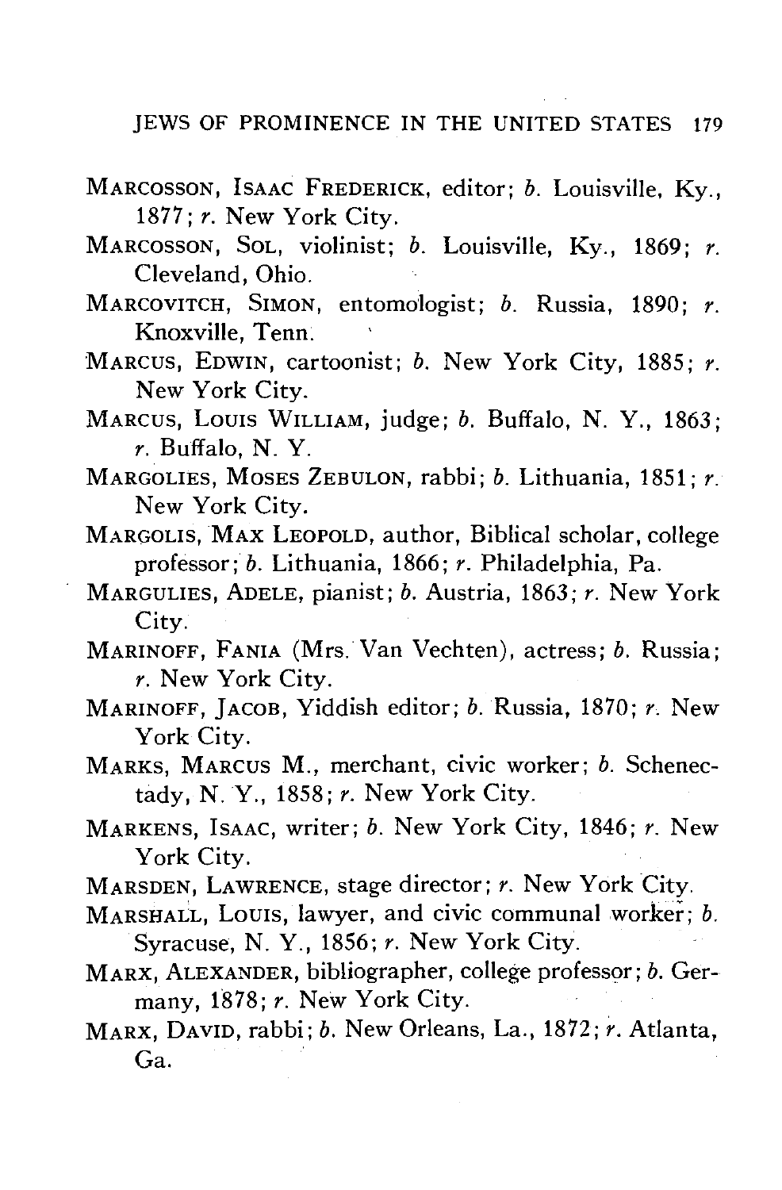MARCOSSON, ISAAC FREDERICK, editor; *b.* Louisville, Ky., 1877; *r.* New York City.

MARCOSSON, SOL, violinist; *b.* Louisville, Ky., 1869; *r.* Cleveland, Ohio.

MARCOVITCH, SIMON, entomologist; *b.* Russia, 1890; *r.* Knoxville, Tenn.

MARCUS, EDWIN, cartoonist; *b.* New York City, 1885; *r.* New York City.

MARCUS, LOUIS WILLIAM, judge; *b.* Buffalo, N. Y., 1863; *r.* Buffalo, N. Y.

MARGOLIES, MOSES ZEBULON, rabbi; *b.* Lithuania, 1851; *r.* New York City.

MARGOLIS, MAX LEOPOLD, author, Biblical scholar, college professor; *b.* Lithuania, 1866; *r.* Philadelphia, Pa.

MARGULIES, ADELE, pianist; *b.* Austria, 1863; *r.* New York City.

MARINOFF, FANIA (Mrs. Van Vechten), actress; *b.* Russia; *r.* New York City.

MARINOFF, JACOB, Yiddish editor; *b.* Russia, 1870; *r.* New York City.

MARKS, MARCUS M., merchant, civic worker; *b.* Schenectady, N. Y., 1858; *r.* New York City.

MARKENS, ISAAC, writer; *b.* New York City, 1846; *r.* New York City.

MARSDEN, LAWRENCE, stage director; *r.* New York City.

MARSHALL, LOUIS, lawyer, and civic communal worker; *b.* Syracuse, N. Y., 1856; *r.* New York City.

MARX, ALEXANDER, bibliographer, college professor; *b.* Germany, 1878; *r.* New York City.

MARX, DAVID, rabbi; *b.* New Orleans, La., 1872; *r.* Atlanta, Ga.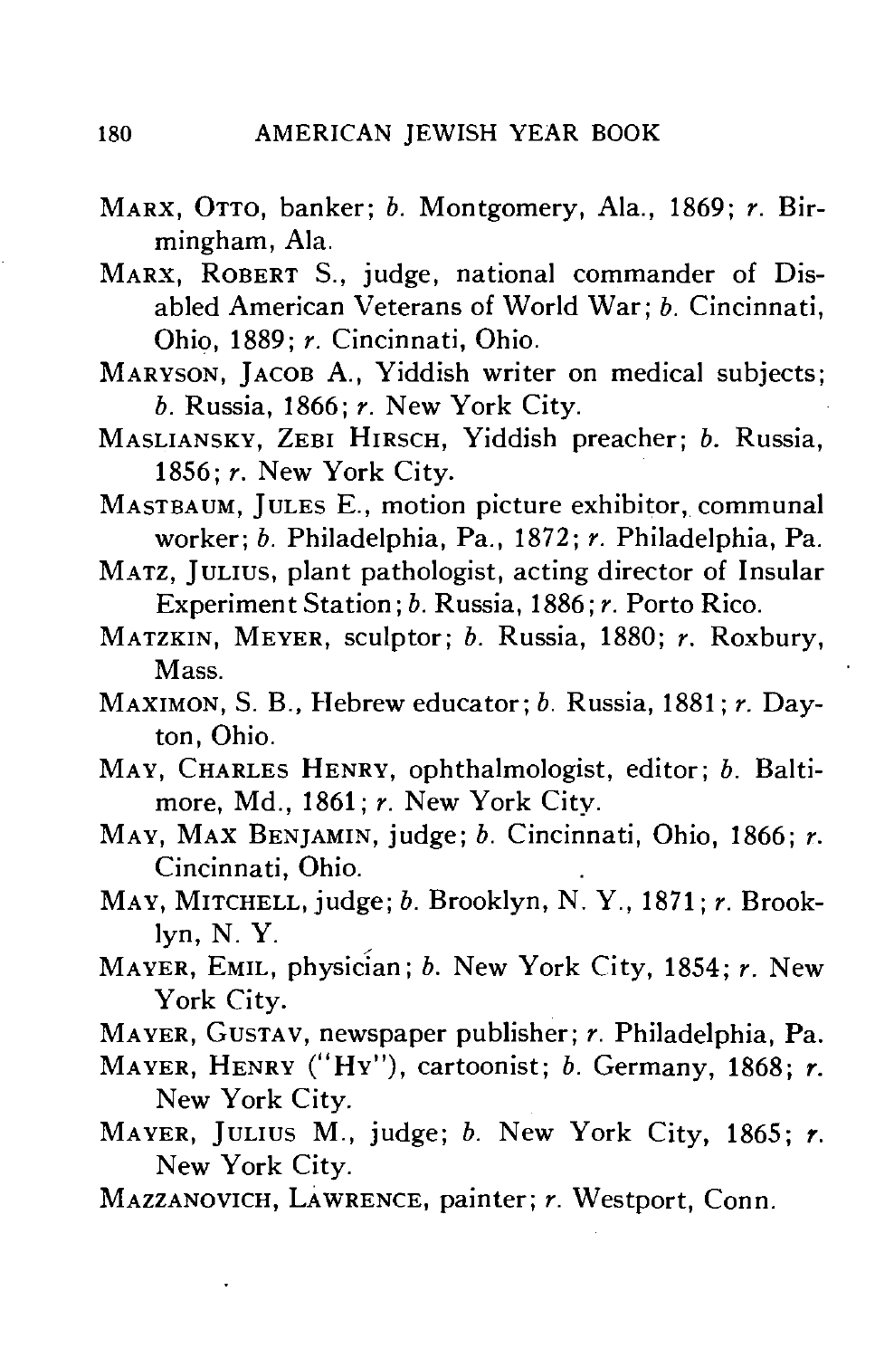MARX, OTTO, banker; *b.* Montgomery, Ala., 1869; *r.* Birmingham, Ala.

MARX, ROBERT S., judge, national commander of Disabled American Veterans of World War; *b.* Cincinnati, Ohio, 1889; *r.* Cincinnati, Ohio.

MARYSON, JACOB A., Yiddish writer on medical subjects; *b.* Russia, 1866; *r.* New York City.

MASLIANSKY, ZEBI HIRSCH, Yiddish preacher; *b.* Russia, 1856; *r.* New York City.

MASTBAUM, JULES E., motion picture exhibitor, communal worker; *b.* Philadelphia, Pa., 1872; *r.* Philadelphia, Pa.

MATZ, JULIUS, plant pathologist, acting director of Insular Experiment Station; *b.* Russia, 1886; *r.* Porto Rico.

MATZKIN, MEYER, sculptor; *b.* Russia, 1880; *r.* Roxbury, Mass.

MAXIMON, S. B., Hebrew educator; *b.* Russia, 1881; *r.* Dayton, Ohio.

MAY, CHARLES HENRY, ophthalmologist, editor; *b.* Baltimore, Md., 1861; *r.* New York City.

MAY, MAX BENJAMIN, judge; *b.* Cincinnati, Ohio, 1866; *r.* Cincinnati, Ohio.

MAY, MITCHELL, judge; *b.* Brooklyn, N. Y., 1871; *r.* Brooklyn, N. Y.

MAYER, EMIL, physician; *b.* New York City, 1854; *r.* New York City.

MAYER, GUSTAV, newspaper publisher; *r.* Philadelphia, Pa.

MAYER, HENRY ("HY"), cartoonist; *b.* Germany, 1868; *r.* New York City.

MAYER, JULIUS M., judge; *b.* New York City, 1865; *r.* New York City.

MAZZANOVICH, LAWRENCE, painter; *r.* Westport, Conn.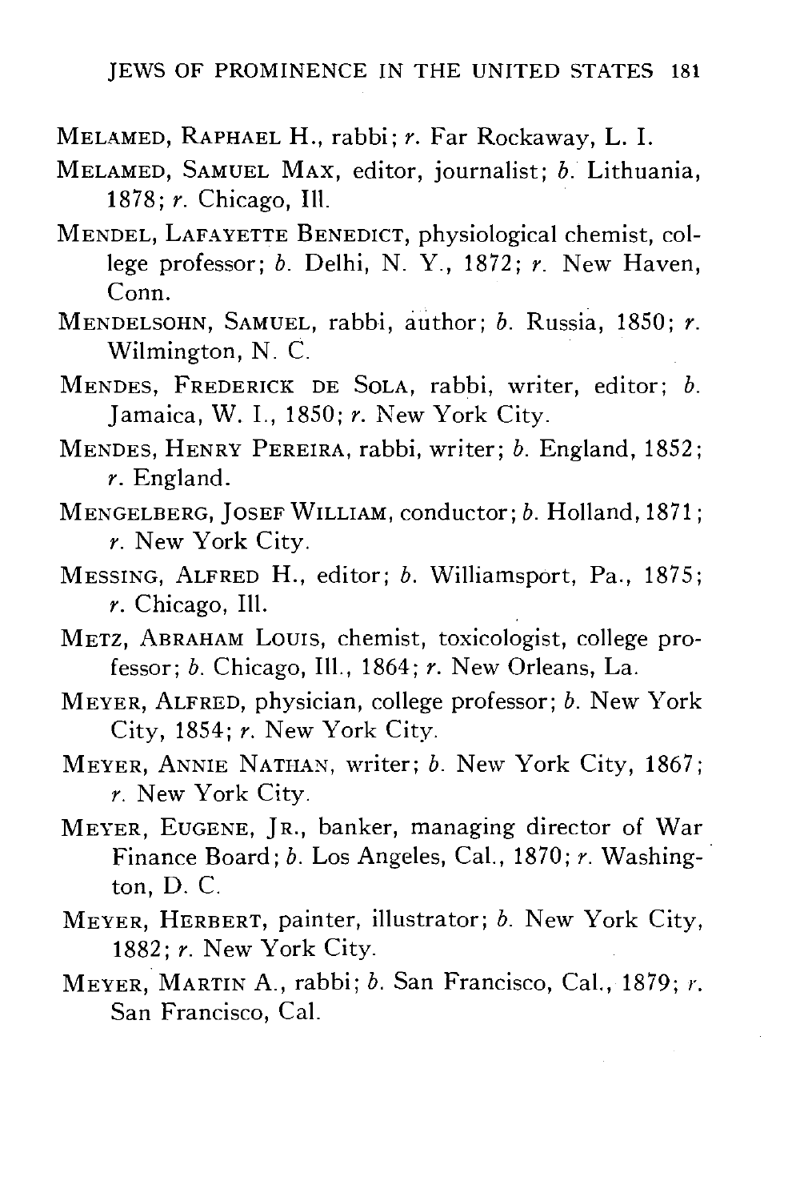MELAMED, RAPHAEL H., rabbi; *r.* Far Rockaway, L. I.

MELAMED, SAMUEL MAX, editor, journalist; *b.* Lithuania, 1878; *r.* Chicago, Ill.

MENDEL, LAFAYETTE BENEDICT, physiological chemist, college professor; *b.* Delhi, N. Y., 1872; *r.* New Haven, Conn.

MENDELSOHN, SAMUEL, rabbi, author; *b.* Russia, 1850; *r.* Wilmington, N. C.

MENDES, FREDERICK DE SOLA, rabbi, writer, editor; *b.* Jamaica, W. I., 1850; *r.* New York City.

MENDES, HENRY PEREIRA, rabbi, writer; *b.* England, 1852; *r.* England.

MENGELBERG, JOSEF WILLIAM, conductor; *b.* Holland, 1871; *r.* New York City.

MESSING, ALFRED H., editor; *b.* Williamsport, Pa., 1875; *r.* Chicago, Ill.

METZ, ABRAHAM LOUIS, chemist, toxicologist, college professor; *b.* Chicago, Ill., 1864; *r.* New Orleans, La.

MEYER, ALFRED, physician, college professor; *b.* New York City, 1854; *r.* New York City.

MEYER, ANNIE NATHAN, writer; *b.* New York City, 1867; *r.* New York City.

MEYER, EUGENE, JR., banker, managing director of War Finance Board; *b.* Los Angeles, Cal., 1870; *r.* Washington, D. C.

MEYER, HERBERT, painter, illustrator; *b.* New York City, 1882; *r.* New York City.

MEYER, MARTIN A., rabbi; *b.* San Francisco, Cal., 1879; *r.* San Francisco, Cal.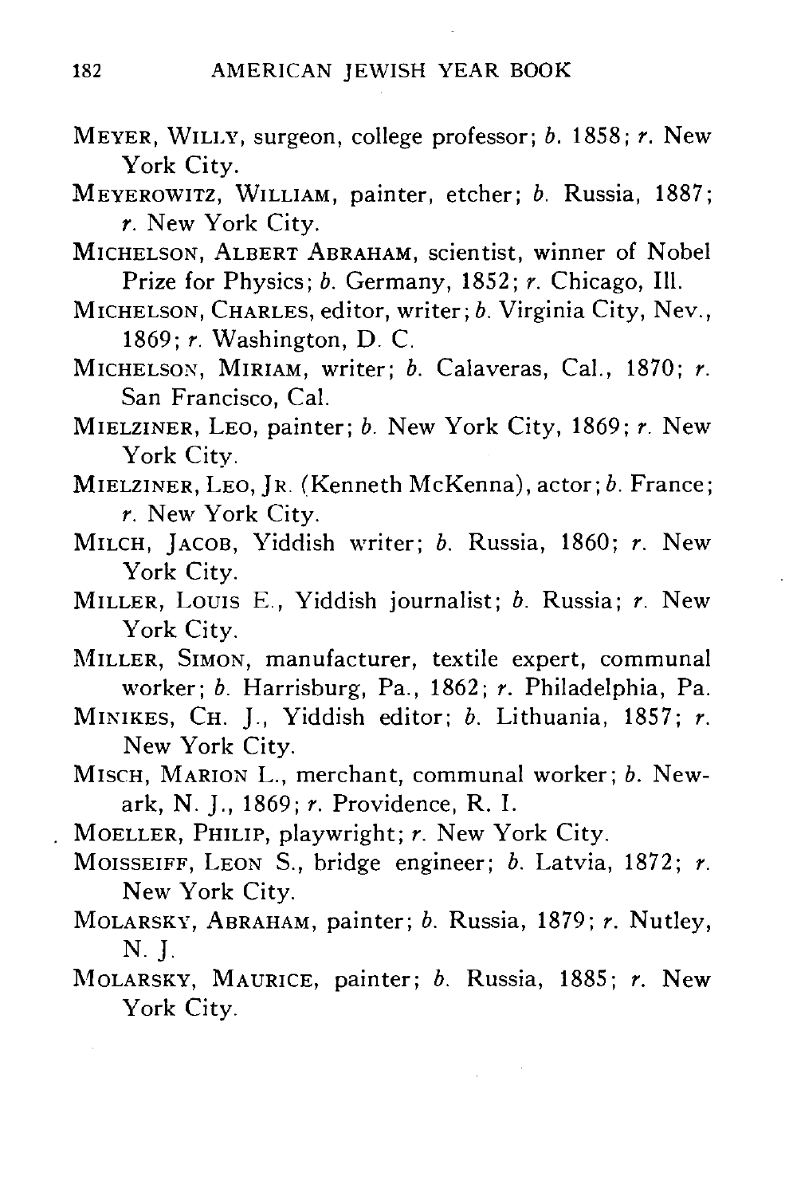MEYER, WILLY, surgeon, college professor; *b.* 1858; *r.* New York City.

MEYEROWITZ, WILLIAM, painter, etcher; *b.* Russia, 1887; *r.* New York City.

MICHELSON, ALBERT ABRAHAM, scientist, winner of Nobel Prize for Physics; *b.* Germany, 1852; *r.* Chicago, Ill.

MICHELSON, CHARLES, editor, writer; *b.* Virginia City, Nev., 1869; *r.* Washington, D. C.

MICHELSON, MIRIAM, writer; *b.* Calaveras, Cal., 1870; *r.* San Francisco, Cal.

MIELZINER, LEO, painter; *b.* New York City, 1869; *r.* New York City.

MIELZINER, LEO, JR. (Kenneth McKenna), actor; *b.* France; *r.* New York City.

MILCH, JACOB, Yiddish writer; *b.* Russia, 1860; *r.* New York City.

MILLER, LOUIS E., Yiddish journalist; *b.* Russia; *r.* New York City.

MILLER, SIMON, manufacturer, textile expert, communal worker; *b.* Harrisburg, Pa., 1862; *r.* Philadelphia, Pa.

MINIKES, CH. J., Yiddish editor; *b.* Lithuania, 1857; *r.* New York City.

MISCH, MARION L., merchant, communal worker; *b.* Newark, N. J., 1869; *r.* Providence, R. I.

MOELLER, PHILIP, playwright; *r.* New York City.

MOISSEIFF, LEON S., bridge engineer; *b.* Latvia, 1872; *r.* New York City.

MOLARSKY, ABRAHAM, painter; *b.* Russia, 1879; *r.* Nutley, N. J.

MOLARSKY, MAURICE, painter; *b.* Russia, 1885; *r.* New York City.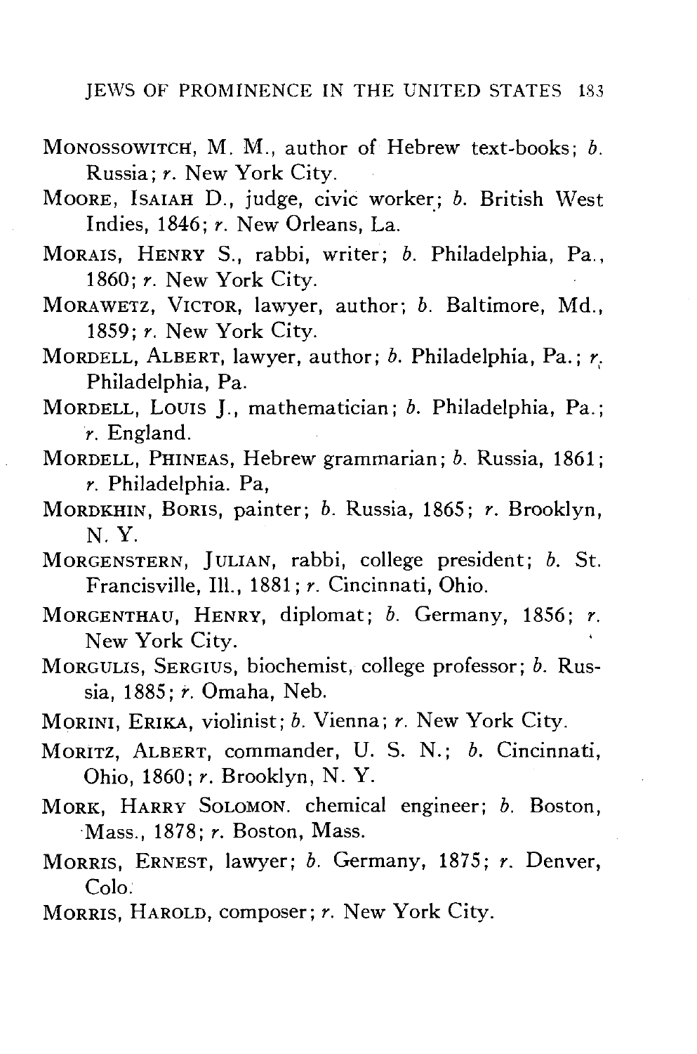MONOSSOWITCH, M. M., author of Hebrew text-books; *b.* Russia; *r.* New York City.

MOORE, ISAIAH D., judge, civic worker; *b.* British West Indies, 1846; *r.* New Orleans, La.

MORAIS, HENRY S., rabbi, writer; *b.* Philadelphia, Pa., 1860; *r.* New York City.

MORAWETZ, VICTOR, lawyer, author; *b.* Baltimore, Md., 1859; *r.* New York City.

MORDELL, ALBERT, lawyer, author; *b.* Philadelphia, Pa.; *r.* Philadelphia, Pa.

MORDELL, LOUIS J., mathematician; *b.* Philadelphia, Pa.; *r.* England.

MORDELL, PHINEAS, Hebrew grammarian; *b.* Russia, 1861; *r.* Philadelphia. Pa,

MORDKHIN, BORIS, painter; *b.* Russia, 1865; *r.* Brooklyn, N. Y.

MORGENSTERN, JULIAN, rabbi, college president; *b.* St. Francisville, Ill., 1881; *r.* Cincinnati, Ohio.

MORGENTHAU, HENRY, diplomat; *b.* Germany, 1856; *r.* New York City.

MORGULIS, SERGIUS, biochemist, college professor; *b.* Russia, 1885; *r.* Omaha, Neb.

MORINI, ERIKA, violinist; *b.* Vienna; *r.* New York City.

MORITZ, ALBERT, commander, U. S. N.; *b.* Cincinnati, Ohio, 1860; *r.* Brooklyn, N. Y.

MORK, HARRY SOLOMON. chemical engineer; *b.* Boston, Mass., 1878; *r.* Boston, Mass.

MORRIS, ERNEST, lawyer; *b.* Germany, 1875; *r.* Denver, Colo.

MORRIS, HAROLD, composer; *r.* New York City.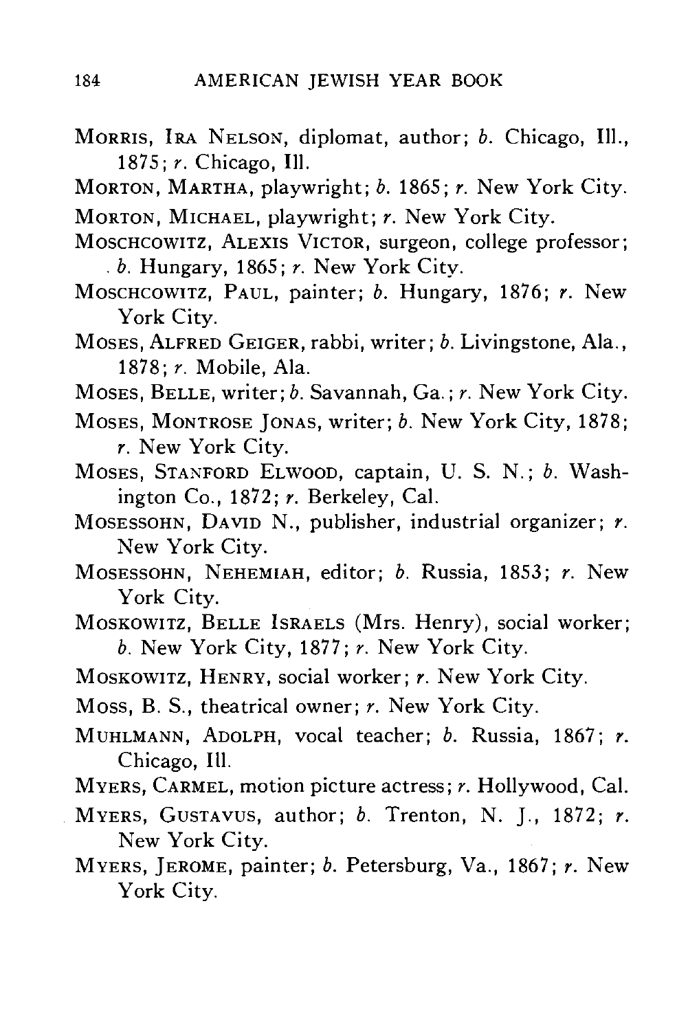MORRIS, IRA NELSON, diplomat, author; *b.* Chicago, Ill., 1875; *r.* Chicago, Ill.

MORTON, MARTHA, playwright; *b.* 1865; *r.* New York City.

MORTON, MICHAEL, playwright; *r.* New York City.

MOSCHCOWITZ, ALEXIS VICTOR, surgeon, college professor; *b.* Hungary, 1865; *r.* New York City.

MOSCHCOWITZ, PAUL, painter; *b.* Hungary, 1876; *r.* New York City.

MOSES, ALFRED GEIGER, rabbi, writer; *b.* Livingstone, Ala., 1878; *r.* Mobile, Ala.

MOSES, BELLE, writer; *b.* Savannah, Ga.; *r.* New York City.

MOSES, MONTROSE JONAS, writer; *b.* New York City, 1878; *r.* New York City.

MOSES, STANFORD ELWOOD, captain, U. S. N.; *b.* Washington Co., 1872; *r.* Berkeley, Cal.

MOSESSOHN, DAVID N., publisher, industrial organizer; *r.* New York City.

MOSESSOHN, NEHEMIAH, editor; *b.* Russia, 1853; *r.* New York City.

MOSKOWITZ, BELLE ISRAELS (Mrs. Henry), social worker; *b.* New York City, 1877; *r.* New York City.

MOSKOWITZ, HENRY, social worker; *r.* New York City.

MOSS, B. S., theatrical owner; *r.* New York City.

MUHLMANN, ADOLPH, vocal teacher; *b.* Russia, 1867; *r.* Chicago, Ill.

MYERS, CARMEL, motion picture actress; *r.* Hollywood, Cal.

MYERS, GUSTAVUS, author; *b.* Trenton, N. J., 1872; *r.* New York City.

MYERS, JEROME, painter; *b.* Petersburg, Va., 1867; *r.* New York City.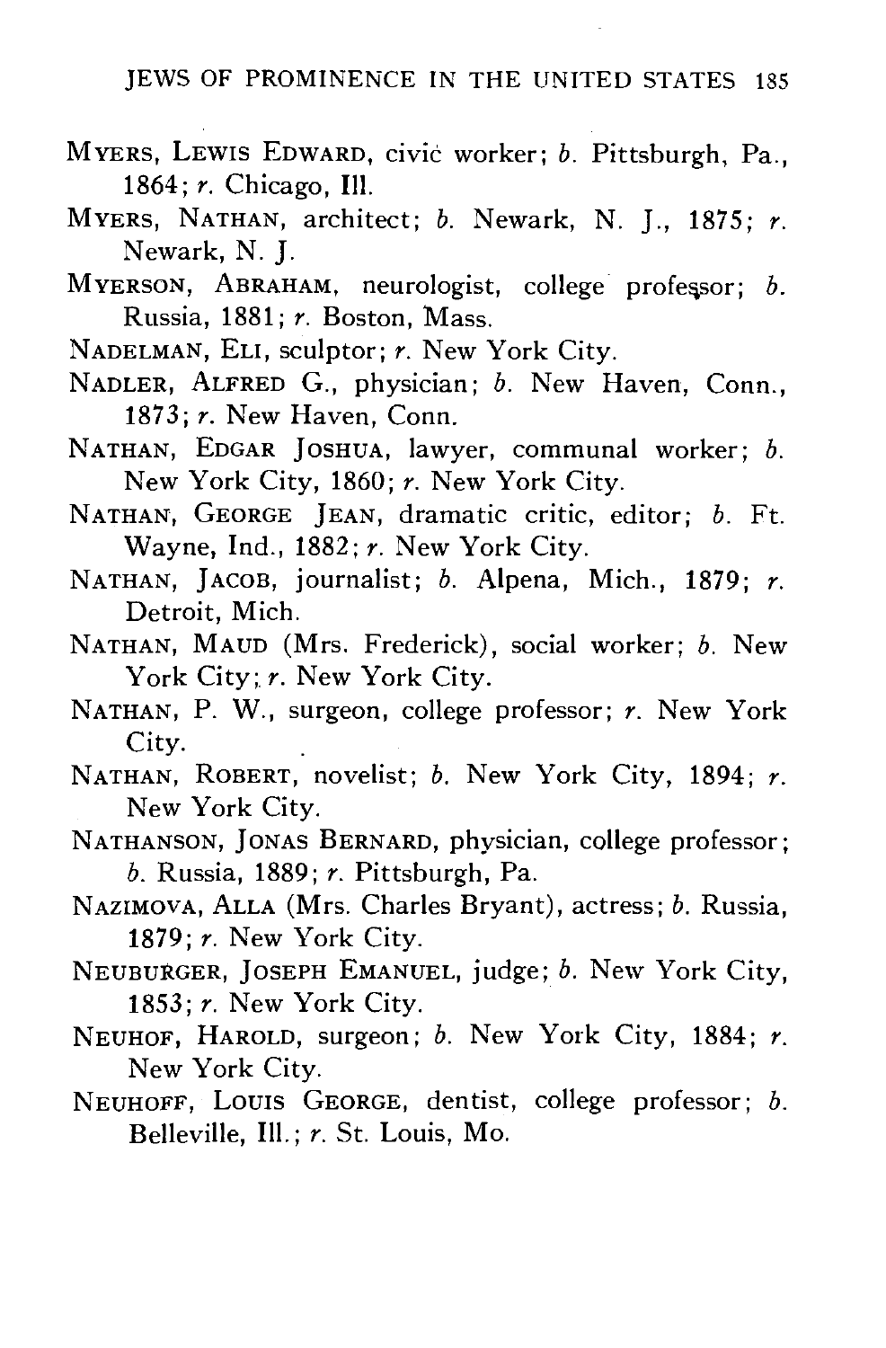MYERS, LEWIS EDWARD, civic worker; *b.* Pittsburgh, Pa., 1864; *r.* Chicago, Ill.

MYERS, NATHAN, architect; *b.* Newark, N. J., 1875; *r.* Newark, N. J.

MYERSON, ABRAHAM, neurologist, college professor; *b.* Russia, 1881; *r.* Boston, Mass.

NADELMAN, ELI, sculptor; *r.* New York City.

NADLER, ALFRED G., physician; *b.* New Haven, Conn., 1873; *r.* New Haven, Conn.

NATHAN, EDGAR JOSHUA, lawyer, communal worker; *b.* New York City, 1860; *r.* New York City.

NATHAN, GEORGE JEAN, dramatic critic, editor; *b.* Ft. Wayne, Ind., 1882; *r.* New York City.

NATHAN, JACOB, journalist; *b.* Alpena, Mich., 1879; *r.* Detroit, Mich.

NATHAN, MAUD (Mrs. Frederick), social worker; *b.* New York City; *r.* New York City.

NATHAN, P. W., surgeon, college professor; *r.* New York City.

NATHAN, ROBERT, novelist; *b.* New York City, 1894; *r.* New York City.

NATHANSON, JONAS BERNARD, physician, college professor; *b.* Russia, 1889; *r.* Pittsburgh, Pa.

NAZIMOVA, ALLA (Mrs. Charles Bryant), actress; *b.* Russia, 1879; *r.* New York City.

NEUBURGER, JOSEPH EMANUEL, judge; *b.* New York City, 1853; *r.* New York City.

NEUHOF, HAROLD, surgeon; *b.* New York City, 1884; *r.* New York City.

NEUHOFF, LOUIS GEORGE, dentist, college professor; *b.* Belleville, Ill.; *r.* St. Louis, Mo.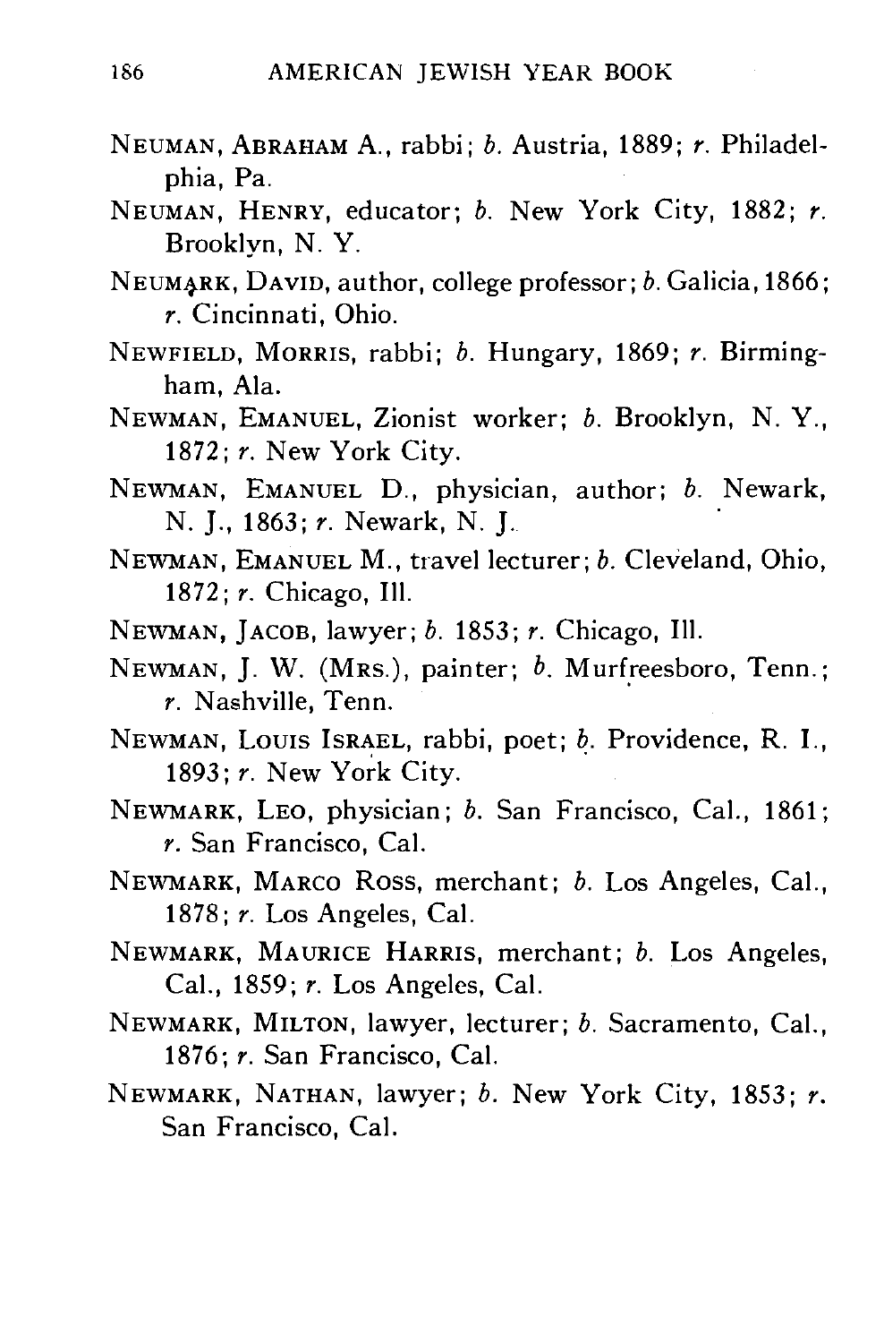NEUMAN, ABRAHAM A., rabbi; *b.* Austria, 1889; *r.* Philadelphia, Pa.

NEUMAN, HENRY, educator; *b.* New York City, 1882; *r.* Brooklyn, N. Y.

NEUMARK, DAVID, author, college professor; *b.* Galicia, 1866; *r.* Cincinnati, Ohio.

NEWFIELD, MORRIS, rabbi; *b.* Hungary, 1869; *r.* Birmingham, Ala.

NEWMAN, EMANUEL, Zionist worker; *b.* Brooklyn, N. Y., 1872; *r.* New York City.

NEWMAN, EMANUEL D., physician, author; *b.* Newark, N. J., 1863; *r.* Newark, N. J.

NEWMAN, EMANUEL M., travel lecturer; *b.* Cleveland, Ohio, 1872; *r.* Chicago, Ill.

NEWMAN, JACOB, lawyer; *b.* 1853; *r.* Chicago, Ill.

NEWMAN, J. W. (MRS.), painter; *b.* Murfreesboro, Tenn.; *r.* Nashville, Tenn.

NEWMAN, LOUIS ISRAEL, rabbi, poet; *b.* Providence, R. I., 1893; *r.* New York City.

NEWMARK, LEO, physician; *b.* San Francisco, Cal., 1861; *r.* San Francisco, Cal.

NEWMARK, MARCO ROSS, merchant; *b.* Los Angeles, Cal., 1878; *r.* Los Angeles, Cal.

NEWMARK, MAURICE HARRIS, merchant; *b.* Los Angeles, Cal., 1859; *r.* Los Angeles, Cal.

NEWMARK, MILTON, lawyer, lecturer; *b.* Sacramento, Cal., 1876; *r.* San Francisco, Cal.

NEWMARK, NATHAN, lawyer; *b.* New York City, 1853; *r.* San Francisco, Cal.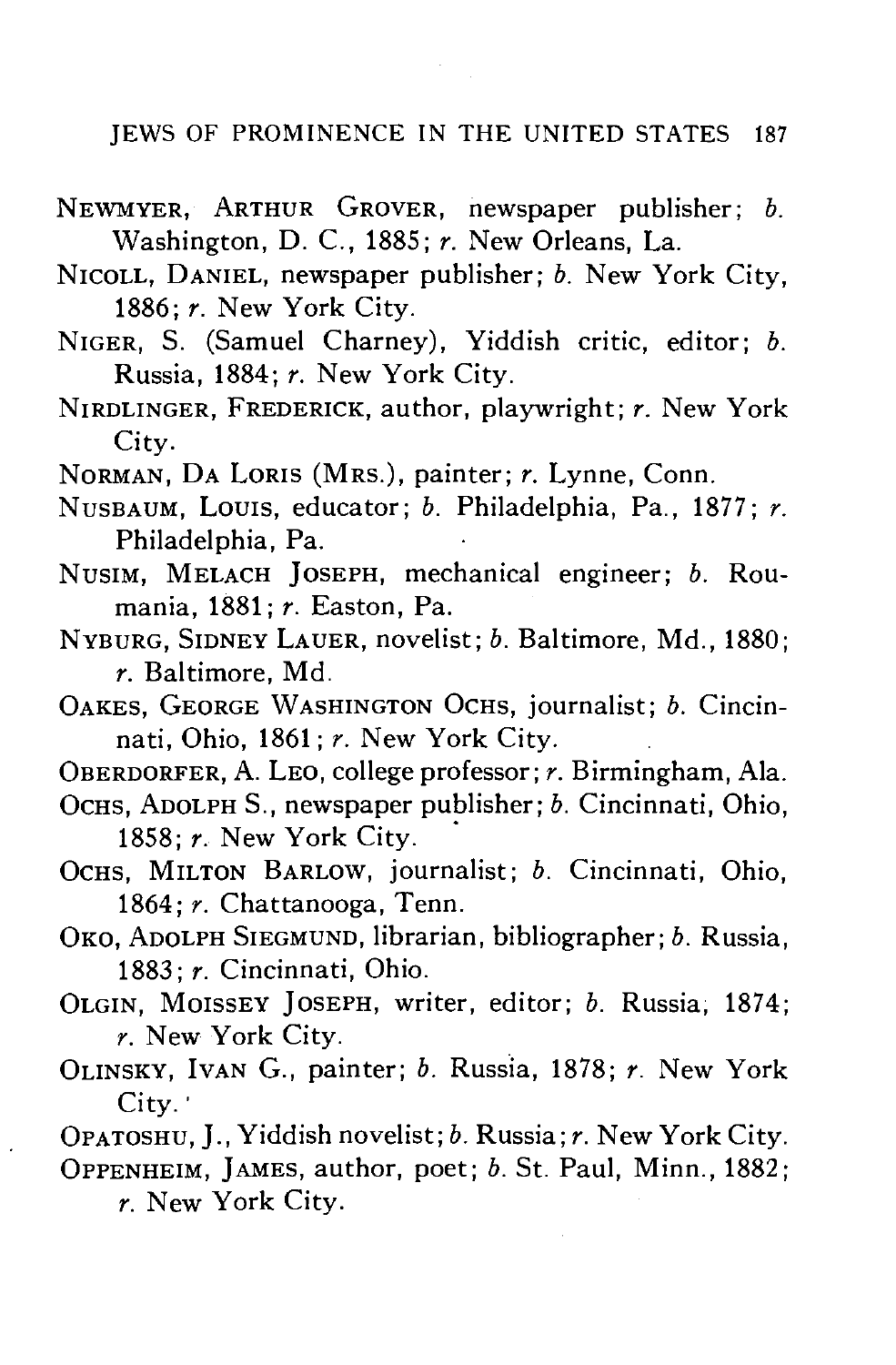NEWMYER, ARTHUR GROVER, newspaper publisher; *b.* Washington, D. C., 1885; *r.* New Orleans, La.

NICOLL, DANIEL, newspaper publisher; *b.* New York City, 1886; *r.* New York City.

NIGER, S. (Samuel Charney), Yiddish critic, editor; *b.* Russia, 1884; *r.* New York City.

NIRDLINGER, FREDERICK, author, playwright; *r.* New York City.

NORMAN, DA LORIS (MRS.), painter; *r.* Lynne, Conn.

NUSBAUM, LOUIS, educator; *b.* Philadelphia, Pa., 1877; *r.* Philadelphia, Pa.

NUSIM, MELACH JOSEPH, mechanical engineer; *b.* Roumania, 1881; *r.* Easton, Pa.

NYBURG, SIDNEY LAUER, novelist; *b.* Baltimore, Md., 1880; *r.* Baltimore, Md.

OAKES, GEORGE WASHINGTON OCHS, journalist; *b.* Cincinnati, Ohio, 1861; *r.* New York City.

OBERDORFER, A. LEO, college professor; *r.* Birmingham, Ala.

OCHS, ADOLPH S., newspaper publisher; *b.* Cincinnati, Ohio, 1858; *r.* New York City.

OCHS, MILTON BARLOW, journalist; *b.* Cincinnati, Ohio, 1864; *r.* Chattanooga, Tenn.

OKO, ADOLPH SIEGMUND, librarian, bibliographer; *b.* Russia, 1883; *r.* Cincinnati, Ohio.

OLGIN, MOISSEY JOSEPH, writer, editor; *b.* Russia, 1874; *r.* New York City.

OLINSKY, IVAN G., painter; *b.* Russia, 1878; *r.* New York City.

OPATOSHU, J., Yiddish novelist; *b.* Russia; *r.* New York City.

OPPENHEIM, JAMES, author, poet; *b.* St. Paul, Minn., 1882; *r.* New York City.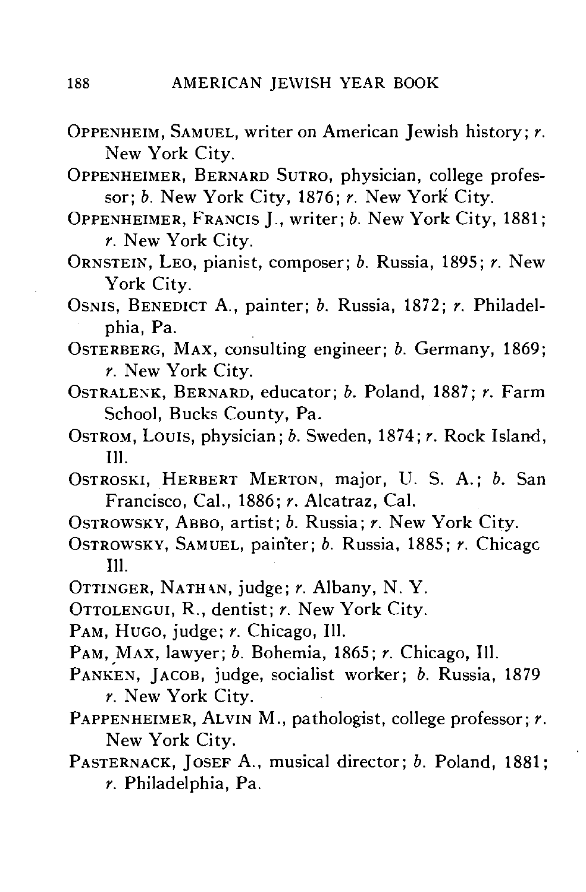OPPENHEIM, SAMUEL, writer on American Jewish history; *r.* New York City.

OPPENHEIMER, BERNARD SUTRO, physician, college professor; *b.* New York City, 1876; *r.* New York City.

OPPENHEIMER, FRANCIS J., writer; *b.* New York City, 1881; *r.* New York City.

ORNSTEIN, LEO, pianist, composer; *b.* Russia, 1895; *r.* New York City.

OSNIS, BENEDICT A., painter; *b.* Russia, 1872; *r.* Philadelphia, Pa.

OSTERBERG, MAX, consulting engineer; *b.* Germany, 1869; *r.* New York City.

OSTRALENK, BERNARD, educator; *b.* Poland, 1887; *r.* Farm School, Bucks County, Pa.

OSTROM, LOUIS, physician; *b.* Sweden, 1874; *r.* Rock Island, Ill.

OSTROSKI, HERBERT MERTON, major, U. S. A.; *b.* San Francisco, Cal., 1886; *r.* Alcatraz, Cal.

OSTROWSKY, ABBO, artist; *b.* Russia; *r.* New York City.

OSTROWSKY, SAMUEL, painter; *b.* Russia, 1885; *r.* Chicago Ill.

OTTINGER, NATHAN, judge; *r.* Albany, N. Y.

OTTOLENGUI, R., dentist; *r.* New York City.

PAM, HUGO, judge; *r.* Chicago, Ill.

PAM, MAX, lawyer; *b.* Bohemia, 1865; *r.* Chicago, Ill.

PANKEN, JACOB, judge, socialist worker; *b.* Russia, 1879 *r.* New York City.

PAPPENHEIMER, ALVIN M., pathologist, college professor; *r.* New York City.

PASTERNACK, JOSEF A., musical director; *b.* Poland, 1881; *r.* Philadelphia, Pa.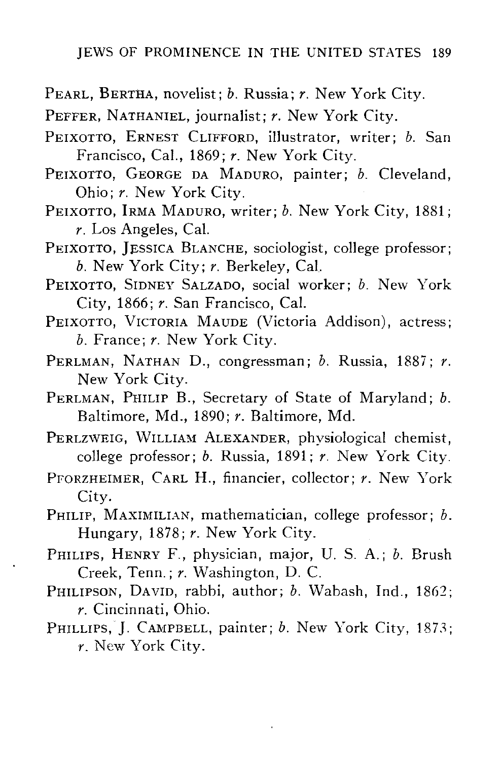PEARL, BERTHA, novelist; *b.* Russia; *r.* New York City.

PEFFER, NATHANIEL, journalist; *r.* New York City.

PEIXOTTO, ERNEST CLIFFORD, illustrator, writer; *b.* San Francisco, Cal., 1869; *r.* New York City.

PEIXOTTO, GEORGE DA MADURO, painter; *b.* Cleveland, Ohio; *r.* New York City.

PEIXOTTO, IRMA MADURO, writer; *b.* New York City, 1881; *r.* Los Angeles, Cal.

PEIXOTTO, JESSICA BLANCHE, sociologist, college professor; *b.* New York City; *r.* Berkeley, Cal.

PEIXOTTO, SIDNEY SALZADO, social worker; *b.* New York City, 1866; *r.* San Francisco, Cal.

PEIXOTTO, VICTORIA MAUDE (Victoria Addison), actress; *b.* France; *r.* New York City.

PERLMAN, NATHAN D., congressman; *b.* Russia, 1887; *r.* New York City.

PERLMAN, PHILIP B., Secretary of State of Maryland; *b.* Baltimore, Md., 1890; *r.* Baltimore, Md.

PERLZWEIG, WILLIAM ALEXANDER, physiological chemist, college professor; *b.* Russia, 1891; *r.* New York City.

PFORZHEIMER, CARL H., financier, collector; *r.* New York City.

PHILIP, MAXIMILIAN, mathematician, college professor; *b.* Hungary, 1878; *r.* New York City.

PHILIPS, HENRY F., physician, major, U. S. A.; *b.* Brush Creek, Tenn.; *r.* Washington, D. C.

PHILIPSON, DAVID, rabbi, author; *b.* Wabash, Ind., 1862; *r.* Cincinnati, Ohio.

PHILLIPS, J. CAMPBELL, painter; *b.* New York City, 1873; *r.* New York City.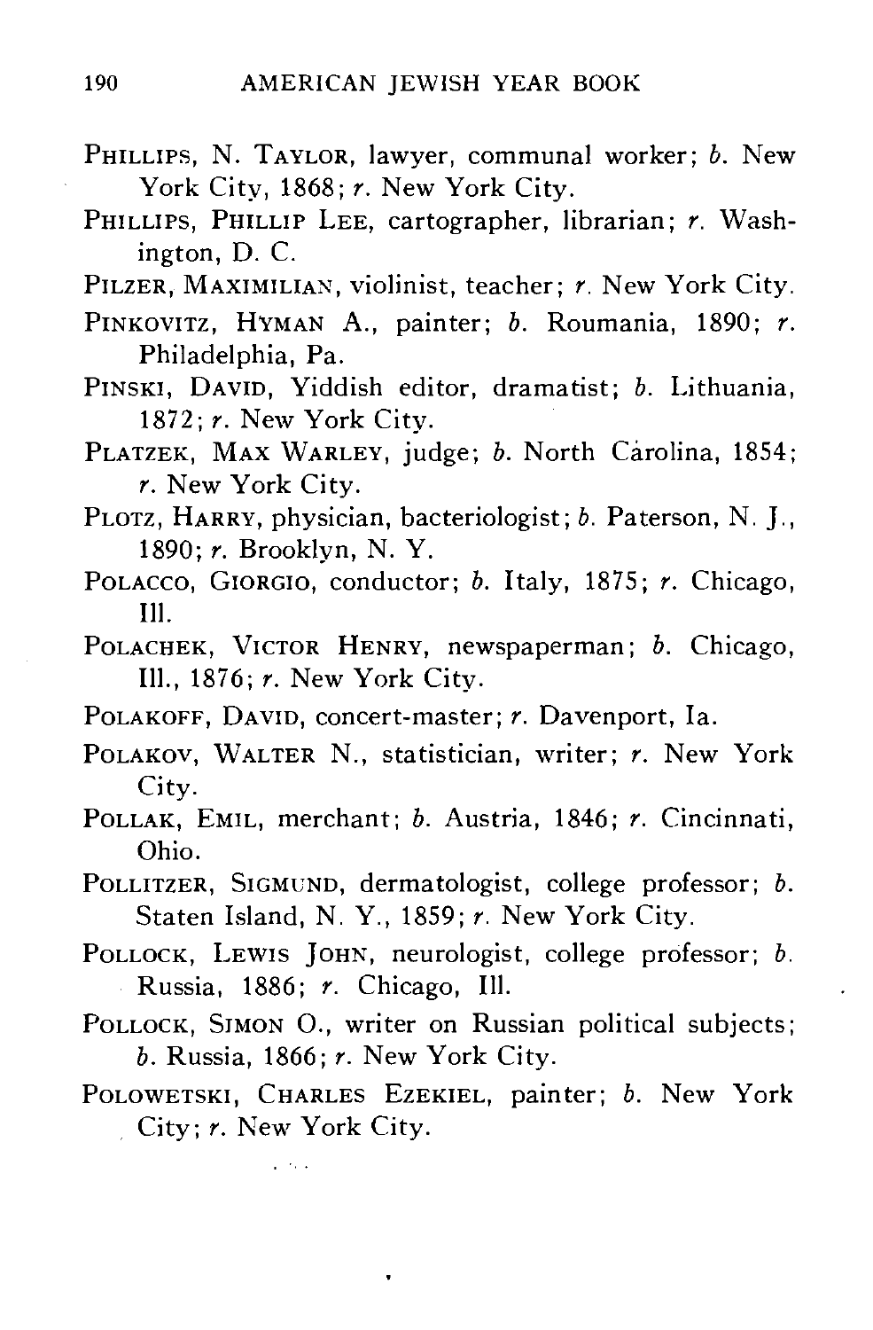PHILLIPS, N. TAYLOR, lawyer, communal worker; *b.* New York City, 1868; *r.* New York City.

PHILLIPS, PHILLIP LEE, cartographer, librarian; *r.* Washington, D. C.

PILZER, MAXIMILIAN, violinist, teacher; *r.* New York City.

PINKOVITZ, HYMAN A., painter; *b.* Roumania, 1890; *r.* Philadelphia, Pa.

PINSKI, DAVID, Yiddish editor, dramatist; *b.* Lithuania, 1872; *r.* New York City.

PLATZEK, MAX WARLEY, judge; *b.* North Carolina, 1854; *r.* New York City.

PLOTZ, HARRY, physician, bacteriologist; *b.* Paterson, N. J., 1890; *r.* Brooklyn, N. Y.

POLACCO, GIORGIO, conductor; *b.* Italy, 1875; *r.* Chicago, Ill.

POLACHEK, VICTOR HENRY, newspaperman; *b.* Chicago, Ill., 1876; *r.* New York City.

POLAKOFF, DAVID, concert-master; *r.* Davenport, Ia.

POLAKOV, WALTER N., statistician, writer; *r.* New York City.

POLLAK, EMIL, merchant; *b.* Austria, 1846; *r.* Cincinnati, Ohio.

POLLITZER, SIGMUND, dermatologist, college professor; *b.* Staten Island, N. Y., 1859; *r.* New York City.

POLLOCK, LEWIS JOHN, neurologist, college professor; *b.* Russia, 1886; *r.* Chicago, Ill.

POLLOCK, SIMON O., writer on Russian political subjects; *b.* Russia, 1866; *r.* New York City.

POLOWETSKI, CHARLES EZEKIEL, painter; *b.* New York City; *r.* New York City.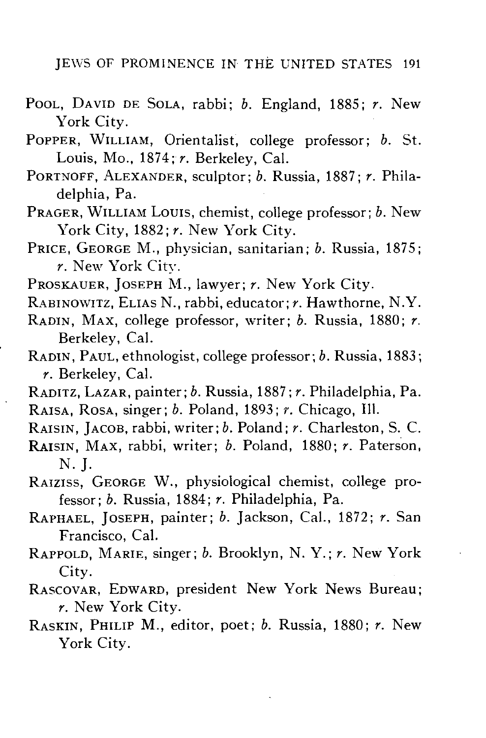POOL, DAVID DE SOLA, rabbi; *b.* England, 1885; *r.* New York City.

POPPER, WILLIAM, Orientalist, college professor; *b.* St. Louis, Mo., 1874; *r.* Berkeley, Cal.

PORTNOFF, ALEXANDER, sculptor; *b.* Russia, 1887; *r.* Philadelphia, Pa.

PRAGER, WILLIAM LOUIS, chemist, college professor; *b.* New York City, 1882; *r.* New York City.

PRICE, GEORGE M., physician, sanitarian; *b.* Russia, 1875; *r.* New York City.

PROSKAUER, JOSEPH M., lawyer; *r.* New York City.

RABINOWITZ, ELIAS N., rabbi, educator; *r.* Hawthorne, N.Y.

RADIN, MAX, college professor, writer; *b.* Russia, 1880; *r.* Berkeley, Cal.

RADIN, PAUL, ethnologist, college professor; *b.* Russia, 1883; *r.* Berkeley, Cal.

RADITZ, LAZAR, painter; *b.* Russia, 1887; *r.* Philadelphia, Pa.

RAISA, ROSA, singer; *b.* Poland, 1893; *r.* Chicago, Ill.

RAISIN, JACOB, rabbi, writer; *b.* Poland; *r.* Charleston, S. C.

RAISIN, MAX, rabbi, writer; *b.* Poland, 1880; *r.* Paterson, N. J.

RAIZISS, GEORGE W., physiological chemist, college professor; *b.* Russia, 1884; *r.* Philadelphia, Pa.

RAPHAEL, JOSEPH, painter; *b.* Jackson, Cal., 1872; *r.* San Francisco, Cal.

RAPPOLD, MARIE, singer; *b.* Brooklyn, N. Y.; *r.* New York City.

RASCOVAR, EDWARD, president New York News Bureau; *r.* New York City.

RASKIN, PHILIP M., editor, poet; *b.* Russia, 1880; *r.* New York City.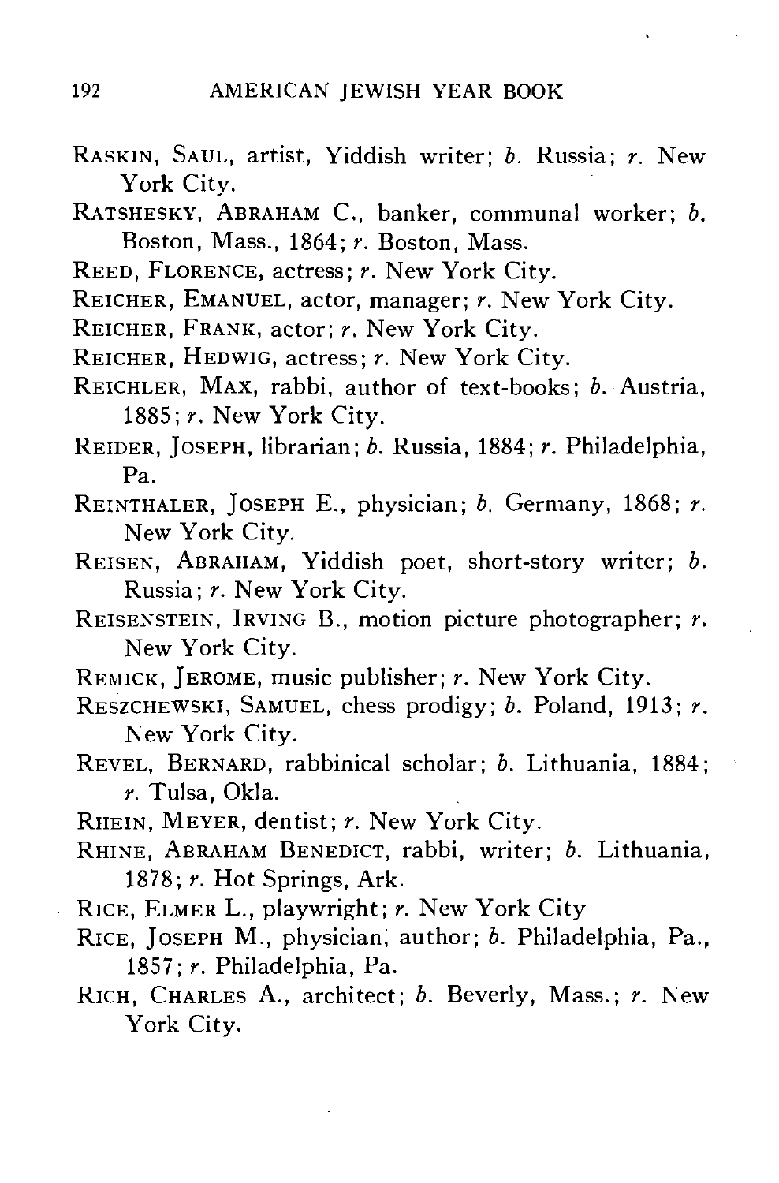RASKIN, SAUL, artist, Yiddish writer; *b.* Russia; *r.* New York City.

RATSHESKY, ABRAHAM C., banker, communal worker; *b.* Boston, Mass., 1864; *r.* Boston, Mass.

REED, FLORENCE, actress; *r.* New York City.

REICHER, EMANUEL, actor, manager; *r.* New York City.

REICHER, FRANK, actor; *r.* New York City.

REICHER, HEDWIG, actress; *r.* New York City.

REICHLER, MAX, rabbi, author of text-books; *b.* Austria, 1885; *r.* New York City.

REIDER, JOSEPH, librarian; *b.* Russia, 1884; *r.* Philadelphia, Pa.

REINTHALER, JOSEPH E., physician; *b.* Germany, 1868; *r.* New York City.

REISEN, ABRAHAM, Yiddish poet, short-story writer; *b.* Russia; *r.* New York City.

REISENSTEIN, IRVING B., motion picture photographer; *r.* New York City.

REMICK, JEROME, music publisher; *r.* New York City.

RESZCHEWSKI, SAMUEL, chess prodigy; *b.* Poland, 1913; *r.* New York City.

REVEL, BERNARD, rabbinical scholar; *b.* Lithuania, 1884; *r.* Tulsa, Okla.

RHEIN, MEYER, dentist; *r.* New York City.

RHINE, ABRAHAM BENEDICT, rabbi, writer; *b.* Lithuania, 1878; *r.* Hot Springs, Ark.

RICE, ELMER L., playwright; *r.* New York City

RICE, JOSEPH M., physician, author; *b.* Philadelphia, Pa., 1857; *r.* Philadelphia, Pa.

RICH, CHARLES A., architect; *b.* Beverly, Mass.; *r.* New York City.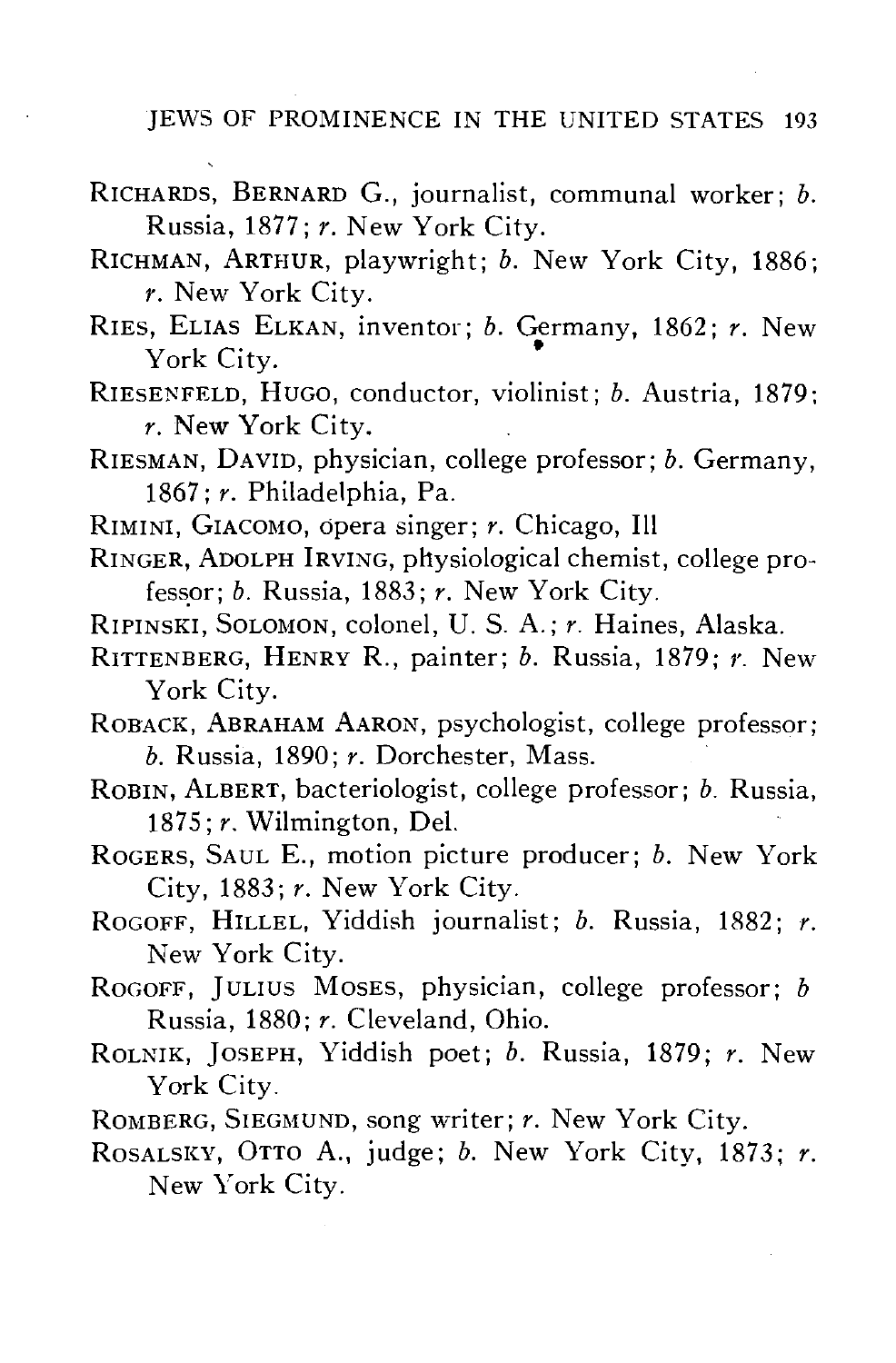RICHARDS, BERNARD G., journalist, communal worker; *b.* Russia, 1877; *r.* New York City.

RICHMAN, ARTHUR, playwright; *b.* New York City, 1886; *r.* New York City.

RIES, ELIAS ELKAN, inventor; *b.* Germany, 1862; *r.* New York City.

RIESENFELD, HUGO, conductor, violinist; *b.* Austria, 1879; *r.* New York City.

RIESMAN, DAVID, physician, college professor; *b.* Germany, 1867; *r.* Philadelphia, Pa.

RIMINI, GIACOMO, opera singer; *r.* Chicago, Ill

RINGER, ADOLPH IRVING, physiological chemist, college professor; *b.* Russia, 1883; *r.* New York City.

RIPINSKI, SOLOMON, colonel, U. S. A.; *r.* Haines, Alaska.

RITTENBERG, HENRY R., painter; *b.* Russia, 1879; *r.* New York City.

ROBACK, ABRAHAM AARON, psychologist, college professor; *b.* Russia, 1890; *r.* Dorchester, Mass.

ROBIN, ALBERT, bacteriologist, college professor; *b.* Russia, 1875; *r.* Wilmington, Del.

ROGERS, SAUL E., motion picture producer; *b.* New York City, 1883; *r.* New York City.

ROGOFF, HILLEL, Yiddish journalist; *b.* Russia, 1882; *r.* New York City.

ROGOFF, JULIUS MOSES, physician, college professor; *b* Russia, 1880; *r.* Cleveland, Ohio.

ROLNIK, JOSEPH, Yiddish poet; *b.* Russia, 1879; *r.* New York City.

ROMBERG, SIEGMUND, song writer; *r.* New York City.

ROSALSKY, OTTO A., judge; *b.* New York City, 1873; *r.* New York City.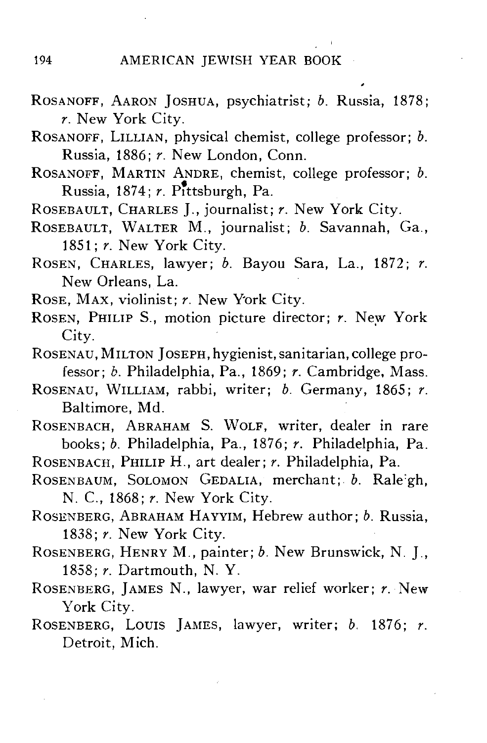ROSANOFF, AARON JOSHUA, psychiatrist; *b.* Russia, 1878; *r.* New York City.

ROSANOFF, LILLIAN, physical chemist, college professor; *b.* Russia, 1886; *r.* New London, Conn.

ROSANOFF, MARTIN ANDRE, chemist, college professor; *b.* Russia, 1874; *r.* Pittsburgh, Pa.

ROSEBAULT, CHARLES J., journalist; *r.* New York City.

ROSEBAULT, WALTER M., journalist; *b.* Savannah, Ga., 1851; *r.* New York City.

ROSEN, CHARLES, lawyer; *b.* Bayou Sara, La., 1872; *r.* New Orleans, La.

ROSE, MAX, violinist; *r.* New York City.

ROSEN, PHILIP S., motion picture director; *r.* New York City.

ROSENAU, MILTON JOSEPH, hygienist, sanitarian, college professor; *b.* Philadelphia, Pa., 1869; *r.* Cambridge, Mass.

ROSENAU, WILLIAM, rabbi, writer; *b.* Germany, 1865; *r.* Baltimore, Md.

ROSENBACH, ABRAHAM S. WOLF, writer, dealer in rare books; *b.* Philadelphia, Pa., 1876; *r.* Philadelphia, Pa.

ROSENBACH, PHILIP H., art dealer; *r.* Philadelphia, Pa.

ROSENBAUM, SOLOMON GEDALIA, merchant; *b.* Raleigh, N. C., 1868; *r.* New York City.

ROSENBERG, ABRAHAM HAYYIM, Hebrew author; *b.* Russia, 1838; *r.* New York City.

ROSENBERG, HENRY M., painter; *b.* New Brunswick, N. J., 1858; *r.* Dartmouth, N. Y.

ROSENBERG, JAMES N., lawyer, war relief worker; *r.* New York City.

ROSENBERG, LOUIS JAMES, lawyer, writer; *b.* 1876; *r.* Detroit, Mich.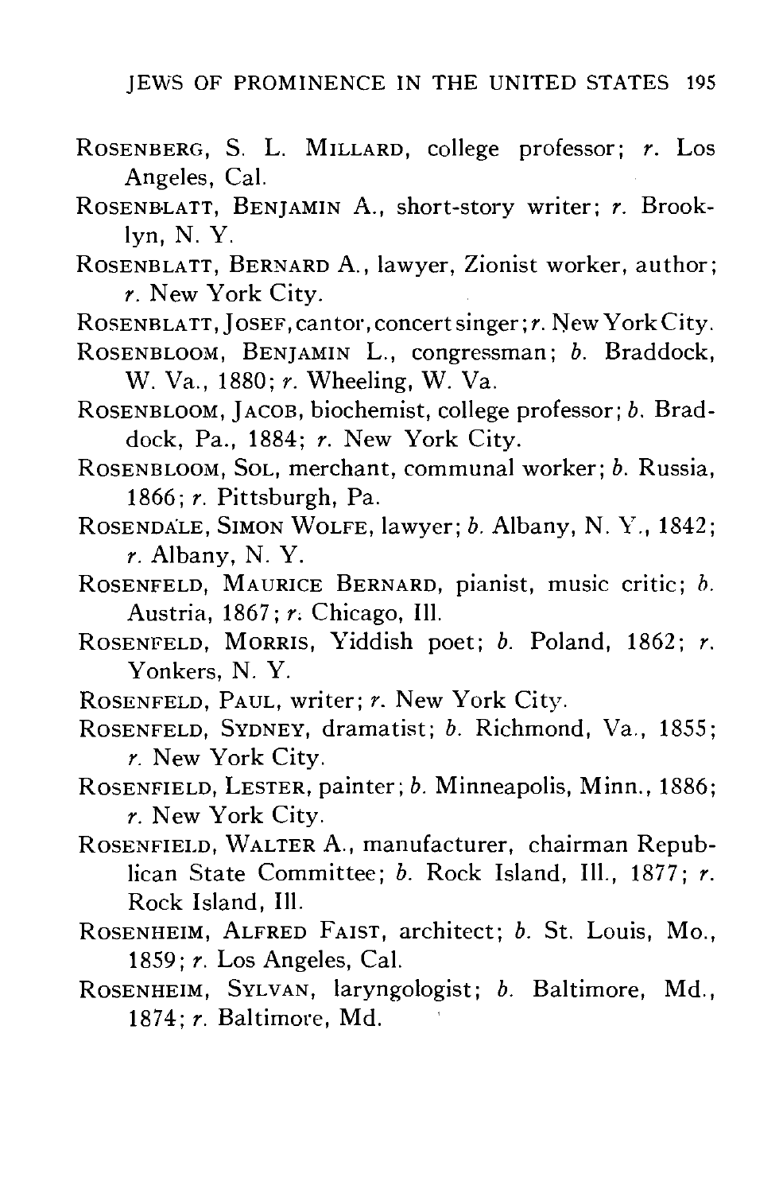ROSENBERG, S. L. MILLARD, college professor; *r.* Los Angeles, Cal.

ROSENBLATT, BENJAMIN A., short-story writer; *r.* Brooklyn, N. Y.

ROSENBLATT, BERNARD A., lawyer, Zionist worker, author; *r.* New York City.

ROSENBLATT, JOSEF, cantor, concert singer; *r.* New York City.

ROSENBLOOM, BENJAMIN L., congressman; *b.* Braddock, W. Va., 1880; *r.* Wheeling, W. Va.

ROSENBLOOM, JACOB, biochemist, college professor; *b.* Braddock, Pa., 1884; *r.* New York City.

ROSENBLOOM, SOL, merchant, communal worker; *b.* Russia, 1866; *r.* Pittsburgh, Pa.

ROSENDALE, SIMON WOLFE, lawyer; *b.* Albany, N. Y., 1842; *r.* Albany, N. Y.

ROSENFELD, MAURICE BERNARD, pianist, music critic; *b.* Austria, 1867; *r.* Chicago, Ill.

ROSENFELD, MORRIS, Yiddish poet; *b.* Poland, 1862; *r.* Yonkers, N. Y.

ROSENFELD, PAUL, writer; *r.* New York City.

ROSENFELD, SYDNEY, dramatist; *b.* Richmond, Va., 1855; *r.* New York City.

ROSENFIELD, LESTER, painter; *b.* Minneapolis, Minn., 1886; *r.* New York City.

ROSENFIELD, WALTER A., manufacturer, chairman Republican State Committee; *b.* Rock Island, Ill., 1877; *r.* Rock Island, Ill.

ROSENHEIM, ALFRED FAIST, architect; *b.* St. Louis, Mo., 1859; *r.* Los Angeles, Cal.

ROSENHEIM, SYLVAN, laryngologist; *b.* Baltimore, Md., 1874; *r.* Baltimore, Md.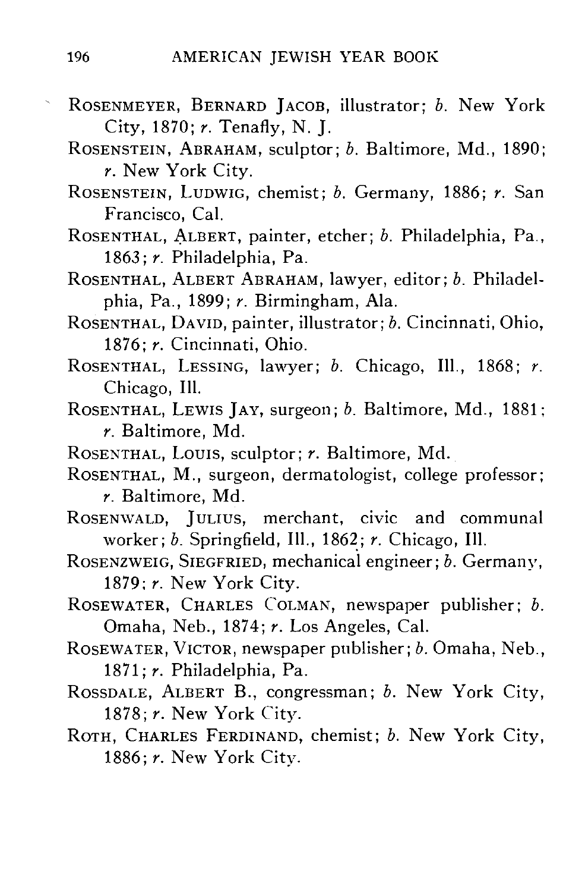ROSENMEYER, BERNARD JACOB, illustrator; *b.* New York City, 1870; *r.* Tenafly, N. J.

ROSENSTEIN, ABRAHAM, sculptor; *b.* Baltimore, Md., 1890; *r.* New York City.

ROSENSTEIN, LUDWIG, chemist; *b.* Germany, 1886; *r.* San Francisco, Cal.

ROSENTHAL, ALBERT, painter, etcher; *b.* Philadelphia, Pa., 1863; *r.* Philadelphia, Pa.

ROSENTHAL, ALBERT ABRAHAM, lawyer, editor; *b.* Philadelphia, Pa., 1899; *r.* Birmingham, Ala.

ROSENTHAL, DAVID, painter, illustrator; *b.* Cincinnati, Ohio, 1876; *r.* Cincinnati, Ohio.

ROSENTHAL, LESSING, lawyer; *b.* Chicago, Ill., 1868; *r.* Chicago, Ill.

ROSENTHAL, LEWIS JAY, surgeon; *b.* Baltimore, Md., 1881; *r.* Baltimore, Md.

ROSENTHAL, LOUIS, sculptor; *r.* Baltimore, Md.

ROSENTHAL, M., surgeon, dermatologist, college professor; *r.* Baltimore, Md.

ROSENWALD, JULIUS, merchant, civic and communal worker; *b.* Springfield, Ill., 1862; *r.* Chicago, Ill.

ROSENZWEIG, SIEGFRIED, mechanical engineer; *b.* Germany, 1879; *r.* New York City.

ROSEWATER, CHARLES COLMAN, newspaper publisher; *b.* Omaha, Neb., 1874; *r.* Los Angeles, Cal.

ROSEWATER, VICTOR, newspaper publisher; *b.* Omaha, Neb., 1871; *r.* Philadelphia, Pa.

ROSSDALE, ALBERT B., congressman; *b.* New York City, 1878; *r.* New York City.

ROTH, CHARLES FERDINAND, chemist; *b.* New York City, 1886; *r.* New York City.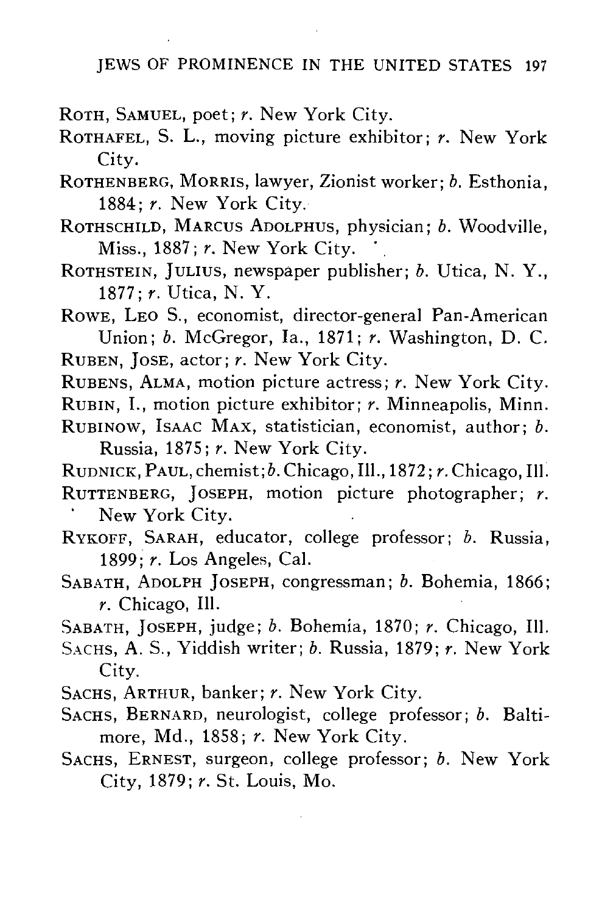ROTH, SAMUEL, poet; *r.* New York City.

ROTHAFEL, S. L., moving picture exhibitor; *r.* New York City.

ROTHENBERG, MORRIS, lawyer, Zionist worker; *b.* Esthonia, 1884; *r.* New York City.

ROTHSCHILD, MARCUS ADOLPHUS, physician; *b.* Woodville, Miss., 1887; *r.* New York City.

ROTHSTEIN, JULIUS, newspaper publisher; *b.* Utica, N. Y., 1877; *r.* Utica, N. Y.

ROWE, LEO S., economist, director-general Pan-American Union; *b.* McGregor, Ia., 1871; *r.* Washington, D. C.

RUBEN, JOSE, actor; *r.* New York City.

RUBENS, ALMA, motion picture actress; *r.* New York City.

RUBIN, I., motion picture exhibitor; *r.* Minneapolis, Minn.

RUBINOW, ISAAC MAX, statistician, economist, author; *b.* Russia, 1875; *r.* New York City.

RUDNICK, PAUL, chemist; *b.* Chicago, Ill., 1872; *r.* Chicago, Ill.

RUTTENBERG, JOSEPH, motion picture photographer; *r.* New York City.

RYKOFF, SARAH, educator, college professor; *b.* Russia, 1899; *r.* Los Angeles, Cal.

SABATH, ADOLPH JOSEPH, congressman; *b.* Bohemia, 1866; *r.* Chicago, Ill.

SABATH, JOSEPH, judge; *b.* Bohemia, 1870; *r.* Chicago, Ill.

SACHS, A. S., Yiddish writer; *b.* Russia, 1879; *r.* New York City.

SACHS, ARTHUR, banker; *r.* New York City.

SACHS, BERNARD, neurologist, college professor; *b.* Baltimore, Md., 1858; *r.* New York City.

SACHS, ERNEST, surgeon, college professor; *b.* New York City, 1879; *r.* St. Louis, Mo.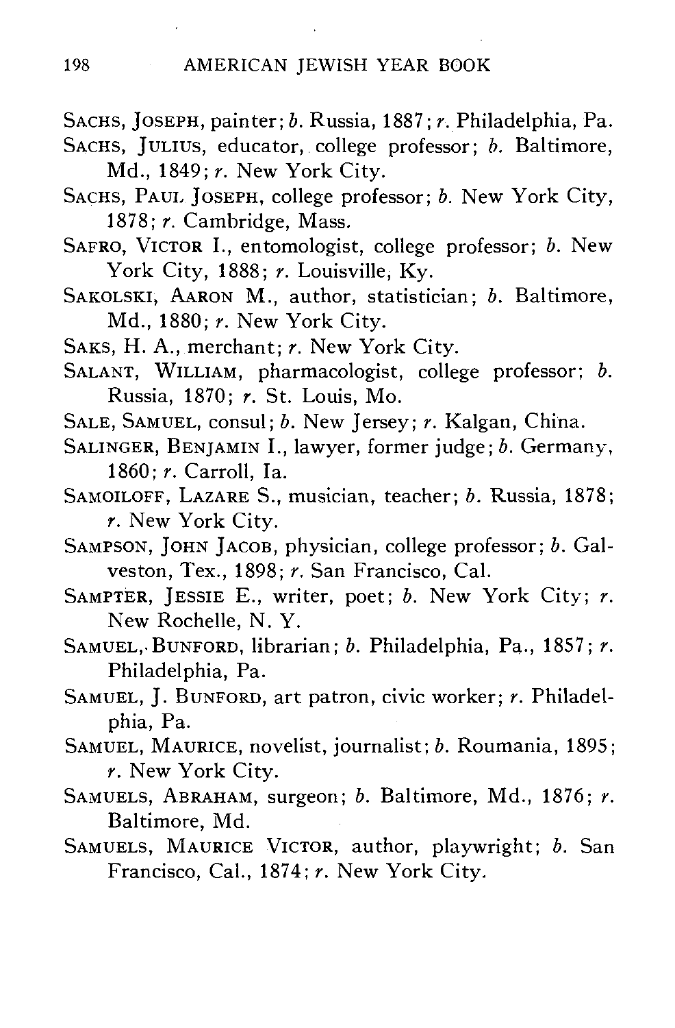SACHS, JOSEPH, painter; *b.* Russia, 1887; *r.* Philadelphia, Pa.

SACHS, JULIUS, educator, college professor; *b.* Baltimore, Md., 1849; *r.* New York City.

SACHS, PAUL JOSEPH, college professor; *b.* New York City, 1878; *r.* Cambridge, Mass.

SAFRO, VICTOR I., entomologist, college professor; *b.* New York City, 1888; *r.* Louisville, Ky.

SAKOLSKI, AARON M., author, statistician; *b.* Baltimore, Md., 1880; *r.* New York City.

SAKS, H. A., merchant; *r.* New York City.

SALANT, WILLIAM, pharmacologist, college professor; *b.* Russia, 1870; *r.* St. Louis, Mo.

SALE, SAMUEL, consul; *b.* New Jersey; *r.* Kalgan, China.

SALINGER, BENJAMIN I., lawyer, former judge; *b.* Germany, 1860; *r.* Carroll, Ia.

SAMOILOFF, LAZARE S., musician, teacher; *b.* Russia, 1878; *r.* New York City.

SAMPSON, JOHN JACOB, physician, college professor; *b.* Galveston, Tex., 1898; *r.* San Francisco, Cal.

SAMPTER, JESSIE E., writer, poet; *b.* New York City; *r.* New Rochelle, N. Y.

SAMUEL, BUNFORD, librarian; *b.* Philadelphia, Pa., 1857; *r.* Philadelphia, Pa.

SAMUEL, J. BUNFORD, art patron, civic worker; *r.* Philadelphia, Pa.

SAMUEL, MAURICE, novelist, journalist; *b.* Roumania, 1895; *r.* New York City.

SAMUELS, ABRAHAM, surgeon; *b.* Baltimore, Md., 1876; *r.* Baltimore, Md.

SAMUELS, MAURICE VICTOR, author, playwright; *b.* San Francisco, Cal., 1874; *r.* New York City.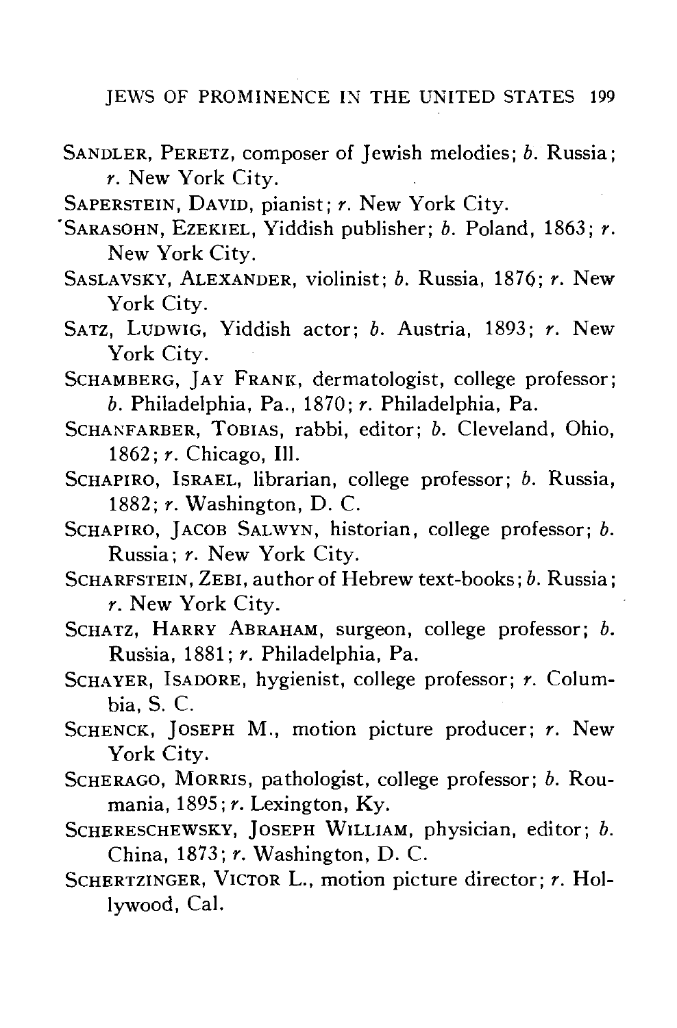SANDLER, PERETZ, composer of Jewish melodies; *b.* Russia; *r.* New York City.

SAPERSTEIN, DAVID, pianist; *r.* New York City.

SARASOHN, EZEKIEL, Yiddish publisher; *b.* Poland, 1863; *r.* New York City.

SASLAVSKY, ALEXANDER, violinist; *b.* Russia, 1876; *r.* New York City.

SATZ, LUDWIG, Yiddish actor; *b.* Austria, 1893; *r.* New York City.

SCHAMBERG, JAY FRANK, dermatologist, college professor; *b.* Philadelphia, Pa., 1870; *r.* Philadelphia, Pa.

SCHANFARBER, TOBIAS, rabbi, editor; *b.* Cleveland, Ohio, 1862; *r.* Chicago, Ill.

SCHAPIRO, ISRAEL, librarian, college professor; *b.* Russia, 1882; *r.* Washington, D. C.

SCHAPIRO, JACOB SALWYN, historian, college professor; *b.* Russia; *r.* New York City.

SCHARFSTEIN, ZEBI, author of Hebrew text-books; *b.* Russia; *r.* New York City.

SCHATZ, HARRY ABRAHAM, surgeon, college professor; *b.* Russia, 1881; *r.* Philadelphia, Pa.

SCHAYER, ISADORE, hygienist, college professor; *r.* Columbia, S. C.

SCHENCK, JOSEPH M., motion picture producer; *r.* New York City.

SCHERAGO, MORRIS, pathologist, college professor; *b.* Roumania, 1895; *r.* Lexington, Ky.

SCHERESCHEWSKY, JOSEPH WILLIAM, physician, editor; *b.* China, 1873; *r.* Washington, D. C.

SCHERTZINGER, VICTOR L., motion picture director; *r.* Hollywood, Cal.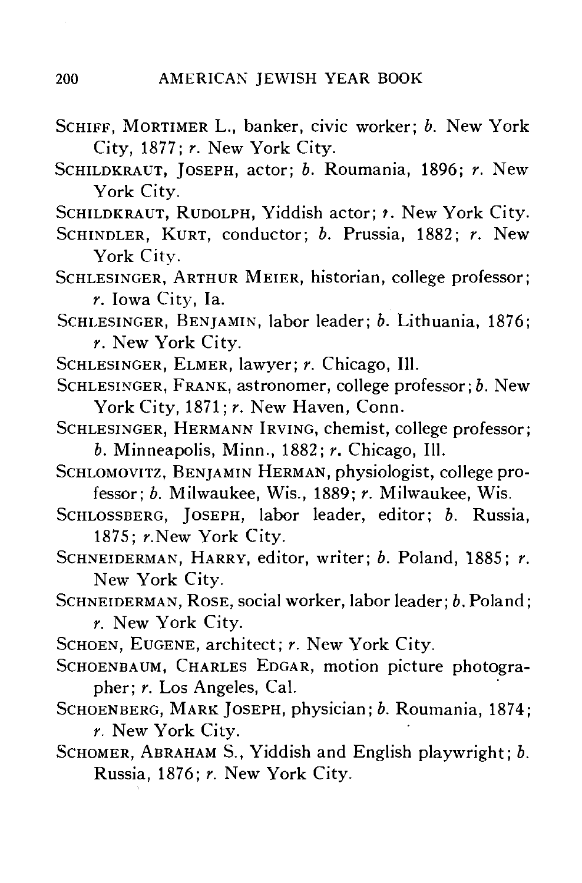SCHIFF, MORTIMER L., banker, civic worker; *b.* New York City, 1877; *r.* New York City.

SCHILDKRAUT, JOSEPH, actor; *b.* Roumania, 1896; *r.* New York City.

SCHILDKRAUT, RUDOLPH, Yiddish actor; *r.* New York City.

SCHINDLER, KURT, conductor; *b.* Prussia, 1882; *r.* New York City.

SCHLESINGER, ARTHUR MEIER, historian, college professor; *r.* Iowa City, Ia.

SCHLESINGER, BENJAMIN, labor leader; *b.* Lithuania, 1876; *r.* New York City.

SCHLESINGER, ELMER, lawyer; *r.* Chicago, Ill.

SCHLESINGER, FRANK, astronomer, college professor; *b.* New York City, 1871; *r.* New Haven, Conn.

SCHLESINGER, HERMANN IRVING, chemist, college professor; *b.* Minneapolis, Minn., 1882; *r.* Chicago, Ill.

SCHLOMOVITZ, BENJAMIN HERMAN, physiologist, college professor; *b.* Milwaukee, Wis., 1889; *r.* Milwaukee, Wis.

SCHLOSSBERG, JOSEPH, labor leader, editor; *b.* Russia, 1875; *r.* New York City.

SCHNEIDERMAN, HARRY, editor, writer; *b.* Poland, 1885; *r.* New York City.

SCHNEIDERMAN, ROSE, social worker, labor leader; *b.* Poland; *r.* New York City.

SCHOEN, EUGENE, architect; *r.* New York City.

SCHOENBAUM, CHARLES EDGAR, motion picture photographer; *r.* Los Angeles, Cal.

SCHOENBERG, MARK JOSEPH, physician; *b.* Roumania, 1874; *r.* New York City.

SCHOMER, ABRAHAM S., Yiddish and English playwright; *b.* Russia, 1876; *r.* New York City.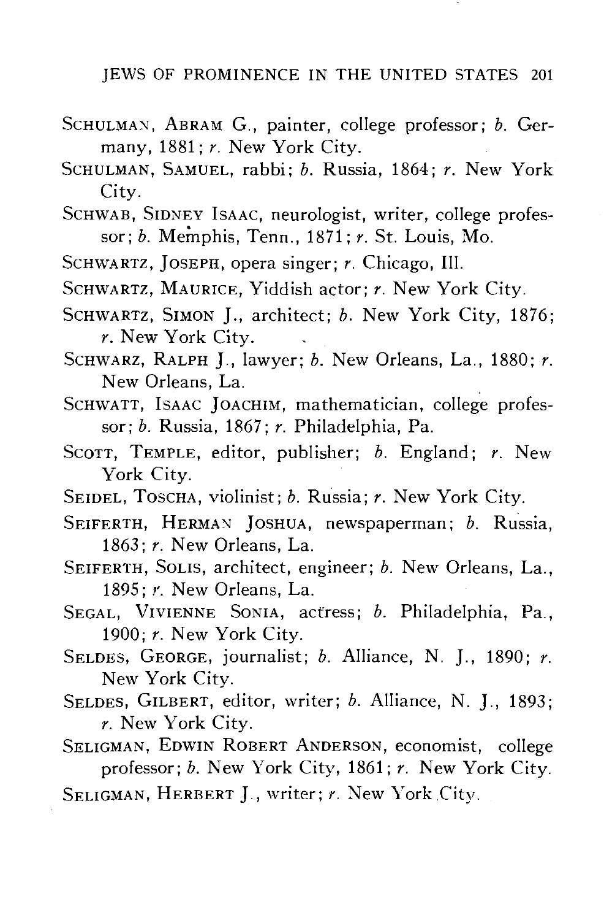SCHULMAN, ABRAM G., painter, college professor; *b.* Germany, 1881; *r.* New York City.

SCHULMAN, SAMUEL, rabbi; *b.* Russia, 1864; *r.* New York City.

SCHWAB, SIDNEY ISAAC, neurologist, writer, college professor; *b.* Memphis, Tenn., 1871; *r.* St. Louis, Mo.

SCHWARTZ, JOSEPH, opera singer; *r.* Chicago, Ill.

SCHWARTZ, MAURICE, Yiddish actor; *r.* New York City.

SCHWARTZ, SIMON J., architect; *b.* New York City, 1876; *r.* New York City.

SCHWARZ, RALPH J., lawyer; *b.* New Orleans, La., 1880; *r.* New Orleans, La.

SCHWATT, ISAAC JOACHIM, mathematician, college professor; *b.* Russia, 1867; *r.* Philadelphia, Pa.

SCOTT, TEMPLE, editor, publisher; *b.* England; *r.* New York City.

SEIDEL, TOSCHA, violinist; *b.* Russia; *r.* New York City.

SEIFERTH, HERMAN JOSHUA, newspaperman; *b.* Russia, 1863; *r.* New Orleans, La.

SEIFERTH, SOLIS, architect, engineer; *b.* New Orleans, La., 1895; *r.* New Orleans, La.

SEGAL, VIVIENNE SONIA, actress; *b.* Philadelphia, Pa., 1900; *r.* New York City.

SELDES, GEORGE, journalist; *b.* Alliance, N. J., 1890; *r.* New York City.

SELDES, GILBERT, editor, writer; *b.* Alliance, N. J., 1893; *r.* New York City.

SELIGMAN, EDWIN ROBERT ANDERSON, economist, college professor; *b.* New York City, 1861; *r.* New York City.

SELIGMAN, HERBERT J., writer; *r.* New York City.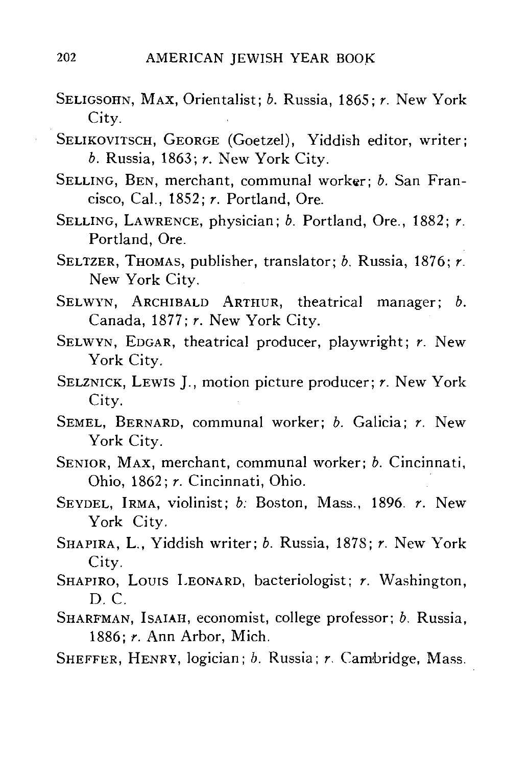SELIGSOHN, MAX, Orientalist; *b.* Russia, 1865; *r.* New York City.

SELIKOVITSCH, GEORGE (Goetzel), Yiddish editor, writer; *b.* Russia, 1863; *r.* New York City.

SELLING, BEN, merchant, communal worker; *b.* San Francisco, Cal., 1852; *r.* Portland, Ore.

SELLING, LAWRENCE, physician; *b.* Portland, Ore., 1882; *r.* Portland, Ore.

SELTZER, THOMAS, publisher, translator; *b.* Russia, 1876; *r.* New York City.

SELWYN, ARCHIBALD ARTHUR, theatrical manager; *b.* Canada, 1877; *r.* New York City.

SELWYN, EDGAR, theatrical producer, playwright; *r.* New York City.

SELZNICK, LEWIS J., motion picture producer; *r.* New York City.

SEMEL, BERNARD, communal worker; *b.* Galicia; *r.* New York City.

SENIOR, MAX, merchant, communal worker; *b.* Cincinnati, Ohio, 1862; *r.* Cincinnati, Ohio.

SEYDEL, IRMA, violinist; *b.* Boston, Mass., 1896. *r.* New York City.

SHAPIRA, L., Yiddish writer; *b.* Russia, 1878; *r.* New York City.

SHAPIRO, LOUIS LEONARD, bacteriologist; *r.* Washington, D. C.

SHARFMAN, ISAIAH, economist, college professor; *b.* Russia, 1886; *r.* Ann Arbor, Mich.

SHEFFER, HENRY, logician; *b.* Russia; *r.* Cambridge, Mass.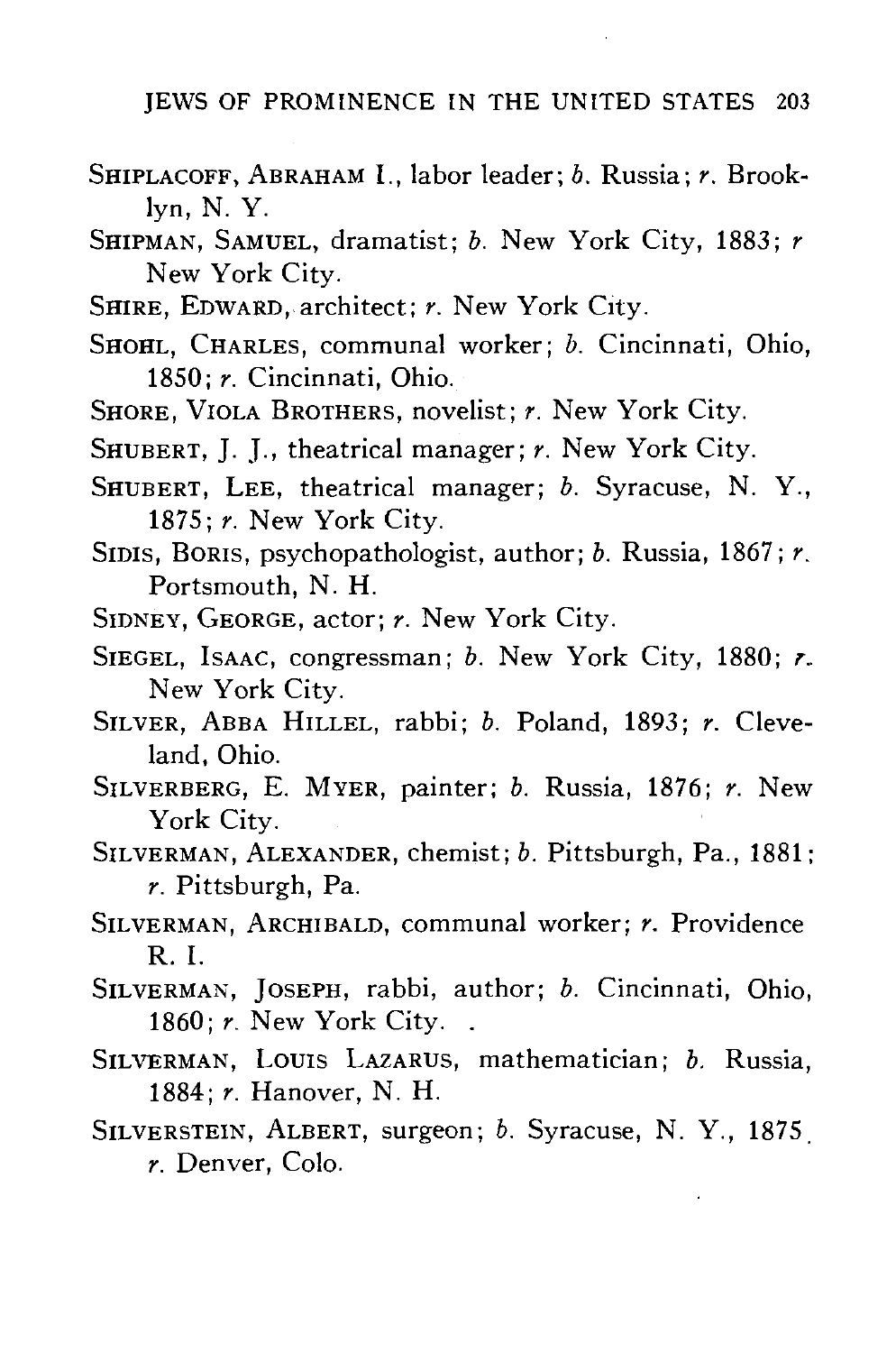SHIPLACOFF, ABRAHAM I., labor leader; *b.* Russia; *r.* Brooklyn, N. Y.

SHIPMAN, SAMUEL, dramatist; *b.* New York City, 1883; *r* New York City.

SHIRE, EDWARD, architect; *r.* New York City.

SHOHL, CHARLES, communal worker; *b.* Cincinnati, Ohio, 1850; *r.* Cincinnati, Ohio.

SHORE, VIOLA BROTHERS, novelist; *r.* New York City.

SHUBERT, J. J., theatrical manager; *r.* New York City.

SHUBERT, LEE, theatrical manager; *b.* Syracuse, N. Y., 1875; *r.* New York City.

SIDIS, BORIS, psychopathologist, author; *b.* Russia, 1867; *r.* Portsmouth, N. H.

SIDNEY, GEORGE, actor; *r.* New York City.

SIEGEL, ISAAC, congressman; *b.* New York City, 1880; *r.* New York City.

SILVER, ABBA HILLEL, rabbi; *b.* Poland, 1893; *r.* Cleveland, Ohio.

SILVERBERG, E. MYER, painter; *b.* Russia, 1876; *r.* New York City.

SILVERMAN, ALEXANDER, chemist; *b.* Pittsburgh, Pa., 1881; *r.* Pittsburgh, Pa.

SILVERMAN, ARCHIBALD, communal worker; *r.* Providence R. I.

SILVERMAN, JOSEPH, rabbi, author; *b.* Cincinnati, Ohio, 1860; *r.* New York City.

SILVERMAN, LOUIS LAZARUS, mathematician; *b.* Russia, 1884; *r.* Hanover, N. H.

SILVERSTEIN, ALBERT, surgeon; *b.* Syracuse, N. Y., 1875 *r.* Denver, Colo.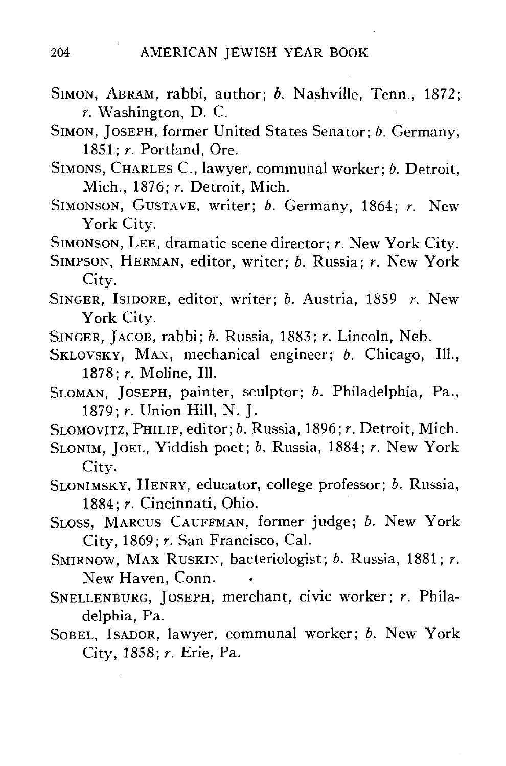SIMON, ABRAM, rabbi, author; *b.* Nashville, Tenn., 1872; *r.* Washington, D. C.

SIMON, JOSEPH, former United States Senator; *b.* Germany, 1851; *r.* Portland, Ore.

SIMONS, CHARLES C., lawyer, communal worker; *b.* Detroit, Mich., 1876; *r.* Detroit, Mich.

SIMONSON, GUSTAVE, writer; *b.* Germany, 1864; *r.* New York City.

SIMONSON, LEE, dramatic scene director; *r.* New York City.

SIMPSON, HERMAN, editor, writer; *b.* Russia; *r.* New York City.

SINGER, ISIDORE, editor, writer; *b.* Austria, 1859 *r.* New York City.

SINGER, JACOB, rabbi; *b.* Russia, 1883; *r.* Lincoln, Neb.

SKLOVSKY, MAX, mechanical engineer; *b.* Chicago, Ill., 1878; *r.* Moline, Ill.

SLOMAN, JOSEPH, painter, sculptor; *b.* Philadelphia, Pa., 1879; *r.* Union Hill, N. J.

SLOMOVITZ, PHILIP, editor; *b.* Russia, 1896; *r.* Detroit, Mich.

SLONIM, JOEL, Yiddish poet; *b.* Russia, 1884; *r.* New York City.

SLONIMSKY, HENRY, educator, college professor; *b.* Russia, 1884; *r.* Cincinnati, Ohio.

SLOSS, MARCUS CAUFFMAN, former judge; *b.* New York City, 1869; *r.* San Francisco, Cal.

SMIRNOW, MAX RUSKIN, bacteriologist; *b.* Russia, 1881; *r.* New Haven, Conn.

SNELLENBURG, JOSEPH, merchant, civic worker; *r.* Philadelphia, Pa.

SOBEL, ISADOR, lawyer, communal worker; *b.* New York City, 1858; *r.* Erie, Pa.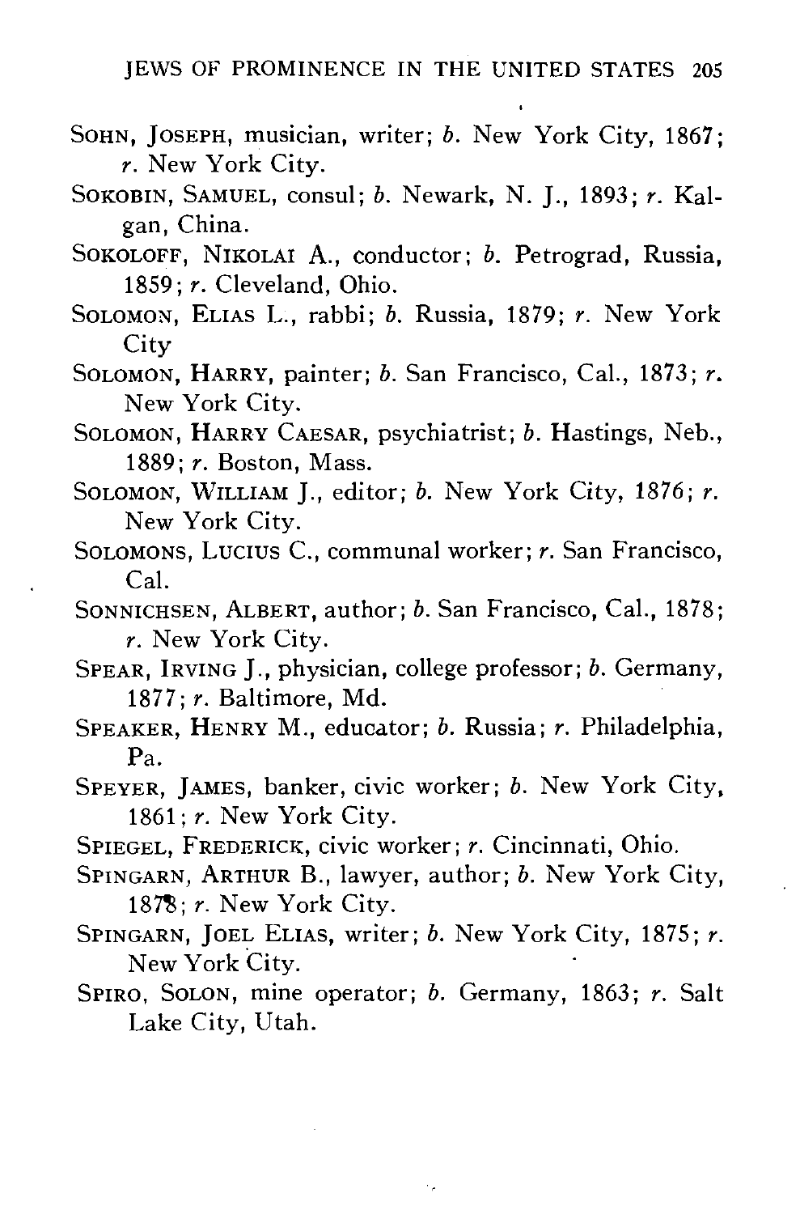SOHN, JOSEPH, musician, writer; *b.* New York City, 1867; *r.* New York City.

SOKOBIN, SAMUEL, consul; *b.* Newark, N. J., 1893; *r.* Kalgan, China.

SOKOLOFF, NIKOLAI A., conductor; *b.* Petrograd, Russia, 1859; *r.* Cleveland, Ohio.

SOLOMON, ELIAS L., rabbi; *b.* Russia, 1879; *r.* New York City

SOLOMON, HARRY, painter; *b.* San Francisco, Cal., 1873; *r.* New York City.

SOLOMON, HARRY CAESAR, psychiatrist; *b.* Hastings, Neb., 1889; *r.* Boston, Mass.

SOLOMON, WILLIAM J., editor; *b.* New York City, 1876; *r.* New York City.

SOLOMONS, LUCIUS C., communal worker; *r.* San Francisco, Cal.

SONNICHSEN, ALBERT, author; *b.* San Francisco, Cal., 1878; *r.* New York City.

SPEAR, IRVING J., physician, college professor; *b.* Germany, 1877; *r.* Baltimore, Md.

SPEAKER, HENRY M., educator; *b.* Russia; *r.* Philadelphia, Pa.

SPEYER, JAMES, banker, civic worker; *b.* New York City, 1861; *r.* New York City.

SPIEGEL, FREDERICK, civic worker; *r.* Cincinnati, Ohio.

SPINGARN, ARTHUR B., lawyer, author; *b.* New York City, 1878; *r.* New York City.

SPINGARN, JOEL ELIAS, writer; *b.* New York City, 1875; *r.* New York City.

SPIRO, SOLON, mine operator; *b.* Germany, 1863; *r.* Salt Lake City, Utah.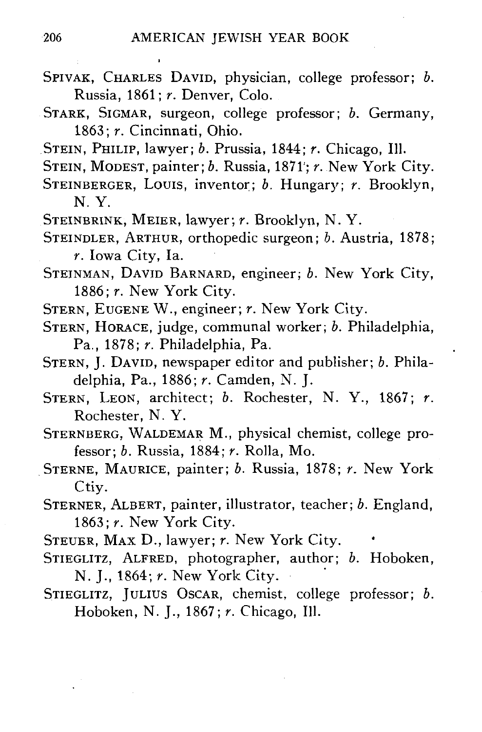SPIVAK, CHARLES DAVID, physician, college professor; *b.* Russia, 1861; *r.* Denver, Colo.

STARK, SIGMAR, surgeon, college professor; *b.* Germany, 1863; *r.* Cincinnati, Ohio.

STEIN, PHILIP, lawyer; *b.* Prussia, 1844; *r.* Chicago, Ill.

STEIN, MODEST, painter; *b.* Russia, 1871; *r.* New York City.

STEINBERGER, LOUIS, inventor; *b.* Hungary; *r.* Brooklyn, N. Y.

STEINBRINK, MEIER, lawyer; *r.* Brooklyn, N. Y.

STEINDLER, ARTHUR, orthopedic surgeon; *b.* Austria, 1878; *r.* Iowa City, Ia.

STEINMAN, DAVID BARNARD, engineer; *b.* New York City, 1886; *r.* New York City.

STERN, EUGENE W., engineer; *r.* New York City.

STERN, HORACE, judge, communal worker; *b.* Philadelphia, Pa., 1878; *r.* Philadelphia, Pa.

STERN, J. DAVID, newspaper editor and publisher; *b.* Philadelphia, Pa., 1886; *r.* Camden, N. J.

STERN, LEON, architect; *b.* Rochester, N. Y., 1867; *r.* Rochester, N. Y.

STERNBERG, WALDEMAR M., physical chemist, college professor; *b.* Russia, 1884; *r.* Rolla, Mo.

STERNE, MAURICE, painter; *b.* Russia, 1878; *r.* New York Ctiy.

STERNER, ALBERT, painter, illustrator, teacher; *b.* England, 1863; *r.* New York City.

STEUER, MAX D., lawyer; *r.* New York City.

STIEGLITZ, ALFRED, photographer, author; *b.* Hoboken, N. J., 1864; *r.* New York City.

STIEGLITZ, JULIUS OSCAR, chemist, college professor; *b.* Hoboken, N. J., 1867; *r.* Chicago, Ill.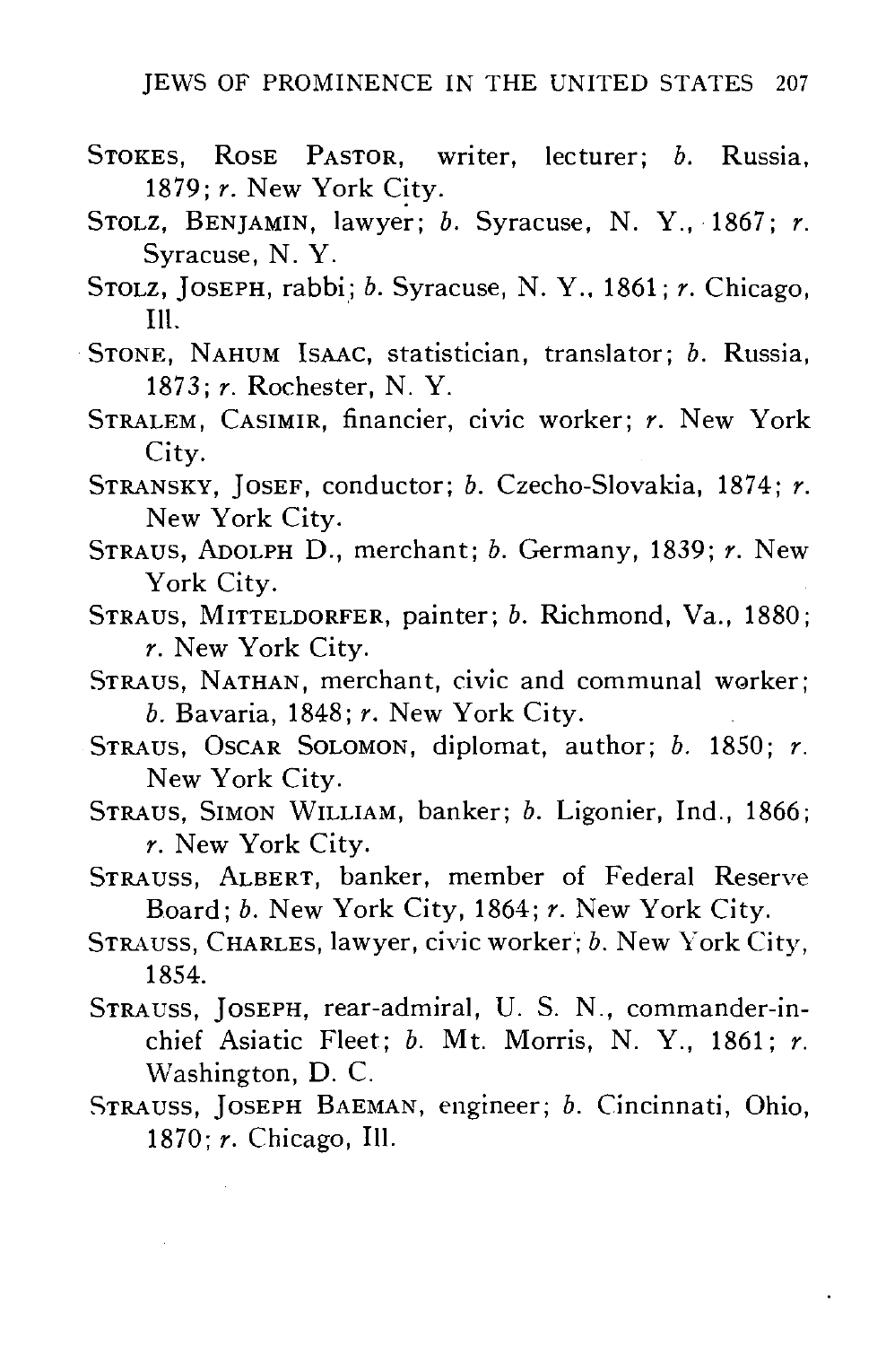STOKES, ROSE PASTOR, writer, lecturer; *b.* Russia, 1879; *r.* New York City.

STOLZ, BENJAMIN, lawyer; *b.* Syracuse, N. Y., 1867; *r.* Syracuse, N. Y.

STOLZ, JOSEPH, rabbi; *b.* Syracuse, N. Y., 1861; *r.* Chicago, Ill.

STONE, NAHUM ISAAC, statistician, translator; *b.* Russia, 1873; *r.* Rochester, N. Y.

STRALEM, CASIMIR, financier, civic worker; *r.* New York City.

STRANSKY, JOSEF, conductor; *b.* Czecho-Slovakia, 1874; *r.* New York City.

STRAUS, ADOLPH D., merchant; *b.* Germany, 1839; *r.* New York City.

STRAUS, MITTELDORFER, painter; *b.* Richmond, Va., 1880; *r.* New York City.

STRAUS, NATHAN, merchant, civic and communal worker; *b.* Bavaria, 1848; *r.* New York City.

STRAUS, OSCAR SOLOMON, diplomat, author; *b.* 1850; *r.* New York City.

STRAUS, SIMON WILLIAM, banker; *b.* Ligonier, Ind., 1866; *r.* New York City.

STRAUSS, ALBERT, banker, member of Federal Reserve Board; *b.* New York City, 1864; *r.* New York City.

STRAUSS, CHARLES, lawyer, civic worker; *b.* New York City, 1854.

STRAUSS, JOSEPH, rear-admiral, U. S. N., commander-in-chief Asiatic Fleet; *b.* Mt. Morris, N. Y., 1861; *r.* Washington, D. C.

STRAUSS, JOSEPH BAEMAN, engineer; *b.* Cincinnati, Ohio, 1870; *r.* Chicago, Ill.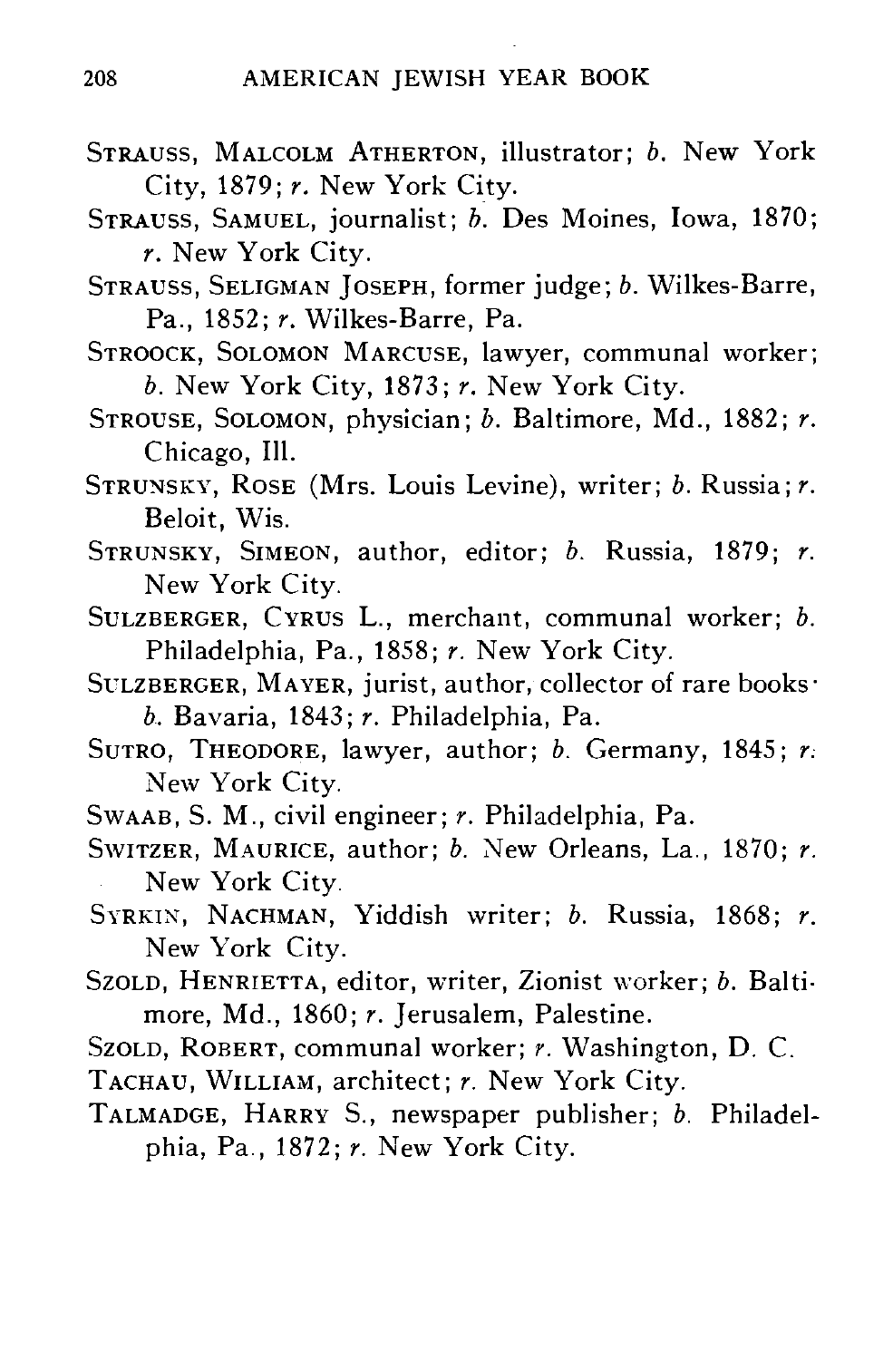STRAUSS, MALCOLM ATHERTON, illustrator; *b.* New York City, 1879; *r.* New York City.

STRAUSS, SAMUEL, journalist; *b.* Des Moines, Iowa, 1870; *r.* New York City.

STRAUSS, SELIGMAN JOSEPH, former judge; *b.* Wilkes-Barre, Pa., 1852; *r.* Wilkes-Barre, Pa.

STROOCK, SOLOMON MARCUSE, lawyer, communal worker; *b.* New York City, 1873; *r.* New York City.

STROUSE, SOLOMON, physician; *b.* Baltimore, Md., 1882; *r.* Chicago, Ill.

STRUNSKY, ROSE (Mrs. Louis Levine), writer; *b.* Russia; *r.* Beloit, Wis.

STRUNSKY, SIMEON, author, editor; *b.* Russia, 1879; *r.* New York City.

SULZBERGER, CYRUS L., merchant, communal worker; *b.* Philadelphia, Pa., 1858; *r.* New York City.

SULZBERGER, MAYER, jurist, author, collector of rare books· *b.* Bavaria, 1843; *r.* Philadelphia, Pa.

SUTRO, THEODORE, lawyer, author; *b.* Germany, 1845; *r.* New York City.

SWAAB, S. M., civil engineer; *r.* Philadelphia, Pa.

SWITZER, MAURICE, author; *b.* New Orleans, La., 1870; *r.* New York City.

SYRKIN, NACHMAN, Yiddish writer; *b.* Russia, 1868; *r.* New York City.

SZOLD, HENRIETTA, editor, writer, Zionist worker; *b.* Baltimore, Md., 1860; *r.* Jerusalem, Palestine.

SZOLD, ROBERT, communal worker; *r.* Washington, D. C.

TACHAU, WILLIAM, architect; *r.* New York City.

TALMADGE, HARRY S., newspaper publisher; *b.* Philadelphia, Pa., 1872; *r.* New York City.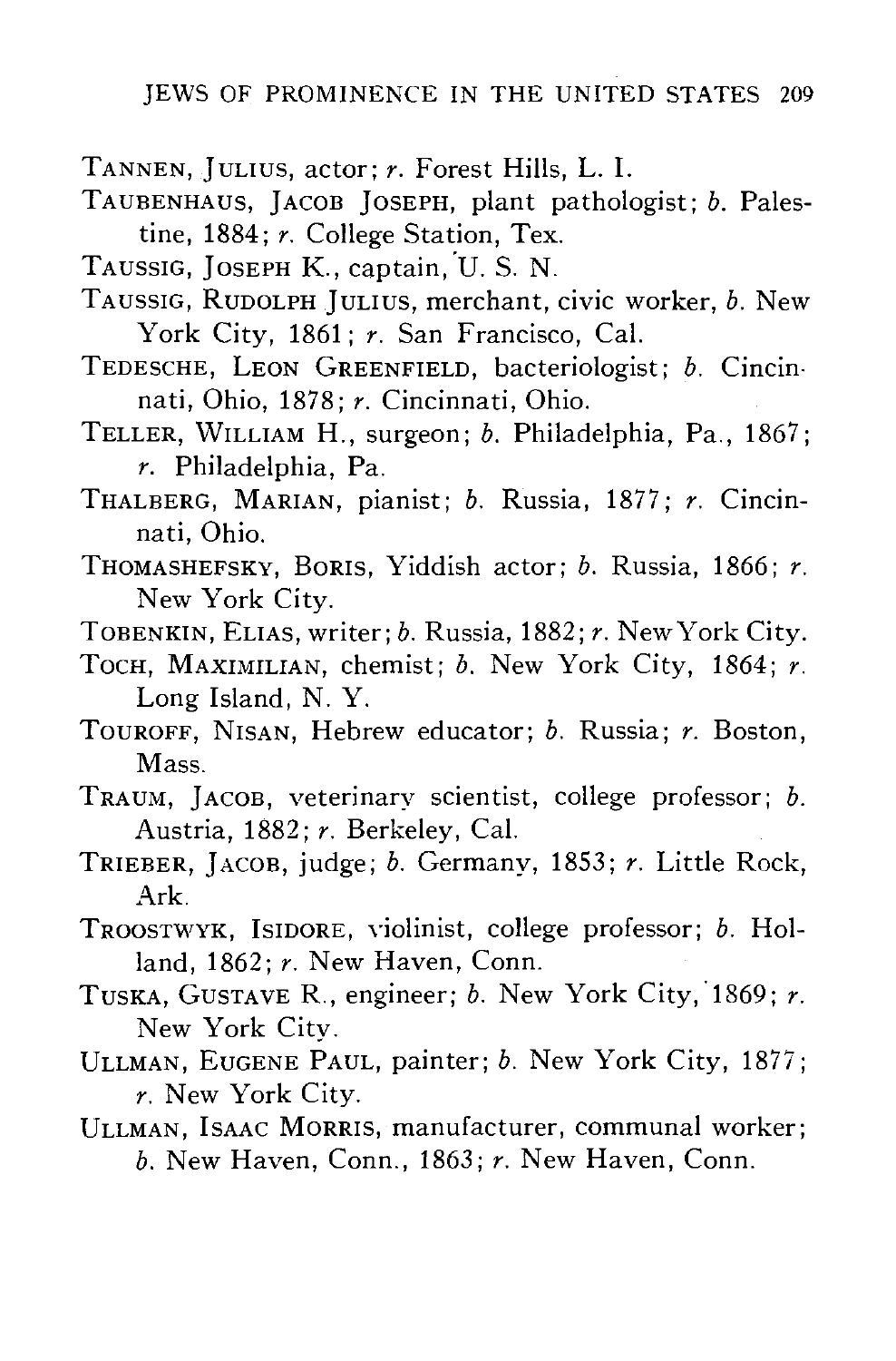TANNEN, JULIUS, actor; *r.* Forest Hills, L. I.

TAUBENHAUS, JACOB JOSEPH, plant pathologist; *b.* Palestine, 1884; *r.* College Station, Tex.

TAUSSIG, JOSEPH K., captain, U. S. N.

TAUSSIG, RUDOLPH JULIUS, merchant, civic worker, *b.* New York City, 1861; *r.* San Francisco, Cal.

TEDESCHE, LEON GREENFIELD, bacteriologist; *b.* Cincinnati, Ohio, 1878; *r.* Cincinnati, Ohio.

TELLER, WILLIAM H., surgeon; *b.* Philadelphia, Pa., 1867; *r.* Philadelphia, Pa.

THALBERG, MARIAN, pianist; *b.* Russia, 1877; *r.* Cincinnati, Ohio.

THOMASHEFSKY, BORIS, Yiddish actor; *b.* Russia, 1866; *r.* New York City.

TOBENKIN, ELIAS, writer; *b.* Russia, 1882; *r.* New York City.

TOCH, MAXIMILIAN, chemist; *b.* New York City, 1864; *r.* Long Island, N. Y.

TOUROFF, NISAN, Hebrew educator; *b.* Russia; *r.* Boston, Mass.

TRAUM, JACOB, veterinary scientist, college professor; *b.* Austria, 1882; *r.* Berkeley, Cal.

TRIEBER, JACOB, judge; *b.* Germany, 1853; *r.* Little Rock, Ark.

TROOSTWYK, ISIDORE, violinist, college professor; *b.* Holland, 1862; *r.* New Haven, Conn.

TUSKA, GUSTAVE R., engineer; *b.* New York City, 1869; *r.* New York City.

ULLMAN, EUGENE PAUL, painter; *b.* New York City, 1877; *r.* New York City.

ULLMAN, ISAAC MORRIS, manufacturer, communal worker; *b.* New Haven, Conn., 1863; *r.* New Haven, Conn.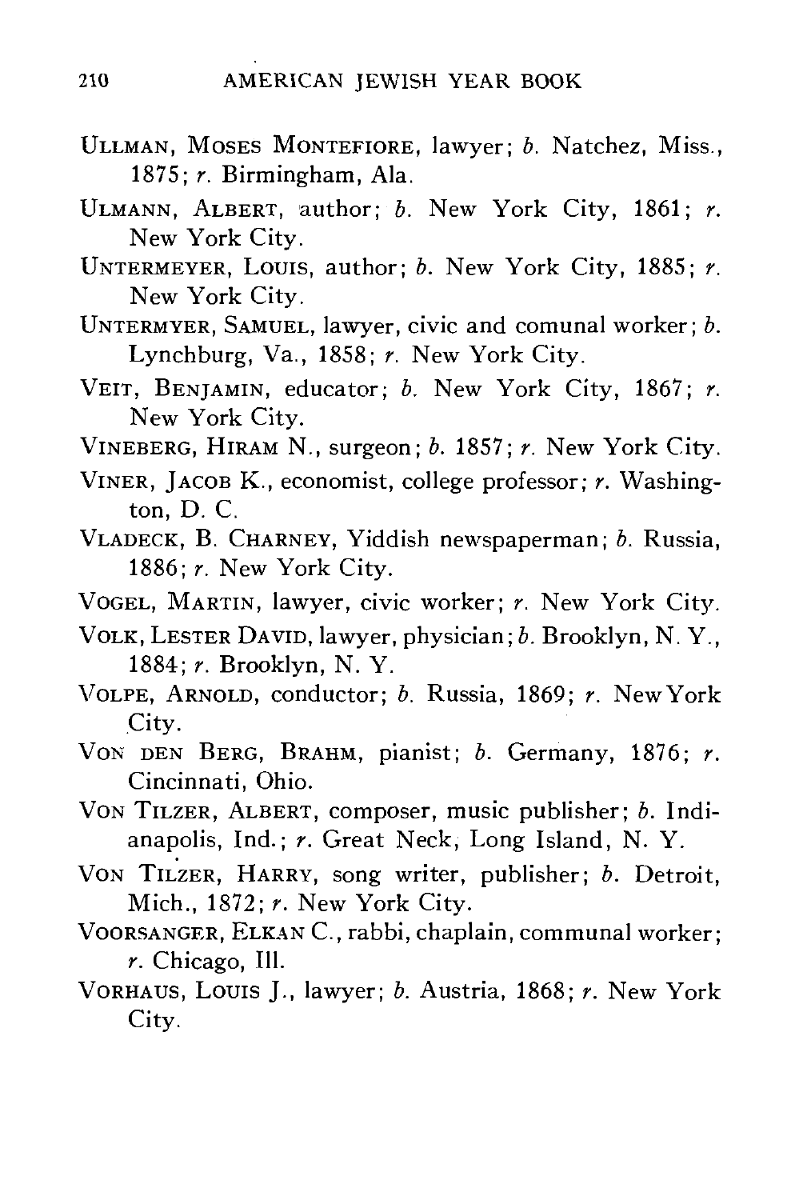ULLMAN, MOSES MONTEFIORE, lawyer; *b.* Natchez, Miss., 1875; *r.* Birmingham, Ala.

ULMANN, ALBERT, author; *b.* New York City, 1861; *r.* New York City.

UNTERMEYER, LOUIS, author; *b.* New York City, 1885; *r.* New York City.

UNTERMYER, SAMUEL, lawyer, civic and comunal worker; *b.* Lynchburg, Va., 1858; *r.* New York City.

VEIT, BENJAMIN, educator; *b.* New York City, 1867; *r.* New York City.

VINEBERG, HIRAM N., surgeon; *b.* 1857; *r.* New York City.

VINER, JACOB K., economist, college professor; *r.* Washington, D. C.

VLADECK, B. CHARNEY, Yiddish newspaperman; *b.* Russia, 1886; *r.* New York City.

VOGEL, MARTIN, lawyer, civic worker; *r.* New York City.

VOLK, LESTER DAVID, lawyer, physician; *b.* Brooklyn, N. Y., 1884; *r.* Brooklyn, N. Y.

VOLPE, ARNOLD, conductor; *b.* Russia, 1869; *r.* New York City.

VON DEN BERG, BRAHM, pianist; *b.* Germany, 1876; *r.* Cincinnati, Ohio.

VON TILZER, ALBERT, composer, music publisher; *b.* Indianapolis, Ind.; *r.* Great Neck, Long Island, N. Y.

VON TILZER, HARRY, song writer, publisher; *b.* Detroit, Mich., 1872; *r.* New York City.

VOORSANGER, ELKAN C., rabbi, chaplain, communal worker; *r.* Chicago, Ill.

VORHAUS, LOUIS J., lawyer; *b.* Austria, 1868; *r.* New York City.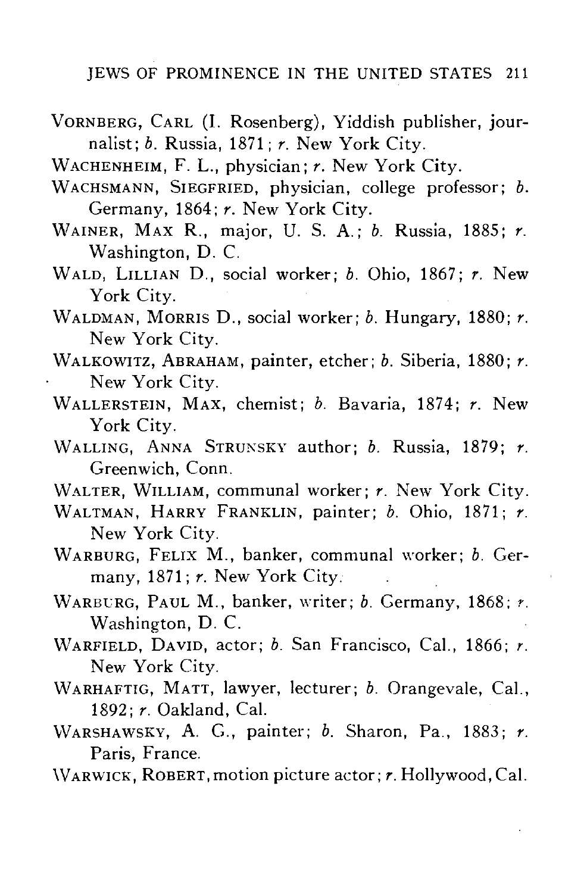VORNBERG, CARL (I. Rosenberg), Yiddish publisher, journalist; *b.* Russia, 1871; *r.* New York City.

WACHENHEIM, F. L., physician; *r.* New York City.

WACHSMANN, SIEGFRIED, physician, college professor; *b.* Germany, 1864; *r.* New York City.

WAINER, MAX R., major, U. S. A.; *b.* Russia, 1885; *r.* Washington, D. C.

WALD, LILLIAN D., social worker; *b.* Ohio, 1867; *r.* New York City.

WALDMAN, MORRIS D., social worker; *b.* Hungary, 1880; *r.* New York City.

WALKOWITZ, ABRAHAM, painter, etcher; *b.* Siberia, 1880; *r.* New York City.

WALLERSTEIN, MAX, chemist; *b.* Bavaria, 1874; *r.* New York City.

WALLING, ANNA STRUNSKY author; *b.* Russia, 1879; *r.* Greenwich, Conn.

WALTER, WILLIAM, communal worker; *r.* New York City.

WALTMAN, HARRY FRANKLIN, painter; *b.* Ohio, 1871; *r.* New York City.

WARBURG, FELIX M., banker, communal worker; *b.* Germany, 1871; *r.* New York City.

WARBURG, PAUL M., banker, writer; *b.* Germany, 1868; *r.* Washington, D. C.

WARFIELD, DAVID, actor; *b.* San Francisco, Cal., 1866; *r.* New York City.

WARHAFTIG, MATT, lawyer, lecturer; *b.* Orangevale, Cal., 1892; *r.* Oakland, Cal.

WARSHAWSKY, A. G., painter; *b.* Sharon, Pa., 1883; *r.* Paris, France.

WARWICK, ROBERT, motion picture actor; *r.* Hollywood, Cal.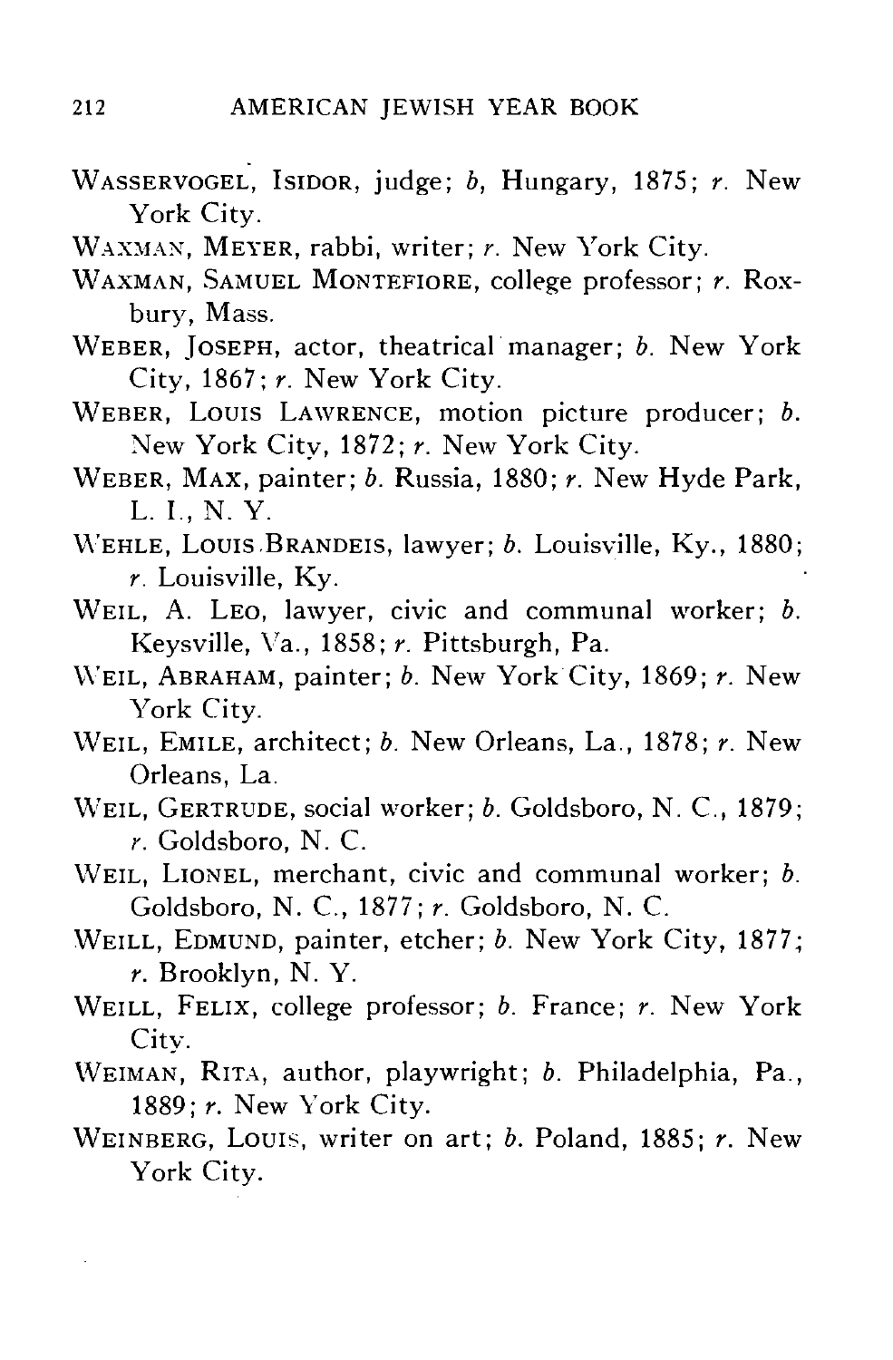WASSERVOGEL, ISIDOR, judge; *b*, Hungary, 1875; *r*. New York City.

WAXMAN, MEYER, rabbi, writer; *r*. New York City.

WAXMAN, SAMUEL MONTEFIORE, college professor; *r*. Roxbury, Mass.

WEBER, JOSEPH, actor, theatrical manager; *b*. New York City, 1867; *r*. New York City.

WEBER, LOUIS LAWRENCE, motion picture producer; *b*. New York City, 1872; *r*. New York City.

WEBER, MAX, painter; *b*. Russia, 1880; *r*. New Hyde Park, L. I., N. Y.

WEHLE, LOUIS BRANDEIS, lawyer; *b*. Louisville, Ky., 1880; *r*. Louisville, Ky.

WEIL, A. LEO, lawyer, civic and communal worker; *b*. Keysville, Va., 1858; *r*. Pittsburgh, Pa.

WEIL, ABRAHAM, painter; *b*. New York City, 1869; *r*. New York City.

WEIL, EMILE, architect; *b*. New Orleans, La., 1878; *r*. New Orleans, La.

WEIL, GERTRUDE, social worker; *b*. Goldsboro, N. C., 1879; *r*. Goldsboro, N. C.

WEIL, LIONEL, merchant, civic and communal worker; *b*. Goldsboro, N. C., 1877; *r*. Goldsboro, N. C.

WEILL, EDMUND, painter, etcher; *b*. New York City, 1877; *r*. Brooklyn, N. Y.

WEILL, FELIX, college professor; *b*. France; *r*. New York City.

WEIMAN, RITA, author, playwright; *b*. Philadelphia, Pa., 1889; *r*. New York City.

WEINBERG, LOUIS, writer on art; *b*. Poland, 1885; *r*. New York City.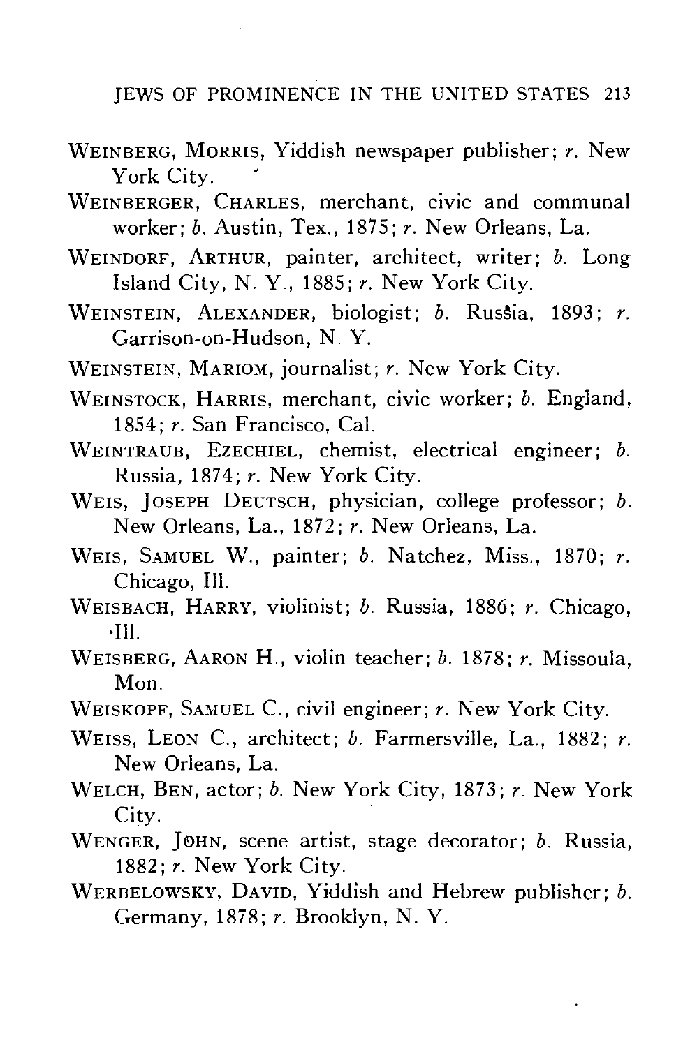WEINBERG, MORRIS, Yiddish newspaper publisher; *r.* New York City.

WEINBERGER, CHARLES, merchant, civic and communal worker; *b.* Austin, Tex., 1875; *r.* New Orleans, La.

WEINDORF, ARTHUR, painter, architect, writer; *b.* Long Island City, N. Y., 1885; *r.* New York City.

WEINSTEIN, ALEXANDER, biologist; *b.* Russia, 1893; *r.* Garrison-on-Hudson, N. Y.

WEINSTEIN, MARIOM, journalist; *r.* New York City.

WEINSTOCK, HARRIS, merchant, civic worker; *b.* England, 1854; *r.* San Francisco, Cal.

WEINTRAUB, EZECHIEL, chemist, electrical engineer; *b.* Russia, 1874; *r.* New York City.

WEIS, JOSEPH DEUTSCH, physician, college professor; *b.* New Orleans, La., 1872; *r.* New Orleans, La.

WEIS, SAMUEL W., painter; *b.* Natchez, Miss., 1870; *r.* Chicago, Ill.

WEISBACH, HARRY, violinist; *b.* Russia, 1886; *r.* Chicago, Ill.

WEISBERG, AARON H., violin teacher; *b.* 1878; *r.* Missoula, Mon.

WEISKOPF, SAMUEL C., civil engineer; *r.* New York City.

WEISS, LEON C., architect; *b.* Farmersville, La., 1882; *r.* New Orleans, La.

WELCH, BEN, actor; *b.* New York City, 1873; *r.* New York City.

WENGER, JOHN, scene artist, stage decorator; *b.* Russia, 1882; *r.* New York City.

WERBELOWSKY, DAVID, Yiddish and Hebrew publisher; *b.* Germany, 1878; *r.* Brooklyn, N. Y.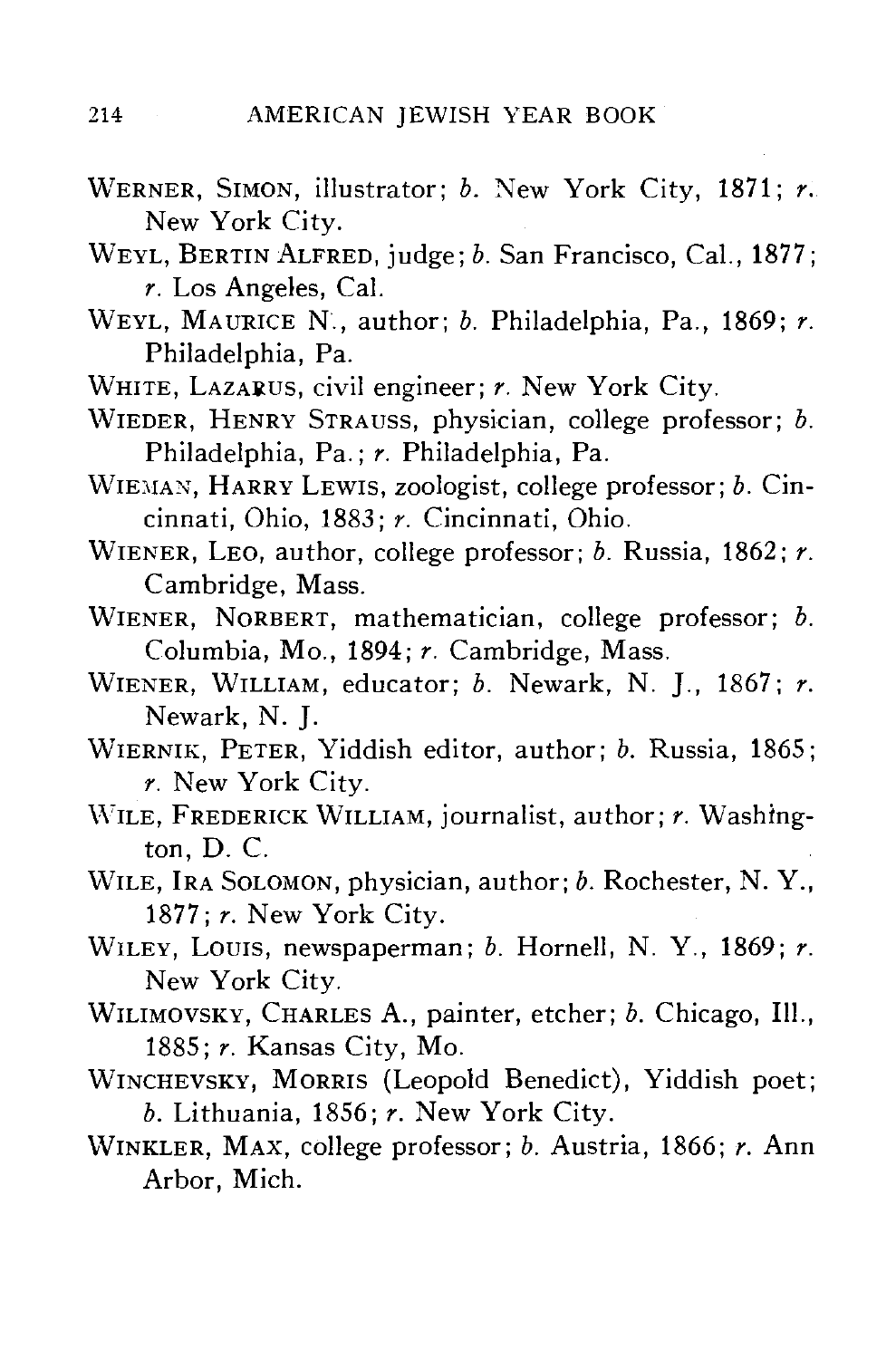WERNER, SIMON, illustrator; *b.* New York City, 1871; *r.* New York City.

WEYL, BERTIN ALFRED, judge; *b.* San Francisco, Cal., 1877; *r.* Los Angeles, Cal.

WEYL, MAURICE N., author; *b.* Philadelphia, Pa., 1869; *r.* Philadelphia, Pa.

WHITE, LAZARUS, civil engineer; *r.* New York City.

WIEDER, HENRY STRAUSS, physician, college professor; *b.* Philadelphia, Pa.; *r.* Philadelphia, Pa.

WIEMAN, HARRY LEWIS, zoologist, college professor; *b.* Cincinnati, Ohio, 1883; *r.* Cincinnati, Ohio.

WIENER, LEO, author, college professor; *b.* Russia, 1862; *r.* Cambridge, Mass.

WIENER, NORBERT, mathematician, college professor; *b.* Columbia, Mo., 1894; *r.* Cambridge, Mass.

WIENER, WILLIAM, educator; *b.* Newark, N. J., 1867; *r.* Newark, N. J.

WIERNIK, PETER, Yiddish editor, author; *b.* Russia, 1865; *r.* New York City.

WILE, FREDERICK WILLIAM, journalist, author; *r.* Washington, D. C.

WILE, IRA SOLOMON, physician, author; *b.* Rochester, N. Y., 1877; *r.* New York City.

WILEY, LOUIS, newspaperman; *b.* Hornell, N. Y., 1869; *r.* New York City.

WILIMOVSKY, CHARLES A., painter, etcher; *b.* Chicago, Ill., 1885; *r.* Kansas City, Mo.

WINCHEVSKY, MORRIS (Leopold Benedict), Yiddish poet; *b.* Lithuania, 1856; *r.* New York City.

WINKLER, MAX, college professor; *b.* Austria, 1866; *r.* Ann Arbor, Mich.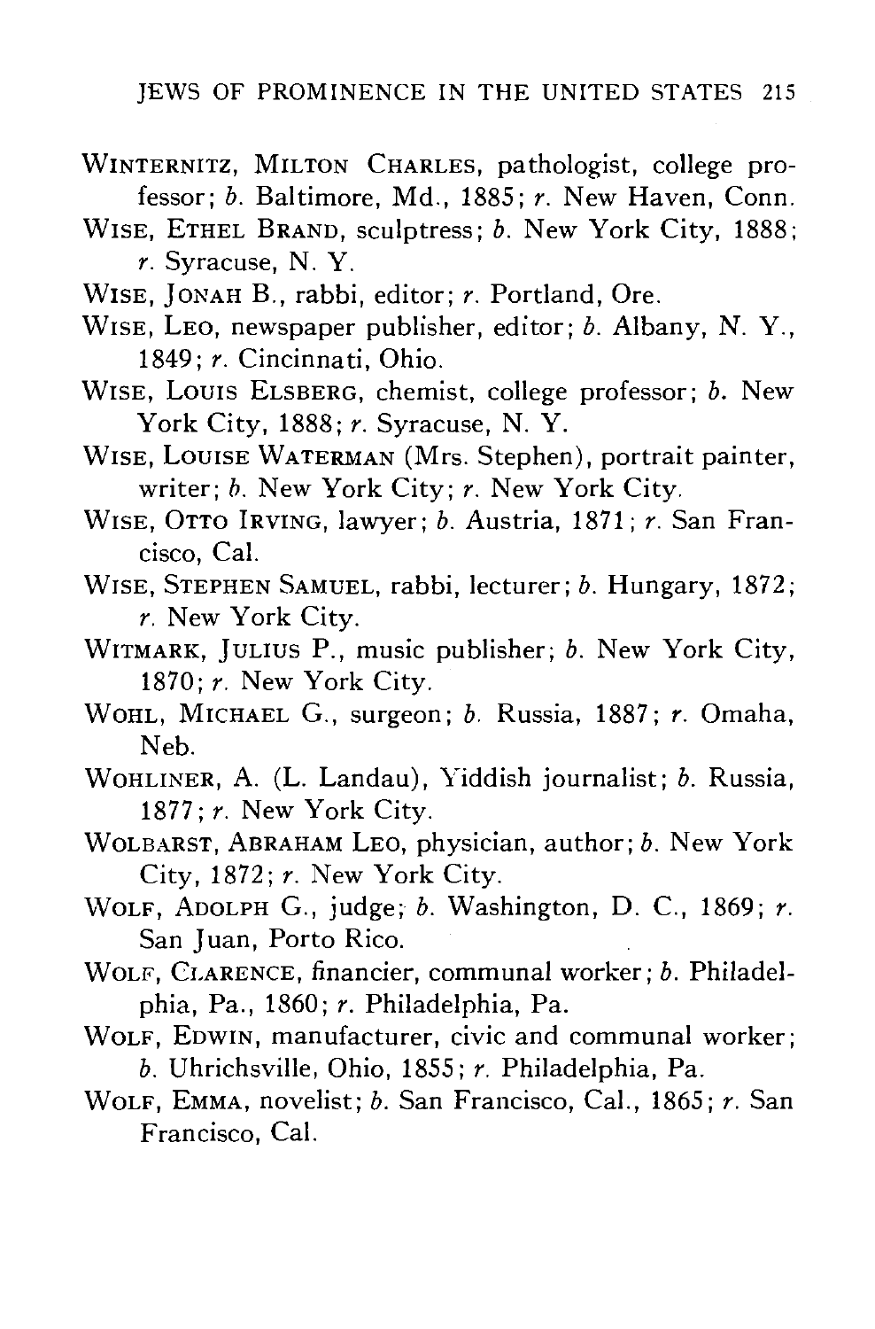WINTERNITZ, MILTON CHARLES, pathologist, college professor; *b.* Baltimore, Md., 1885; *r.* New Haven, Conn.

WISE, ETHEL BRAND, sculptress; *b.* New York City, 1888; *r.* Syracuse, N. Y.

WISE, JONAH B., rabbi, editor; *r.* Portland, Ore.

WISE, LEO, newspaper publisher, editor; *b.* Albany, N. Y., 1849; *r.* Cincinnati, Ohio.

WISE, LOUIS ELSBERG, chemist, college professor; *b.* New York City, 1888; *r.* Syracuse, N. Y.

WISE, LOUISE WATERMAN (Mrs. Stephen), portrait painter, writer; *b.* New York City; *r.* New York City.

WISE, OTTO IRVING, lawyer; *b.* Austria, 1871; *r.* San Francisco, Cal.

WISE, STEPHEN SAMUEL, rabbi, lecturer; *b.* Hungary, 1872; *r.* New York City.

WITMARK, JULIUS P., music publisher; *b.* New York City, 1870; *r.* New York City.

WOHL, MICHAEL G., surgeon; *b.* Russia, 1887; *r.* Omaha, Neb.

WOHLINER, A. (L. Landau), Yiddish journalist; *b.* Russia, 1877; *r.* New York City.

WOLBARST, ABRAHAM LEO, physician, author; *b.* New York City, 1872; *r.* New York City.

WOLF, ADOLPH G., judge; *b.* Washington, D. C., 1869; *r.* San Juan, Porto Rico.

WOLF, CLARENCE, financier, communal worker; *b.* Philadelphia, Pa., 1860; *r.* Philadelphia, Pa.

WOLF, EDWIN, manufacturer, civic and communal worker; *b.* Uhrichsville, Ohio, 1855; *r.* Philadelphia, Pa.

WOLF, EMMA, novelist; *b.* San Francisco, Cal., 1865; *r.* San Francisco, Cal.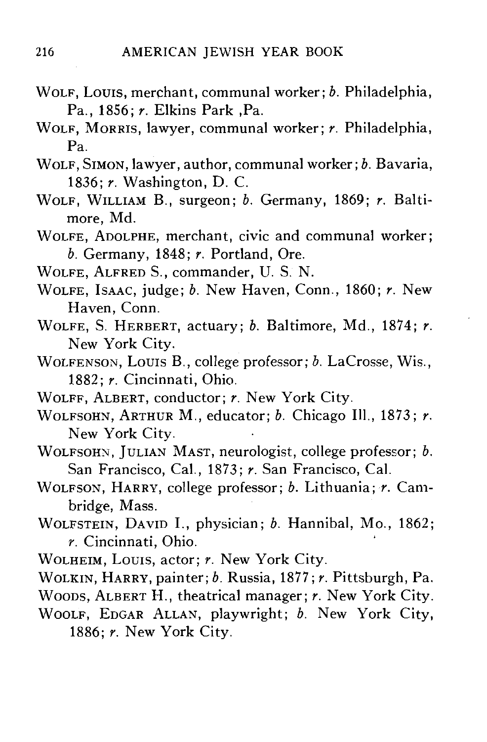WOLF, LOUIS, merchant, communal worker; *b.* Philadelphia, Pa., 1856; *r.* Elkins Park ,Pa.

WOLF, MORRIS, lawyer, communal worker; *r.* Philadelphia, Pa.

WOLF, SIMON, lawyer, author, communal worker; *b.* Bavaria, 1836; *r.* Washington, D. C.

WOLF, WILLIAM B., surgeon; *b.* Germany, 1869; *r.* Baltimore, Md.

WOLFE, ADOLPHE, merchant, civic and communal worker; *b.* Germany, 1848; *r.* Portland, Ore.

WOLFE, ALFRED S., commander, U. S. N.

WOLFE, ISAAC, judge; *b.* New Haven, Conn., 1860; *r.* New Haven, Conn.

WOLFE, S. HERBERT, actuary; *b.* Baltimore, Md., 1874; *r.* New York City.

WOLFENSON, LOUIS B., college professor; *b.* LaCrosse, Wis., 1882; *r.* Cincinnati, Ohio.

WOLFF, ALBERT, conductor; *r.* New York City.

WOLFSOHN, ARTHUR M., educator; *b.* Chicago Ill., 1873; *r.* New York City.

WOLFSOHN, JULIAN MAST, neurologist, college professor; *b.* San Francisco, Cal., 1873; *r.* San Francisco, Cal.

WOLFSON, HARRY, college professor; *b.* Lithuania; *r.* Cambridge, Mass.

WOLFSTEIN, DAVID I., physician; *b.* Hannibal, Mo., 1862; *r.* Cincinnati, Ohio.

WOLHEIM, LOUIS, actor; *r.* New York City.

WOLKIN, HARRY, painter; *b.* Russia, 1877; *r.* Pittsburgh, Pa.

WOODS, ALBERT H., theatrical manager; *r.* New York City.

WOOLF, EDGAR ALLAN, playwright; *b.* New York City, 1886; *r.* New York City.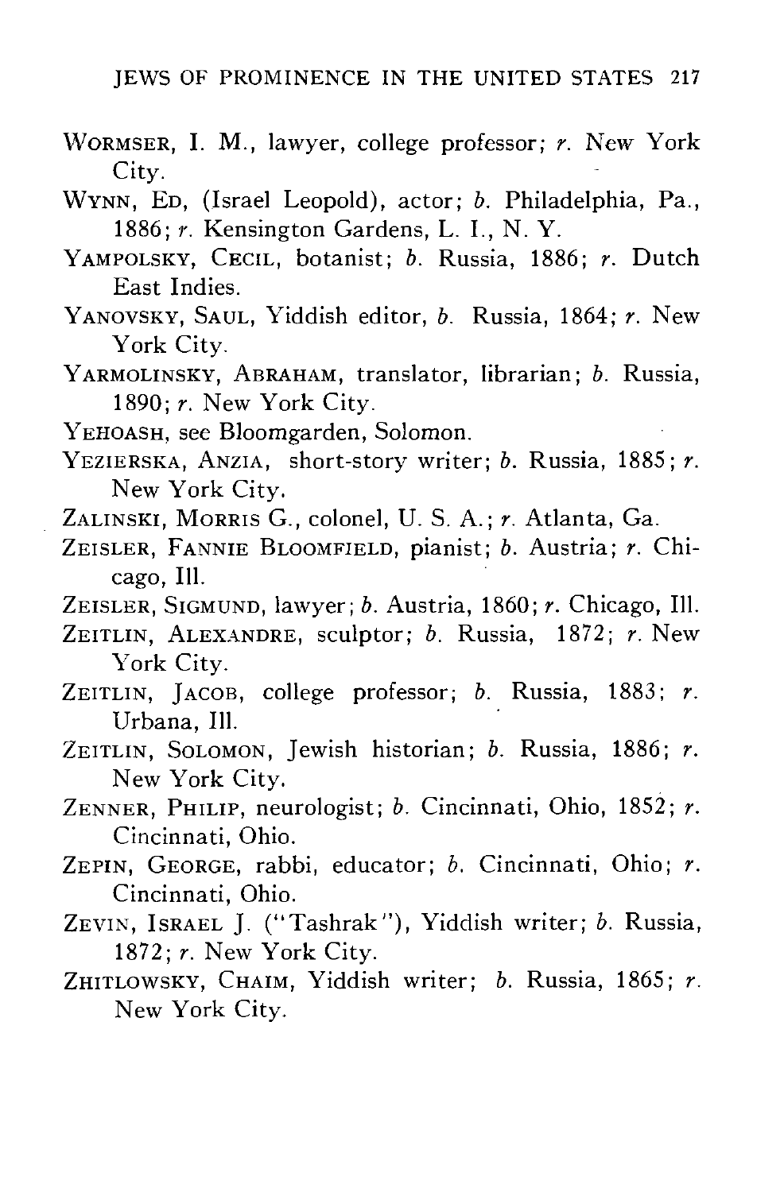WORMSER, I. M., lawyer, college professor; *r.* New York City.

WYNN, ED, (Israel Leopold), actor; *b.* Philadelphia, Pa., 1886; *r.* Kensington Gardens, L. I., N. Y.

YAMPOLSKY, CECIL, botanist; *b.* Russia, 1886; *r.* Dutch East Indies.

YANOVSKY, SAUL, Yiddish editor, *b.* Russia, 1864; *r.* New York City.

YARMOLINSKY, ABRAHAM, translator, librarian; *b.* Russia, 1890; *r.* New York City.

YEHOASH, see Bloomgarden, Solomon.

YEZIERSKA, ANZIA, short-story writer; *b.* Russia, 1885; *r.* New York City.

ZALINSKI, MORRIS G., colonel, U. S. A.; *r.* Atlanta, Ga.

ZEISLER, FANNIE BLOOMFIELD, pianist; *b.* Austria; *r.* Chicago, Ill.

ZEISLER, SIGMUND, lawyer; *b.* Austria, 1860; *r.* Chicago, Ill.

ZEITLIN, ALEXANDRE, sculptor; *b.* Russia, 1872; *r.* New York City.

ZEITLIN, JACOB, college professor; *b.* Russia, 1883; *r.* Urbana, Ill.

ZEITLIN, SOLOMON, Jewish historian; *b.* Russia, 1886; *r.* New York City.

ZENNER, PHILIP, neurologist; *b.* Cincinnati, Ohio, 1852; *r.* Cincinnati, Ohio.

ZEPIN, GEORGE, rabbi, educator; *b.* Cincinnati, Ohio; *r.* Cincinnati, Ohio.

ZEVIN, ISRAEL J. ("Tashrak"), Yiddish writer; *b.* Russia, 1872; *r.* New York City.

ZHITLOWSKY, CHAIM, Yiddish writer; *b.* Russia, 1865; *r.* New York City.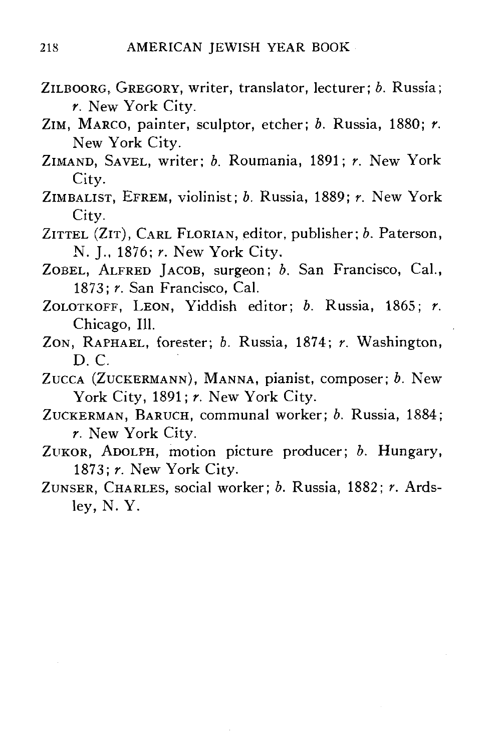ZILBOORG, GREGORY, writer, translator, lecturer; *b.* Russia; *r.* New York City.

ZIM, MARCO, painter, sculptor, etcher; *b.* Russia, 1880; *r.* New York City.

ZIMAND, SAVEL, writer; *b.* Roumania, 1891; *r.* New York City.

ZIMBALIST, EFREM, violinist; *b.* Russia, 1889; *r.* New York City.

ZITTEL (ZIT), CARL FLORIAN, editor, publisher; *b.* Paterson, N. J., 1876; *r.* New York City.

ZOBEL, ALFRED JACOB, surgeon; *b.* San Francisco, Cal., 1873; *r.* San Francisco, Cal.

ZOLOTKOFF, LEON, Yiddish editor; *b.* Russia, 1865; *r.* Chicago, Ill.

ZON, RAPHAEL, forester; *b.* Russia, 1874; *r.* Washington, D. C.

ZUCCA (ZUCKERMANN), MANNA, pianist, composer; *b.* New York City, 1891; *r.* New York City.

ZUCKERMAN, BARUCH, communal worker; *b.* Russia, 1884; *r.* New York City.

ZUKOR, ADOLPH, motion picture producer; *b.* Hungary, 1873; *r.* New York City.

ZUNSER, CHARLES, social worker; *b.* Russia, 1882; *r.* Ardsley, N. Y.